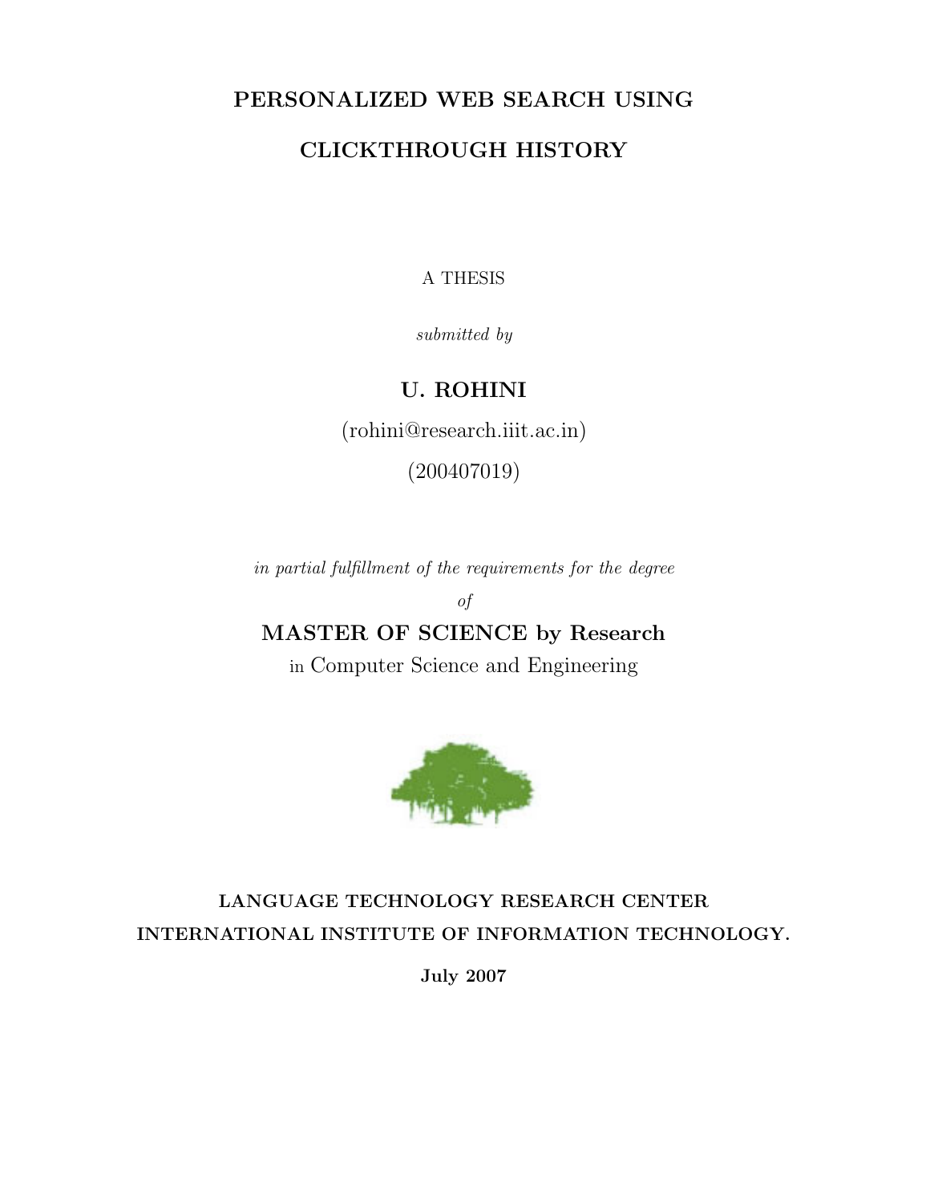# PERSONALIZED WEB SEARCH USING CLICKTHROUGH HISTORY

A THESIS

*submitted by*

**U. ROHINI**

(rohini@research.iiit.ac.in)

(200407019)

*in partial fulfillment of the requirements for the degree*

*of*

**MASTER OF SCIENCE by Research**

in Computer Science and Engineering

**LANGUAGE TECHNOLOGY RESEARCH CENTER**

**INTERNATIONAL INSTITUTE OF INFORMATION TECHNOLOGY.**

**July 2007**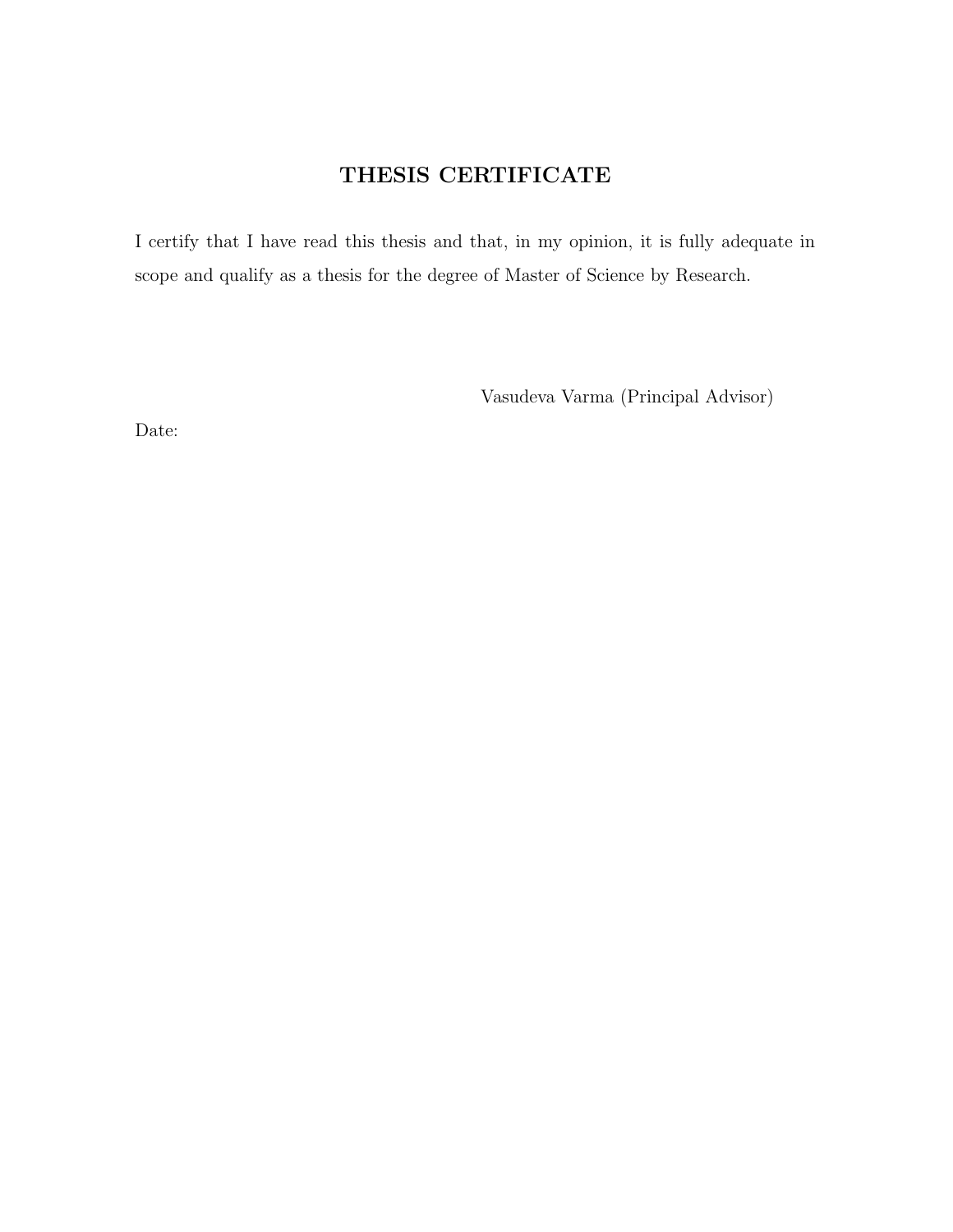# THESIS CERTIFICATE

I certify that I have read this thesis and that, in my opinion, it is fully adequate in scope and qualify as a thesis for the degree of Master of Science by Research.

Vasudeva Varma (Principal Advisor)

Date: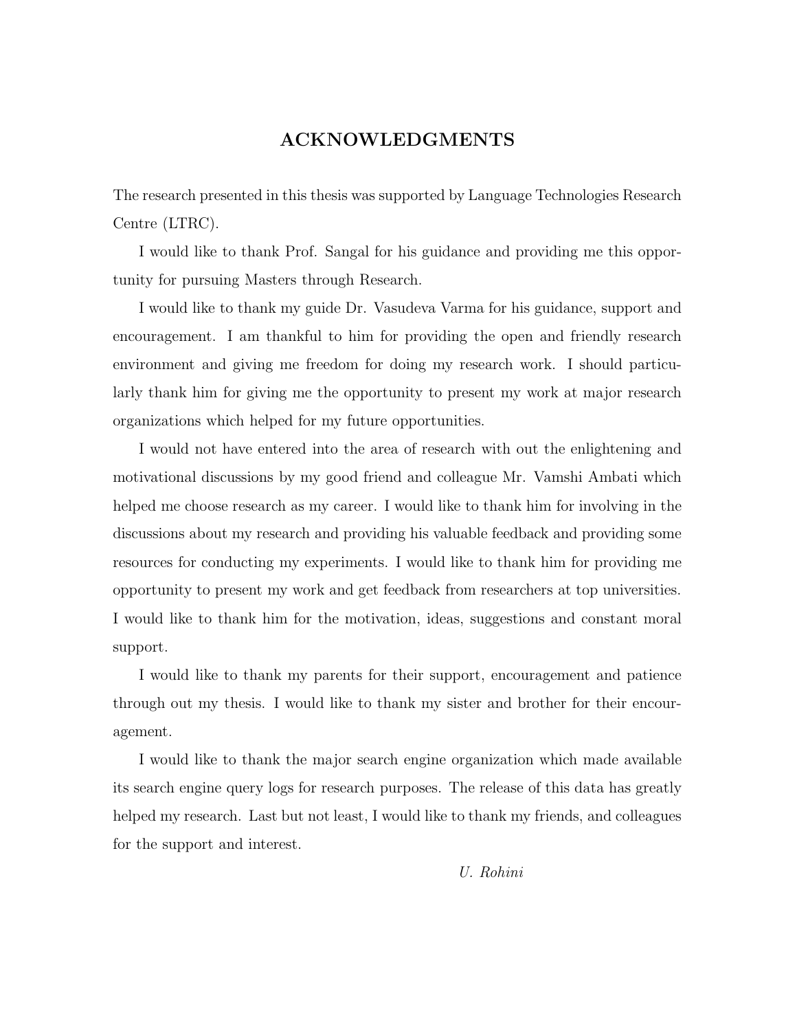# ACKNOWLEDGMENTS

The research presented in this thesis was supported by Language Technologies Research Centre (LTRC).

I would like to thank Prof. Sangal for his guidance and providing me this opportunity for pursuing Masters through Research.

I would like to thank my guide Dr. Vasudeva Varma for his guidance, support and encouragement. I am thankful to him for providing the open and friendly research environment and giving me freedom for doing my research work. I should particularly thank him for giving me the opportunity to present my work at major research organizations which helped for my future opportunities.

I would not have entered into the area of research with out the enlightening and motivational discussions by my good friend and colleague Mr. Vamshi Ambati which helped me choose research as my career. I would like to thank him for involving in the discussions about my research and providing his valuable feedback and providing some resources for conducting my experiments. I would like to thank him for providing me opportunity to present my work and get feedback from researchers at top universities. I would like to thank him for the motivation, ideas, suggestions and constant moral support.

I would like to thank my parents for their support, encouragement and patience through out my thesis. I would like to thank my sister and brother for their encouragement.

I would like to thank the major search engine organization which made available its search engine query logs for research purposes. The release of this data has greatly helped my research. Last but not least, I would like to thank my friends, and colleagues for the support and interest.

*U. Rohini*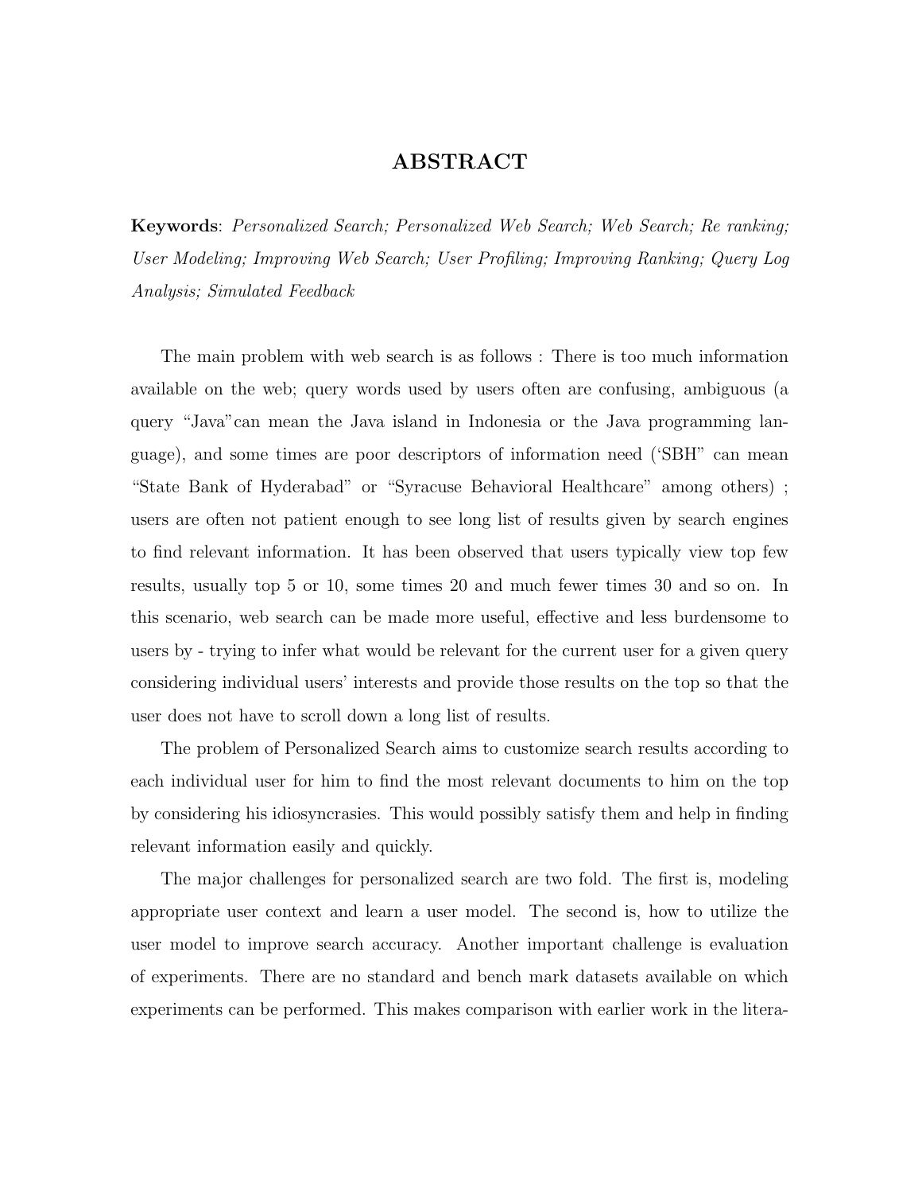# ABSTRACT

**Keywords**: *Personalized Search; Personalized Web Search; Web Search; Re ranking; User Modeling; Improving Web Search; User Profiling; Improving Ranking; Query Log Analysis; Simulated Feedback*

The main problem with web search is as follows : There is too much information available on the web; query words used by users often are confusing, ambiguous (a query "Java"can mean the Java island in Indonesia or the Java programming language), and some times are poor descriptors of information need ('SBH" can mean "State Bank of Hyderabad" or "Syracuse Behavioral Healthcare" among others) ; users are often not patient enough to see long list of results given by search engines to find relevant information. It has been observed that users typically view top few results, usually top 5 or 10, some times 20 and much fewer times 30 and so on. In this scenario, web search can be made more useful, effective and less burdensome to users by - trying to infer what would be relevant for the current user for a given query considering individual users' interests and provide those results on the top so that the user does not have to scroll down a long list of results.

The problem of Personalized Search aims to customize search results according to each individual user for him to find the most relevant documents to him on the top by considering his idiosyncrasies. This would possibly satisfy them and help in finding relevant information easily and quickly.

The major challenges for personalized search are two fold. The first is, modeling appropriate user context and learn a user model. The second is, how to utilize the user model to improve search accuracy. Another important challenge is evaluation of experiments. There are no standard and bench mark datasets available on which experiments can be performed. This makes comparison with earlier work in the litera-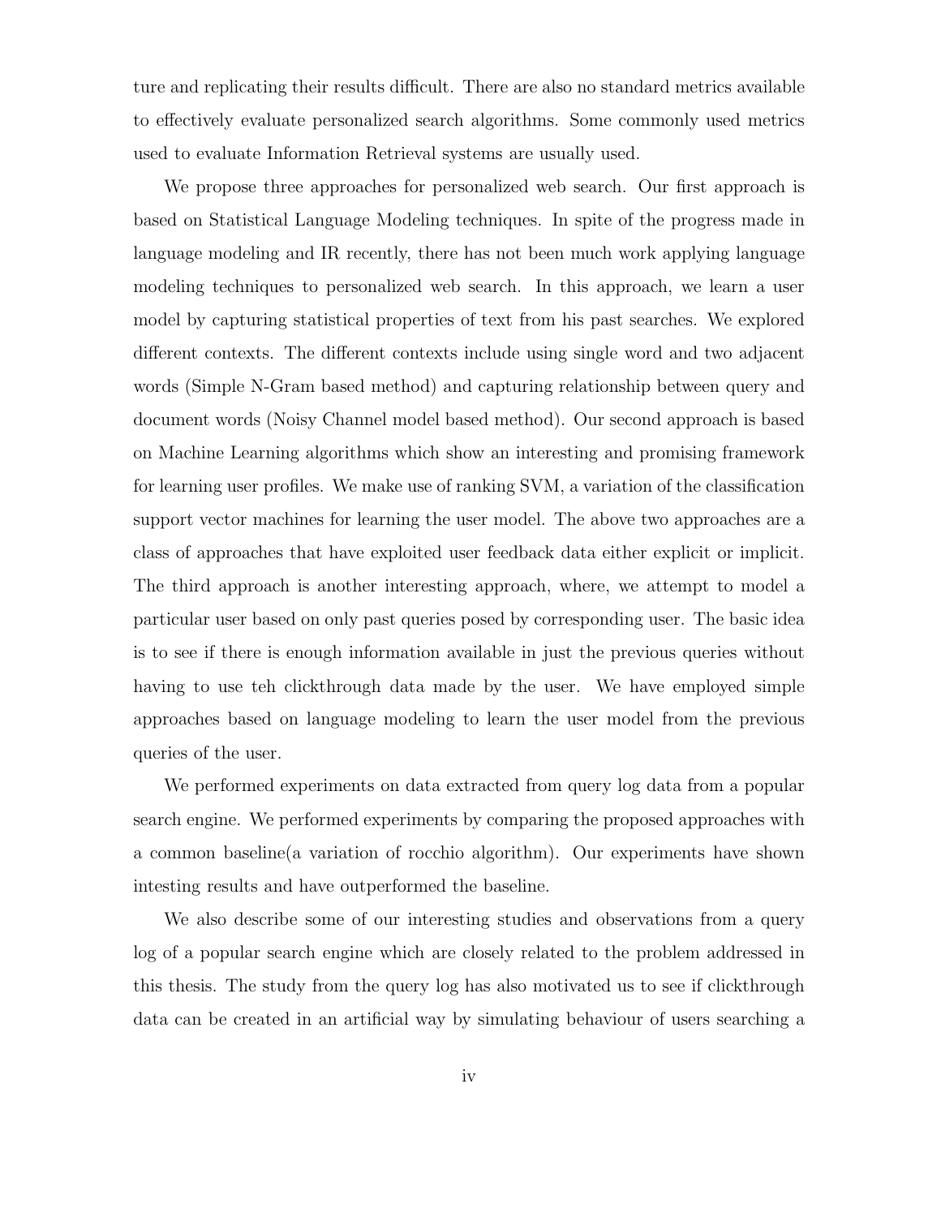ture and replicating their results difficult. There are also no standard metrics available to effectively evaluate personalized search algorithms. Some commonly used metrics used to evaluate Information Retrieval systems are usually used.

We propose three approaches for personalized web search. Our first approach is based on Statistical Language Modeling techniques. In spite of the progress made in language modeling and IR recently, there has not been much work applying language modeling techniques to personalized web search. In this approach, we learn a user model by capturing statistical properties of text from his past searches. We explored different contexts. The different contexts include using single word and two adjacent words (Simple N-Gram based method) and capturing relationship between query and document words (Noisy Channel model based method). Our second approach is based on Machine Learning algorithms which show an interesting and promising framework for learning user profiles. We make use of ranking SVM, a variation of the classification support vector machines for learning the user model. The above two approaches are a class of approaches that have exploited user feedback data either explicit or implicit. The third approach is another interesting approach, where, we attempt to model a particular user based on only past queries posed by corresponding user. The basic idea is to see if there is enough information available in just the previous queries without having to use teh clickthrough data made by the user. We have employed simple approaches based on language modeling to learn the user model from the previous queries of the user.

We performed experiments on data extracted from query log data from a popular search engine. We performed experiments by comparing the proposed approaches with a common baseline(a variation of rocchio algorithm). Our experiments have shown intesting results and have outperformed the baseline.

We also describe some of our interesting studies and observations from a query log of a popular search engine which are closely related to the problem addressed in this thesis. The study from the query log has also motivated us to see if clickthrough data can be created in an artificial way by simulating behaviour of users searching a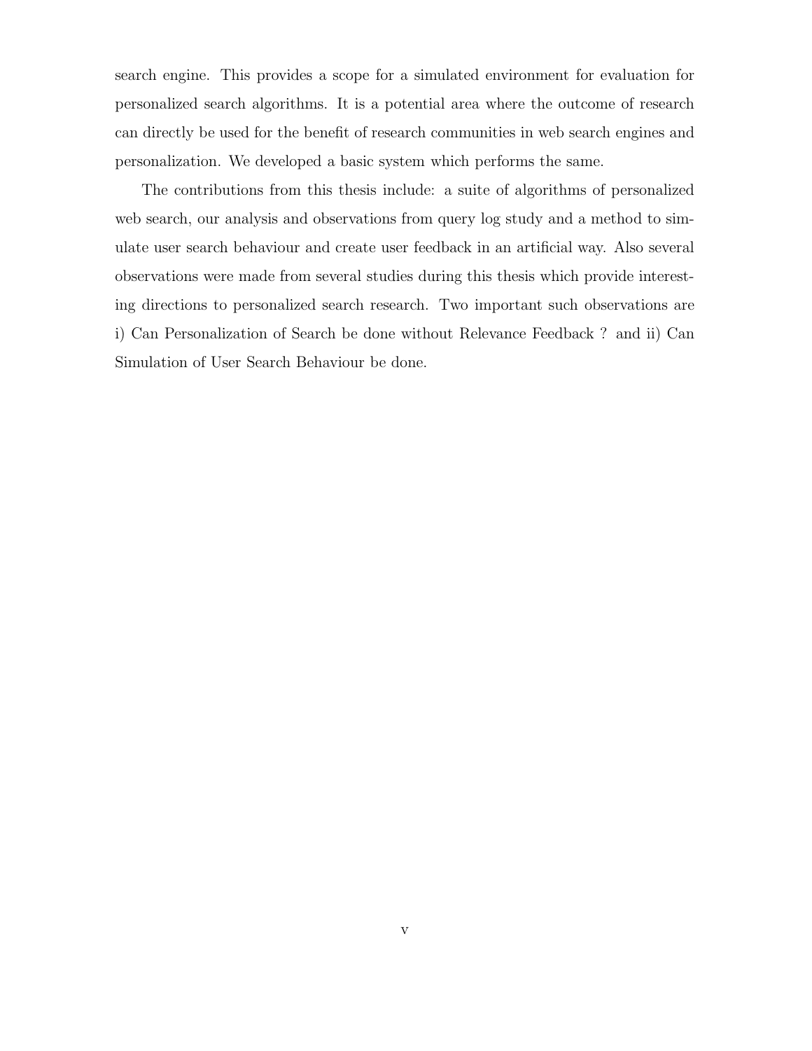search engine. This provides a scope for a simulated environment for evaluation for personalized search algorithms. It is a potential area where the outcome of research can directly be used for the benefit of research communities in web search engines and personalization. We developed a basic system which performs the same.

The contributions from this thesis include: a suite of algorithms of personalized web search, our analysis and observations from query log study and a method to simulate user search behaviour and create user feedback in an artificial way. Also several observations were made from several studies during this thesis which provide interesting directions to personalized search research. Two important such observations are i) Can Personalization of Search be done without Relevance Feedback ? and ii) Can Simulation of User Search Behaviour be done.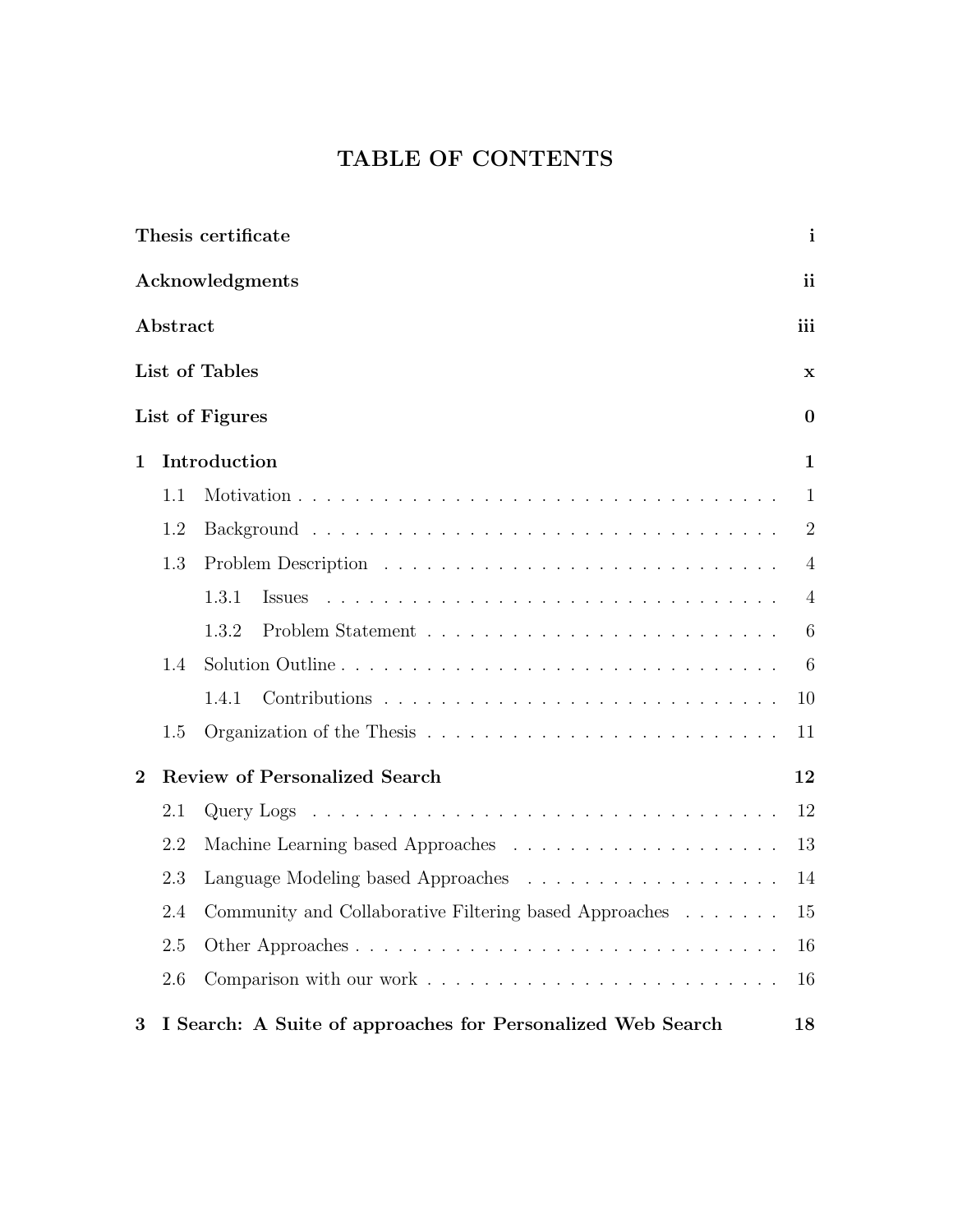# TABLE OF CONTENTS

**Thesis certificate** **i**

**Acknowledgments** **ii**

**Abstract** **iii**

**List of Tables** **x**

**List of Figures** **0**

**1 Introduction** **1**

- 1.1 Motivation . . . . . . . . . . . . . . . . . . . . . . . . . . . . . . . . . 1
- 1.2 Background . . . . . . . . . . . . . . . . . . . . . . . . . . . . . . . . . 2
- 1.3 Problem Description . . . . . . . . . . . . . . . . . . . . . . . . . . . . 4
  - 1.3.1 Issues . . . . . . . . . . . . . . . . . . . . . . . . . . . . . . . 4
  - 1.3.2 Problem Statement . . . . . . . . . . . . . . . . . . . . . . . . 6
- 1.4 Solution Outline . . . . . . . . . . . . . . . . . . . . . . . . . . . . . . 6
  - 1.4.1 Contributions . . . . . . . . . . . . . . . . . . . . . . . . . . . 10
- 1.5 Organization of the Thesis . . . . . . . . . . . . . . . . . . . . . . . . 11

**2 Review of Personalized Search** **12**

- 2.1 Query Logs . . . . . . . . . . . . . . . . . . . . . . . . . . . . . . . . . 12
- 2.2 Machine Learning based Approaches . . . . . . . . . . . . . . . . . . . 13
- 2.3 Language Modeling based Approaches . . . . . . . . . . . . . . . . . . 14
- 2.4 Community and Collaborative Filtering based Approaches . . . . . . . 15
- 2.5 Other Approaches . . . . . . . . . . . . . . . . . . . . . . . . . . . . . 16
- 2.6 Comparison with our work . . . . . . . . . . . . . . . . . . . . . . . . 16

**3 I Search: A Suite of approaches for Personalized Web Search** **18**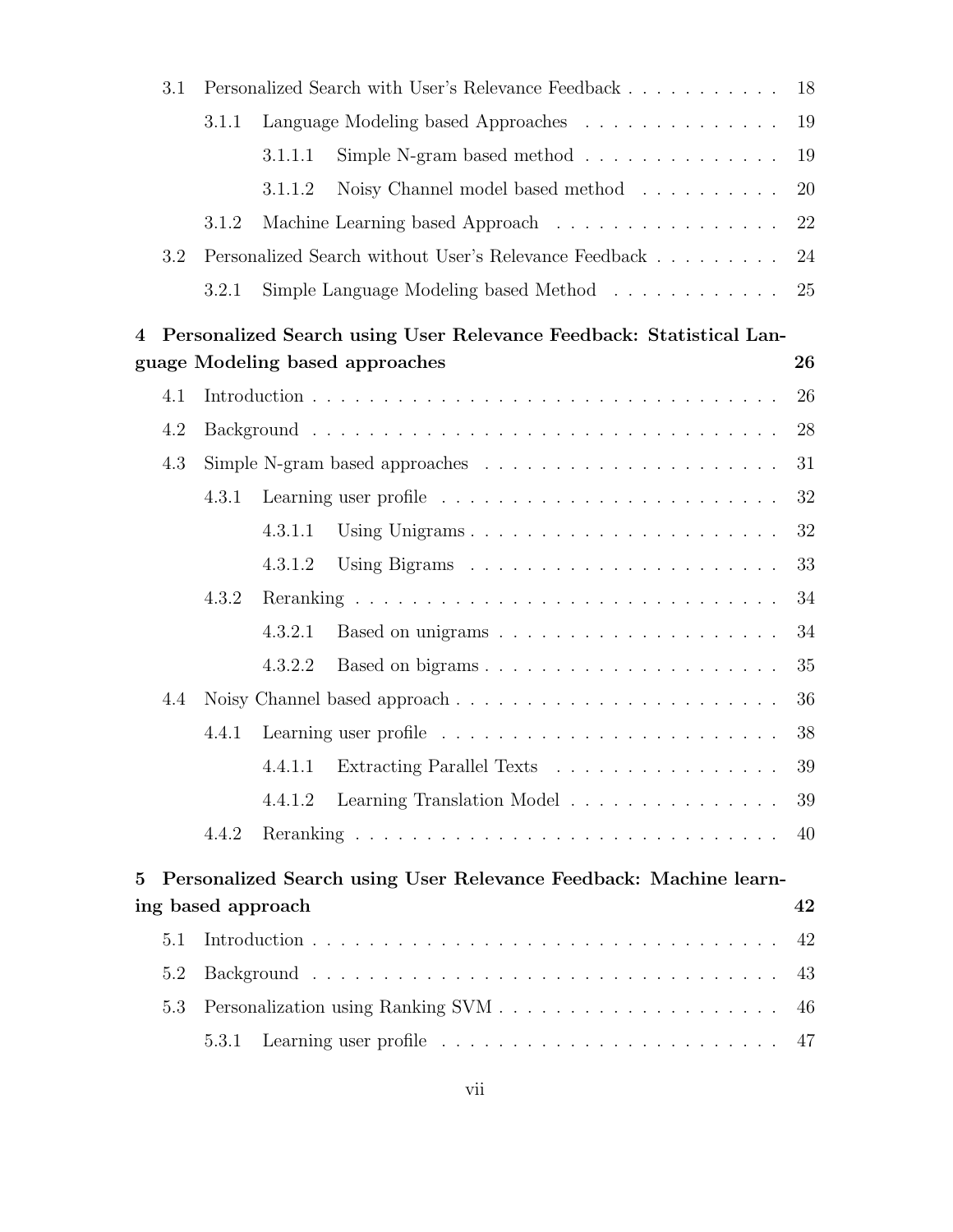- 3.1 Personalized Search with User's Relevance Feedback . . . . . . . . . . . 18
  - 3.1.1 Language Modeling based Approaches . . . . . . . . . . . . . . 19
    - 3.1.1.1 Simple N-gram based method . . . . . . . . . . . . . . 19
    - 3.1.1.2 Noisy Channel model based method . . . . . . . . . . 20
  - 3.1.2 Machine Learning based Approach . . . . . . . . . . . . . . . . 22
- 3.2 Personalized Search without User's Relevance Feedback . . . . . . . . . 24
  - 3.2.1 Simple Language Modeling based Method . . . . . . . . . . . . 25

**4 Personalized Search using User Relevance Feedback: Statistical Language Modeling based approaches** **26**

- 4.1 Introduction . . . . . . . . . . . . . . . . . . . . . . . . . . . . . . . . 26
- 4.2 Background . . . . . . . . . . . . . . . . . . . . . . . . . . . . . . . . 28
- 4.3 Simple N-gram based approaches . . . . . . . . . . . . . . . . . . . . . 31
  - 4.3.1 Learning user profile . . . . . . . . . . . . . . . . . . . . . . . . 32
    - 4.3.1.1 Using Unigrams . . . . . . . . . . . . . . . . . . . . . . 32
    - 4.3.1.2 Using Bigrams . . . . . . . . . . . . . . . . . . . . . . 33
  - 4.3.2 Reranking . . . . . . . . . . . . . . . . . . . . . . . . . . . . . . 34
    - 4.3.2.1 Based on unigrams . . . . . . . . . . . . . . . . . . . . 34
    - 4.3.2.2 Based on bigrams . . . . . . . . . . . . . . . . . . . . . 35
- 4.4 Noisy Channel based approach . . . . . . . . . . . . . . . . . . . . . . . 36
  - 4.4.1 Learning user profile . . . . . . . . . . . . . . . . . . . . . . . . 38
    - 4.4.1.1 Extracting Parallel Texts . . . . . . . . . . . . . . . . . 39
    - 4.4.1.2 Learning Translation Model . . . . . . . . . . . . . . . . 39
  - 4.4.2 Reranking . . . . . . . . . . . . . . . . . . . . . . . . . . . . . . 40

**5 Personalized Search using User Relevance Feedback: Machine learning based approach** **42**

- 5.1 Introduction . . . . . . . . . . . . . . . . . . . . . . . . . . . . . . . . 42
- 5.2 Background . . . . . . . . . . . . . . . . . . . . . . . . . . . . . . . . 43
- 5.3 Personalization using Ranking SVM . . . . . . . . . . . . . . . . . . . . 46
  - 5.3.1 Learning user profile . . . . . . . . . . . . . . . . . . . . . . . . 47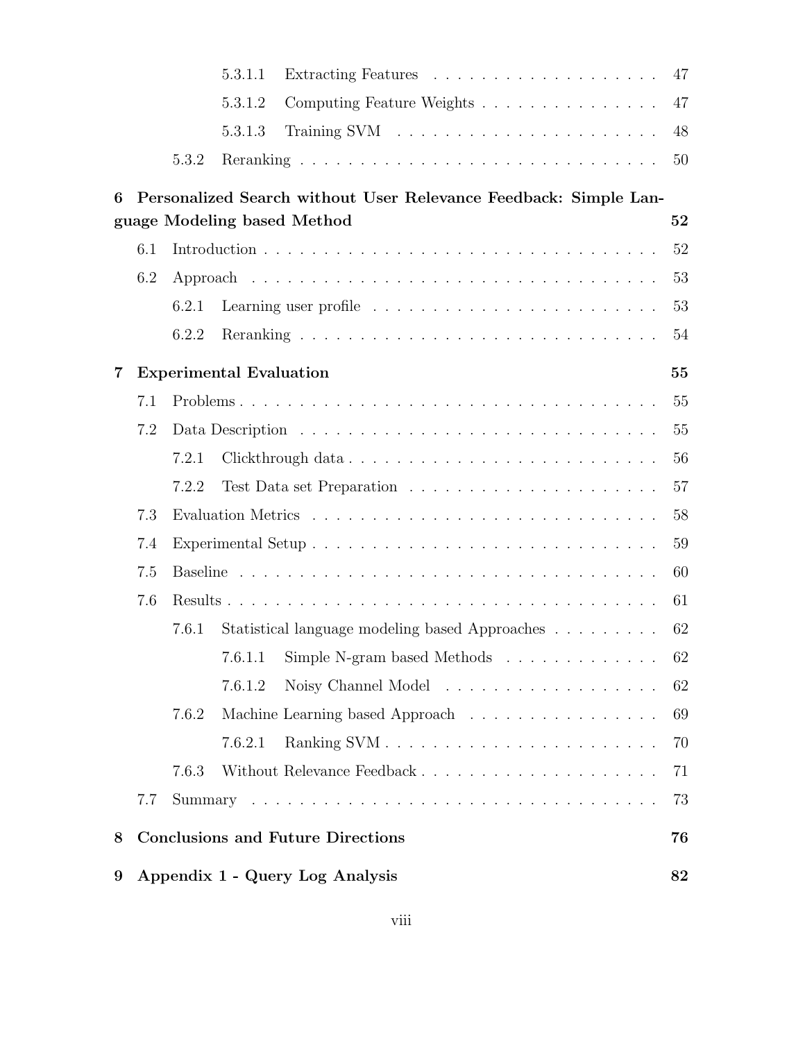- 5.3.1.1 Extracting Features . . . . . . . . . . . . . . . . . . . 47
- 5.3.1.2 Computing Feature Weights . . . . . . . . . . . . . . . 47
- 5.3.1.3 Training SVM . . . . . . . . . . . . . . . . . . . . . . 48
- 5.3.2 Reranking . . . . . . . . . . . . . . . . . . . . . . . . . . . . . 50

**6 Personalized Search without User Relevance Feedback: Simple Language Modeling based Method 52**

- 6.1 Introduction . . . . . . . . . . . . . . . . . . . . . . . . . . . . . . . . 52
- 6.2 Approach . . . . . . . . . . . . . . . . . . . . . . . . . . . . . . . . . 53
  - 6.2.1 Learning user profile . . . . . . . . . . . . . . . . . . . . . . . . 53
  - 6.2.2 Reranking . . . . . . . . . . . . . . . . . . . . . . . . . . . . . 54

**7 Experimental Evaluation 55**

- 7.1 Problems . . . . . . . . . . . . . . . . . . . . . . . . . . . . . . . . . 55
- 7.2 Data Description . . . . . . . . . . . . . . . . . . . . . . . . . . . . . 55
  - 7.2.1 Clickthrough data . . . . . . . . . . . . . . . . . . . . . . . . . 56
  - 7.2.2 Test Data set Preparation . . . . . . . . . . . . . . . . . . . . . 57
- 7.3 Evaluation Metrics . . . . . . . . . . . . . . . . . . . . . . . . . . . . 58
- 7.4 Experimental Setup . . . . . . . . . . . . . . . . . . . . . . . . . . . . 59
- 7.5 Baseline . . . . . . . . . . . . . . . . . . . . . . . . . . . . . . . . . . 60
- 7.6 Results . . . . . . . . . . . . . . . . . . . . . . . . . . . . . . . . . . . 61
  - 7.6.1 Statistical language modeling based Approaches . . . . . . . . . 62
    - 7.6.1.1 Simple N-gram based Methods . . . . . . . . . . . . . 62
    - 7.6.1.2 Noisy Channel Model . . . . . . . . . . . . . . . . . . 62
  - 7.6.2 Machine Learning based Approach . . . . . . . . . . . . . . . . 69
    - 7.6.2.1 Ranking SVM . . . . . . . . . . . . . . . . . . . . . . . 70
  - 7.6.3 Without Relevance Feedback . . . . . . . . . . . . . . . . . . . . 71
- 7.7 Summary . . . . . . . . . . . . . . . . . . . . . . . . . . . . . . . . . 73

**8 Conclusions and Future Directions 76**

**9 Appendix 1 - Query Log Analysis 82**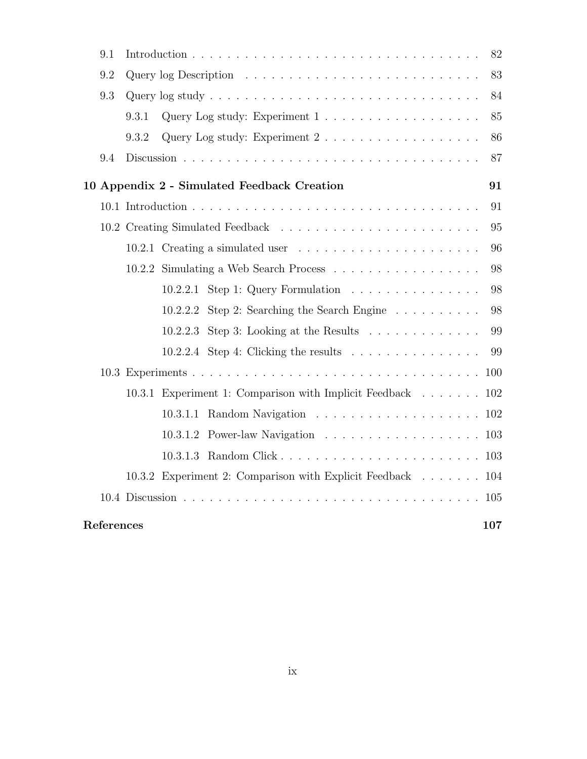| | | |
|---|---|---|
| 9.1 | Introduction | 82 |
| 9.2 | Query log Description | 83 |
| 9.3 | Query log study | 84 |
| | 9.3.1 Query Log study: Experiment 1 | 85 |
| | 9.3.2 Query Log study: Experiment 2 | 86 |
| 9.4 | Discussion | 87 |
| **10** | **Appendix 2 - Simulated Feedback Creation** | **91** |
| 10.1 | Introduction | 91 |
| 10.2 | Creating Simulated Feedback | 95 |
| | 10.2.1 Creating a simulated user | 96 |
| | 10.2.2 Simulating a Web Search Process | 98 |
| | 10.2.2.1 Step 1: Query Formulation | 98 |
| | 10.2.2.2 Step 2: Searching the Search Engine | 98 |
| | 10.2.2.3 Step 3: Looking at the Results | 99 |
| | 10.2.2.4 Step 4: Clicking the results | 99 |
| 10.3 | Experiments | 100 |
| | 10.3.1 Experiment 1: Comparison with Implicit Feedback | 102 |
| | 10.3.1.1 Random Navigation | 102 |
| | 10.3.1.2 Power-law Navigation | 103 |
| | 10.3.1.3 Random Click | 103 |
| | 10.3.2 Experiment 2: Comparison with Explicit Feedback | 104 |
| 10.4 | Discussion | 105 |
| **References** | | **107** |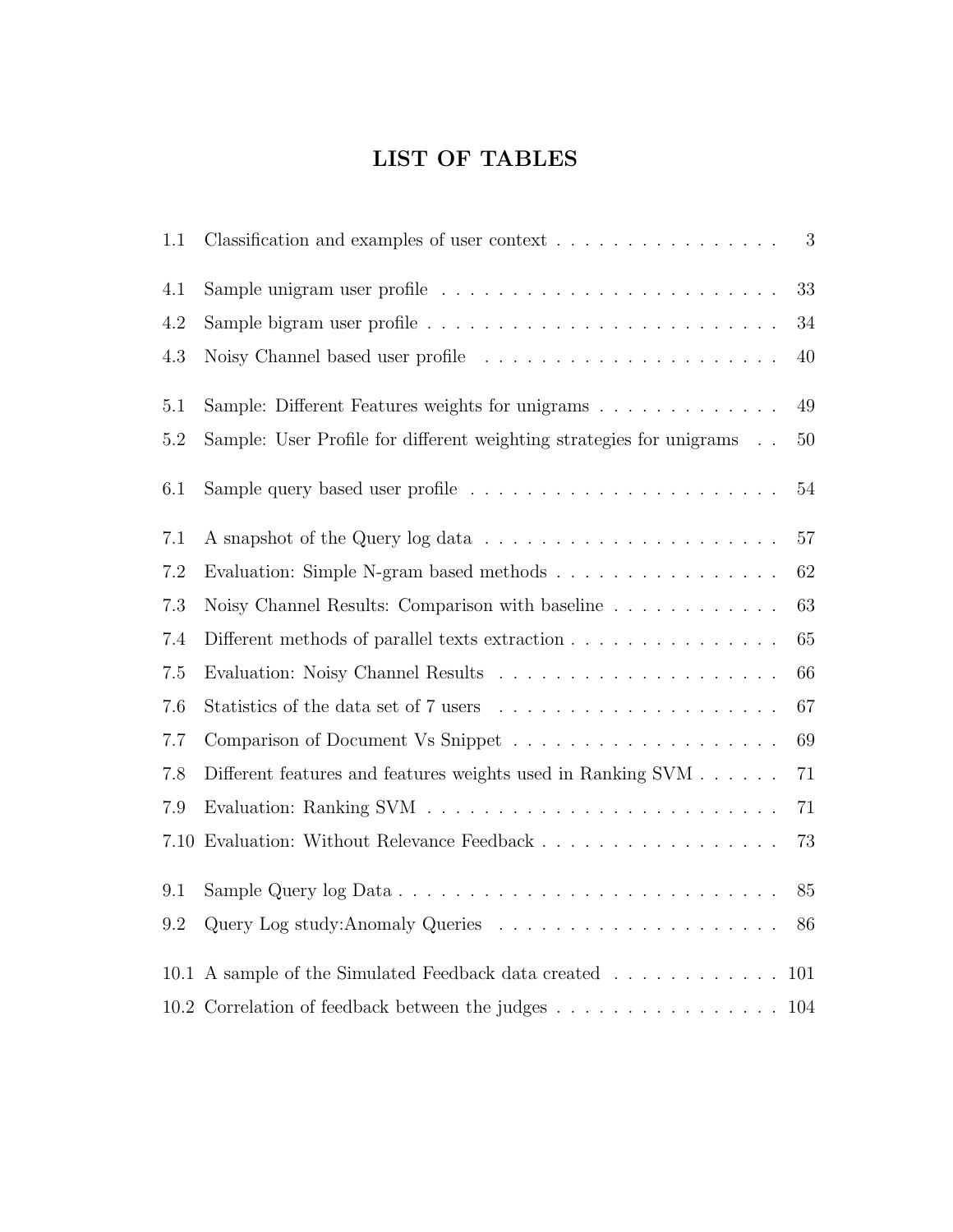# LIST OF TABLES

| | | |
|---|---|---|
| 1.1 | Classification and examples of user context | 3 |
| 4.1 | Sample unigram user profile | 33 |
| 4.2 | Sample bigram user profile | 34 |
| 4.3 | Noisy Channel based user profile | 40 |
| 5.1 | Sample: Different Features weights for unigrams | 49 |
| 5.2 | Sample: User Profile for different weighting strategies for unigrams | 50 |
| 6.1 | Sample query based user profile | 54 |
| 7.1 | A snapshot of the Query log data | 57 |
| 7.2 | Evaluation: Simple N-gram based methods | 62 |
| 7.3 | Noisy Channel Results: Comparison with baseline | 63 |
| 7.4 | Different methods of parallel texts extraction | 65 |
| 7.5 | Evaluation: Noisy Channel Results | 66 |
| 7.6 | Statistics of the data set of 7 users | 67 |
| 7.7 | Comparison of Document Vs Snippet | 69 |
| 7.8 | Different features and features weights used in Ranking SVM | 71 |
| 7.9 | Evaluation: Ranking SVM | 71 |
| 7.10 | Evaluation: Without Relevance Feedback | 73 |
| 9.1 | Sample Query log Data | 85 |
| 9.2 | Query Log study:Anomaly Queries | 86 |
| 10.1 | A sample of the Simulated Feedback data created | 101 |
| 10.2 | Correlation of feedback between the judges | 104 |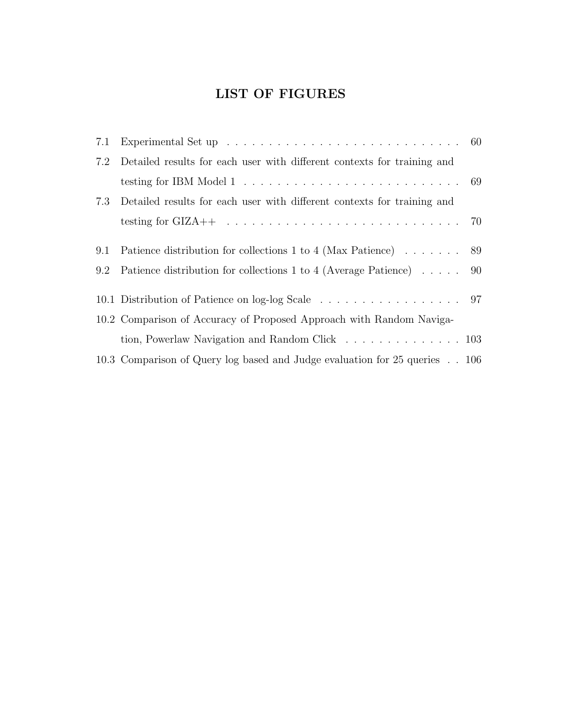# LIST OF FIGURES

7.1 Experimental Set up . . . . . . . . . . . . . . . . . . . . . . . . . . . . . 60

7.2 Detailed results for each user with different contexts for training and testing for IBM Model 1 . . . . . . . . . . . . . . . . . . . . . . . . . . . 69

7.3 Detailed results for each user with different contexts for training and testing for GIZA++ . . . . . . . . . . . . . . . . . . . . . . . . . . . . . 70

9.1 Patience distribution for collections 1 to 4 (Max Patience) . . . . . . . 89

9.2 Patience distribution for collections 1 to 4 (Average Patience) . . . . . 90

10.1 Distribution of Patience on log-log Scale . . . . . . . . . . . . . . . . . . 97

10.2 Comparison of Accuracy of Proposed Approach with Random Navigation, Powerlaw Navigation and Random Click . . . . . . . . . . . . . . 103

10.3 Comparison of Query log based and Judge evaluation for 25 queries . . 106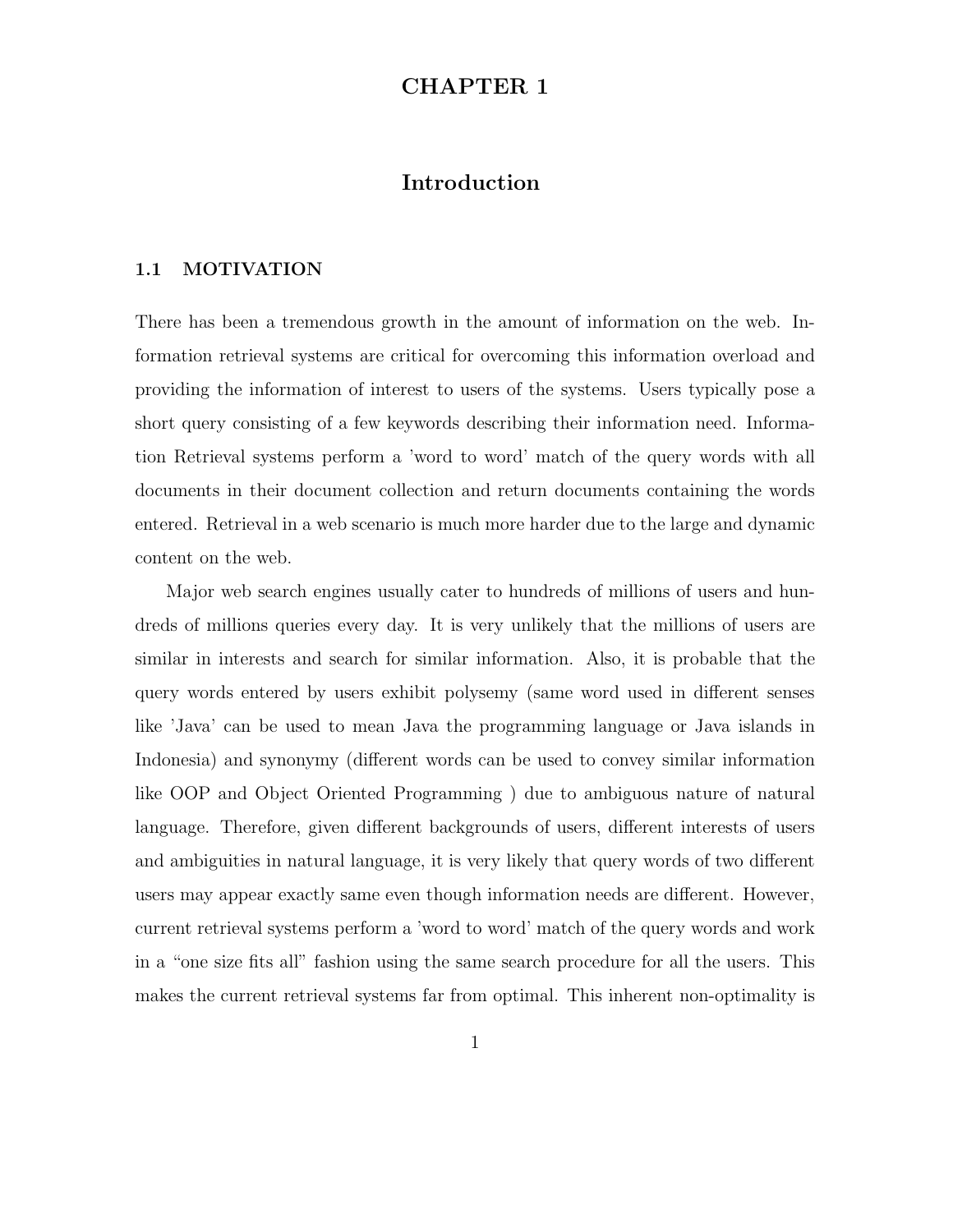# CHAPTER 1

# Introduction

## 1.1 MOTIVATION

There has been a tremendous growth in the amount of information on the web. Information retrieval systems are critical for overcoming this information overload and providing the information of interest to users of the systems. Users typically pose a short query consisting of a few keywords describing their information need. Information Retrieval systems perform a 'word to word' match of the query words with all documents in their document collection and return documents containing the words entered. Retrieval in a web scenario is much more harder due to the large and dynamic content on the web.

Major web search engines usually cater to hundreds of millions of users and hundreds of millions queries every day. It is very unlikely that the millions of users are similar in interests and search for similar information. Also, it is probable that the query words entered by users exhibit polysemy (same word used in different senses like 'Java' can be used to mean Java the programming language or Java islands in Indonesia) and synonymy (different words can be used to convey similar information like OOP and Object Oriented Programming ) due to ambiguous nature of natural language. Therefore, given different backgrounds of users, different interests of users and ambiguities in natural language, it is very likely that query words of two different users may appear exactly same even though information needs are different. However, current retrieval systems perform a 'word to word' match of the query words and work in a "one size fits all" fashion using the same search procedure for all the users. This makes the current retrieval systems far from optimal. This inherent non-optimality is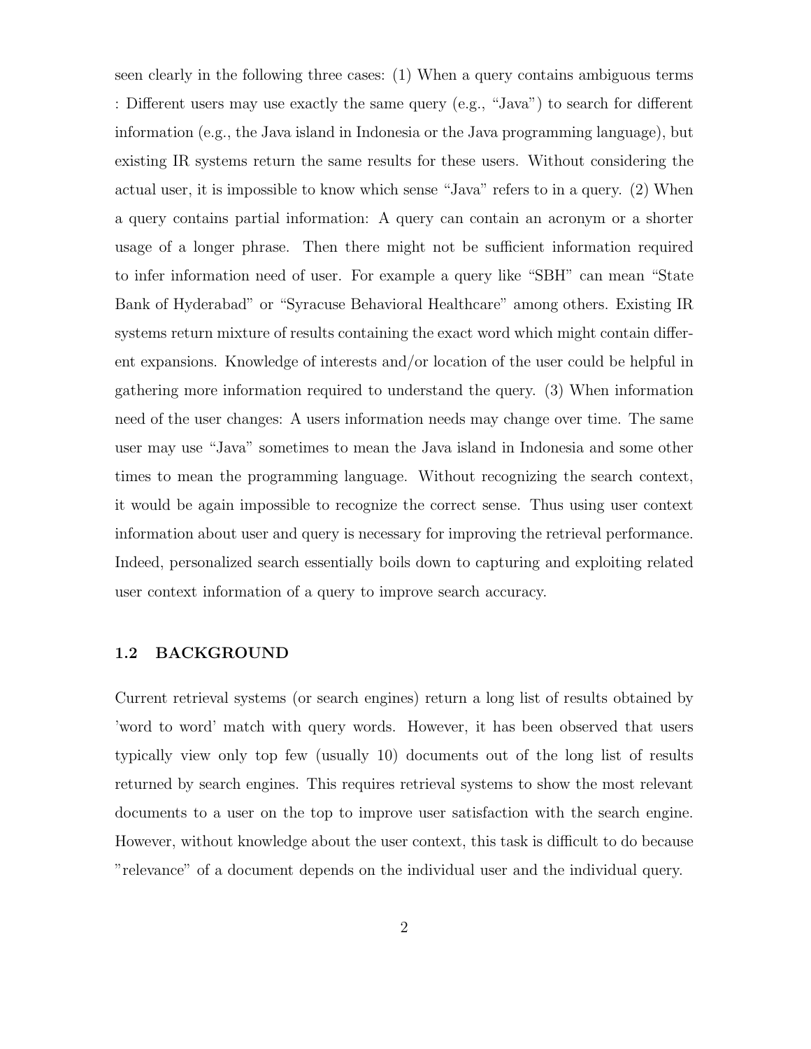seen clearly in the following three cases: (1) When a query contains ambiguous terms : Different users may use exactly the same query (e.g., “Java”) to search for different information (e.g., the Java island in Indonesia or the Java programming language), but existing IR systems return the same results for these users. Without considering the actual user, it is impossible to know which sense “Java” refers to in a query. (2) When a query contains partial information: A query can contain an acronym or a shorter usage of a longer phrase. Then there might not be sufficient information required to infer information need of user. For example a query like “SBH” can mean “State Bank of Hyderabad” or “Syracuse Behavioral Healthcare” among others. Existing IR systems return mixture of results containing the exact word which might contain different expansions. Knowledge of interests and/or location of the user could be helpful in gathering more information required to understand the query. (3) When information need of the user changes: A users information needs may change over time. The same user may use “Java” sometimes to mean the Java island in Indonesia and some other times to mean the programming language. Without recognizing the search context, it would be again impossible to recognize the correct sense. Thus using user context information about user and query is necessary for improving the retrieval performance. Indeed, personalized search essentially boils down to capturing and exploiting related user context information of a query to improve search accuracy.

## 1.2 BACKGROUND

Current retrieval systems (or search engines) return a long list of results obtained by 'word to word' match with query words. However, it has been observed that users typically view only top few (usually 10) documents out of the long list of results returned by search engines. This requires retrieval systems to show the most relevant documents to a user on the top to improve user satisfaction with the search engine. However, without knowledge about the user context, this task is difficult to do because "relevance" of a document depends on the individual user and the individual query.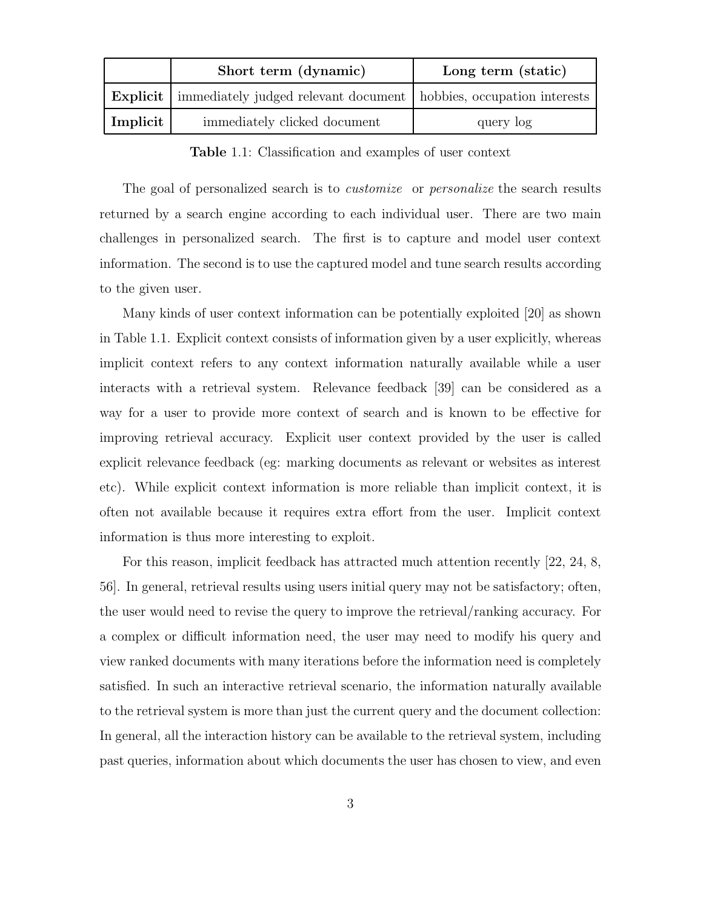| | **Short term (dynamic)** | **Long term (static)** |
|---|---|---|
| **Explicit** | immediately judged relevant document | hobbies, occupation interests |
| **Implicit** | immediately clicked document | query log |

**Table** 1.1: Classification and examples of user context

The goal of personalized search is to *customize* or *personalize* the search results returned by a search engine according to each individual user. There are two main challenges in personalized search. The first is to capture and model user context information. The second is to use the captured model and tune search results according to the given user.

Many kinds of user context information can be potentially exploited [20] as shown in Table 1.1. Explicit context consists of information given by a user explicitly, whereas implicit context refers to any context information naturally available while a user interacts with a retrieval system. Relevance feedback [39] can be considered as a way for a user to provide more context of search and is known to be effective for improving retrieval accuracy. Explicit user context provided by the user is called explicit relevance feedback (eg: marking documents as relevant or websites as interest etc). While explicit context information is more reliable than implicit context, it is often not available because it requires extra effort from the user. Implicit context information is thus more interesting to exploit.

For this reason, implicit feedback has attracted much attention recently [22, 24, 8, 56]. In general, retrieval results using users initial query may not be satisfactory; often, the user would need to revise the query to improve the retrieval/ranking accuracy. For a complex or difficult information need, the user may need to modify his query and view ranked documents with many iterations before the information need is completely satisfied. In such an interactive retrieval scenario, the information naturally available to the retrieval system is more than just the current query and the document collection: In general, all the interaction history can be available to the retrieval system, including past queries, information about which documents the user has chosen to view, and even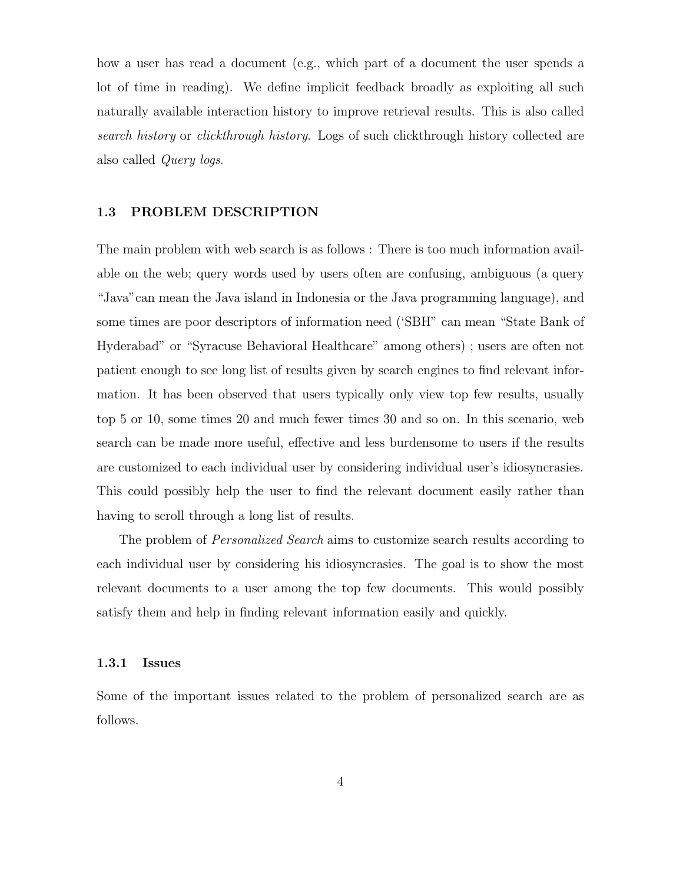how a user has read a document (e.g., which part of a document the user spends a lot of time in reading). We define implicit feedback broadly as exploiting all such naturally available interaction history to improve retrieval results. This is also called *search history* or *clickthrough history*. Logs of such clickthrough history collected are also called *Query logs*.

## 1.3 PROBLEM DESCRIPTION

The main problem with web search is as follows : There is too much information available on the web; query words used by users often are confusing, ambiguous (a query "Java"can mean the Java island in Indonesia or the Java programming language), and some times are poor descriptors of information need ('SBH" can mean "State Bank of Hyderabad" or "Syracuse Behavioral Healthcare" among others) ; users are often not patient enough to see long list of results given by search engines to find relevant information. It has been observed that users typically only view top few results, usually top 5 or 10, some times 20 and much fewer times 30 and so on. In this scenario, web search can be made more useful, effective and less burdensome to users if the results are customized to each individual user by considering individual user's idiosyncrasies. This could possibly help the user to find the relevant document easily rather than having to scroll through a long list of results.

The problem of *Personalized Search* aims to customize search results according to each individual user by considering his idiosyncrasies. The goal is to show the most relevant documents to a user among the top few documents. This would possibly satisfy them and help in finding relevant information easily and quickly.

### 1.3.1 Issues

Some of the important issues related to the problem of personalized search are as follows.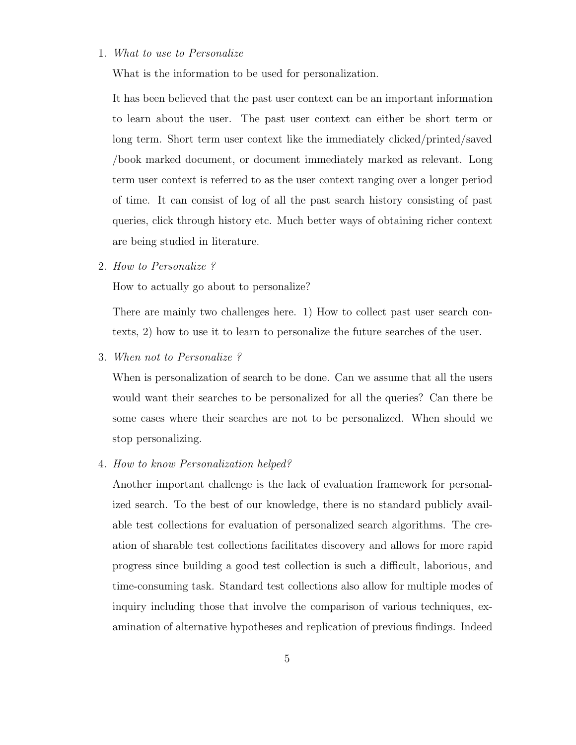1. *What to use to Personalize*

   What is the information to be used for personalization.

   It has been believed that the past user context can be an important information to learn about the user. The past user context can either be short term or long term. Short term user context like the immediately clicked/printed/saved /book marked document, or document immediately marked as relevant. Long term user context is referred to as the user context ranging over a longer period of time. It can consist of log of all the past search history consisting of past queries, click through history etc. Much better ways of obtaining richer context are being studied in literature.

2. *How to Personalize ?*

   How to actually go about to personalize?

   There are mainly two challenges here. 1) How to collect past user search contexts, 2) how to use it to learn to personalize the future searches of the user.

3. *When not to Personalize ?*

   When is personalization of search to be done. Can we assume that all the users would want their searches to be personalized for all the queries? Can there be some cases where their searches are not to be personalized. When should we stop personalizing.

4. *How to know Personalization helped?*

   Another important challenge is the lack of evaluation framework for personalized search. To the best of our knowledge, there is no standard publicly available test collections for evaluation of personalized search algorithms. The creation of sharable test collections facilitates discovery and allows for more rapid progress since building a good test collection is such a difficult, laborious, and time-consuming task. Standard test collections also allow for multiple modes of inquiry including those that involve the comparison of various techniques, examination of alternative hypotheses and replication of previous findings. Indeed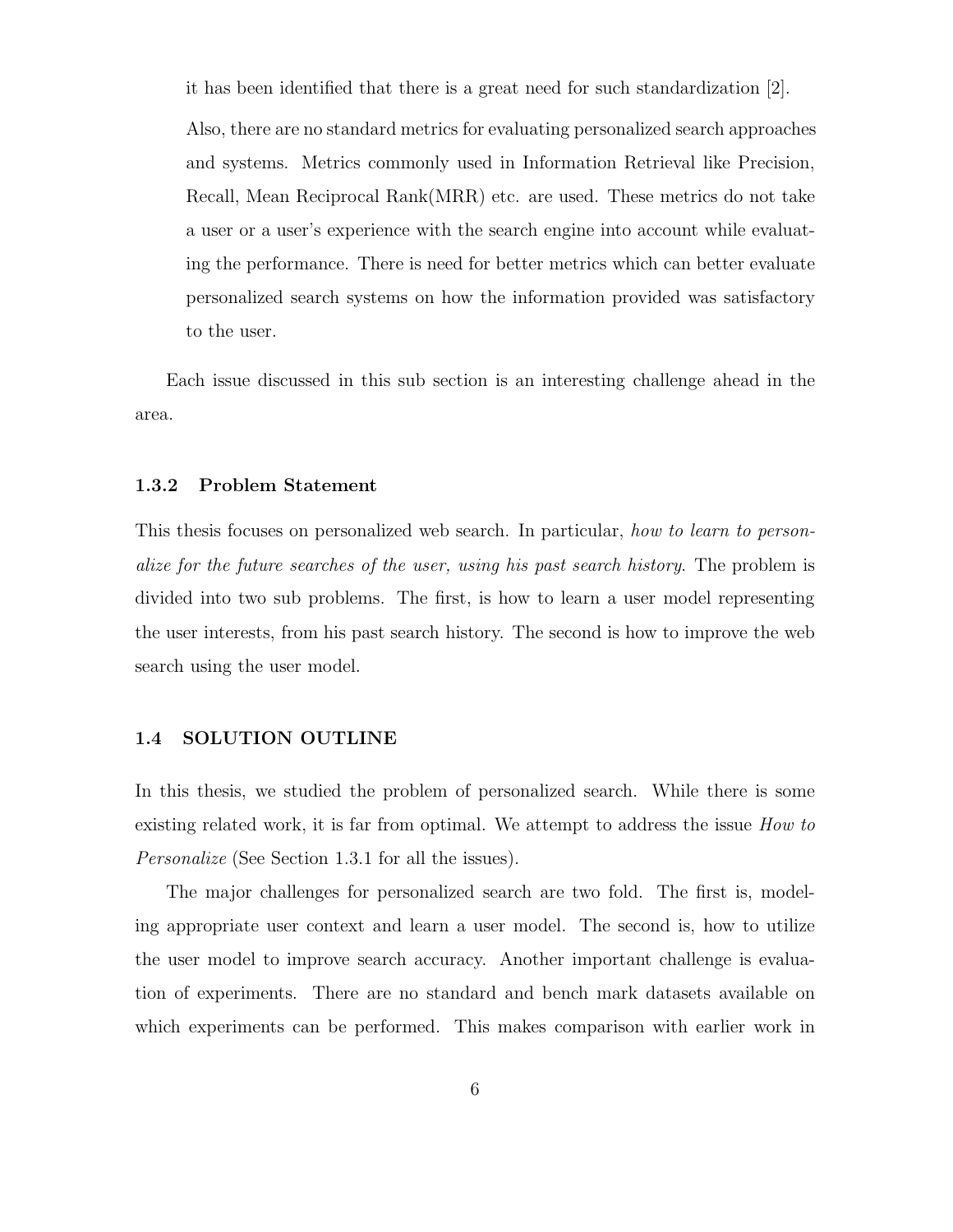it has been identified that there is a great need for such standardization [2].

Also, there are no standard metrics for evaluating personalized search approaches and systems. Metrics commonly used in Information Retrieval like Precision, Recall, Mean Reciprocal Rank(MRR) etc. are used. These metrics do not take a user or a user's experience with the search engine into account while evaluating the performance. There is need for better metrics which can better evaluate personalized search systems on how the information provided was satisfactory to the user.

Each issue discussed in this sub section is an interesting challenge ahead in the area.

### 1.3.2 Problem Statement

This thesis focuses on personalized web search. In particular, *how to learn to personalize for the future searches of the user, using his past search history*. The problem is divided into two sub problems. The first, is how to learn a user model representing the user interests, from his past search history. The second is how to improve the web search using the user model.

## 1.4 SOLUTION OUTLINE

In this thesis, we studied the problem of personalized search. While there is some existing related work, it is far from optimal. We attempt to address the issue *How to Personalize* (See Section 1.3.1 for all the issues).

The major challenges for personalized search are two fold. The first is, modeling appropriate user context and learn a user model. The second is, how to utilize the user model to improve search accuracy. Another important challenge is evaluation of experiments. There are no standard and bench mark datasets available on which experiments can be performed. This makes comparison with earlier work in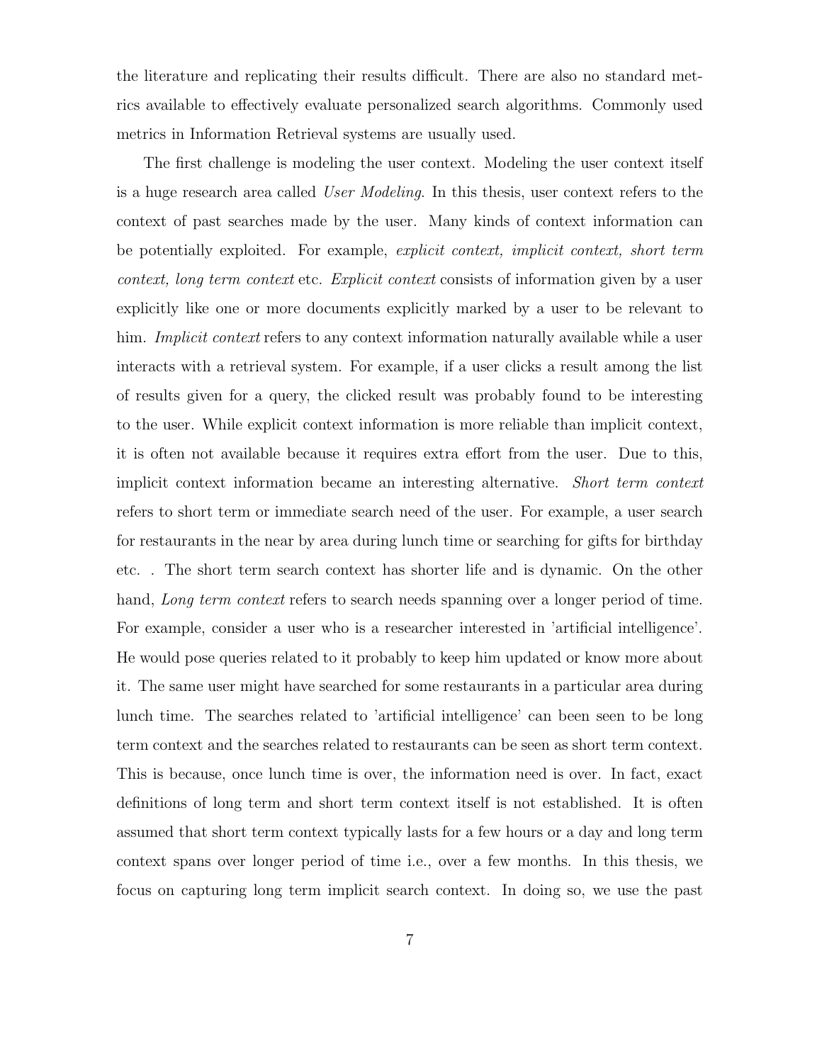the literature and replicating their results difficult. There are also no standard metrics available to effectively evaluate personalized search algorithms. Commonly used metrics in Information Retrieval systems are usually used.

The first challenge is modeling the user context. Modeling the user context itself is a huge research area called *User Modeling*. In this thesis, user context refers to the context of past searches made by the user. Many kinds of context information can be potentially exploited. For example, *explicit context, implicit context, short term context, long term context* etc. *Explicit context* consists of information given by a user explicitly like one or more documents explicitly marked by a user to be relevant to him. *Implicit context* refers to any context information naturally available while a user interacts with a retrieval system. For example, if a user clicks a result among the list of results given for a query, the clicked result was probably found to be interesting to the user. While explicit context information is more reliable than implicit context, it is often not available because it requires extra effort from the user. Due to this, implicit context information became an interesting alternative. *Short term context* refers to short term or immediate search need of the user. For example, a user search for restaurants in the near by area during lunch time or searching for gifts for birthday etc. . The short term search context has shorter life and is dynamic. On the other hand, *Long term context* refers to search needs spanning over a longer period of time. For example, consider a user who is a researcher interested in 'artificial intelligence'. He would pose queries related to it probably to keep him updated or know more about it. The same user might have searched for some restaurants in a particular area during lunch time. The searches related to 'artificial intelligence' can been seen to be long term context and the searches related to restaurants can be seen as short term context. This is because, once lunch time is over, the information need is over. In fact, exact definitions of long term and short term context itself is not established. It is often assumed that short term context typically lasts for a few hours or a day and long term context spans over longer period of time i.e., over a few months. In this thesis, we focus on capturing long term implicit search context. In doing so, we use the past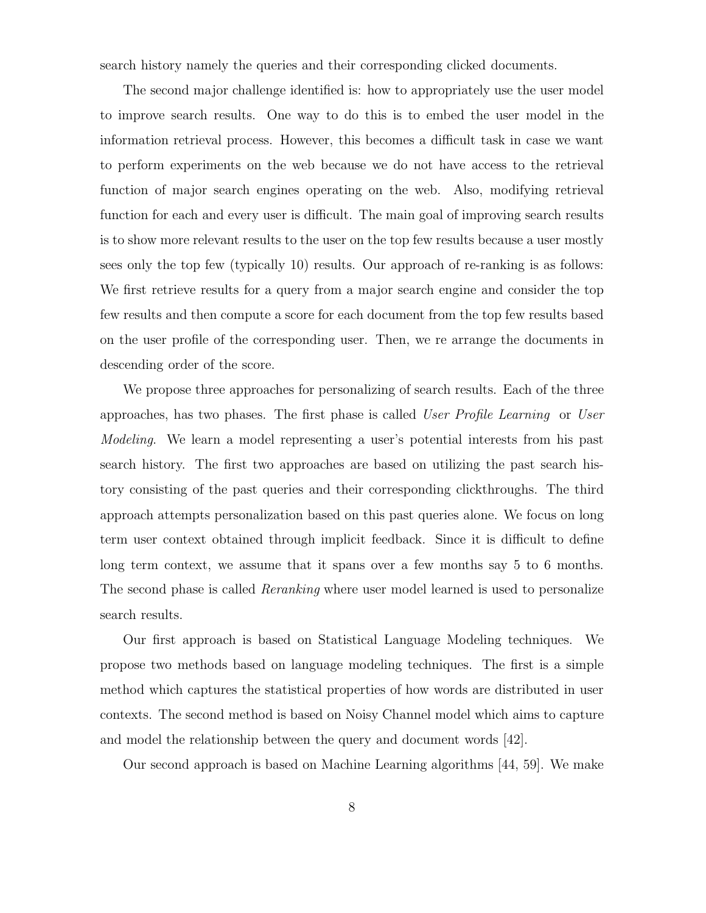search history namely the queries and their corresponding clicked documents.

The second major challenge identified is: how to appropriately use the user model to improve search results. One way to do this is to embed the user model in the information retrieval process. However, this becomes a difficult task in case we want to perform experiments on the web because we do not have access to the retrieval function of major search engines operating on the web. Also, modifying retrieval function for each and every user is difficult. The main goal of improving search results is to show more relevant results to the user on the top few results because a user mostly sees only the top few (typically 10) results. Our approach of re-ranking is as follows: We first retrieve results for a query from a major search engine and consider the top few results and then compute a score for each document from the top few results based on the user profile of the corresponding user. Then, we re arrange the documents in descending order of the score.

We propose three approaches for personalizing of search results. Each of the three approaches, has two phases. The first phase is called *User Profile Learning* or *User Modeling*. We learn a model representing a user's potential interests from his past search history. The first two approaches are based on utilizing the past search history consisting of the past queries and their corresponding clickthroughs. The third approach attempts personalization based on this past queries alone. We focus on long term user context obtained through implicit feedback. Since it is difficult to define long term context, we assume that it spans over a few months say 5 to 6 months. The second phase is called *Reranking* where user model learned is used to personalize search results.

Our first approach is based on Statistical Language Modeling techniques. We propose two methods based on language modeling techniques. The first is a simple method which captures the statistical properties of how words are distributed in user contexts. The second method is based on Noisy Channel model which aims to capture and model the relationship between the query and document words [42].

Our second approach is based on Machine Learning algorithms [44, 59]. We make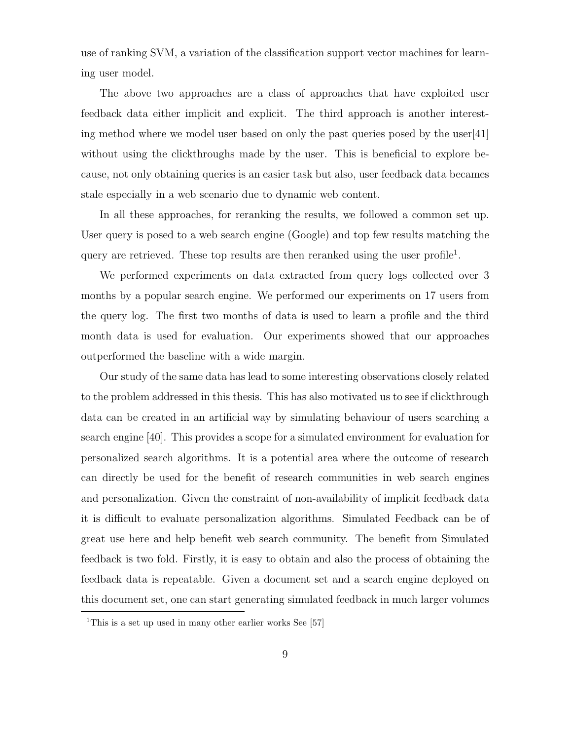use of ranking SVM, a variation of the classification support vector machines for learning user model.

The above two approaches are a class of approaches that have exploited user feedback data either implicit and explicit. The third approach is another interesting method where we model user based on only the past queries posed by the user[41] without using the clickthroughs made by the user. This is beneficial to explore because, not only obtaining queries is an easier task but also, user feedback data becames stale especially in a web scenario due to dynamic web content.

In all these approaches, for reranking the results, we followed a common set up. User query is posed to a web search engine (Google) and top few results matching the query are retrieved. These top results are then reranked using the user profile[1].

We performed experiments on data extracted from query logs collected over 3 months by a popular search engine. We performed our experiments on 17 users from the query log. The first two months of data is used to learn a profile and the third month data is used for evaluation. Our experiments showed that our approaches outperformed the baseline with a wide margin.

Our study of the same data has lead to some interesting observations closely related to the problem addressed in this thesis. This has also motivated us to see if clickthrough data can be created in an artificial way by simulating behaviour of users searching a search engine [40]. This provides a scope for a simulated environment for evaluation for personalized search algorithms. It is a potential area where the outcome of research can directly be used for the benefit of research communities in web search engines and personalization. Given the constraint of non-availability of implicit feedback data it is difficult to evaluate personalization algorithms. Simulated Feedback can be of great use here and help benefit web search community. The benefit from Simulated feedback is two fold. Firstly, it is easy to obtain and also the process of obtaining the feedback data is repeatable. Given a document set and a search engine deployed on this document set, one can start generating simulated feedback in much larger volumes

[1] This is a set up used in many other earlier works See [57]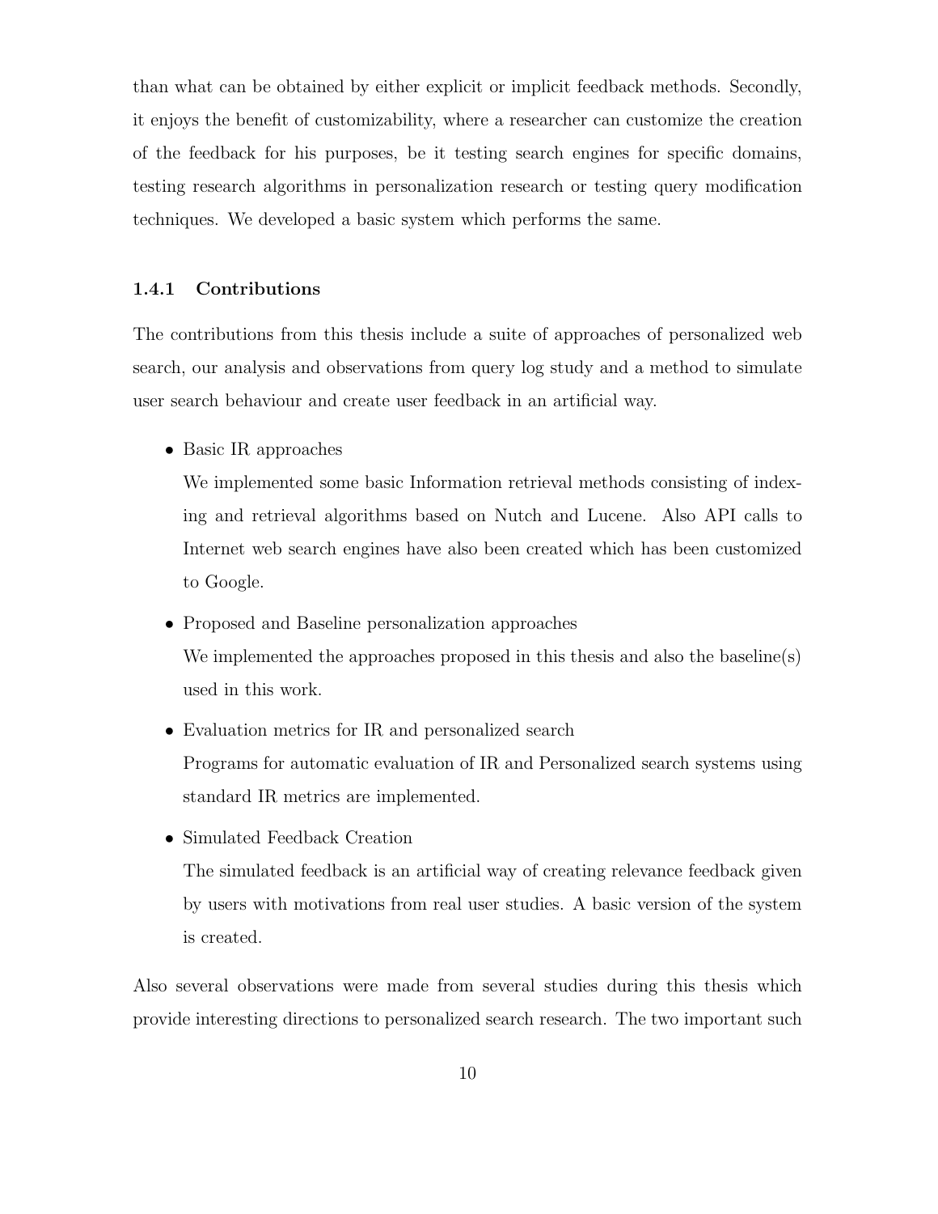than what can be obtained by either explicit or implicit feedback methods. Secondly, it enjoys the benefit of customizability, where a researcher can customize the creation of the feedback for his purposes, be it testing search engines for specific domains, testing research algorithms in personalization research or testing query modification techniques. We developed a basic system which performs the same.

### 1.4.1 Contributions

The contributions from this thesis include a suite of approaches of personalized web search, our analysis and observations from query log study and a method to simulate user search behaviour and create user feedback in an artificial way.

- Basic IR approaches

  We implemented some basic Information retrieval methods consisting of indexing and retrieval algorithms based on Nutch and Lucene. Also API calls to Internet web search engines have also been created which has been customized to Google.

- Proposed and Baseline personalization approaches

  We implemented the approaches proposed in this thesis and also the baseline(s) used in this work.

- Evaluation metrics for IR and personalized search

  Programs for automatic evaluation of IR and Personalized search systems using standard IR metrics are implemented.

- Simulated Feedback Creation

  The simulated feedback is an artificial way of creating relevance feedback given by users with motivations from real user studies. A basic version of the system is created.

Also several observations were made from several studies during this thesis which provide interesting directions to personalized search research. The two important such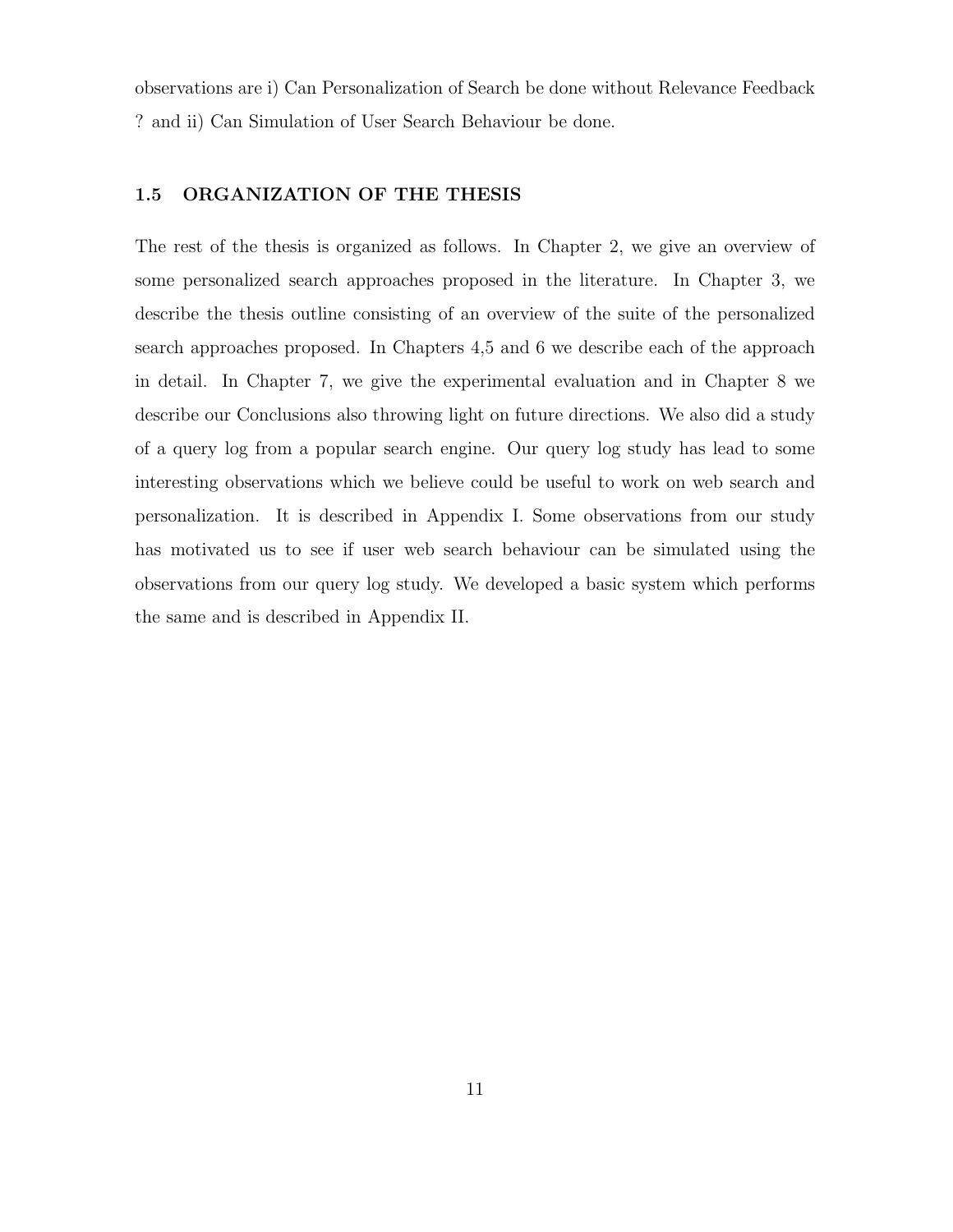observations are i) Can Personalization of Search be done without Relevance Feedback ? and ii) Can Simulation of User Search Behaviour be done.

## 1.5 ORGANIZATION OF THE THESIS

The rest of the thesis is organized as follows. In Chapter 2, we give an overview of some personalized search approaches proposed in the literature. In Chapter 3, we describe the thesis outline consisting of an overview of the suite of the personalized search approaches proposed. In Chapters 4,5 and 6 we describe each of the approach in detail. In Chapter 7, we give the experimental evaluation and in Chapter 8 we describe our Conclusions also throwing light on future directions. We also did a study of a query log from a popular search engine. Our query log study has lead to some interesting observations which we believe could be useful to work on web search and personalization. It is described in Appendix I. Some observations from our study has motivated us to see if user web search behaviour can be simulated using the observations from our query log study. We developed a basic system which performs the same and is described in Appendix II.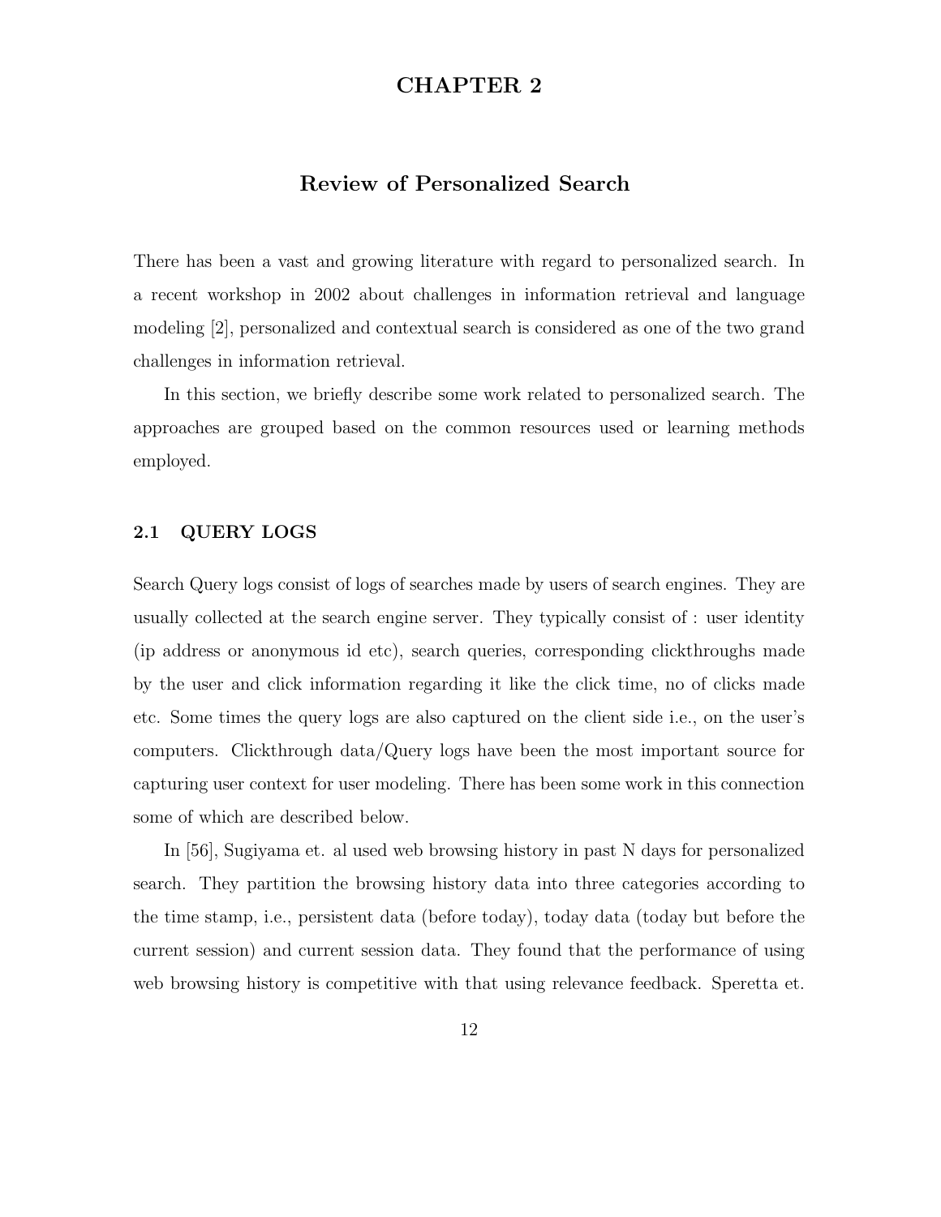# CHAPTER 2

## Review of Personalized Search

There has been a vast and growing literature with regard to personalized search. In a recent workshop in 2002 about challenges in information retrieval and language modeling [2], personalized and contextual search is considered as one of the two grand challenges in information retrieval.

In this section, we briefly describe some work related to personalized search. The approaches are grouped based on the common resources used or learning methods employed.

### 2.1 QUERY LOGS

Search Query logs consist of logs of searches made by users of search engines. They are usually collected at the search engine server. They typically consist of : user identity (ip address or anonymous id etc), search queries, corresponding clickthroughs made by the user and click information regarding it like the click time, no of clicks made etc. Some times the query logs are also captured on the client side i.e., on the user's computers. Clickthrough data/Query logs have been the most important source for capturing user context for user modeling. There has been some work in this connection some of which are described below.

In [56], Sugiyama et. al used web browsing history in past N days for personalized search. They partition the browsing history data into three categories according to the time stamp, i.e., persistent data (before today), today data (today but before the current session) and current session data. They found that the performance of using web browsing history is competitive with that using relevance feedback. Speretta et.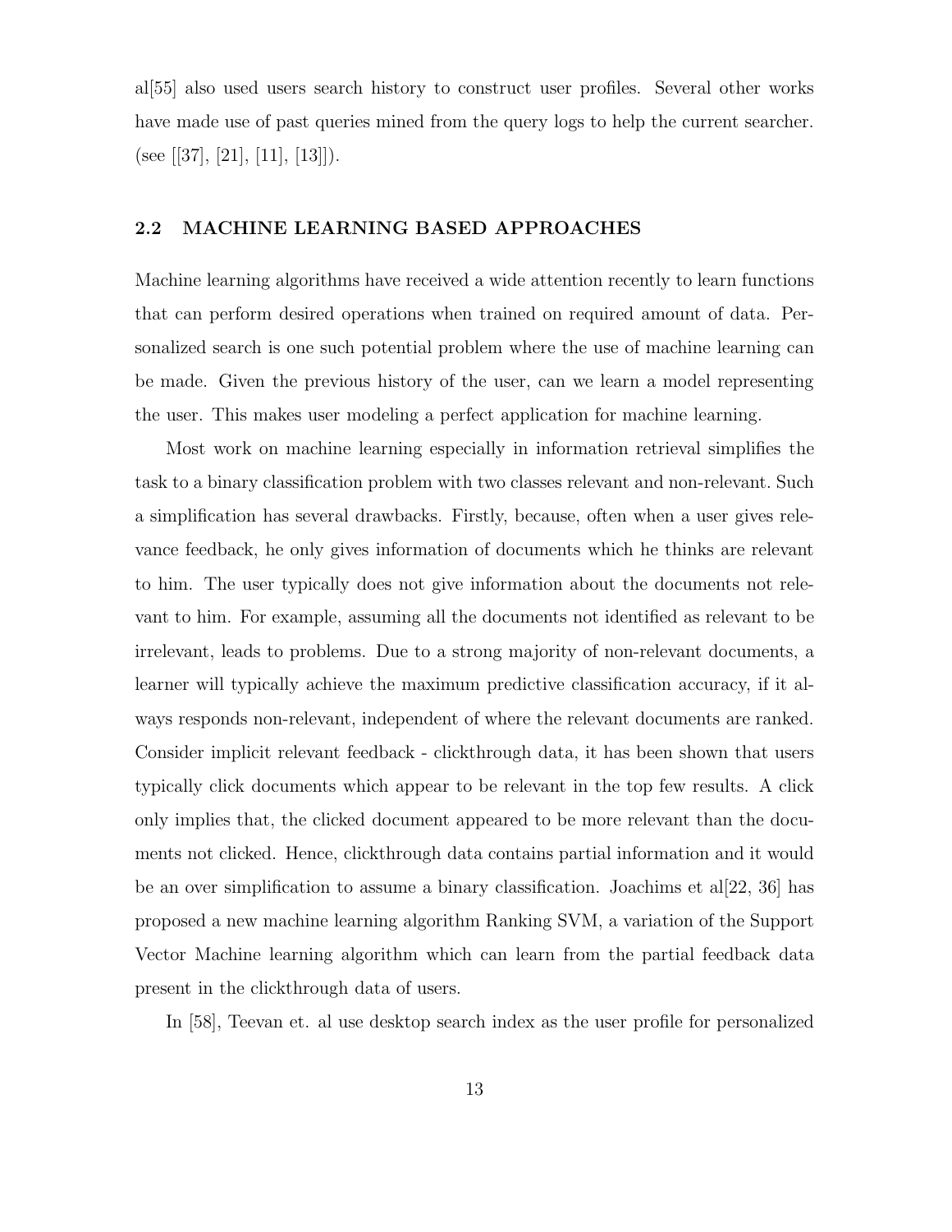al[55] also used users search history to construct user profiles. Several other works have made use of past queries mined from the query logs to help the current searcher. (see [[37], [21], [11], [13]]).

## 2.2 MACHINE LEARNING BASED APPROACHES

Machine learning algorithms have received a wide attention recently to learn functions that can perform desired operations when trained on required amount of data. Personalized search is one such potential problem where the use of machine learning can be made. Given the previous history of the user, can we learn a model representing the user. This makes user modeling a perfect application for machine learning.

Most work on machine learning especially in information retrieval simplifies the task to a binary classification problem with two classes relevant and non-relevant. Such a simplification has several drawbacks. Firstly, because, often when a user gives relevance feedback, he only gives information of documents which he thinks are relevant to him. The user typically does not give information about the documents not relevant to him. For example, assuming all the documents not identified as relevant to be irrelevant, leads to problems. Due to a strong majority of non-relevant documents, a learner will typically achieve the maximum predictive classification accuracy, if it always responds non-relevant, independent of where the relevant documents are ranked. Consider implicit relevant feedback - clickthrough data, it has been shown that users typically click documents which appear to be relevant in the top few results. A click only implies that, the clicked document appeared to be more relevant than the documents not clicked. Hence, clickthrough data contains partial information and it would be an over simplification to assume a binary classification. Joachims et al[22, 36] has proposed a new machine learning algorithm Ranking SVM, a variation of the Support Vector Machine learning algorithm which can learn from the partial feedback data present in the clickthrough data of users.

In [58], Teevan et. al use desktop search index as the user profile for personalized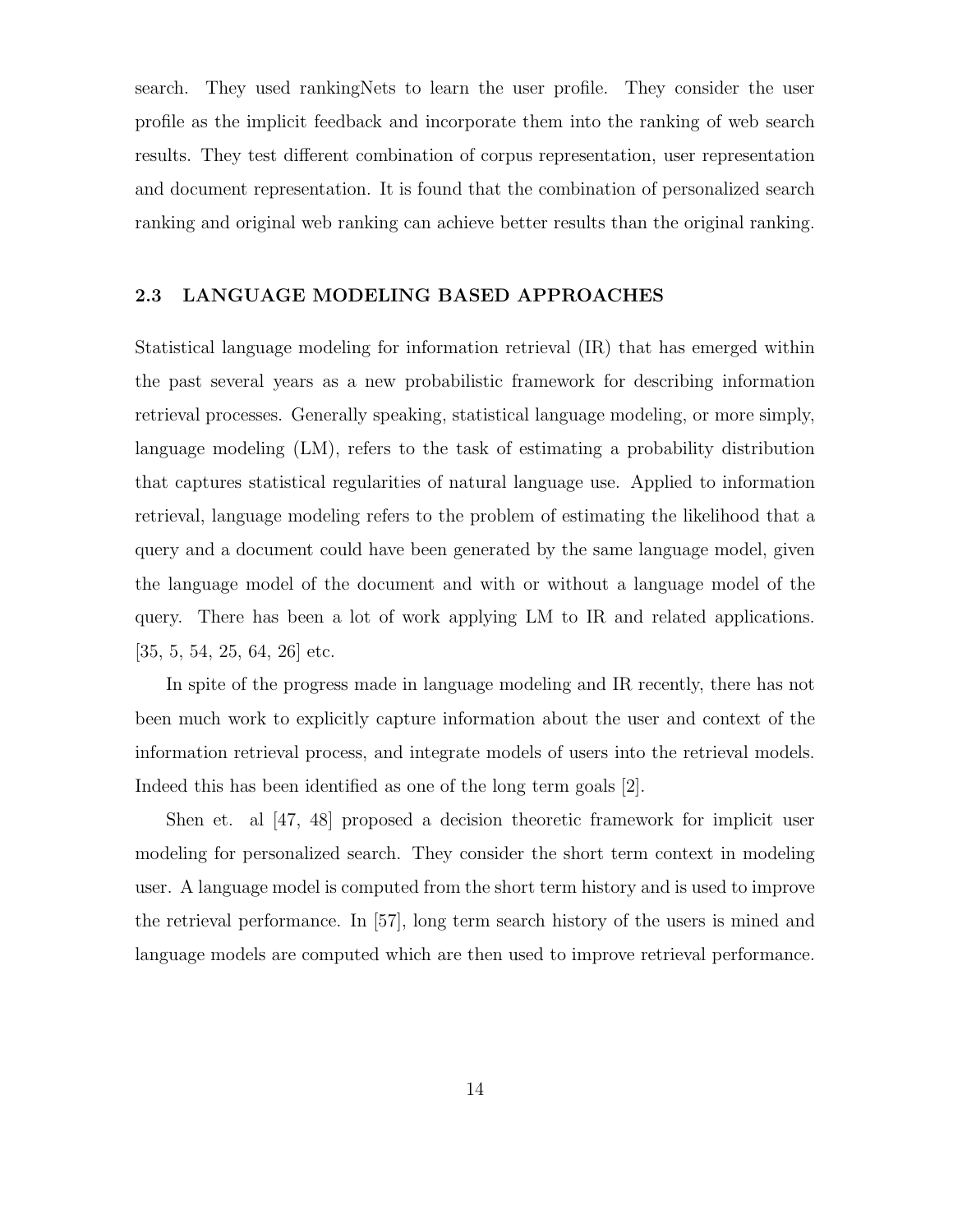search. They used rankingNets to learn the user profile. They consider the user profile as the implicit feedback and incorporate them into the ranking of web search results. They test different combination of corpus representation, user representation and document representation. It is found that the combination of personalized search ranking and original web ranking can achieve better results than the original ranking.

## 2.3 LANGUAGE MODELING BASED APPROACHES

Statistical language modeling for information retrieval (IR) that has emerged within the past several years as a new probabilistic framework for describing information retrieval processes. Generally speaking, statistical language modeling, or more simply, language modeling (LM), refers to the task of estimating a probability distribution that captures statistical regularities of natural language use. Applied to information retrieval, language modeling refers to the problem of estimating the likelihood that a query and a document could have been generated by the same language model, given the language model of the document and with or without a language model of the query. There has been a lot of work applying LM to IR and related applications. [35, 5, 54, 25, 64, 26] etc.

In spite of the progress made in language modeling and IR recently, there has not been much work to explicitly capture information about the user and context of the information retrieval process, and integrate models of users into the retrieval models. Indeed this has been identified as one of the long term goals [2].

Shen et. al [47, 48] proposed a decision theoretic framework for implicit user modeling for personalized search. They consider the short term context in modeling user. A language model is computed from the short term history and is used to improve the retrieval performance. In [57], long term search history of the users is mined and language models are computed which are then used to improve retrieval performance.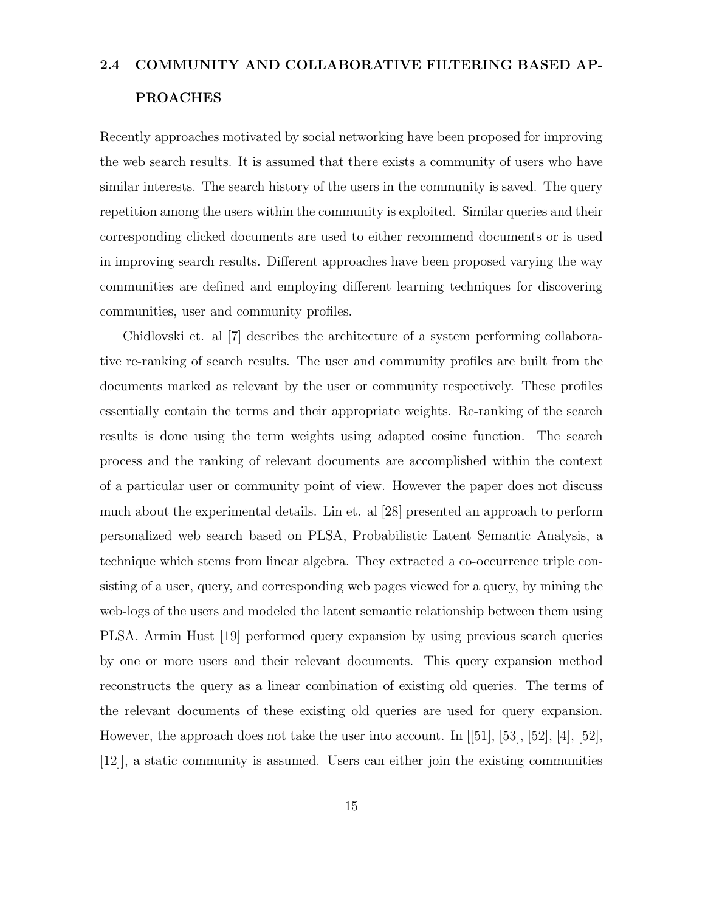## 2.4 COMMUNITY AND COLLABORATIVE FILTERING BASED APPROACHES

Recently approaches motivated by social networking have been proposed for improving the web search results. It is assumed that there exists a community of users who have similar interests. The search history of the users in the community is saved. The query repetition among the users within the community is exploited. Similar queries and their corresponding clicked documents are used to either recommend documents or is used in improving search results. Different approaches have been proposed varying the way communities are defined and employing different learning techniques for discovering communities, user and community profiles.

Chidlovski et. al [7] describes the architecture of a system performing collaborative re-ranking of search results. The user and community profiles are built from the documents marked as relevant by the user or community respectively. These profiles essentially contain the terms and their appropriate weights. Re-ranking of the search results is done using the term weights using adapted cosine function. The search process and the ranking of relevant documents are accomplished within the context of a particular user or community point of view. However the paper does not discuss much about the experimental details. Lin et. al [28] presented an approach to perform personalized web search based on PLSA, Probabilistic Latent Semantic Analysis, a technique which stems from linear algebra. They extracted a co-occurrence triple consisting of a user, query, and corresponding web pages viewed for a query, by mining the web-logs of the users and modeled the latent semantic relationship between them using PLSA. Armin Hust [19] performed query expansion by using previous search queries by one or more users and their relevant documents. This query expansion method reconstructs the query as a linear combination of existing old queries. The terms of the relevant documents of these existing old queries are used for query expansion. However, the approach does not take the user into account. In [[51], [53], [52], [4], [52], [12]], a static community is assumed. Users can either join the existing communities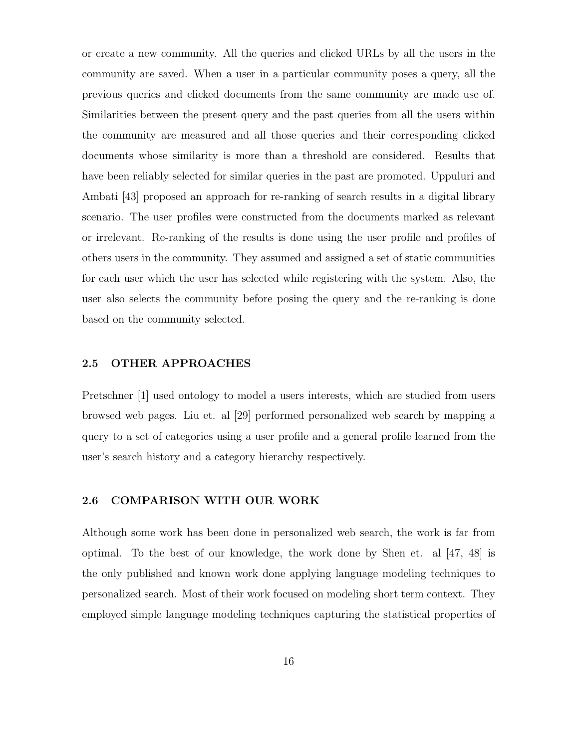or create a new community. All the queries and clicked URLs by all the users in the community are saved. When a user in a particular community poses a query, all the previous queries and clicked documents from the same community are made use of. Similarities between the present query and the past queries from all the users within the community are measured and all those queries and their corresponding clicked documents whose similarity is more than a threshold are considered. Results that have been reliably selected for similar queries in the past are promoted. Uppuluri and Ambati [43] proposed an approach for re-ranking of search results in a digital library scenario. The user profiles were constructed from the documents marked as relevant or irrelevant. Re-ranking of the results is done using the user profile and profiles of others users in the community. They assumed and assigned a set of static communities for each user which the user has selected while registering with the system. Also, the user also selects the community before posing the query and the re-ranking is done based on the community selected.

### 2.5 OTHER APPROACHES

Pretschner [1] used ontology to model a users interests, which are studied from users browsed web pages. Liu et. al [29] performed personalized web search by mapping a query to a set of categories using a user profile and a general profile learned from the user's search history and a category hierarchy respectively.

### 2.6 COMPARISON WITH OUR WORK

Although some work has been done in personalized web search, the work is far from optimal. To the best of our knowledge, the work done by Shen et. al [47, 48] is the only published and known work done applying language modeling techniques to personalized search. Most of their work focused on modeling short term context. They employed simple language modeling techniques capturing the statistical properties of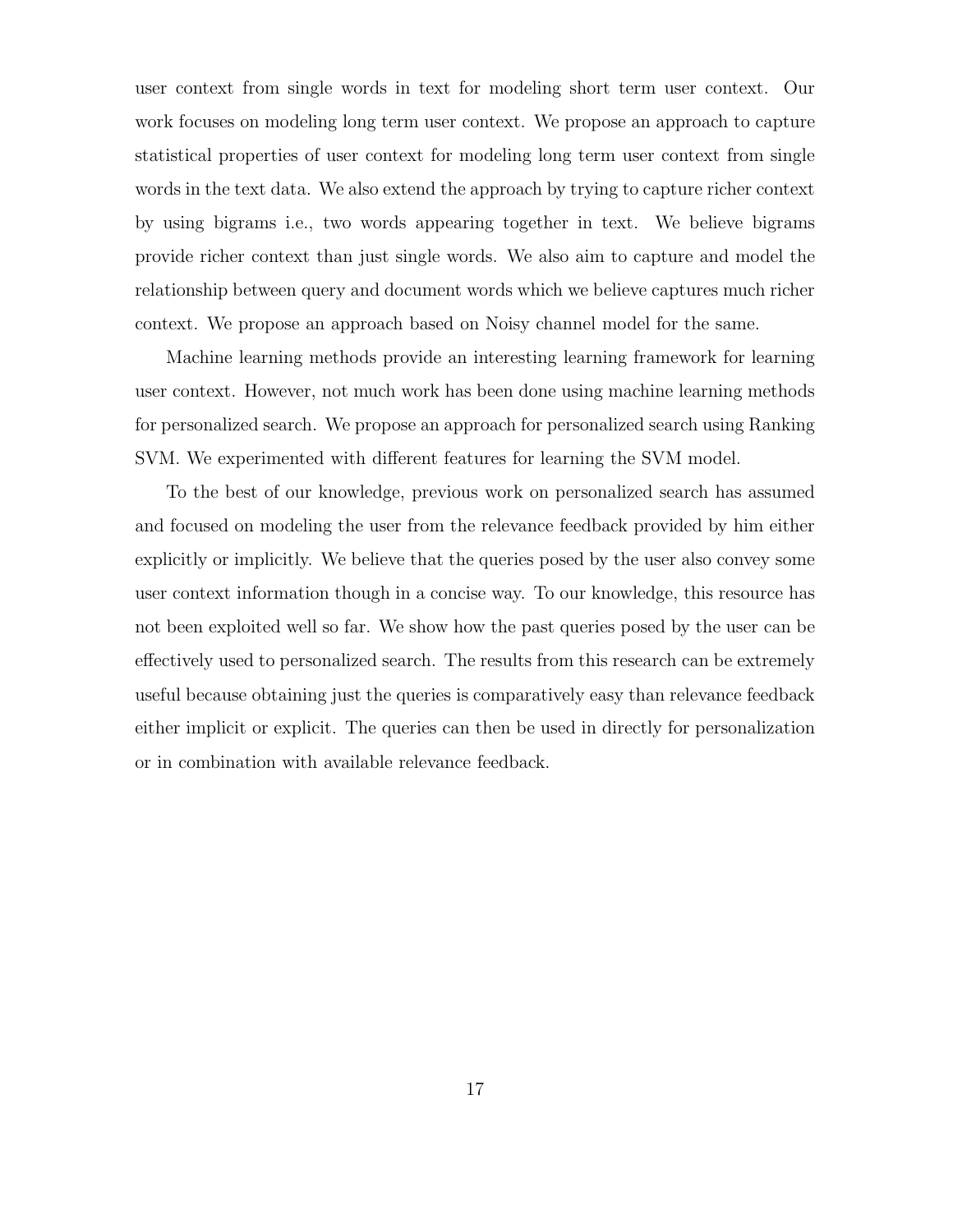user context from single words in text for modeling short term user context. Our work focuses on modeling long term user context. We propose an approach to capture statistical properties of user context for modeling long term user context from single words in the text data. We also extend the approach by trying to capture richer context by using bigrams i.e., two words appearing together in text. We believe bigrams provide richer context than just single words. We also aim to capture and model the relationship between query and document words which we believe captures much richer context. We propose an approach based on Noisy channel model for the same.

Machine learning methods provide an interesting learning framework for learning user context. However, not much work has been done using machine learning methods for personalized search. We propose an approach for personalized search using Ranking SVM. We experimented with different features for learning the SVM model.

To the best of our knowledge, previous work on personalized search has assumed and focused on modeling the user from the relevance feedback provided by him either explicitly or implicitly. We believe that the queries posed by the user also convey some user context information though in a concise way. To our knowledge, this resource has not been exploited well so far. We show how the past queries posed by the user can be effectively used to personalized search. The results from this research can be extremely useful because obtaining just the queries is comparatively easy than relevance feedback either implicit or explicit. The queries can then be used in directly for personalization or in combination with available relevance feedback.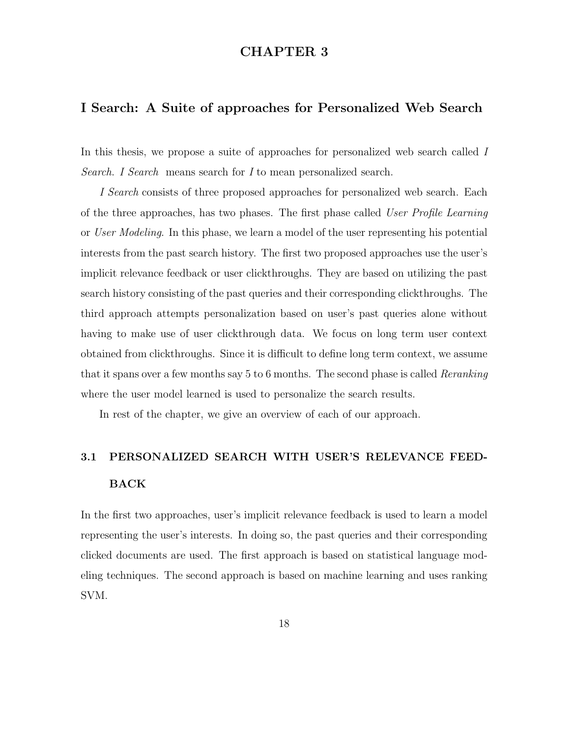# CHAPTER 3

## I Search: A Suite of approaches for Personalized Web Search

In this thesis, we propose a suite of approaches for personalized web search called *I Search*. *I Search* means search for *I* to mean personalized search.

*I Search* consists of three proposed approaches for personalized web search. Each of the three approaches, has two phases. The first phase called *User Profile Learning* or *User Modeling*. In this phase, we learn a model of the user representing his potential interests from the past search history. The first two proposed approaches use the user's implicit relevance feedback or user clickthroughs. They are based on utilizing the past search history consisting of the past queries and their corresponding clickthroughs. The third approach attempts personalization based on user's past queries alone without having to make use of user clickthrough data. We focus on long term user context obtained from clickthroughs. Since it is difficult to define long term context, we assume that it spans over a few months say 5 to 6 months. The second phase is called *Reranking* where the user model learned is used to personalize the search results.

In rest of the chapter, we give an overview of each of our approach.

### 3.1 PERSONALIZED SEARCH WITH USER'S RELEVANCE FEEDBACK

In the first two approaches, user's implicit relevance feedback is used to learn a model representing the user's interests. In doing so, the past queries and their corresponding clicked documents are used. The first approach is based on statistical language modeling techniques. The second approach is based on machine learning and uses ranking SVM.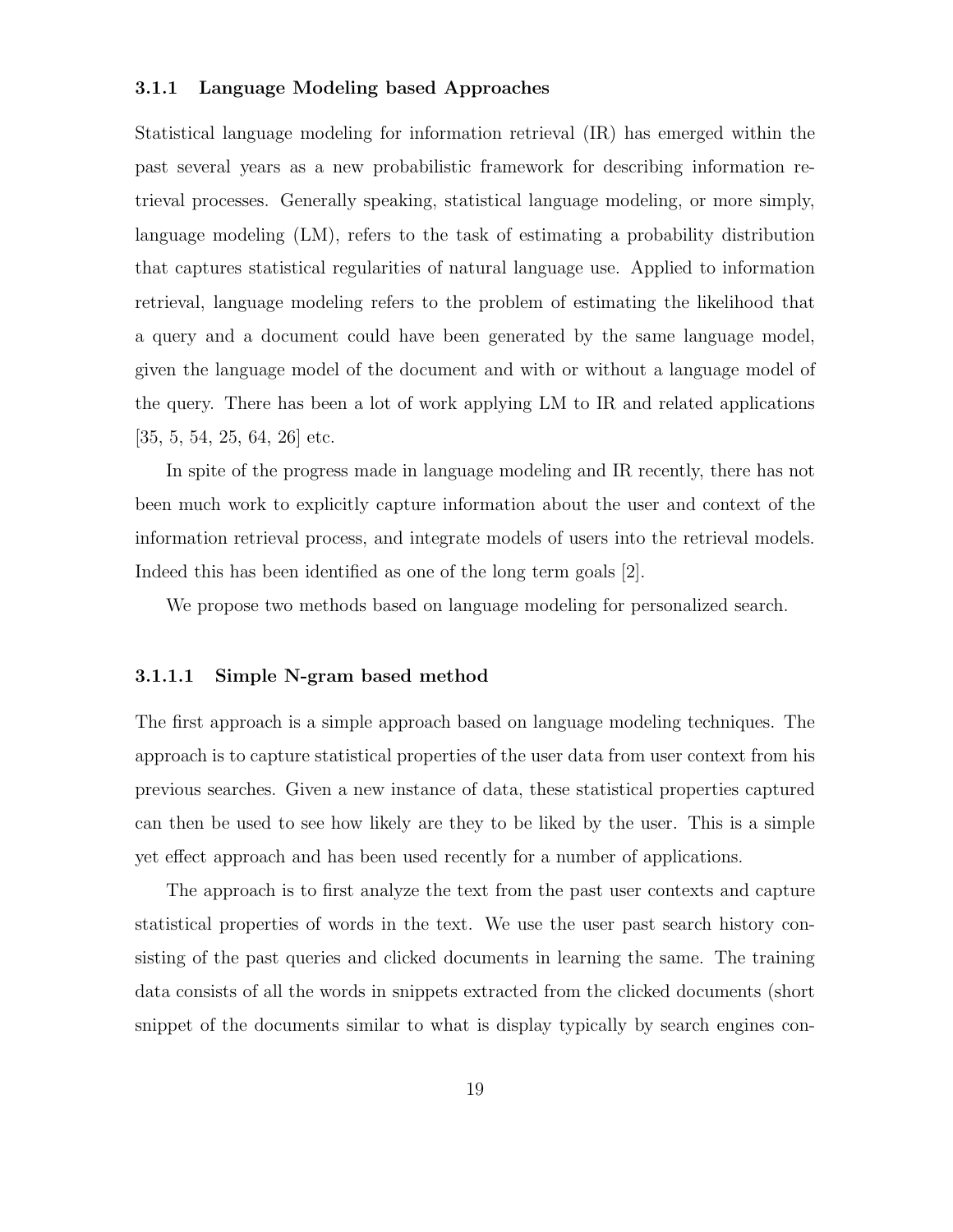### 3.1.1 Language Modeling based Approaches

Statistical language modeling for information retrieval (IR) has emerged within the past several years as a new probabilistic framework for describing information retrieval processes. Generally speaking, statistical language modeling, or more simply, language modeling (LM), refers to the task of estimating a probability distribution that captures statistical regularities of natural language use. Applied to information retrieval, language modeling refers to the problem of estimating the likelihood that a query and a document could have been generated by the same language model, given the language model of the document and with or without a language model of the query. There has been a lot of work applying LM to IR and related applications [35, 5, 54, 25, 64, 26] etc.

In spite of the progress made in language modeling and IR recently, there has not been much work to explicitly capture information about the user and context of the information retrieval process, and integrate models of users into the retrieval models. Indeed this has been identified as one of the long term goals [2].

We propose two methods based on language modeling for personalized search.

#### 3.1.1.1 Simple N-gram based method

The first approach is a simple approach based on language modeling techniques. The approach is to capture statistical properties of the user data from user context from his previous searches. Given a new instance of data, these statistical properties captured can then be used to see how likely are they to be liked by the user. This is a simple yet effect approach and has been used recently for a number of applications.

The approach is to first analyze the text from the past user contexts and capture statistical properties of words in the text. We use the user past search history consisting of the past queries and clicked documents in learning the same. The training data consists of all the words in snippets extracted from the clicked documents (short snippet of the documents similar to what is display typically by search engines con-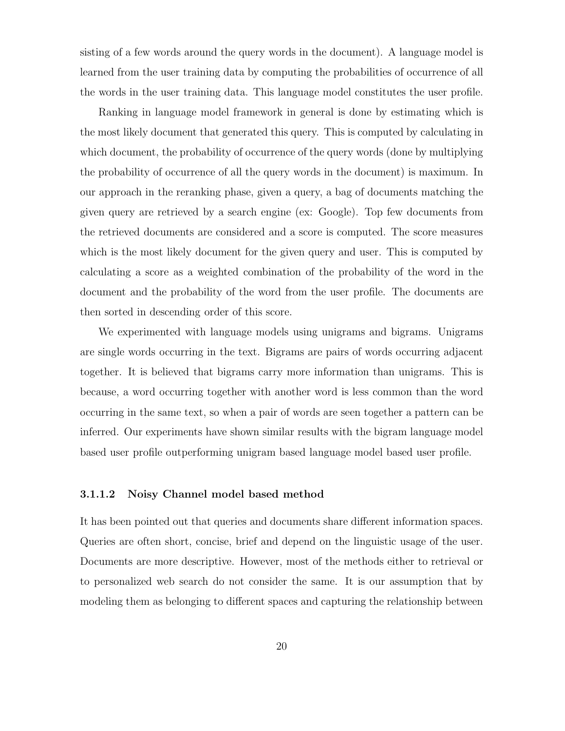sisting of a few words around the query words in the document). A language model is learned from the user training data by computing the probabilities of occurrence of all the words in the user training data. This language model constitutes the user profile.

Ranking in language model framework in general is done by estimating which is the most likely document that generated this query. This is computed by calculating in which document, the probability of occurrence of the query words (done by multiplying the probability of occurrence of all the query words in the document) is maximum. In our approach in the reranking phase, given a query, a bag of documents matching the given query are retrieved by a search engine (ex: Google). Top few documents from the retrieved documents are considered and a score is computed. The score measures which is the most likely document for the given query and user. This is computed by calculating a score as a weighted combination of the probability of the word in the document and the probability of the word from the user profile. The documents are then sorted in descending order of this score.

We experimented with language models using unigrams and bigrams. Unigrams are single words occurring in the text. Bigrams are pairs of words occurring adjacent together. It is believed that bigrams carry more information than unigrams. This is because, a word occurring together with another word is less common than the word occurring in the same text, so when a pair of words are seen together a pattern can be inferred. Our experiments have shown similar results with the bigram language model based user profile outperforming unigram based language model based user profile.

#### 3.1.1.2 Noisy Channel model based method

It has been pointed out that queries and documents share different information spaces. Queries are often short, concise, brief and depend on the linguistic usage of the user. Documents are more descriptive. However, most of the methods either to retrieval or to personalized web search do not consider the same. It is our assumption that by modeling them as belonging to different spaces and capturing the relationship between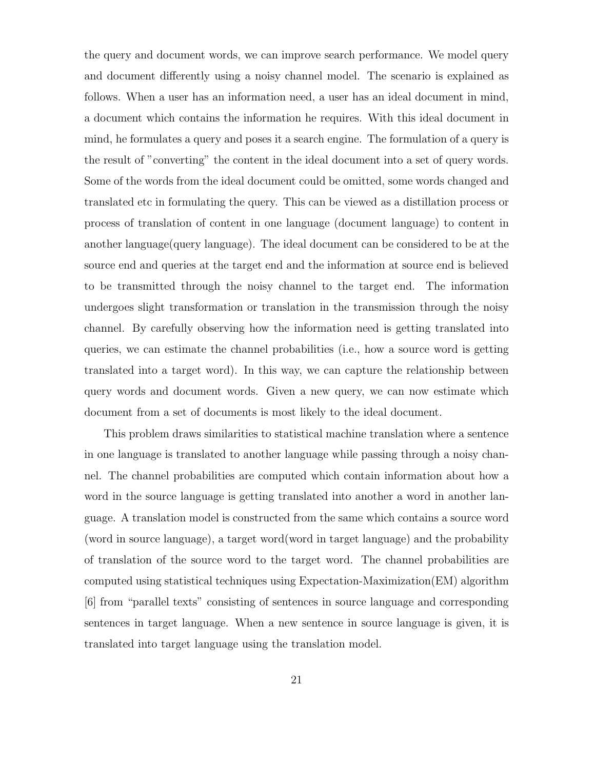the query and document words, we can improve search performance. We model query and document differently using a noisy channel model. The scenario is explained as follows. When a user has an information need, a user has an ideal document in mind, a document which contains the information he requires. With this ideal document in mind, he formulates a query and poses it a search engine. The formulation of a query is the result of "converting" the content in the ideal document into a set of query words. Some of the words from the ideal document could be omitted, some words changed and translated etc in formulating the query. This can be viewed as a distillation process or process of translation of content in one language (document language) to content in another language(query language). The ideal document can be considered to be at the source end and queries at the target end and the information at source end is believed to be transmitted through the noisy channel to the target end. The information undergoes slight transformation or translation in the transmission through the noisy channel. By carefully observing how the information need is getting translated into queries, we can estimate the channel probabilities (i.e., how a source word is getting translated into a target word). In this way, we can capture the relationship between query words and document words. Given a new query, we can now estimate which document from a set of documents is most likely to the ideal document.

This problem draws similarities to statistical machine translation where a sentence in one language is translated to another language while passing through a noisy channel. The channel probabilities are computed which contain information about how a word in the source language is getting translated into another a word in another language. A translation model is constructed from the same which contains a source word (word in source language), a target word(word in target language) and the probability of translation of the source word to the target word. The channel probabilities are computed using statistical techniques using Expectation-Maximization(EM) algorithm [6] from "parallel texts" consisting of sentences in source language and corresponding sentences in target language. When a new sentence in source language is given, it is translated into target language using the translation model.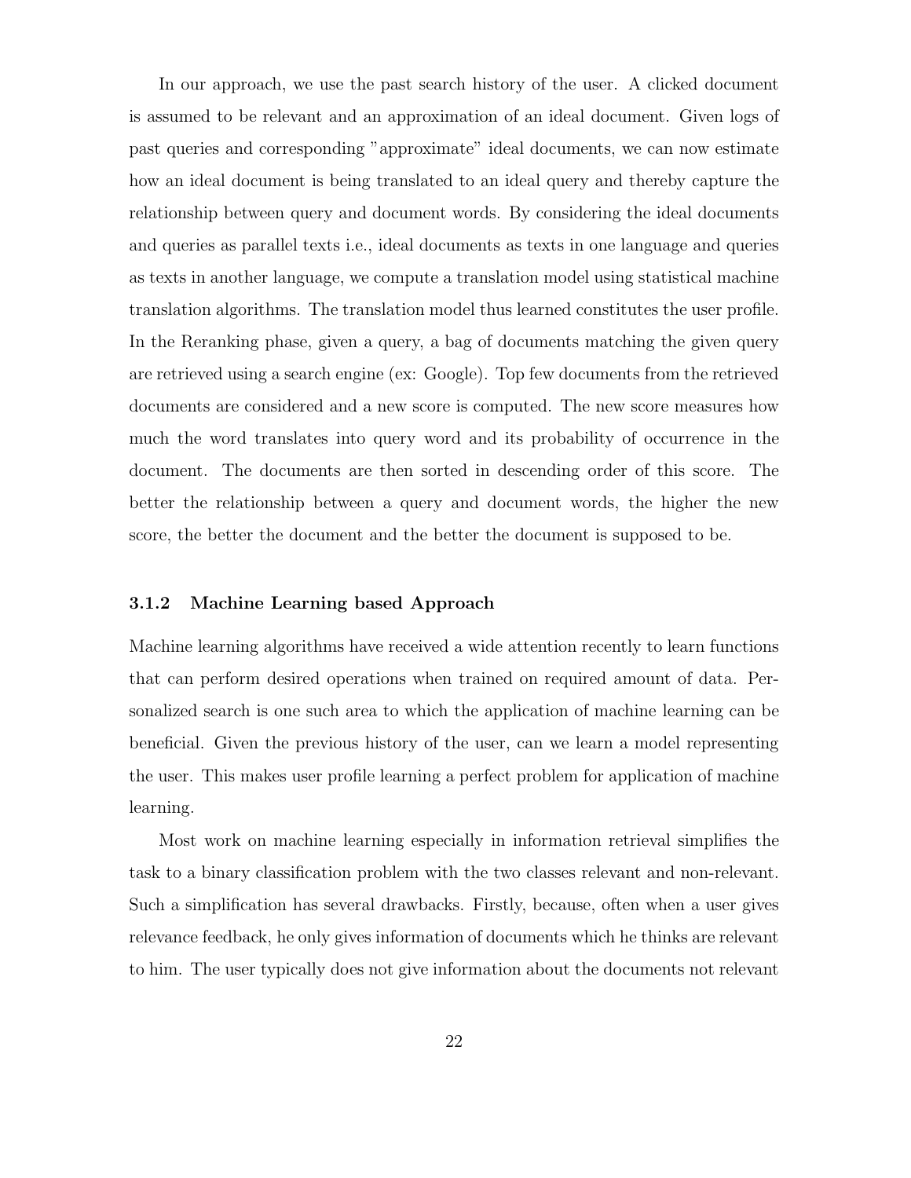In our approach, we use the past search history of the user. A clicked document is assumed to be relevant and an approximation of an ideal document. Given logs of past queries and corresponding "approximate" ideal documents, we can now estimate how an ideal document is being translated to an ideal query and thereby capture the relationship between query and document words. By considering the ideal documents and queries as parallel texts i.e., ideal documents as texts in one language and queries as texts in another language, we compute a translation model using statistical machine translation algorithms. The translation model thus learned constitutes the user profile. In the Reranking phase, given a query, a bag of documents matching the given query are retrieved using a search engine (ex: Google). Top few documents from the retrieved documents are considered and a new score is computed. The new score measures how much the word translates into query word and its probability of occurrence in the document. The documents are then sorted in descending order of this score. The better the relationship between a query and document words, the higher the new score, the better the document and the better the document is supposed to be.

### 3.1.2 Machine Learning based Approach

Machine learning algorithms have received a wide attention recently to learn functions that can perform desired operations when trained on required amount of data. Personalized search is one such area to which the application of machine learning can be beneficial. Given the previous history of the user, can we learn a model representing the user. This makes user profile learning a perfect problem for application of machine learning.

Most work on machine learning especially in information retrieval simplifies the task to a binary classification problem with the two classes relevant and non-relevant. Such a simplification has several drawbacks. Firstly, because, often when a user gives relevance feedback, he only gives information of documents which he thinks are relevant to him. The user typically does not give information about the documents not relevant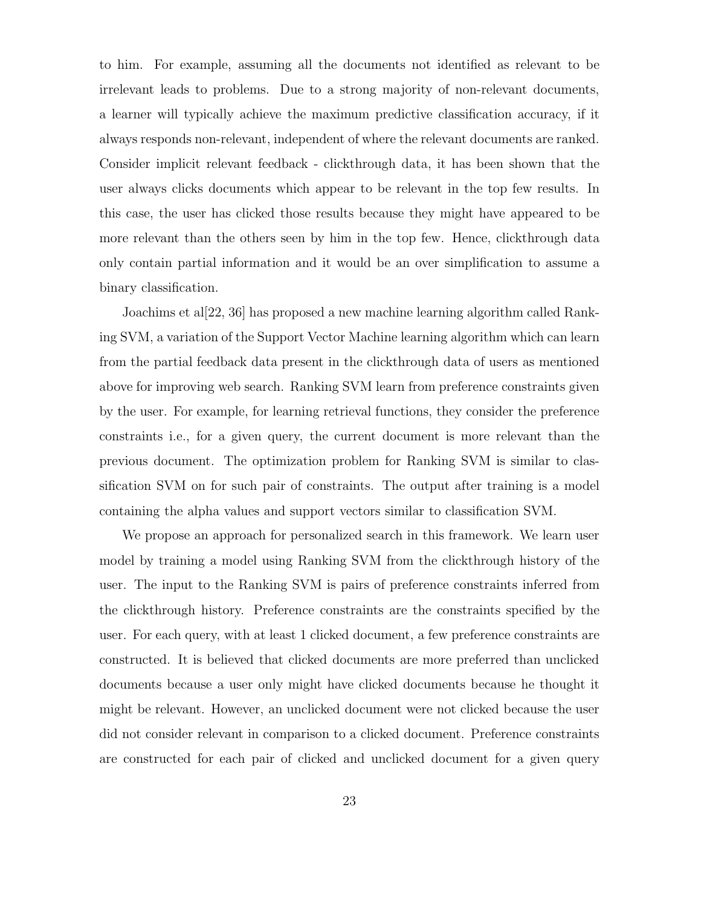to him. For example, assuming all the documents not identified as relevant to be irrelevant leads to problems. Due to a strong majority of non-relevant documents, a learner will typically achieve the maximum predictive classification accuracy, if it always responds non-relevant, independent of where the relevant documents are ranked. Consider implicit relevant feedback - clickthrough data, it has been shown that the user always clicks documents which appear to be relevant in the top few results. In this case, the user has clicked those results because they might have appeared to be more relevant than the others seen by him in the top few. Hence, clickthrough data only contain partial information and it would be an over simplification to assume a binary classification.

Joachims et al[22, 36] has proposed a new machine learning algorithm called Ranking SVM, a variation of the Support Vector Machine learning algorithm which can learn from the partial feedback data present in the clickthrough data of users as mentioned above for improving web search. Ranking SVM learn from preference constraints given by the user. For example, for learning retrieval functions, they consider the preference constraints i.e., for a given query, the current document is more relevant than the previous document. The optimization problem for Ranking SVM is similar to classification SVM on for such pair of constraints. The output after training is a model containing the alpha values and support vectors similar to classification SVM.

We propose an approach for personalized search in this framework. We learn user model by training a model using Ranking SVM from the clickthrough history of the user. The input to the Ranking SVM is pairs of preference constraints inferred from the clickthrough history. Preference constraints are the constraints specified by the user. For each query, with at least 1 clicked document, a few preference constraints are constructed. It is believed that clicked documents are more preferred than unclicked documents because a user only might have clicked documents because he thought it might be relevant. However, an unclicked document were not clicked because the user did not consider relevant in comparison to a clicked document. Preference constraints are constructed for each pair of clicked and unclicked document for a given query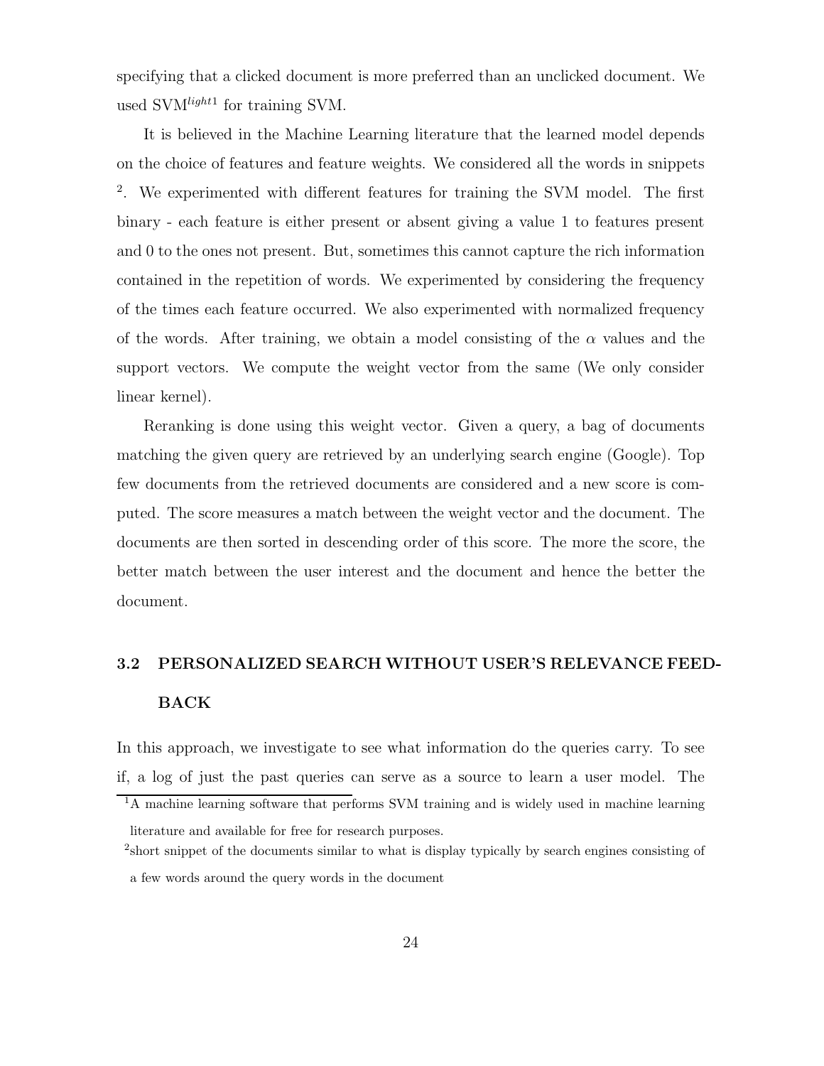specifying that a clicked document is more preferred than an unclicked document. We used SVM$^{light}$[1] for training SVM.

It is believed in the Machine Learning literature that the learned model depends on the choice of features and feature weights. We considered all the words in snippets [2]. We experimented with different features for training the SVM model. The first binary - each feature is either present or absent giving a value 1 to features present and 0 to the ones not present. But, sometimes this cannot capture the rich information contained in the repetition of words. We experimented by considering the frequency of the times each feature occurred. We also experimented with normalized frequency of the words. After training, we obtain a model consisting of the $\alpha$ values and the support vectors. We compute the weight vector from the same (We only consider linear kernel).

Reranking is done using this weight vector. Given a query, a bag of documents matching the given query are retrieved by an underlying search engine (Google). Top few documents from the retrieved documents are considered and a new score is computed. The score measures a match between the weight vector and the document. The documents are then sorted in descending order of this score. The more the score, the better match between the user interest and the document and hence the better the document.

## 3.2 PERSONALIZED SEARCH WITHOUT USER'S RELEVANCE FEEDBACK

In this approach, we investigate to see what information do the queries carry. To see if, a log of just the past queries can serve as a source to learn a user model. The

[1] A machine learning software that performs SVM training and is widely used in machine learning literature and available for free for research purposes.

[2] short snippet of the documents similar to what is display typically by search engines consisting of a few words around the query words in the document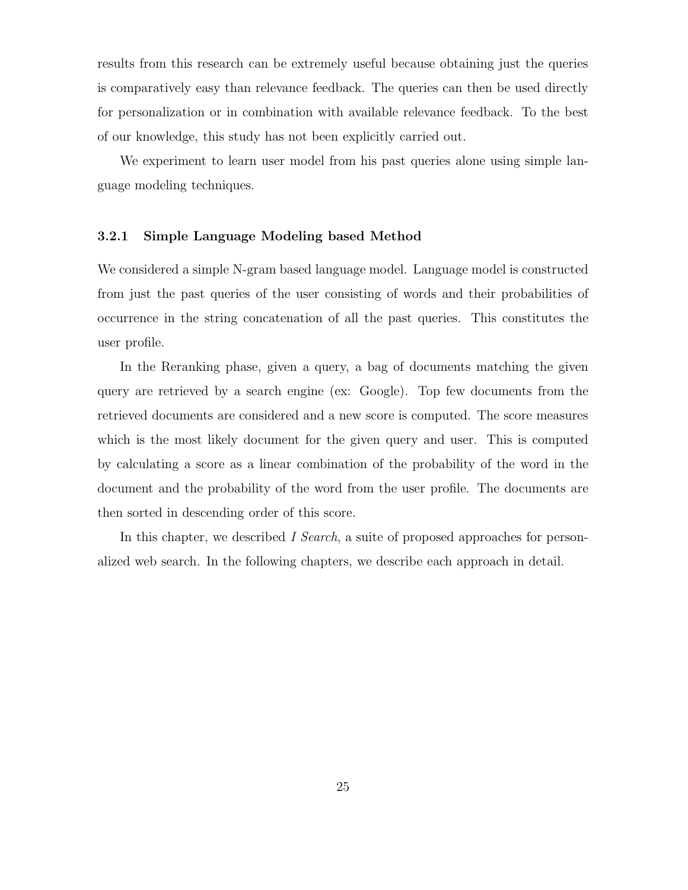results from this research can be extremely useful because obtaining just the queries is comparatively easy than relevance feedback. The queries can then be used directly for personalization or in combination with available relevance feedback. To the best of our knowledge, this study has not been explicitly carried out.

We experiment to learn user model from his past queries alone using simple language modeling techniques.

### 3.2.1 Simple Language Modeling based Method

We considered a simple N-gram based language model. Language model is constructed from just the past queries of the user consisting of words and their probabilities of occurrence in the string concatenation of all the past queries. This constitutes the user profile.

In the Reranking phase, given a query, a bag of documents matching the given query are retrieved by a search engine (ex: Google). Top few documents from the retrieved documents are considered and a new score is computed. The score measures which is the most likely document for the given query and user. This is computed by calculating a score as a linear combination of the probability of the word in the document and the probability of the word from the user profile. The documents are then sorted in descending order of this score.

In this chapter, we described *I Search*, a suite of proposed approaches for personalized web search. In the following chapters, we describe each approach in detail.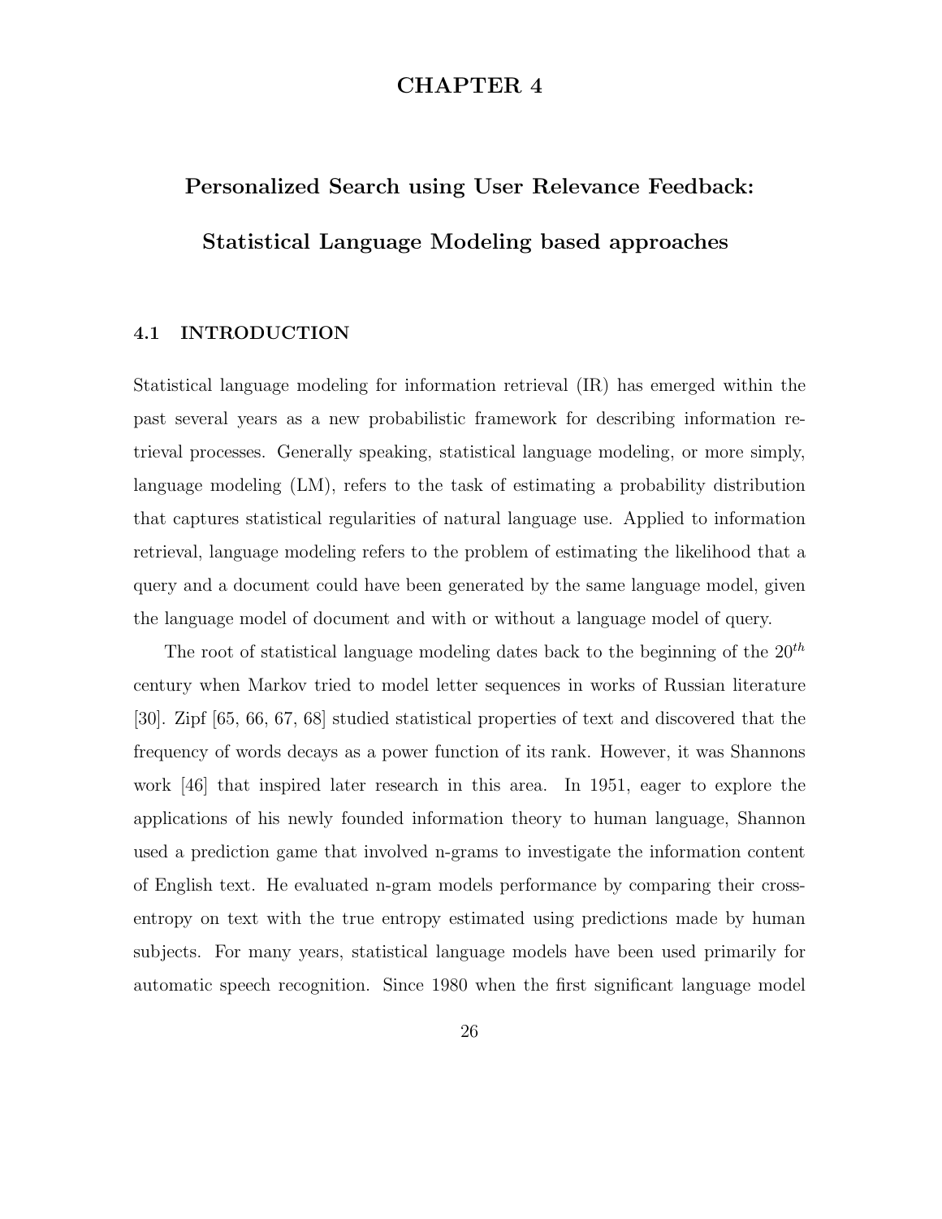# CHAPTER 4

# Personalized Search using User Relevance Feedback: Statistical Language Modeling based approaches

## 4.1 INTRODUCTION

Statistical language modeling for information retrieval (IR) has emerged within the past several years as a new probabilistic framework for describing information retrieval processes. Generally speaking, statistical language modeling, or more simply, language modeling (LM), refers to the task of estimating a probability distribution that captures statistical regularities of natural language use. Applied to information retrieval, language modeling refers to the problem of estimating the likelihood that a query and a document could have been generated by the same language model, given the language model of document and with or without a language model of query.

The root of statistical language modeling dates back to the beginning of the $20^{th}$ century when Markov tried to model letter sequences in works of Russian literature [30]. Zipf [65, 66, 67, 68] studied statistical properties of text and discovered that the frequency of words decays as a power function of its rank. However, it was Shannons work [46] that inspired later research in this area. In 1951, eager to explore the applications of his newly founded information theory to human language, Shannon used a prediction game that involved n-grams to investigate the information content of English text. He evaluated n-gram models performance by comparing their cross-entropy on text with the true entropy estimated using predictions made by human subjects. For many years, statistical language models have been used primarily for automatic speech recognition. Since 1980 when the first significant language model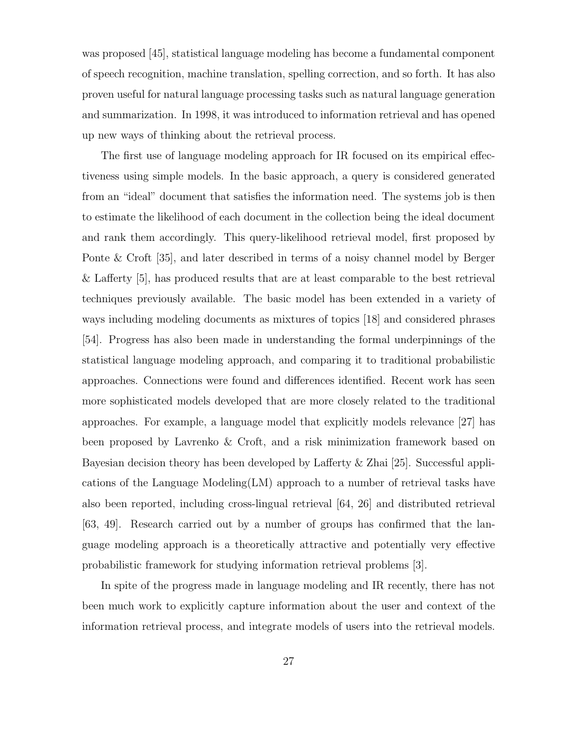was proposed [45], statistical language modeling has become a fundamental component of speech recognition, machine translation, spelling correction, and so forth. It has also proven useful for natural language processing tasks such as natural language generation and summarization. In 1998, it was introduced to information retrieval and has opened up new ways of thinking about the retrieval process.

The first use of language modeling approach for IR focused on its empirical effectiveness using simple models. In the basic approach, a query is considered generated from an "ideal" document that satisfies the information need. The systems job is then to estimate the likelihood of each document in the collection being the ideal document and rank them accordingly. This query-likelihood retrieval model, first proposed by Ponte & Croft [35], and later described in terms of a noisy channel model by Berger & Lafferty [5], has produced results that are at least comparable to the best retrieval techniques previously available. The basic model has been extended in a variety of ways including modeling documents as mixtures of topics [18] and considered phrases [54]. Progress has also been made in understanding the formal underpinnings of the statistical language modeling approach, and comparing it to traditional probabilistic approaches. Connections were found and differences identified. Recent work has seen more sophisticated models developed that are more closely related to the traditional approaches. For example, a language model that explicitly models relevance [27] has been proposed by Lavrenko & Croft, and a risk minimization framework based on Bayesian decision theory has been developed by Lafferty & Zhai [25]. Successful applications of the Language Modeling(LM) approach to a number of retrieval tasks have also been reported, including cross-lingual retrieval [64, 26] and distributed retrieval [63, 49]. Research carried out by a number of groups has confirmed that the language modeling approach is a theoretically attractive and potentially very effective probabilistic framework for studying information retrieval problems [3].

In spite of the progress made in language modeling and IR recently, there has not been much work to explicitly capture information about the user and context of the information retrieval process, and integrate models of users into the retrieval models.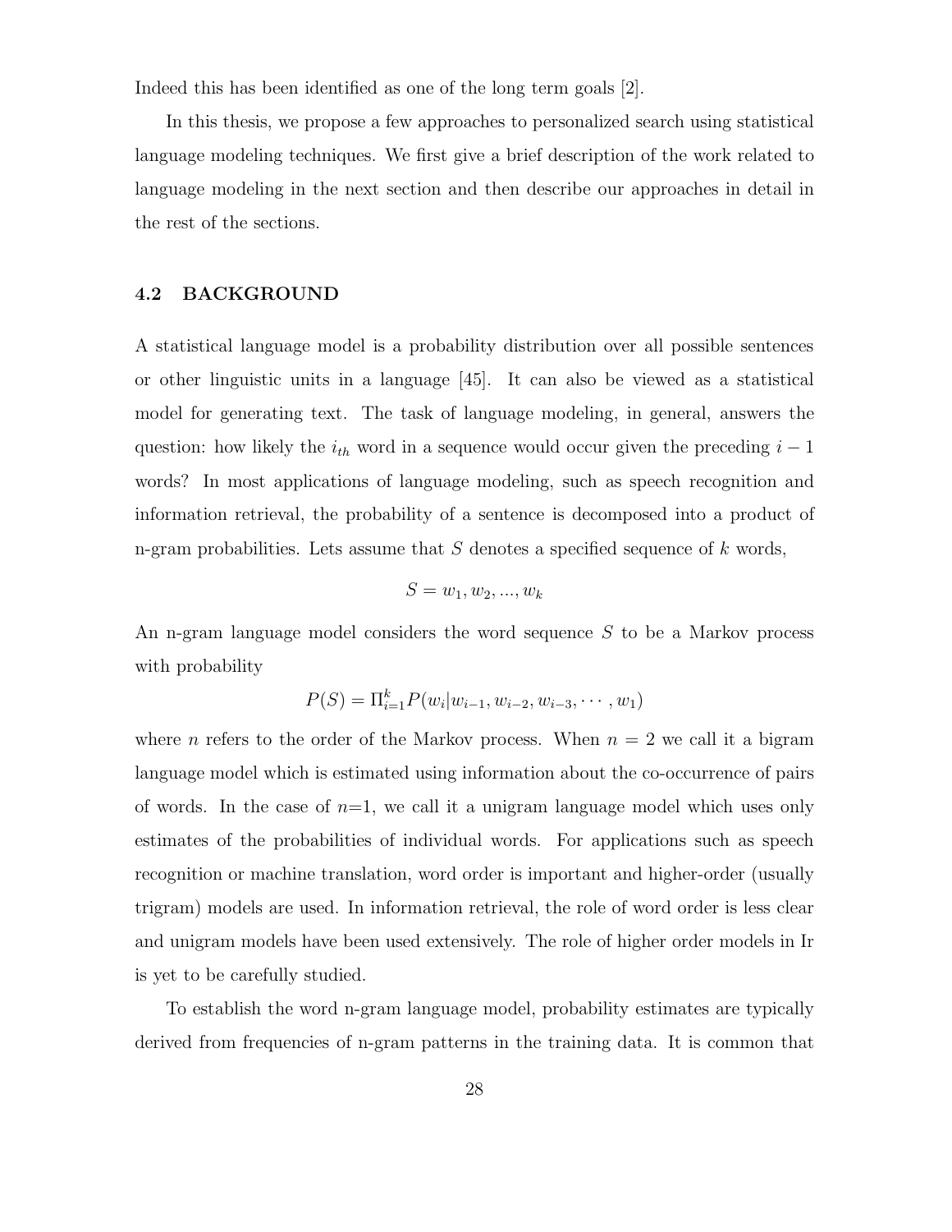Indeed this has been identified as one of the long term goals [2].

In this thesis, we propose a few approaches to personalized search using statistical language modeling techniques. We first give a brief description of the work related to language modeling in the next section and then describe our approaches in detail in the rest of the sections.

## 4.2 BACKGROUND

A statistical language model is a probability distribution over all possible sentences or other linguistic units in a language [45]. It can also be viewed as a statistical model for generating text. The task of language modeling, in general, answers the question: how likely the $i_{th}$ word in a sequence would occur given the preceding $i-1$ words? In most applications of language modeling, such as speech recognition and information retrieval, the probability of a sentence is decomposed into a product of n-gram probabilities. Lets assume that $S$ denotes a specified sequence of $k$ words,

$$S = w_1, w_2, ..., w_k$$

An n-gram language model considers the word sequence $S$ to be a Markov process with probability

$$P(S) = \Pi_{i=1}^{k} P(w_i | w_{i-1}, w_{i-2}, w_{i-3}, \cdots, w_1)$$

where $n$ refers to the order of the Markov process. When $n = 2$ we call it a bigram language model which is estimated using information about the co-occurrence of pairs of words. In the case of $n$=1, we call it a unigram language model which uses only estimates of the probabilities of individual words. For applications such as speech recognition or machine translation, word order is important and higher-order (usually trigram) models are used. In information retrieval, the role of word order is less clear and unigram models have been used extensively. The role of higher order models in Ir is yet to be carefully studied.

To establish the word n-gram language model, probability estimates are typically derived from frequencies of n-gram patterns in the training data. It is common that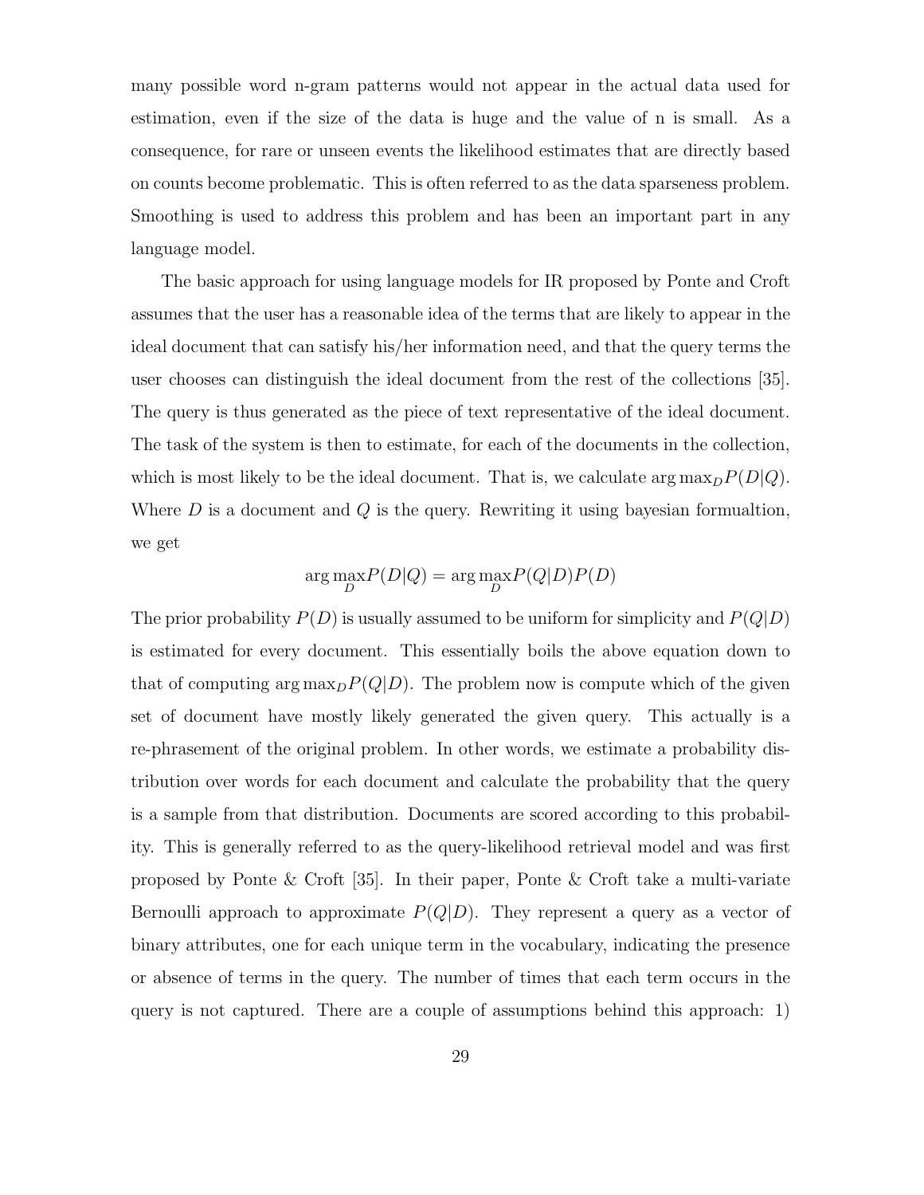many possible word n-gram patterns would not appear in the actual data used for estimation, even if the size of the data is huge and the value of n is small. As a consequence, for rare or unseen events the likelihood estimates that are directly based on counts become problematic. This is often referred to as the data sparseness problem. Smoothing is used to address this problem and has been an important part in any language model.

The basic approach for using language models for IR proposed by Ponte and Croft assumes that the user has a reasonable idea of the terms that are likely to appear in the ideal document that can satisfy his/her information need, and that the query terms the user chooses can distinguish the ideal document from the rest of the collections [35]. The query is thus generated as the piece of text representative of the ideal document. The task of the system is then to estimate, for each of the documents in the collection, which is most likely to be the ideal document. That is, we calculate $\arg\max_D P(D|Q)$. Where $D$ is a document and $Q$ is the query. Rewriting it using bayesian formualtion, we get

$$\arg\max_D P(D|Q) = \arg\max_D P(Q|D)P(D)$$

The prior probability $P(D)$ is usually assumed to be uniform for simplicity and $P(Q|D)$ is estimated for every document. This essentially boils the above equation down to that of computing $\arg\max_D P(Q|D)$. The problem now is compute which of the given set of document have mostly likely generated the given query. This actually is a re-phrasement of the original problem. In other words, we estimate a probability distribution over words for each document and calculate the probability that the query is a sample from that distribution. Documents are scored according to this probability. This is generally referred to as the query-likelihood retrieval model and was first proposed by Ponte & Croft [35]. In their paper, Ponte & Croft take a multi-variate Bernoulli approach to approximate $P(Q|D)$. They represent a query as a vector of binary attributes, one for each unique term in the vocabulary, indicating the presence or absence of terms in the query. The number of times that each term occurs in the query is not captured. There are a couple of assumptions behind this approach: 1)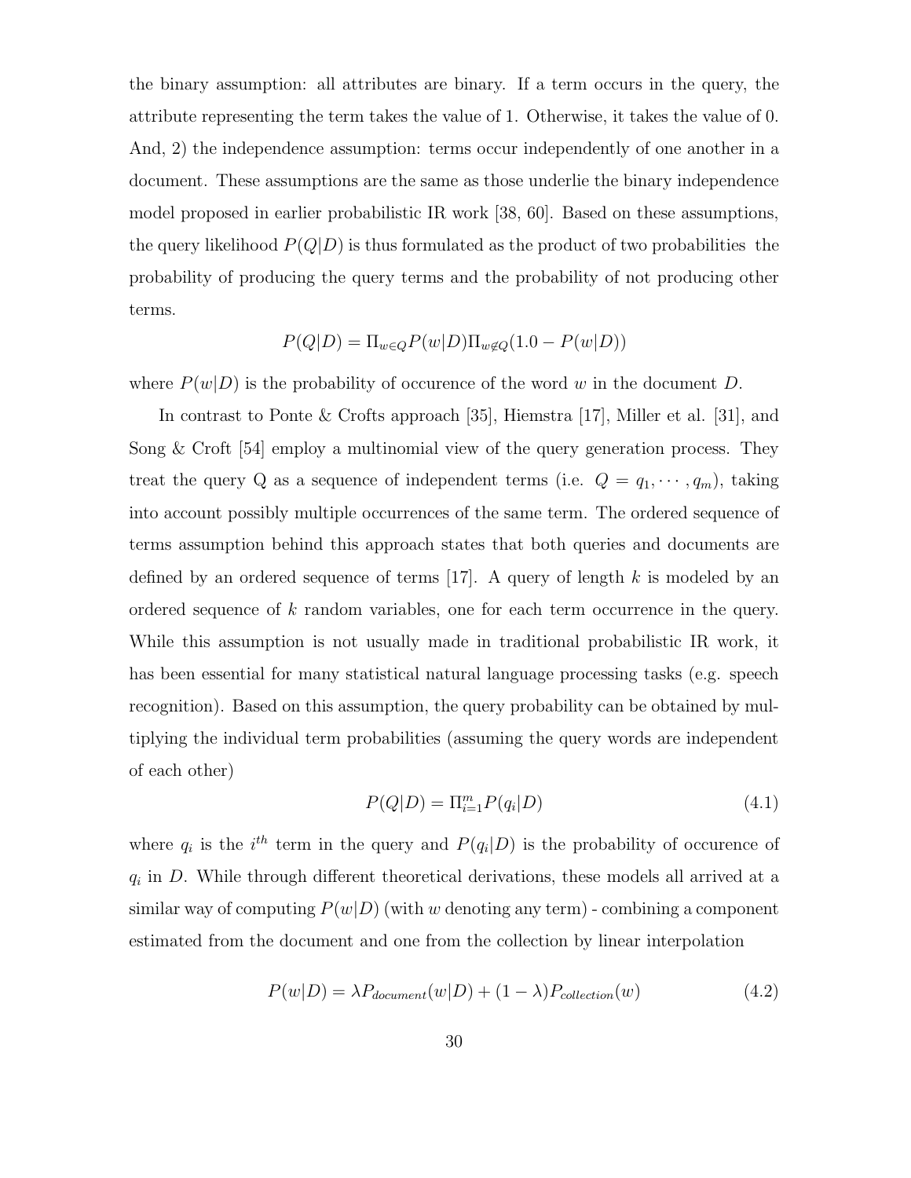the binary assumption: all attributes are binary. If a term occurs in the query, the attribute representing the term takes the value of 1. Otherwise, it takes the value of 0. And, 2) the independence assumption: terms occur independently of one another in a document. These assumptions are the same as those underlie the binary independence model proposed in earlier probabilistic IR work [38, 60]. Based on these assumptions, the query likelihood $P(Q|D)$ is thus formulated as the product of two probabilities the probability of producing the query terms and the probability of not producing other terms.

$$P(Q|D) = \Pi_{w \in Q} P(w|D) \Pi_{w \notin Q} (1.0 - P(w|D))$$

where $P(w|D)$ is the probability of occurence of the word $w$ in the document $D$.

In contrast to Ponte & Crofts approach [35], Hiemstra [17], Miller et al. [31], and Song & Croft [54] employ a multinomial view of the query generation process. They treat the query Q as a sequence of independent terms (i.e. $Q = q_1, \cdots, q_m$), taking into account possibly multiple occurrences of the same term. The ordered sequence of terms assumption behind this approach states that both queries and documents are defined by an ordered sequence of terms [17]. A query of length $k$ is modeled by an ordered sequence of $k$ random variables, one for each term occurrence in the query. While this assumption is not usually made in traditional probabilistic IR work, it has been essential for many statistical natural language processing tasks (e.g. speech recognition). Based on this assumption, the query probability can be obtained by multiplying the individual term probabilities (assuming the query words are independent of each other)

$$P(Q|D) = \Pi_{i=1}^{m} P(q_i|D) \tag{4.1}$$

where $q_i$ is the $i^{th}$ term in the query and $P(q_i|D)$ is the probability of occurence of $q_i$ in $D$. While through different theoretical derivations, these models all arrived at a similar way of computing $P(w|D)$ (with $w$ denoting any term) - combining a component estimated from the document and one from the collection by linear interpolation

$$P(w|D) = \lambda P_{document}(w|D) + (1 - \lambda) P_{collection}(w) \tag{4.2}$$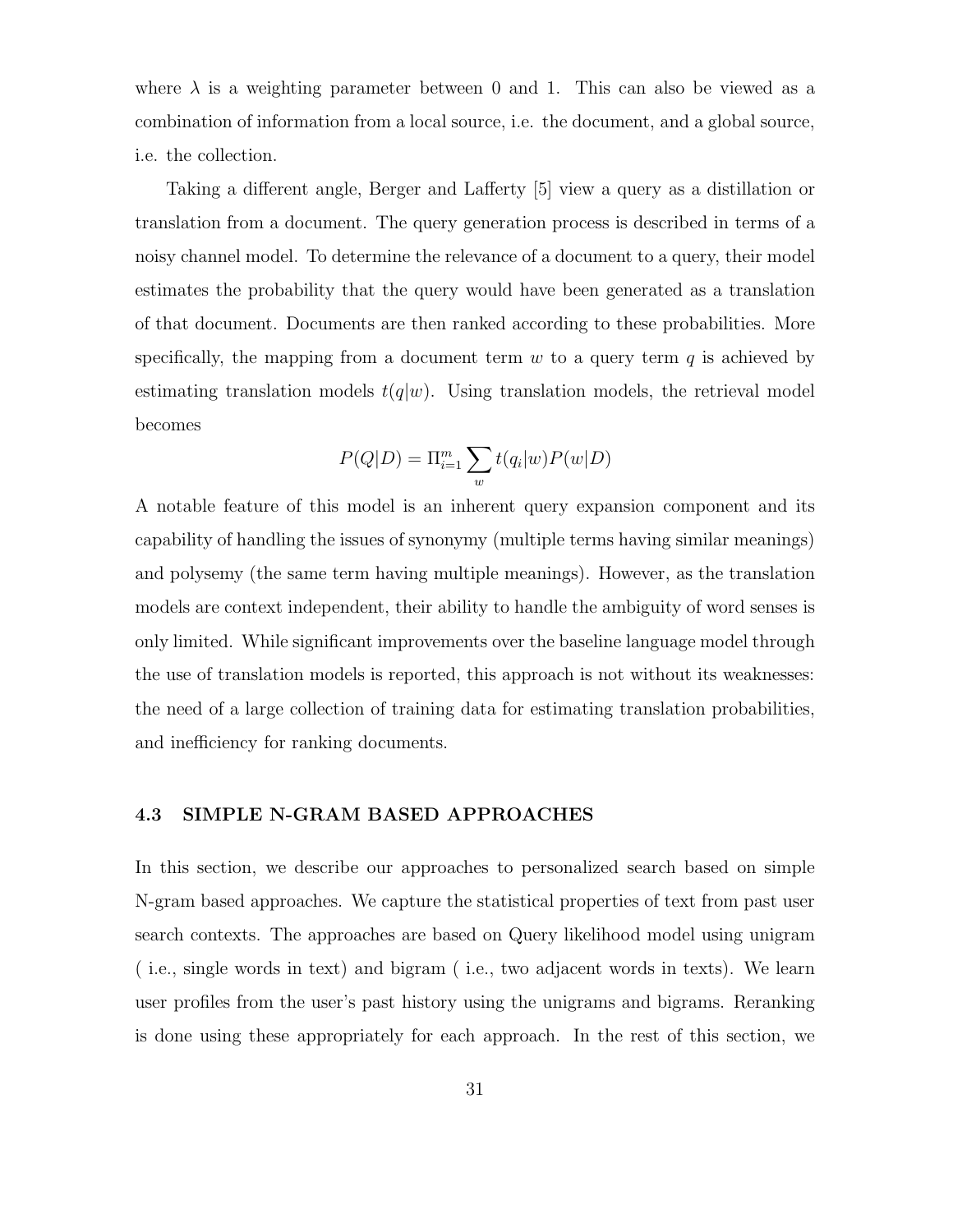where $\lambda$ is a weighting parameter between 0 and 1. This can also be viewed as a combination of information from a local source, i.e. the document, and a global source, i.e. the collection.

Taking a different angle, Berger and Lafferty [5] view a query as a distillation or translation from a document. The query generation process is described in terms of a noisy channel model. To determine the relevance of a document to a query, their model estimates the probability that the query would have been generated as a translation of that document. Documents are then ranked according to these probabilities. More specifically, the mapping from a document term $w$ to a query term $q$ is achieved by estimating translation models $t(q|w)$. Using translation models, the retrieval model becomes

$$P(Q|D) = \Pi_{i=1}^{m} \sum_{w} t(q_i|w) P(w|D)$$

A notable feature of this model is an inherent query expansion component and its capability of handling the issues of synonymy (multiple terms having similar meanings) and polysemy (the same term having multiple meanings). However, as the translation models are context independent, their ability to handle the ambiguity of word senses is only limited. While significant improvements over the baseline language model through the use of translation models is reported, this approach is not without its weaknesses: the need of a large collection of training data for estimating translation probabilities, and inefficiency for ranking documents.

### 4.3 SIMPLE N-GRAM BASED APPROACHES

In this section, we describe our approaches to personalized search based on simple N-gram based approaches. We capture the statistical properties of text from past user search contexts. The approaches are based on Query likelihood model using unigram ( i.e., single words in text) and bigram ( i.e., two adjacent words in texts). We learn user profiles from the user's past history using the unigrams and bigrams. Reranking is done using these appropriately for each approach. In the rest of this section, we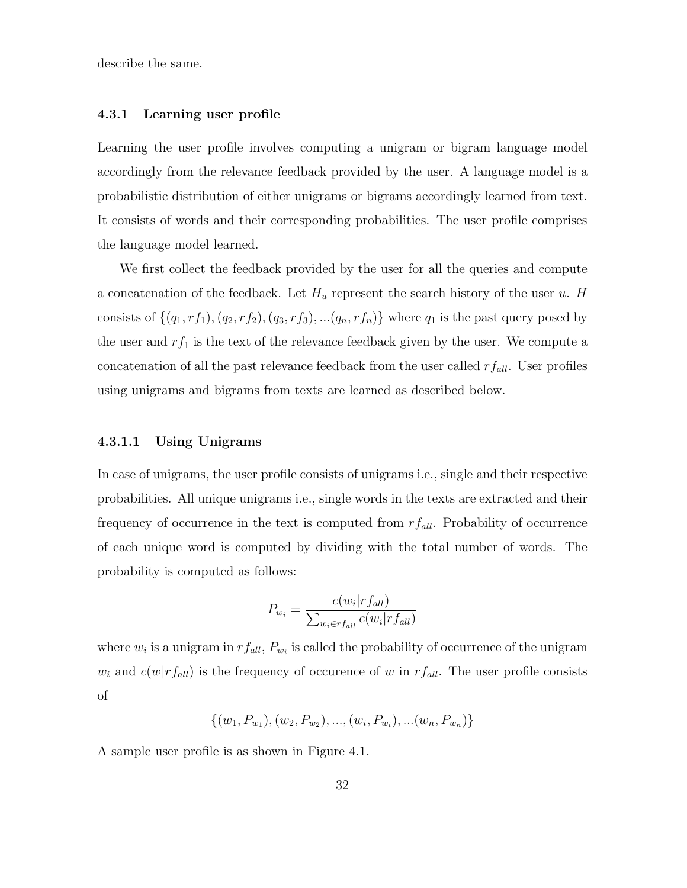describe the same.

### 4.3.1 Learning user profile

Learning the user profile involves computing a unigram or bigram language model accordingly from the relevance feedback provided by the user. A language model is a probabilistic distribution of either unigrams or bigrams accordingly learned from text. It consists of words and their corresponding probabilities. The user profile comprises the language model learned.

We first collect the feedback provided by the user for all the queries and compute a concatenation of the feedback. Let $H_u$ represent the search history of the user $u$. $H$ consists of $\{(q_1, rf_1), (q_2, rf_2), (q_3, rf_3), ...(q_n, rf_n)\}$ where $q_1$ is the past query posed by the user and $rf_1$ is the text of the relevance feedback given by the user. We compute a concatenation of all the past relevance feedback from the user called $rf_{all}$. User profiles using unigrams and bigrams from texts are learned as described below.

#### 4.3.1.1 Using Unigrams

In case of unigrams, the user profile consists of unigrams i.e., single and their respective probabilities. All unique unigrams i.e., single words in the texts are extracted and their frequency of occurrence in the text is computed from $rf_{all}$. Probability of occurrence of each unique word is computed by dividing with the total number of words. The probability is computed as follows:

$$P_{w_i} = \frac{c(w_i|rf_{all})}{\sum_{w_i \in rf_{all}} c(w_i|rf_{all})}$$

where $w_i$ is a unigram in $rf_{all}$, $P_{w_i}$ is called the probability of occurrence of the unigram $w_i$ and $c(w|rf_{all})$ is the frequency of occurence of $w$ in $rf_{all}$. The user profile consists of

$$\{(w_1, P_{w_1}), (w_2, P_{w_2}), ..., (w_i, P_{w_i}), ...(w_n, P_{w_n})\}$$

A sample user profile is as shown in Figure 4.1.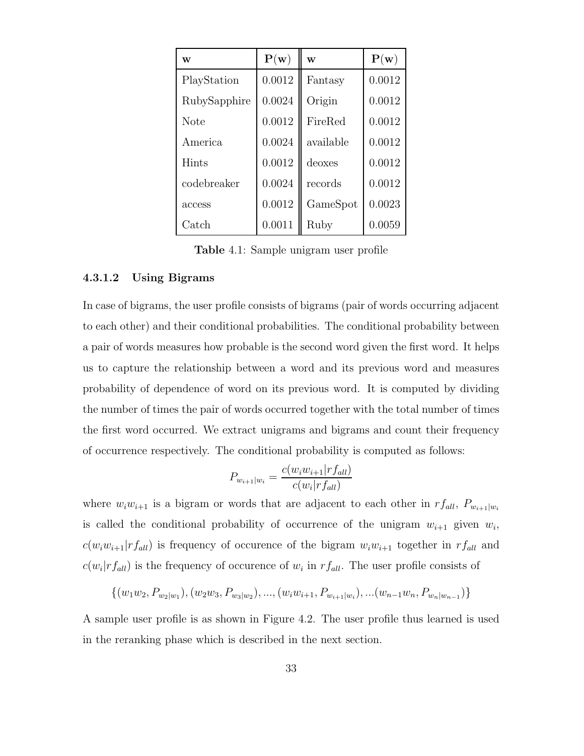| **w** | **P(w)** | **w** | **P(w)** |
|---|---|---|---|
| PlayStation | 0.0012 | Fantasy | 0.0012 |
| RubySapphire | 0.0024 | Origin | 0.0012 |
| Note | 0.0012 | FireRed | 0.0012 |
| America | 0.0024 | available | 0.0012 |
| Hints | 0.0012 | deoxes | 0.0012 |
| codebreaker | 0.0024 | records | 0.0012 |
| access | 0.0012 | GameSpot | 0.0023 |
| Catch | 0.0011 | Ruby | 0.0059 |

**Table** 4.1: Sample unigram user profile

#### 4.3.1.2 Using Bigrams

In case of bigrams, the user profile consists of bigrams (pair of words occurring adjacent to each other) and their conditional probabilities. The conditional probability between a pair of words measures how probable is the second word given the first word. It helps us to capture the relationship between a word and its previous word and measures probability of dependence of word on its previous word. It is computed by dividing the number of times the pair of words occurred together with the total number of times the first word occurred. We extract unigrams and bigrams and count their frequency of occurrence respectively. The conditional probability is computed as follows:

$$P_{w_{i+1}|w_i} = \frac{c(w_i w_{i+1}|rf_{all})}{c(w_i|rf_{all})}$$

where $w_i w_{i+1}$ is a bigram or words that are adjacent to each other in $rf_{all}$, $P_{w_{i+1}|w_i}$ is called the conditional probability of occurrence of the unigram $w_{i+1}$ given $w_i$, $c(w_i w_{i+1}|rf_{all})$ is frequency of occurence of the bigram $w_i w_{i+1}$ together in $rf_{all}$ and $c(w_i|rf_{all})$ is the frequency of occurence of $w_i$ in $rf_{all}$. The user profile consists of

$$\{(w_1 w_2, P_{w_2|w_1}), (w_2 w_3, P_{w_3|w_2}), ..., (w_i w_{i+1}, P_{w_{i+1}|w_i}), ...(w_{n-1} w_n, P_{w_n|w_{n-1}})\}$$

A sample user profile is as shown in Figure 4.2. The user profile thus learned is used in the reranking phase which is described in the next section.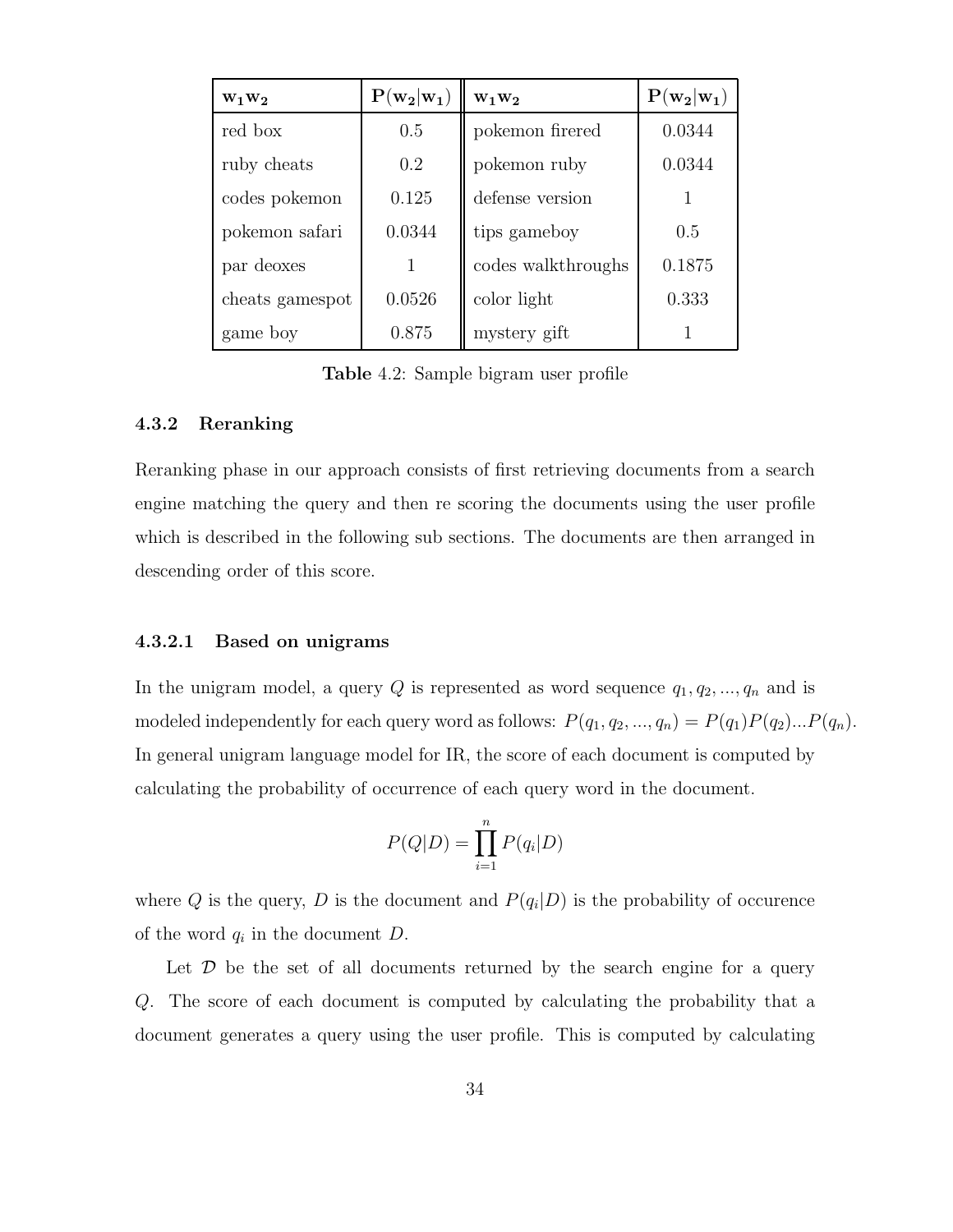| $\mathbf{w_1 w_2}$ | $\mathbf{P(w_2 \vert w_1)}$ | $\mathbf{w_1 w_2}$ | $\mathbf{P(w_2 \vert w_1)}$ |
|---|---|---|---|
| red box | 0.5 | pokemon firered | 0.0344 |
| ruby cheats | 0.2 | pokemon ruby | 0.0344 |
| codes pokemon | 0.125 | defense version | 1 |
| pokemon safari | 0.0344 | tips gameboy | 0.5 |
| par deoxes | 1 | codes walkthroughs | 0.1875 |
| cheats gamespot | 0.0526 | color light | 0.333 |
| game boy | 0.875 | mystery gift | 1 |

**Table** 4.2: Sample bigram user profile

### 4.3.2 Reranking

Reranking phase in our approach consists of first retrieving documents from a search engine matching the query and then re scoring the documents using the user profile which is described in the following sub sections. The documents are then arranged in descending order of this score.

#### 4.3.2.1 Based on unigrams

In the unigram model, a query $Q$ is represented as word sequence $q_1, q_2, ..., q_n$ and is modeled independently for each query word as follows: $P(q_1, q_2, ..., q_n) = P(q_1)P(q_2)...P(q_n)$. In general unigram language model for IR, the score of each document is computed by calculating the probability of occurrence of each query word in the document.

$$P(Q|D) = \prod_{i=1}^{n} P(q_i|D)$$

where $Q$ is the query, $D$ is the document and $P(q_i|D)$ is the probability of occurence of the word $q_i$ in the document $D$.

Let $\mathcal{D}$ be the set of all documents returned by the search engine for a query $Q$. The score of each document is computed by calculating the probability that a document generates a query using the user profile. This is computed by calculating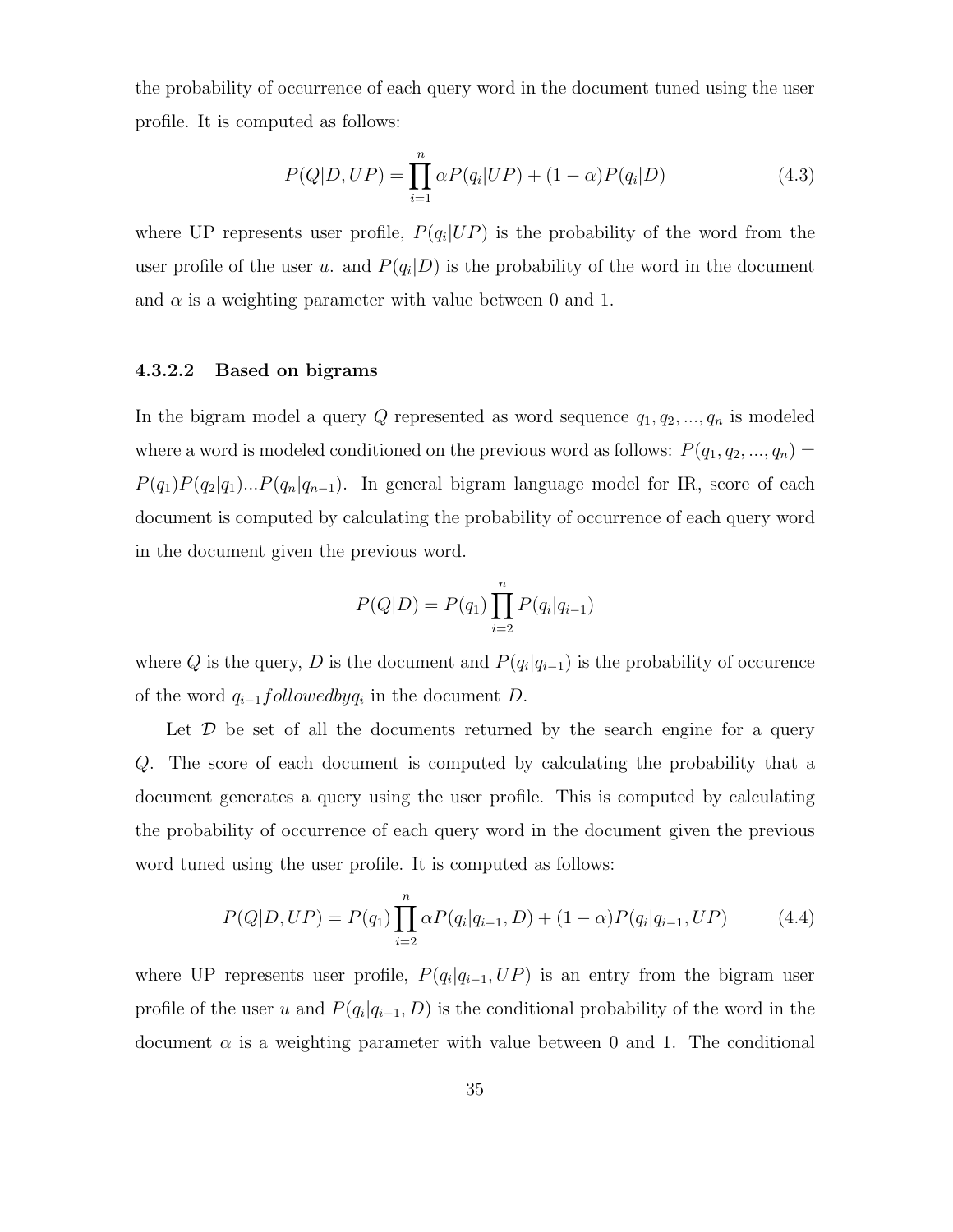the probability of occurrence of each query word in the document tuned using the user profile. It is computed as follows:

$$P(Q|D, UP) = \prod_{i=1}^{n} \alpha P(q_i|UP) + (1 - \alpha)P(q_i|D) \tag{4.3}$$

where UP represents user profile, $P(q_i|UP)$ is the probability of the word from the user profile of the user $u$. and $P(q_i|D)$ is the probability of the word in the document and $\alpha$ is a weighting parameter with value between 0 and 1.

#### 4.3.2.2 Based on bigrams

In the bigram model a query $Q$ represented as word sequence $q_1, q_2, ..., q_n$ is modeled where a word is modeled conditioned on the previous word as follows: $P(q_1, q_2, ..., q_n) = P(q_1)P(q_2|q_1)...P(q_n|q_{n-1})$. In general bigram language model for IR, score of each document is computed by calculating the probability of occurrence of each query word in the document given the previous word.

$$P(Q|D) = P(q_1) \prod_{i=2}^{n} P(q_i|q_{i-1})$$

where $Q$ is the query, $D$ is the document and $P(q_i|q_{i-1})$ is the probability of occurence of the word $q_{i-1} followedby q_i$ in the document $D$.

Let $\mathcal{D}$ be set of all the documents returned by the search engine for a query $Q$. The score of each document is computed by calculating the probability that a document generates a query using the user profile. This is computed by calculating the probability of occurrence of each query word in the document given the previous word tuned using the user profile. It is computed as follows:

$$P(Q|D, UP) = P(q_1) \prod_{i=2}^{n} \alpha P(q_i|q_{i-1}, D) + (1 - \alpha)P(q_i|q_{i-1}, UP) \tag{4.4}$$

where UP represents user profile, $P(q_i|q_{i-1}, UP)$ is an entry from the bigram user profile of the user $u$ and $P(q_i|q_{i-1}, D)$ is the conditional probability of the word in the document $\alpha$ is a weighting parameter with value between 0 and 1. The conditional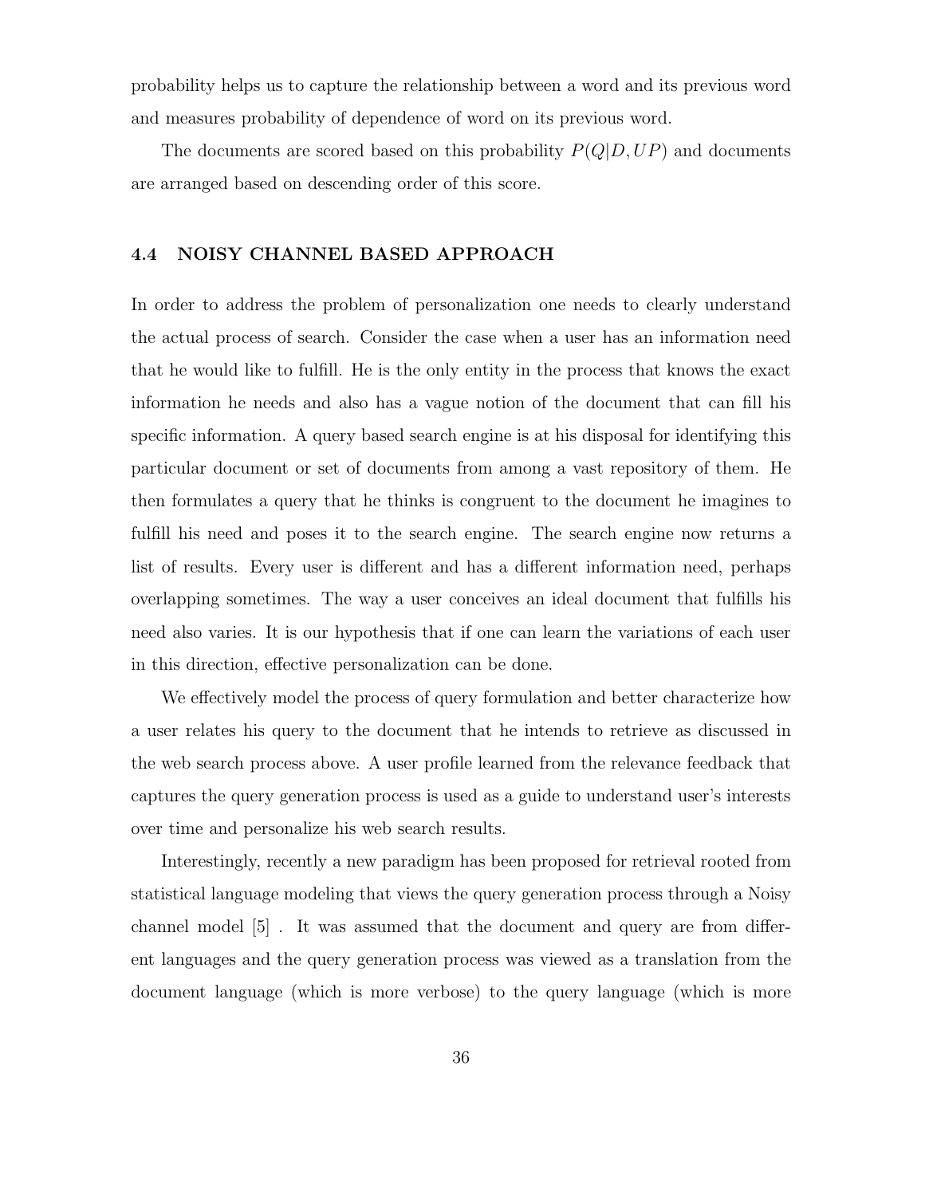probability helps us to capture the relationship between a word and its previous word and measures probability of dependence of word on its previous word.

The documents are scored based on this probability $P(Q|D, UP)$ and documents are arranged based on descending order of this score.

## 4.4 NOISY CHANNEL BASED APPROACH

In order to address the problem of personalization one needs to clearly understand the actual process of search. Consider the case when a user has an information need that he would like to fulfill. He is the only entity in the process that knows the exact information he needs and also has a vague notion of the document that can fill his specific information. A query based search engine is at his disposal for identifying this particular document or set of documents from among a vast repository of them. He then formulates a query that he thinks is congruent to the document he imagines to fulfill his need and poses it to the search engine. The search engine now returns a list of results. Every user is different and has a different information need, perhaps overlapping sometimes. The way a user conceives an ideal document that fulfills his need also varies. It is our hypothesis that if one can learn the variations of each user in this direction, effective personalization can be done.

We effectively model the process of query formulation and better characterize how a user relates his query to the document that he intends to retrieve as discussed in the web search process above. A user profile learned from the relevance feedback that captures the query generation process is used as a guide to understand user's interests over time and personalize his web search results.

Interestingly, recently a new paradigm has been proposed for retrieval rooted from statistical language modeling that views the query generation process through a Noisy channel model [5] . It was assumed that the document and query are from different languages and the query generation process was viewed as a translation from the document language (which is more verbose) to the query language (which is more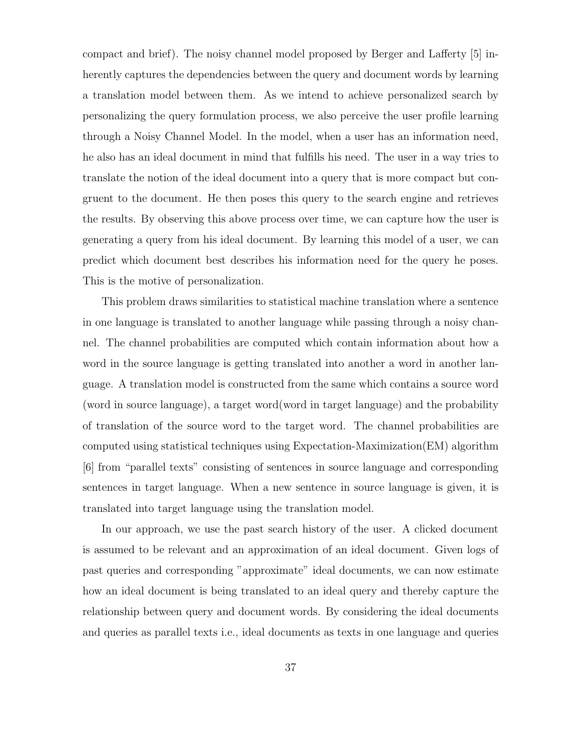compact and brief). The noisy channel model proposed by Berger and Lafferty [5] inherently captures the dependencies between the query and document words by learning a translation model between them. As we intend to achieve personalized search by personalizing the query formulation process, we also perceive the user profile learning through a Noisy Channel Model. In the model, when a user has an information need, he also has an ideal document in mind that fulfills his need. The user in a way tries to translate the notion of the ideal document into a query that is more compact but congruent to the document. He then poses this query to the search engine and retrieves the results. By observing this above process over time, we can capture how the user is generating a query from his ideal document. By learning this model of a user, we can predict which document best describes his information need for the query he poses. This is the motive of personalization.

This problem draws similarities to statistical machine translation where a sentence in one language is translated to another language while passing through a noisy channel. The channel probabilities are computed which contain information about how a word in the source language is getting translated into another a word in another language. A translation model is constructed from the same which contains a source word (word in source language), a target word(word in target language) and the probability of translation of the source word to the target word. The channel probabilities are computed using statistical techniques using Expectation-Maximization(EM) algorithm [6] from "parallel texts" consisting of sentences in source language and corresponding sentences in target language. When a new sentence in source language is given, it is translated into target language using the translation model.

In our approach, we use the past search history of the user. A clicked document is assumed to be relevant and an approximation of an ideal document. Given logs of past queries and corresponding "approximate" ideal documents, we can now estimate how an ideal document is being translated to an ideal query and thereby capture the relationship between query and document words. By considering the ideal documents and queries as parallel texts i.e., ideal documents as texts in one language and queries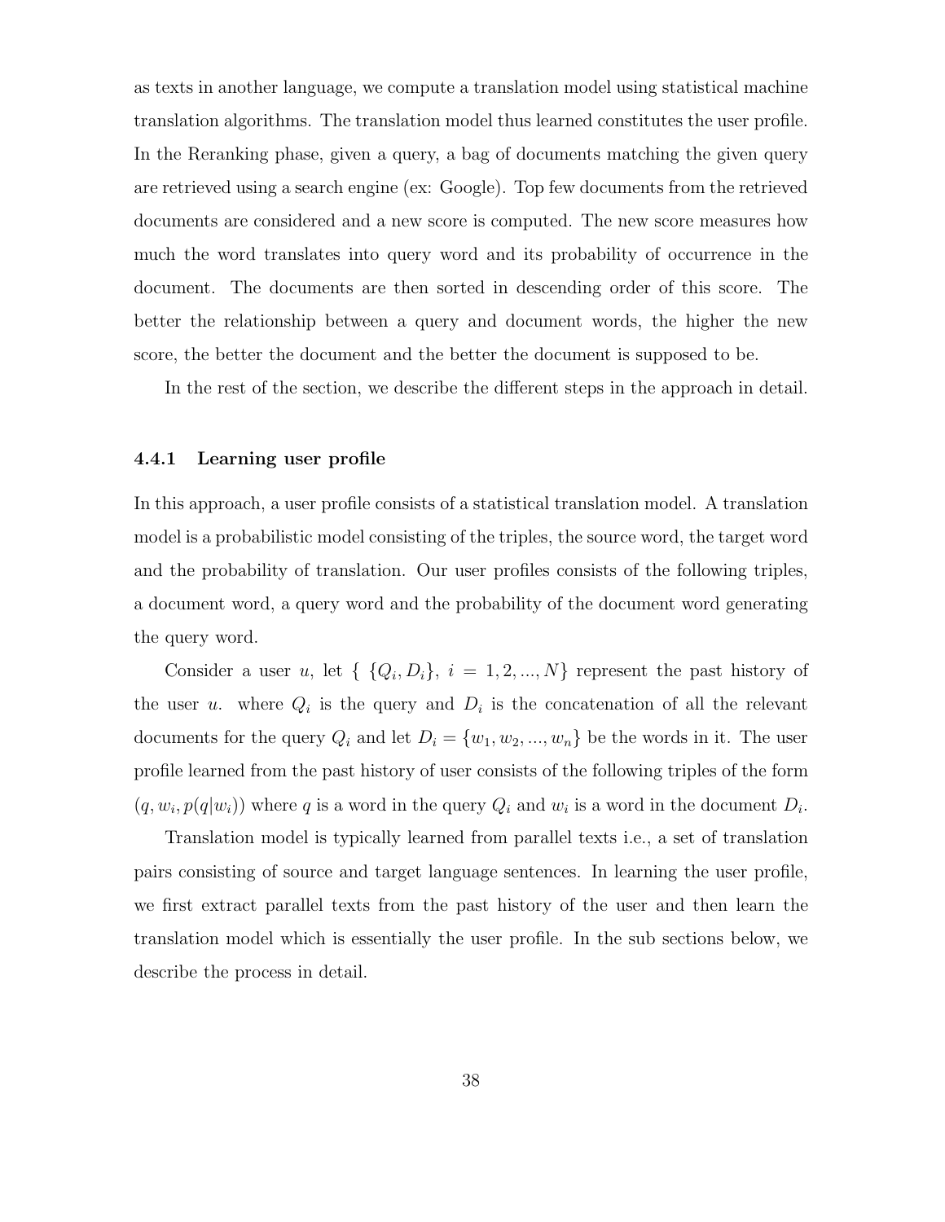as texts in another language, we compute a translation model using statistical machine translation algorithms. The translation model thus learned constitutes the user profile. In the Reranking phase, given a query, a bag of documents matching the given query are retrieved using a search engine (ex: Google). Top few documents from the retrieved documents are considered and a new score is computed. The new score measures how much the word translates into query word and its probability of occurrence in the document. The documents are then sorted in descending order of this score. The better the relationship between a query and document words, the higher the new score, the better the document and the better the document is supposed to be.

In the rest of the section, we describe the different steps in the approach in detail.

### 4.4.1 Learning user profile

In this approach, a user profile consists of a statistical translation model. A translation model is a probabilistic model consisting of the triples, the source word, the target word and the probability of translation. Our user profiles consists of the following triples, a document word, a query word and the probability of the document word generating the query word.

Consider a user $u$, let $\{\ \{Q_i, D_i\},\ i = 1, 2, ..., N\}$ represent the past history of the user $u$. where $Q_i$ is the query and $D_i$ is the concatenation of all the relevant documents for the query $Q_i$ and let $D_i = \{w_1, w_2, ..., w_n\}$ be the words in it. The user profile learned from the past history of user consists of the following triples of the form $(q, w_i, p(q|w_i))$ where $q$ is a word in the query $Q_i$ and $w_i$ is a word in the document $D_i$.

Translation model is typically learned from parallel texts i.e., a set of translation pairs consisting of source and target language sentences. In learning the user profile, we first extract parallel texts from the past history of the user and then learn the translation model which is essentially the user profile. In the sub sections below, we describe the process in detail.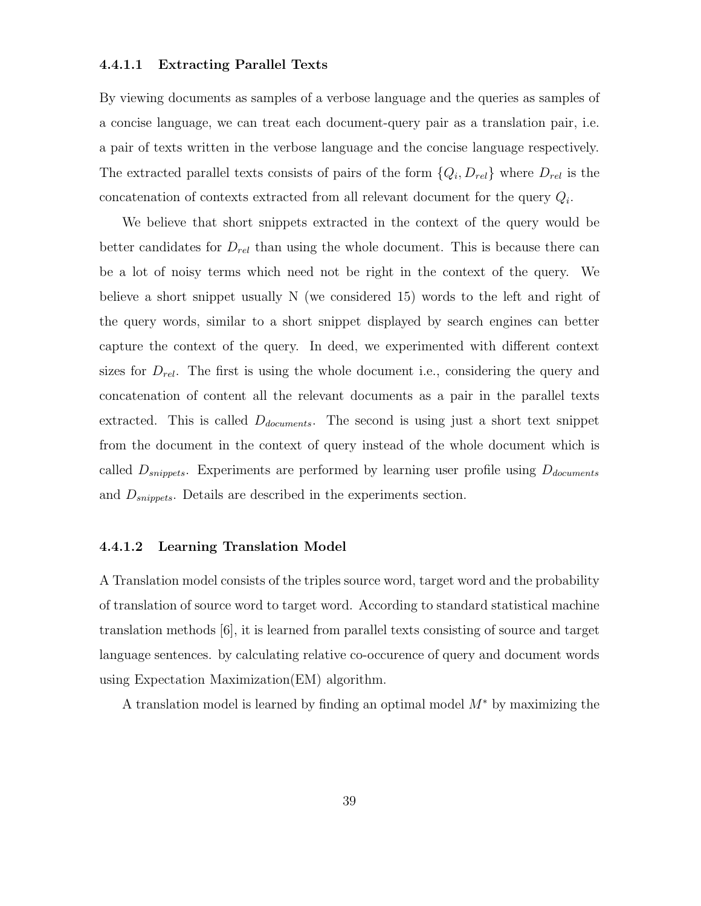#### 4.4.1.1 Extracting Parallel Texts

By viewing documents as samples of a verbose language and the queries as samples of a concise language, we can treat each document-query pair as a translation pair, i.e. a pair of texts written in the verbose language and the concise language respectively. The extracted parallel texts consists of pairs of the form $\{Q_i, D_{rel}\}$ where $D_{rel}$ is the concatenation of contexts extracted from all relevant document for the query $Q_i$.

We believe that short snippets extracted in the context of the query would be better candidates for $D_{rel}$ than using the whole document. This is because there can be a lot of noisy terms which need not be right in the context of the query. We believe a short snippet usually N (we considered 15) words to the left and right of the query words, similar to a short snippet displayed by search engines can better capture the context of the query. In deed, we experimented with different context sizes for $D_{rel}$. The first is using the whole document i.e., considering the query and concatenation of content all the relevant documents as a pair in the parallel texts extracted. This is called $D_{documents}$. The second is using just a short text snippet from the document in the context of query instead of the whole document which is called $D_{snippets}$. Experiments are performed by learning user profile using $D_{documents}$ and $D_{snippets}$. Details are described in the experiments section.

#### 4.4.1.2 Learning Translation Model

A Translation model consists of the triples source word, target word and the probability of translation of source word to target word. According to standard statistical machine translation methods [6], it is learned from parallel texts consisting of source and target language sentences. by calculating relative co-occurence of query and document words using Expectation Maximization(EM) algorithm.

A translation model is learned by finding an optimal model $M^*$ by maximizing the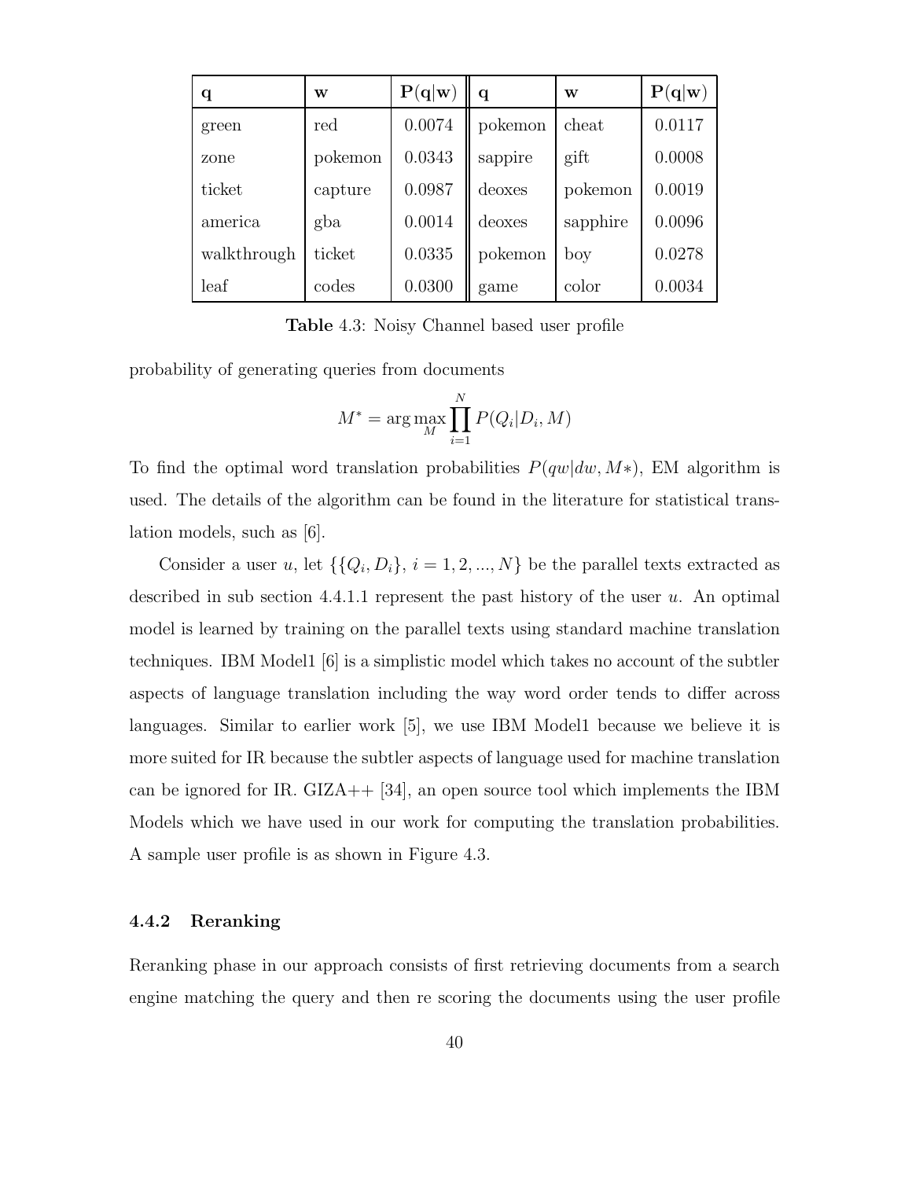| q | w | P(q\|w) | q | w | P(q\|w) |
|---|---|---|---|---|---|
| green | red | 0.0074 | pokemon | cheat | 0.0117 |
| zone | pokemon | 0.0343 | sappire | gift | 0.0008 |
| ticket | capture | 0.0987 | deoxes | pokemon | 0.0019 |
| america | gba | 0.0014 | deoxes | sapphire | 0.0096 |
| walkthrough | ticket | 0.0335 | pokemon | boy | 0.0278 |
| leaf | codes | 0.0300 | game | color | 0.0034 |

**Table** 4.3: Noisy Channel based user profile

probability of generating queries from documents

$$M^* = \arg\max_M \prod_{i=1}^{N} P(Q_i|D_i, M)$$

To find the optimal word translation probabilities $P(qw|dw, M*)$, EM algorithm is used. The details of the algorithm can be found in the literature for statistical translation models, such as [6].

Consider a user $u$, let $\{\{Q_i, D_i\},\, i = 1, 2, ..., N\}$ be the parallel texts extracted as described in sub section 4.4.1.1 represent the past history of the user $u$. An optimal model is learned by training on the parallel texts using standard machine translation techniques. IBM Model1 [6] is a simplistic model which takes no account of the subtler aspects of language translation including the way word order tends to differ across languages. Similar to earlier work [5], we use IBM Model1 because we believe it is more suited for IR because the subtler aspects of language used for machine translation can be ignored for IR. GIZA++ [34], an open source tool which implements the IBM Models which we have used in our work for computing the translation probabilities. A sample user profile is as shown in Figure 4.3.

### 4.4.2 Reranking

Reranking phase in our approach consists of first retrieving documents from a search engine matching the query and then re scoring the documents using the user profile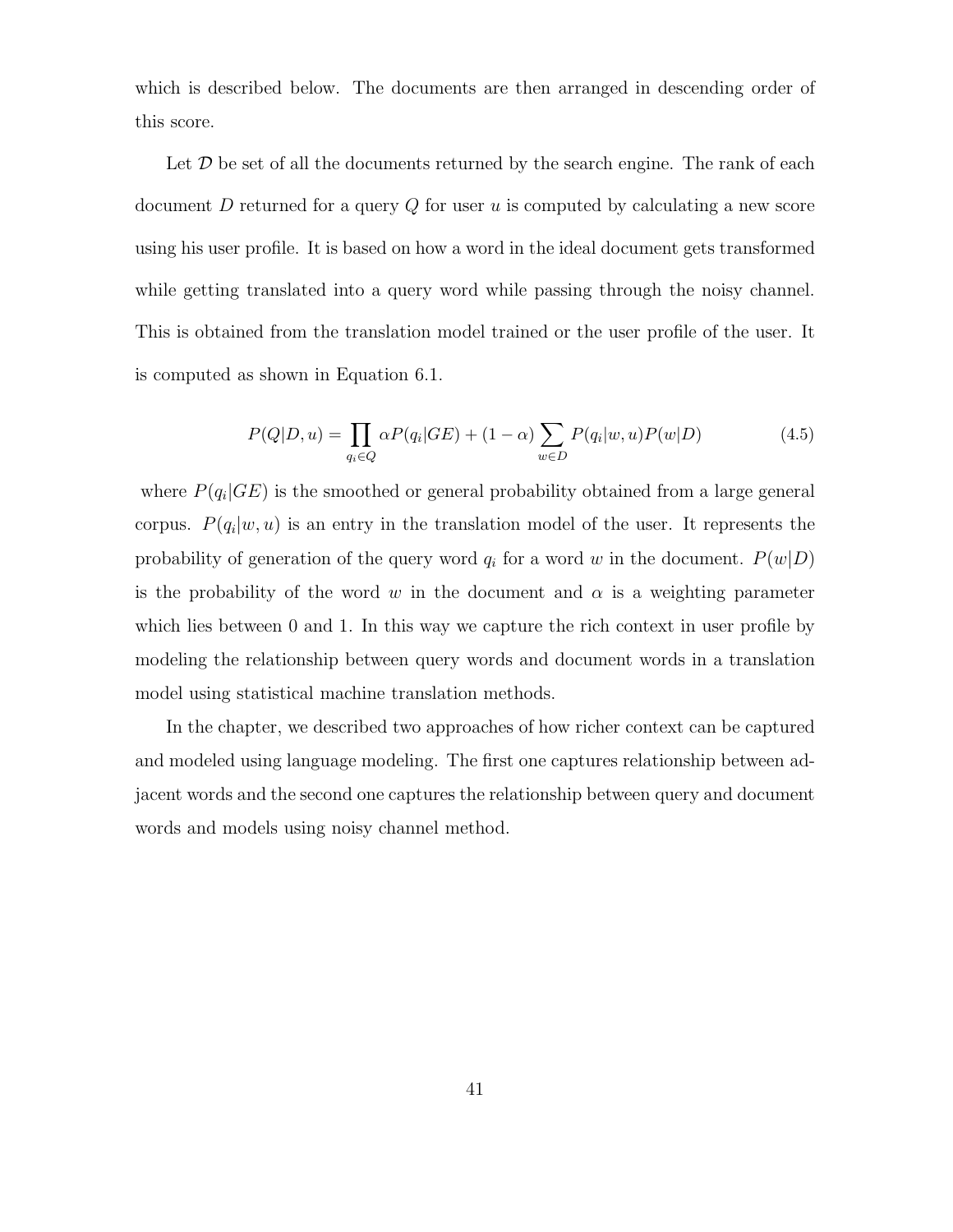which is described below. The documents are then arranged in descending order of this score.

Let $\mathcal{D}$ be set of all the documents returned by the search engine. The rank of each document $D$ returned for a query $Q$ for user $u$ is computed by calculating a new score using his user profile. It is based on how a word in the ideal document gets transformed while getting translated into a query word while passing through the noisy channel. This is obtained from the translation model trained or the user profile of the user. It is computed as shown in Equation 6.1.

$$P(Q|D,u) = \prod_{q_i \in Q} \alpha P(q_i|GE) + (1-\alpha) \sum_{w \in D} P(q_i|w,u)P(w|D) \tag{4.5}$$

where $P(q_i|GE)$ is the smoothed or general probability obtained from a large general corpus. $P(q_i|w,u)$ is an entry in the translation model of the user. It represents the probability of generation of the query word $q_i$ for a word $w$ in the document. $P(w|D)$ is the probability of the word $w$ in the document and $\alpha$ is a weighting parameter which lies between 0 and 1. In this way we capture the rich context in user profile by modeling the relationship between query words and document words in a translation model using statistical machine translation methods.

In the chapter, we described two approaches of how richer context can be captured and modeled using language modeling. The first one captures relationship between adjacent words and the second one captures the relationship between query and document words and models using noisy channel method.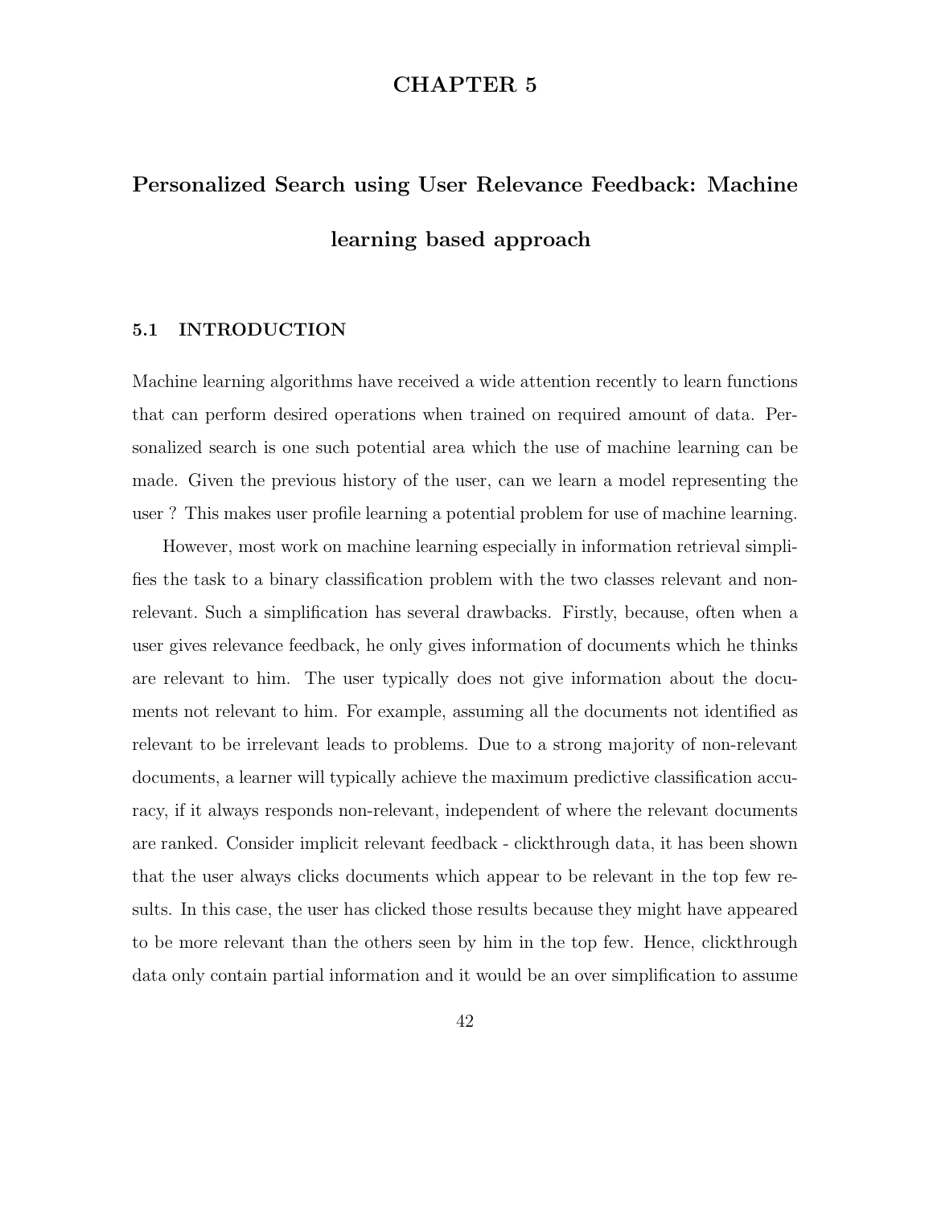# CHAPTER 5

# Personalized Search using User Relevance Feedback: Machine learning based approach

## 5.1 INTRODUCTION

Machine learning algorithms have received a wide attention recently to learn functions that can perform desired operations when trained on required amount of data. Personalized search is one such potential area which the use of machine learning can be made. Given the previous history of the user, can we learn a model representing the user ? This makes user profile learning a potential problem for use of machine learning.

However, most work on machine learning especially in information retrieval simplifies the task to a binary classification problem with the two classes relevant and non-relevant. Such a simplification has several drawbacks. Firstly, because, often when a user gives relevance feedback, he only gives information of documents which he thinks are relevant to him. The user typically does not give information about the documents not relevant to him. For example, assuming all the documents not identified as relevant to be irrelevant leads to problems. Due to a strong majority of non-relevant documents, a learner will typically achieve the maximum predictive classification accuracy, if it always responds non-relevant, independent of where the relevant documents are ranked. Consider implicit relevant feedback - clickthrough data, it has been shown that the user always clicks documents which appear to be relevant in the top few results. In this case, the user has clicked those results because they might have appeared to be more relevant than the others seen by him in the top few. Hence, clickthrough data only contain partial information and it would be an over simplification to assume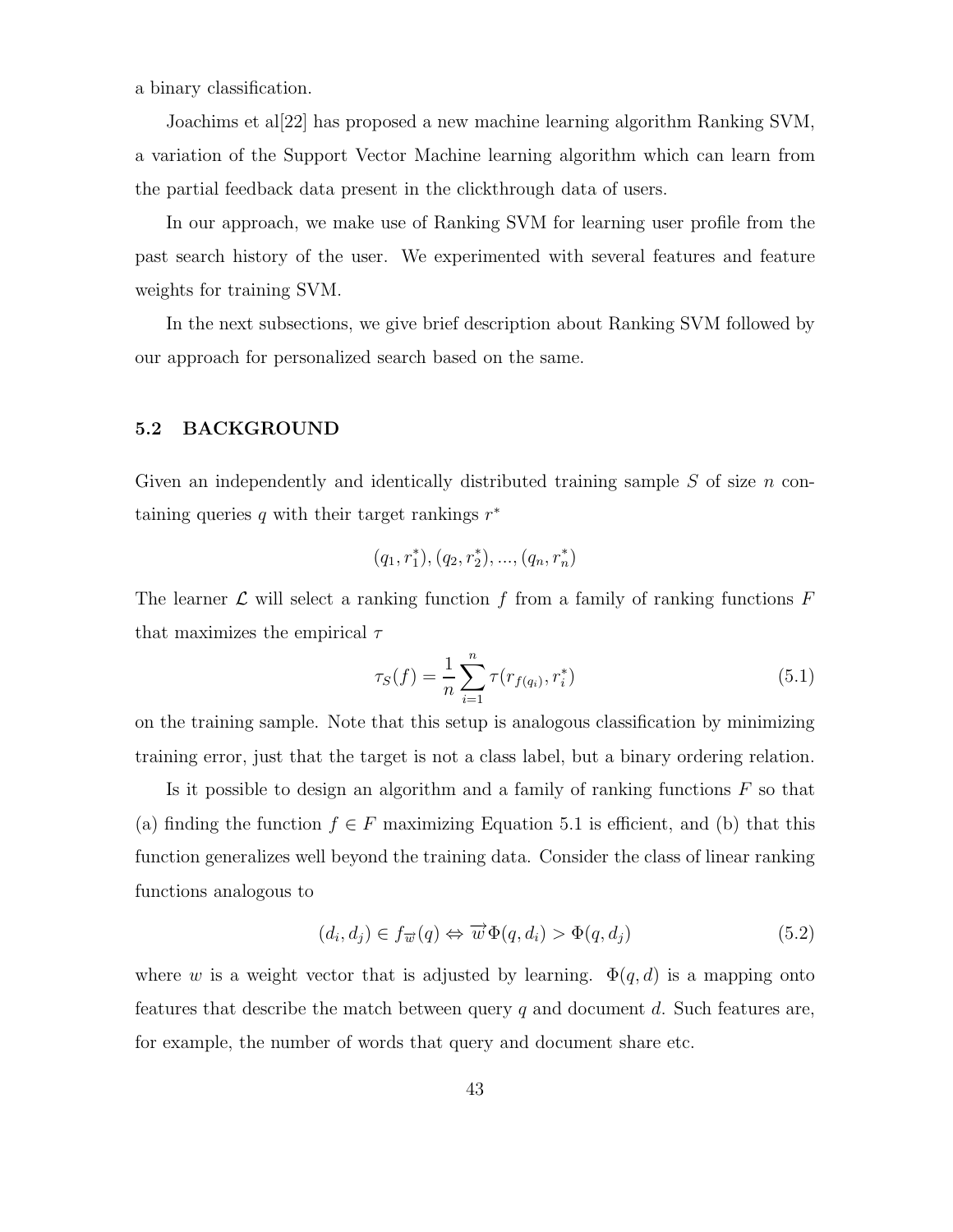a binary classification.

Joachims et al[22] has proposed a new machine learning algorithm Ranking SVM, a variation of the Support Vector Machine learning algorithm which can learn from the partial feedback data present in the clickthrough data of users.

In our approach, we make use of Ranking SVM for learning user profile from the past search history of the user. We experimented with several features and feature weights for training SVM.

In the next subsections, we give brief description about Ranking SVM followed by our approach for personalized search based on the same.

## 5.2 BACKGROUND

Given an independently and identically distributed training sample $S$ of size $n$ containing queries $q$ with their target rankings $r^*$

$$(q_1, r_1^*), (q_2, r_2^*), ..., (q_n, r_n^*)$$

The learner $\mathcal{L}$ will select a ranking function $f$ from a family of ranking functions $F$ that maximizes the empirical $\tau$

$$\tau_S(f) = \frac{1}{n} \sum_{i=1}^{n} \tau(r_{f(q_i)}, r_i^*) \tag{5.1}$$

on the training sample. Note that this setup is analogous classification by minimizing training error, just that the target is not a class label, but a binary ordering relation.

Is it possible to design an algorithm and a family of ranking functions $F$ so that (a) finding the function $f \in F$ maximizing Equation 5.1 is efficient, and (b) that this function generalizes well beyond the training data. Consider the class of linear ranking functions analogous to

$$(d_i, d_j) \in f_{\overrightarrow{w}}(q) \Leftrightarrow \overrightarrow{w}\Phi(q, d_i) > \Phi(q, d_j) \tag{5.2}$$

where $w$ is a weight vector that is adjusted by learning. $\Phi(q, d)$ is a mapping onto features that describe the match between query $q$ and document $d$. Such features are, for example, the number of words that query and document share etc.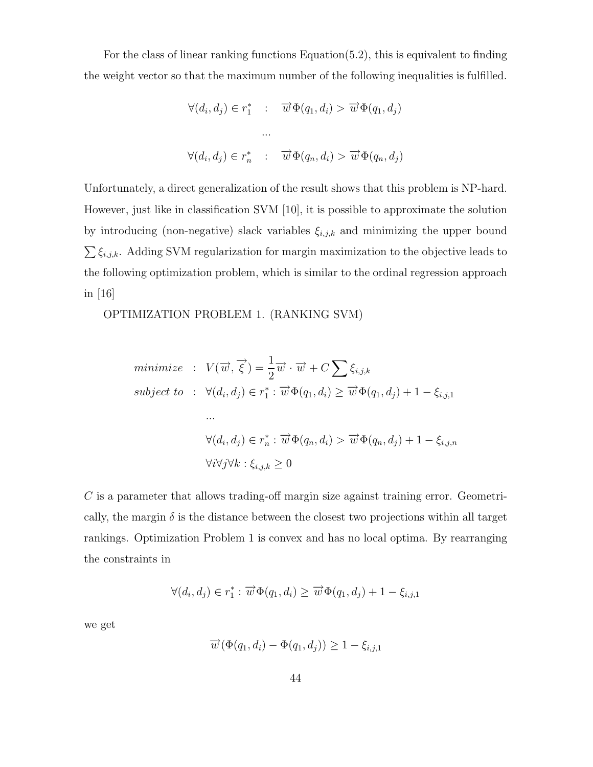For the class of linear ranking functions Equation(5.2), this is equivalent to finding the weight vector so that the maximum number of the following inequalities is fulfilled.

$$
\begin{aligned}
\forall (d_i, d_j) \in r_1^* \quad &: \quad \overrightarrow{w}\Phi(q_1, d_i) > \overrightarrow{w}\Phi(q_1, d_j) \\
&\;\;\ldots \\
\forall (d_i, d_j) \in r_n^* \quad &: \quad \overrightarrow{w}\Phi(q_n, d_i) > \overrightarrow{w}\Phi(q_n, d_j)
\end{aligned}
$$

Unfortunately, a direct generalization of the result shows that this problem is NP-hard. However, just like in classification SVM [10], it is possible to approximate the solution by introducing (non-negative) slack variables $\xi_{i,j,k}$ and minimizing the upper bound $\sum \xi_{i,j,k}$. Adding SVM regularization for margin maximization to the objective leads to the following optimization problem, which is similar to the ordinal regression approach in [16]

OPTIMIZATION PROBLEM 1. (RANKING SVM)

$$
\begin{aligned}
minimize \quad &: \quad V(\overrightarrow{w}, \overrightarrow{\xi}) = \frac{1}{2}\overrightarrow{w} \cdot \overrightarrow{w} + C \sum \xi_{i,j,k} \\
subject\ to \quad &: \quad \forall (d_i, d_j) \in r_1^* : \overrightarrow{w}\Phi(q_1, d_i) \geq \overrightarrow{w}\Phi(q_1, d_j) + 1 - \xi_{i,j,1} \\
&\quad \ldots \\
&\quad \forall (d_i, d_j) \in r_n^* : \overrightarrow{w}\Phi(q_n, d_i) > \overrightarrow{w}\Phi(q_n, d_j) + 1 - \xi_{i,j,n} \\
&\quad \forall i \forall j \forall k : \xi_{i,j,k} \geq 0
\end{aligned}
$$

$C$ is a parameter that allows trading-off margin size against training error. Geometrically, the margin $\delta$ is the distance between the closest two projections within all target rankings. Optimization Problem 1 is convex and has no local optima. By rearranging the constraints in

$$
\forall (d_i, d_j) \in r_1^* : \overrightarrow{w}\Phi(q_1, d_i) \geq \overrightarrow{w}\Phi(q_1, d_j) + 1 - \xi_{i,j,1}
$$

we get

$$
\overrightarrow{w}(\Phi(q_1, d_i) - \Phi(q_1, d_j)) \geq 1 - \xi_{i,j,1}
$$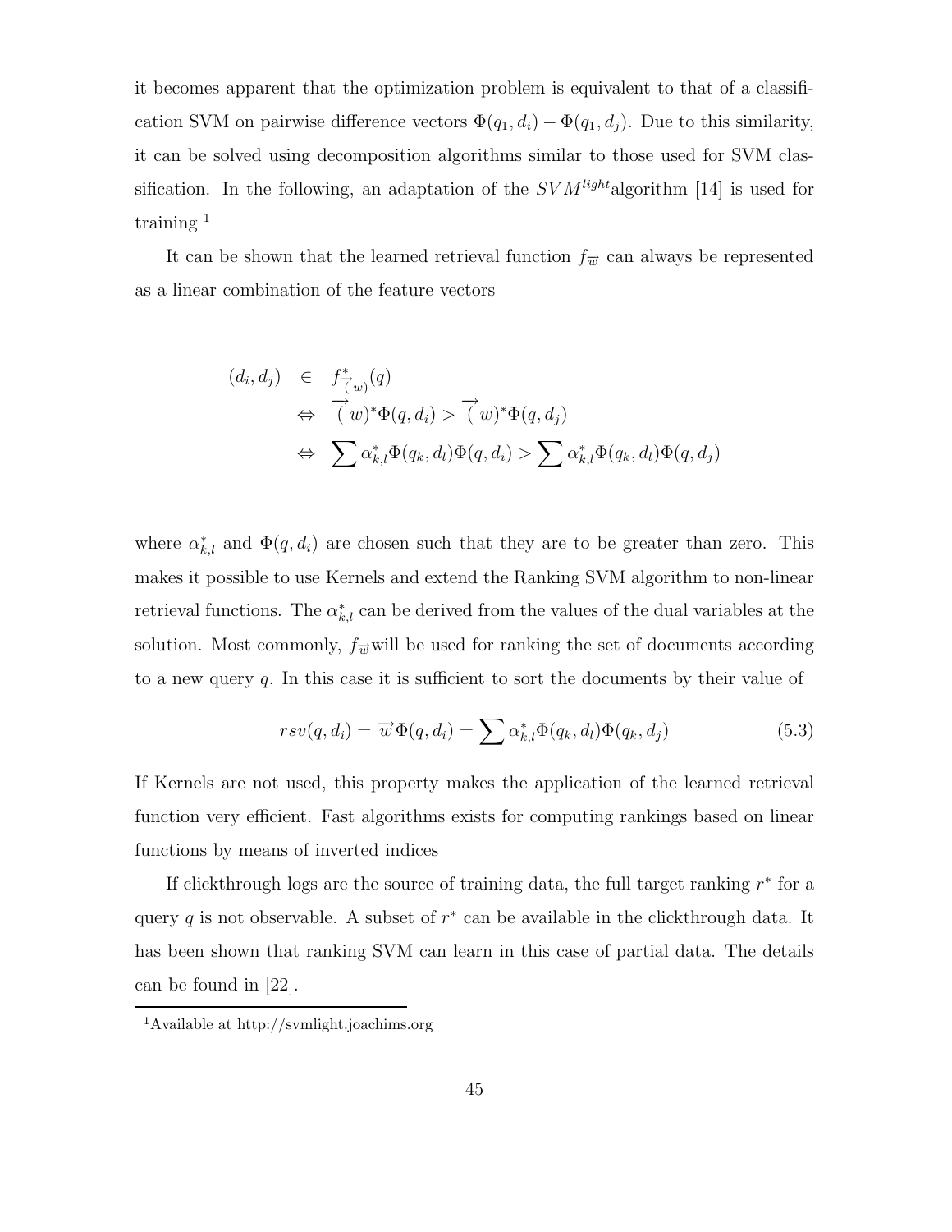it becomes apparent that the optimization problem is equivalent to that of a classification SVM on pairwise difference vectors $\Phi(q_1, d_i) - \Phi(q_1, d_j)$. Due to this similarity, it can be solved using decomposition algorithms similar to those used for SVM classification. In the following, an adaptation of the $SVM^{light}$algorithm [14] is used for training [1]

It can be shown that the learned retrieval function $f_{\overrightarrow{w}}$ can always be represented as a linear combination of the feature vectors

$$
\begin{aligned}
(d_i, d_j) \quad & \in \quad f^*_{\overrightarrow{(w)}}(q) \\
& \Leftrightarrow \quad \overrightarrow{(w)}^* \Phi(q, d_i) > \overrightarrow{(w)}^* \Phi(q, d_j) \\
& \Leftrightarrow \quad \sum \alpha^*_{k,l} \Phi(q_k, d_l) \Phi(q, d_i) > \sum \alpha^*_{k,l} \Phi(q_k, d_l) \Phi(q, d_j)
\end{aligned}
$$

where $\alpha^*_{k,l}$ and $\Phi(q, d_i)$ are chosen such that they are to be greater than zero. This makes it possible to use Kernels and extend the Ranking SVM algorithm to non-linear retrieval functions. The $\alpha^*_{k,l}$ can be derived from the values of the dual variables at the solution. Most commonly, $f_{\overrightarrow{w}}$will be used for ranking the set of documents according to a new query $q$. In this case it is sufficient to sort the documents by their value of

$$
rsv(q, d_i) = \overrightarrow{w} \Phi(q, d_i) = \sum \alpha^*_{k,l} \Phi(q_k, d_l) \Phi(q_k, d_j) \tag{5.3}
$$

If Kernels are not used, this property makes the application of the learned retrieval function very efficient. Fast algorithms exists for computing rankings based on linear functions by means of inverted indices

If clickthrough logs are the source of training data, the full target ranking $r^*$ for a query $q$ is not observable. A subset of $r^*$ can be available in the clickthrough data. It has been shown that ranking SVM can learn in this case of partial data. The details can be found in [22].

[1] Available at http://svmlight.joachims.org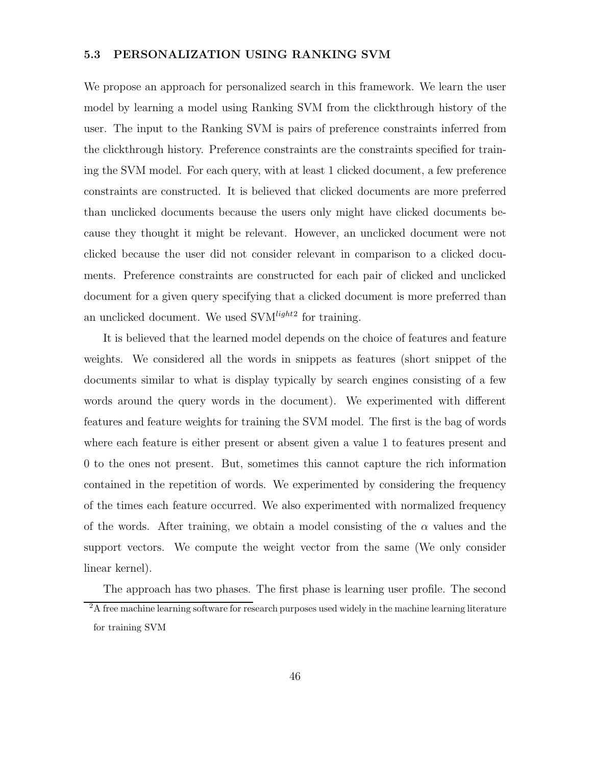### 5.3 PERSONALIZATION USING RANKING SVM

We propose an approach for personalized search in this framework. We learn the user model by learning a model using Ranking SVM from the clickthrough history of the user. The input to the Ranking SVM is pairs of preference constraints inferred from the clickthrough history. Preference constraints are the constraints specified for training the SVM model. For each query, with at least 1 clicked document, a few preference constraints are constructed. It is believed that clicked documents are more preferred than unclicked documents because the users only might have clicked documents because they thought it might be relevant. However, an unclicked document were not clicked because the user did not consider relevant in comparison to a clicked documents. Preference constraints are constructed for each pair of clicked and unclicked document for a given query specifying that a clicked document is more preferred than an unclicked document. We used SVM$^{light}$[2] for training.

It is believed that the learned model depends on the choice of features and feature weights. We considered all the words in snippets as features (short snippet of the documents similar to what is display typically by search engines consisting of a few words around the query words in the document). We experimented with different features and feature weights for training the SVM model. The first is the bag of words where each feature is either present or absent given a value 1 to features present and 0 to the ones not present. But, sometimes this cannot capture the rich information contained in the repetition of words. We experimented by considering the frequency of the times each feature occurred. We also experimented with normalized frequency of the words. After training, we obtain a model consisting of the $\alpha$ values and the support vectors. We compute the weight vector from the same (We only consider linear kernel).

The approach has two phases. The first phase is learning user profile. The second

[2] A free machine learning software for research purposes used widely in the machine learning literature for training SVM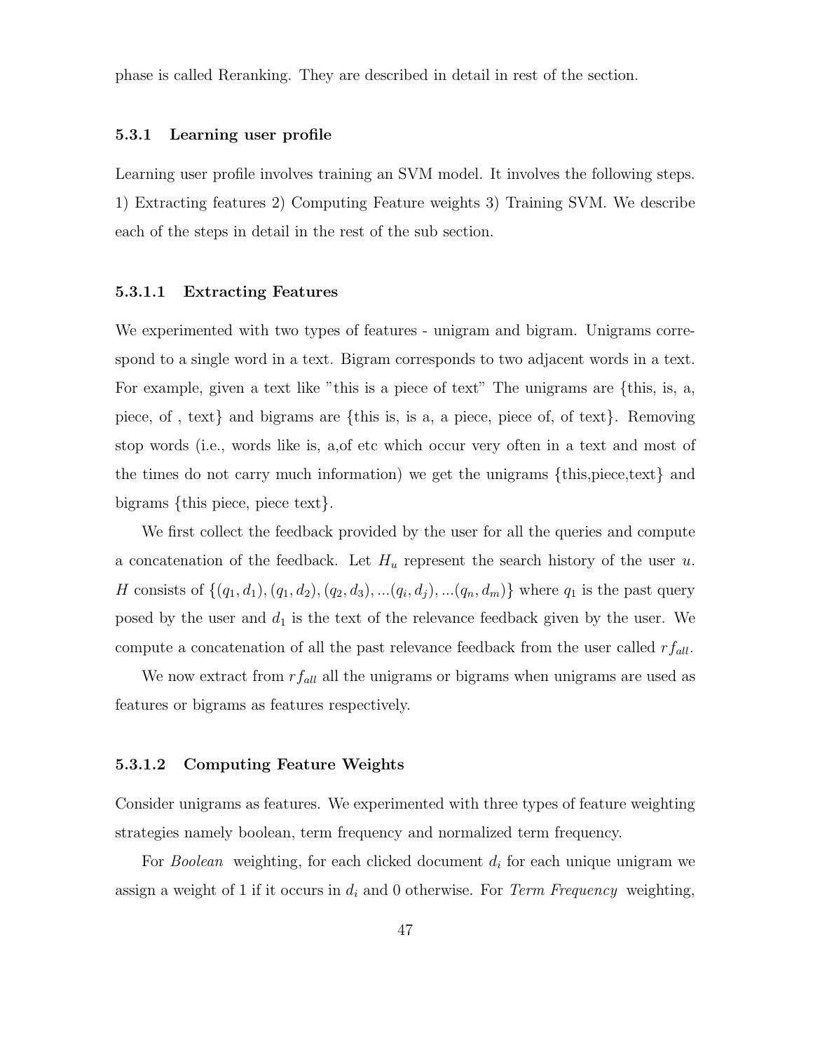phase is called Reranking. They are described in detail in rest of the section.

### 5.3.1 Learning user profile

Learning user profile involves training an SVM model. It involves the following steps. 1) Extracting features 2) Computing Feature weights 3) Training SVM. We describe each of the steps in detail in the rest of the sub section.

#### 5.3.1.1 Extracting Features

We experimented with two types of features - unigram and bigram. Unigrams correspond to a single word in a text. Bigram corresponds to two adjacent words in a text. For example, given a text like "this is a piece of text" The unigrams are {this, is, a, piece, of , text} and bigrams are {this is, is a, a piece, piece of, of text}. Removing stop words (i.e., words like is, a,of etc which occur very often in a text and most of the times do not carry much information) we get the unigrams {this,piece,text} and bigrams {this piece, piece text}.

We first collect the feedback provided by the user for all the queries and compute a concatenation of the feedback. Let $H_u$ represent the search history of the user $u$. $H$ consists of $\{(q_1, d_1), (q_1, d_2), (q_2, d_3), ...(q_i, d_j), ...(q_n, d_m)\}$ where $q_1$ is the past query posed by the user and $d_1$ is the text of the relevance feedback given by the user. We compute a concatenation of all the past relevance feedback from the user called $rf_{all}$.

We now extract from $rf_{all}$ all the unigrams or bigrams when unigrams are used as features or bigrams as features respectively.

#### 5.3.1.2 Computing Feature Weights

Consider unigrams as features. We experimented with three types of feature weighting strategies namely boolean, term frequency and normalized term frequency.

For *Boolean* weighting, for each clicked document $d_i$ for each unique unigram we assign a weight of 1 if it occurs in $d_i$ and 0 otherwise. For *Term Frequency* weighting,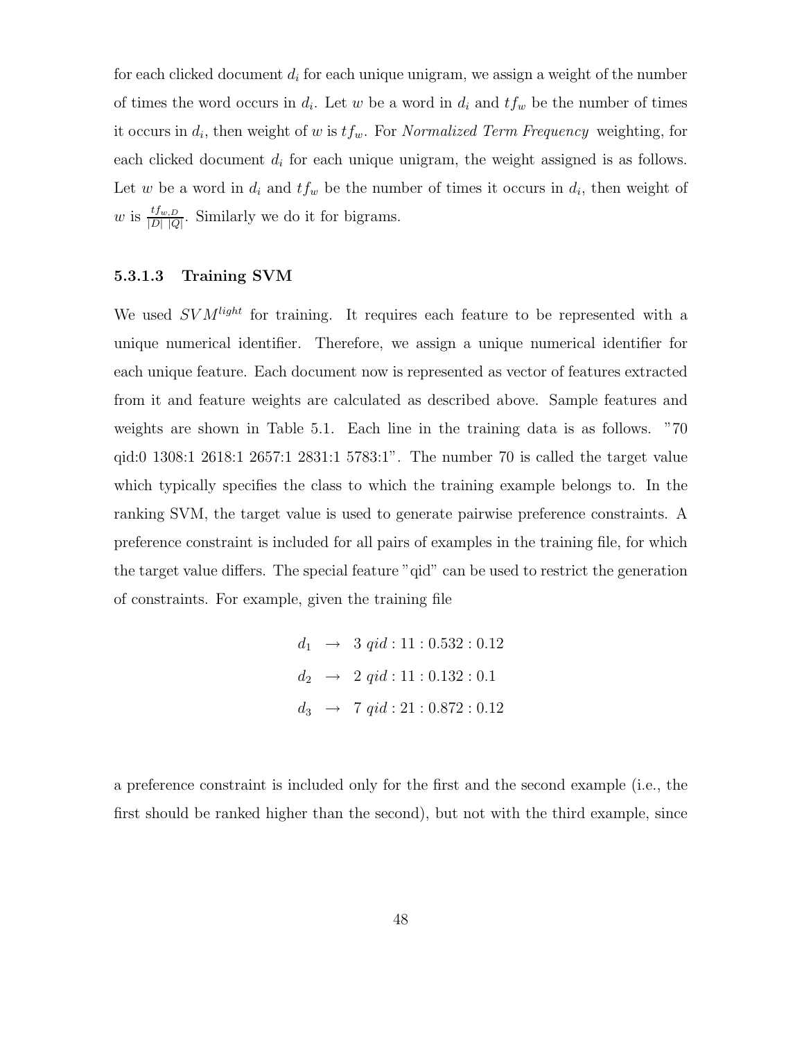for each clicked document $d_i$ for each unique unigram, we assign a weight of the number of times the word occurs in $d_i$. Let $w$ be a word in $d_i$ and $tf_w$ be the number of times it occurs in $d_i$, then weight of $w$ is $tf_w$. For *Normalized Term Frequency* weighting, for each clicked document $d_i$ for each unique unigram, the weight assigned is as follows. Let $w$ be a word in $d_i$ and $tf_w$ be the number of times it occurs in $d_i$, then weight of $w$ is $\frac{tf_{w,D}}{|D|\ |Q|}$. Similarly we do it for bigrams.

#### 5.3.1.3 Training SVM

We used $SVM^{light}$ for training. It requires each feature to be represented with a unique numerical identifier. Therefore, we assign a unique numerical identifier for each unique feature. Each document now is represented as vector of features extracted from it and feature weights are calculated as described above. Sample features and weights are shown in Table 5.1. Each line in the training data is as follows. "70 qid:0 1308:1 2618:1 2657:1 2831:1 5783:1". The number 70 is called the target value which typically specifies the class to which the training example belongs to. In the ranking SVM, the target value is used to generate pairwise preference constraints. A preference constraint is included for all pairs of examples in the training file, for which the target value differs. The special feature "qid" can be used to restrict the generation of constraints. For example, given the training file

$$
\begin{aligned}
d_1 &\rightarrow 3\ qid:1 1:0.53 2:0.12 \\
d_2 &\rightarrow 2\ qid:1 1:0.13 2:0.1 \\
d_3 &\rightarrow 7\ qid:2 1:0.87 2:0.12
\end{aligned}
$$

a preference constraint is included only for the first and the second example (i.e., the first should be ranked higher than the second), but not with the third example, since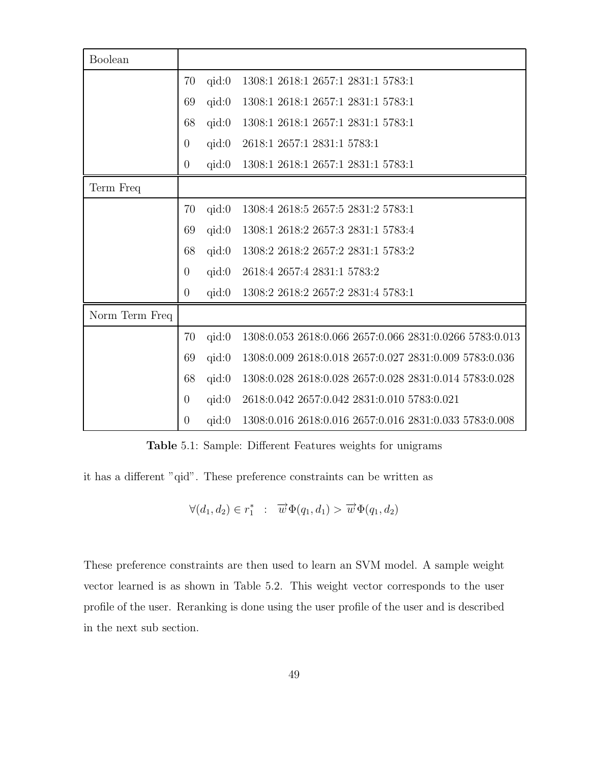| Boolean | | | |
|---|---|---|---|
| | 70 | qid:0 | 1308:1 2618:1 2657:1 2831:1 5783:1 |
| | 69 | qid:0 | 1308:1 2618:1 2657:1 2831:1 5783:1 |
| | 68 | qid:0 | 1308:1 2618:1 2657:1 2831:1 5783:1 |
| | 0 | qid:0 | 2618:1 2657:1 2831:1 5783:1 |
| | 0 | qid:0 | 1308:1 2618:1 2657:1 2831:1 5783:1 |
| Term Freq | | | |
| | 70 | qid:0 | 1308:4 2618:5 2657:5 2831:2 5783:1 |
| | 69 | qid:0 | 1308:1 2618:2 2657:3 2831:1 5783:4 |
| | 68 | qid:0 | 1308:2 2618:2 2657:2 2831:1 5783:2 |
| | 0 | qid:0 | 2618:4 2657:4 2831:1 5783:2 |
| | 0 | qid:0 | 1308:2 2618:2 2657:2 2831:4 5783:1 |
| Norm Term Freq | | | |
| | 70 | qid:0 | 1308:0.053 2618:0.066 2657:0.066 2831:0.0266 5783:0.013 |
| | 69 | qid:0 | 1308:0.009 2618:0.018 2657:0.027 2831:0.009 5783:0.036 |
| | 68 | qid:0 | 1308:0.028 2618:0.028 2657:0.028 2831:0.014 5783:0.028 |
| | 0 | qid:0 | 2618:0.042 2657:0.042 2831:0.010 5783:0.021 |
| | 0 | qid:0 | 1308:0.016 2618:0.016 2657:0.016 2831:0.033 5783:0.008 |

**Table** 5.1: Sample: Different Features weights for unigrams

it has a different "qid". These preference constraints can be written as

$$\forall (d_1, d_2) \in r_1^* \quad : \quad \overrightarrow{w}\Phi(q_1, d_1) > \overrightarrow{w}\Phi(q_1, d_2)$$

These preference constraints are then used to learn an SVM model. A sample weight vector learned is as shown in Table 5.2. This weight vector corresponds to the user profile of the user. Reranking is done using the user profile of the user and is described in the next sub section.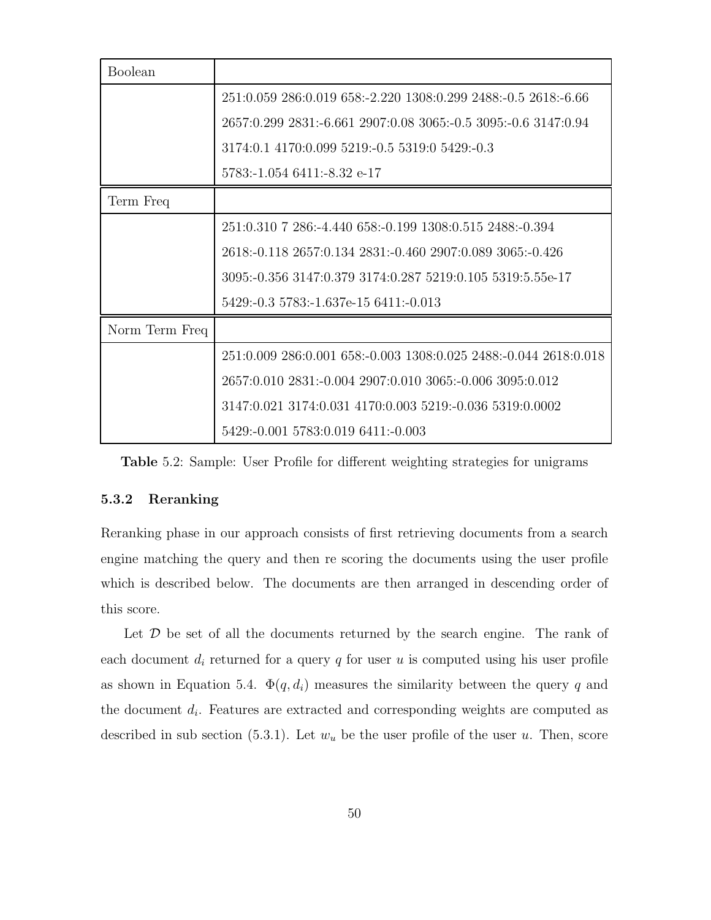| Boolean | |
|---|---|
| | 251:0.059 286:0.019 658:-2.220 1308:0.299 2488:-0.5 2618:-6.66<br>2657:0.299 2831:-6.661 2907:0.08 3065:-0.5 3095:-0.6 3147:0.94<br>3174:0.1 4170:0.099 5219:-0.5 5319:0 5429:-0.3<br>5783:-1.054 6411:-8.32 e-17 |
| Term Freq | |
| | 251:0.310 7 286:-4.440 658:-0.199 1308:0.515 2488:-0.394<br>2618:-0.118 2657:0.134 2831:-0.460 2907:0.089 3065:-0.426<br>3095:-0.356 3147:0.379 3174:0.287 5219:0.105 5319:5.55e-17<br>5429:-0.3 5783:-1.637e-15 6411:-0.013 |
| Norm Term Freq | |
| | 251:0.009 286:0.001 658:-0.003 1308:0.025 2488:-0.044 2618:0.018<br>2657:0.010 2831:-0.004 2907:0.010 3065:-0.006 3095:0.012<br>3147:0.021 3174:0.031 4170:0.003 5219:-0.036 5319:0.0002<br>5429:-0.001 5783:0.019 6411:-0.003 |

**Table** 5.2: Sample: User Profile for different weighting strategies for unigrams

### 5.3.2 Reranking

Reranking phase in our approach consists of first retrieving documents from a search engine matching the query and then re scoring the documents using the user profile which is described below. The documents are then arranged in descending order of this score.

Let $\mathcal{D}$ be set of all the documents returned by the search engine. The rank of each document $d_i$ returned for a query $q$ for user $u$ is computed using his user profile as shown in Equation 5.4. $\Phi(q, d_i)$ measures the similarity between the query $q$ and the document $d_i$. Features are extracted and corresponding weights are computed as described in sub section (5.3.1). Let $w_u$ be the user profile of the user $u$. Then, score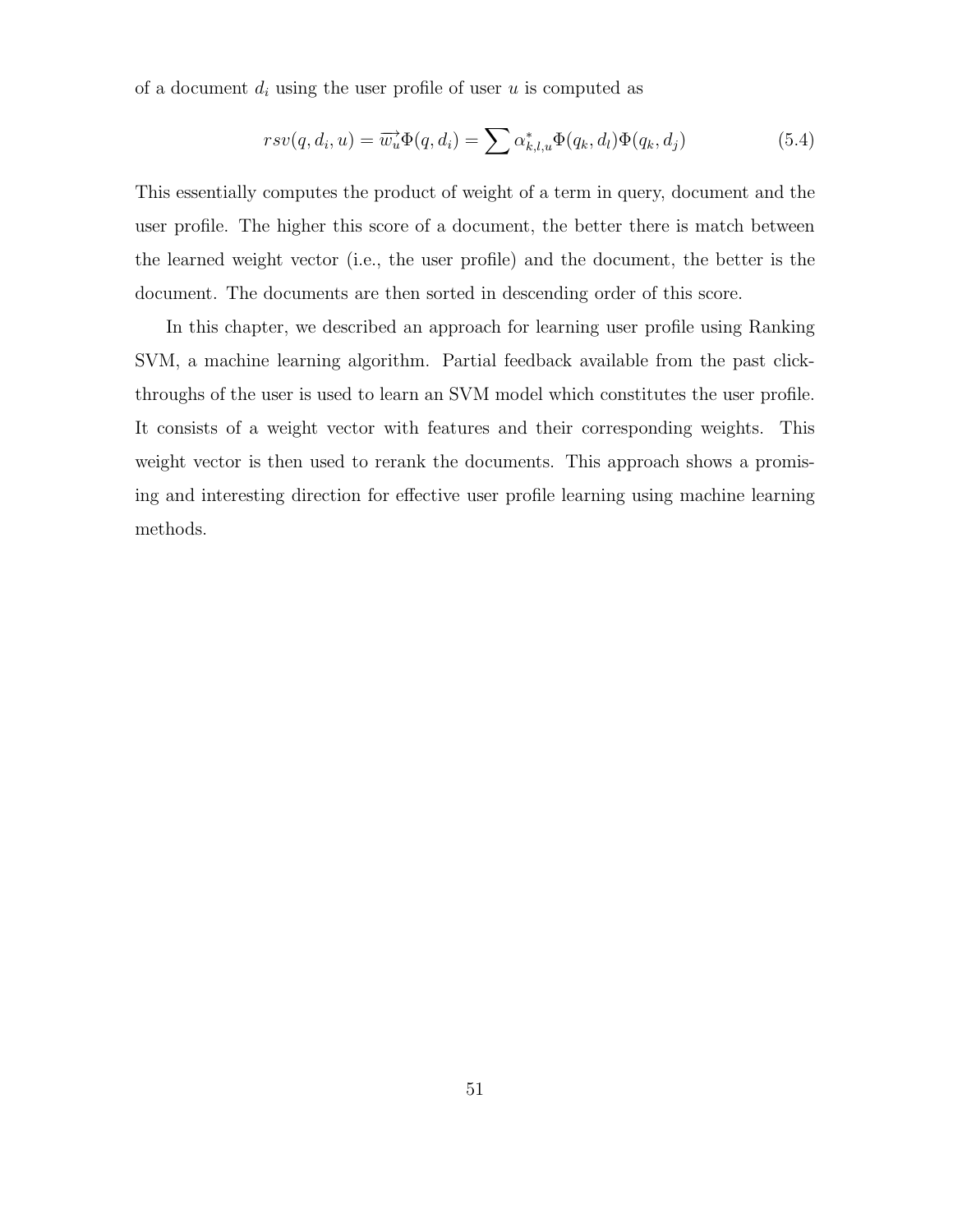of a document $d_i$ using the user profile of user $u$ is computed as

$$rsv(q, d_i, u) = \overrightarrow{w_u}\Phi(q, d_i) = \sum \alpha^*_{k,l,u}\Phi(q_k, d_l)\Phi(q_k, d_j) \tag{5.4}$$

This essentially computes the product of weight of a term in query, document and the user profile. The higher this score of a document, the better there is match between the learned weight vector (i.e., the user profile) and the document, the better is the document. The documents are then sorted in descending order of this score.

In this chapter, we described an approach for learning user profile using Ranking SVM, a machine learning algorithm. Partial feedback available from the past clickthroughs of the user is used to learn an SVM model which constitutes the user profile. It consists of a weight vector with features and their corresponding weights. This weight vector is then used to rerank the documents. This approach shows a promising and interesting direction for effective user profile learning using machine learning methods.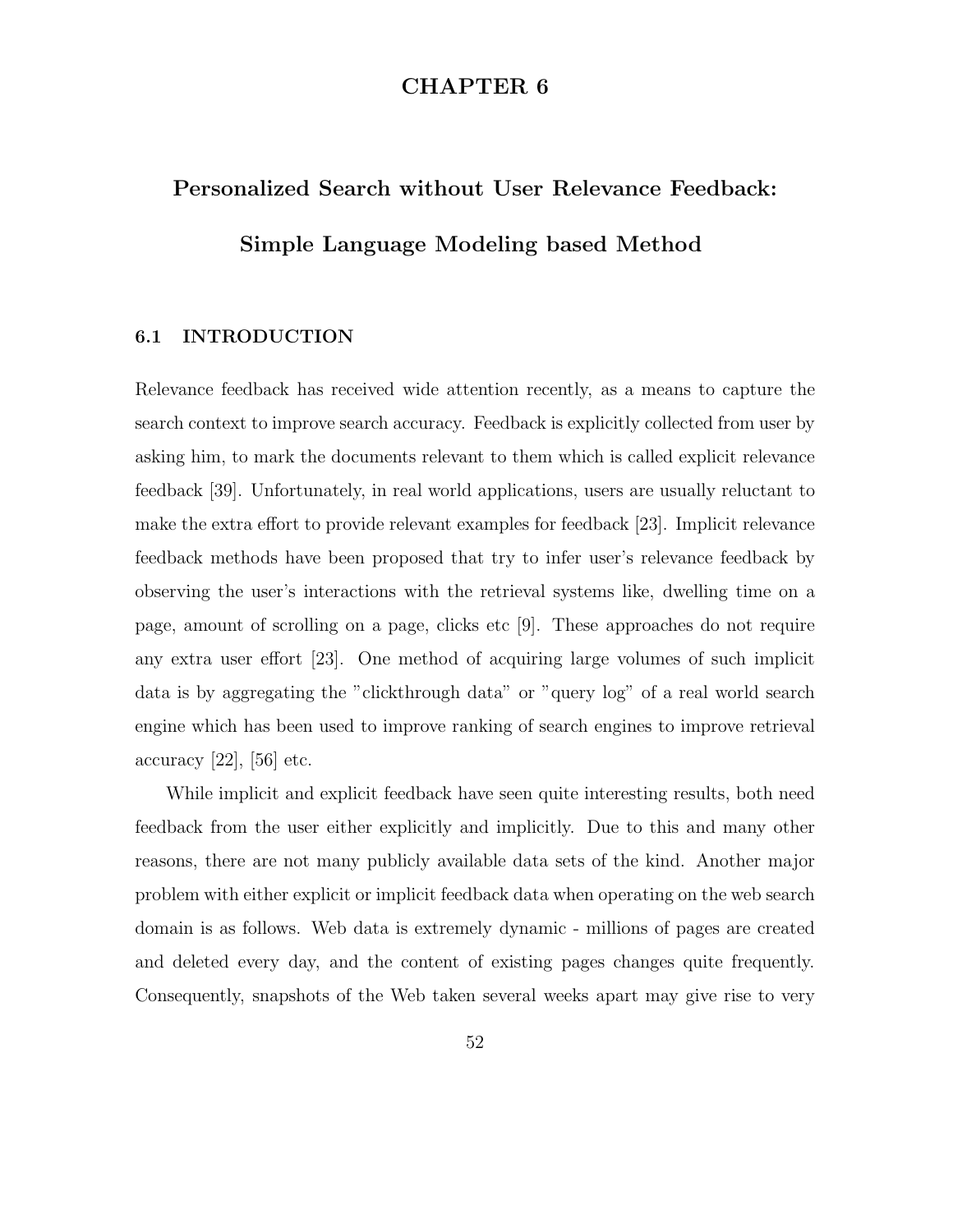# CHAPTER 6

# Personalized Search without User Relevance Feedback: Simple Language Modeling based Method

## 6.1 INTRODUCTION

Relevance feedback has received wide attention recently, as a means to capture the search context to improve search accuracy. Feedback is explicitly collected from user by asking him, to mark the documents relevant to them which is called explicit relevance feedback [39]. Unfortunately, in real world applications, users are usually reluctant to make the extra effort to provide relevant examples for feedback [23]. Implicit relevance feedback methods have been proposed that try to infer user's relevance feedback by observing the user's interactions with the retrieval systems like, dwelling time on a page, amount of scrolling on a page, clicks etc [9]. These approaches do not require any extra user effort [23]. One method of acquiring large volumes of such implicit data is by aggregating the "clickthrough data" or "query log" of a real world search engine which has been used to improve ranking of search engines to improve retrieval accuracy [22], [56] etc.

While implicit and explicit feedback have seen quite interesting results, both need feedback from the user either explicitly and implicitly. Due to this and many other reasons, there are not many publicly available data sets of the kind. Another major problem with either explicit or implicit feedback data when operating on the web search domain is as follows. Web data is extremely dynamic - millions of pages are created and deleted every day, and the content of existing pages changes quite frequently. Consequently, snapshots of the Web taken several weeks apart may give rise to very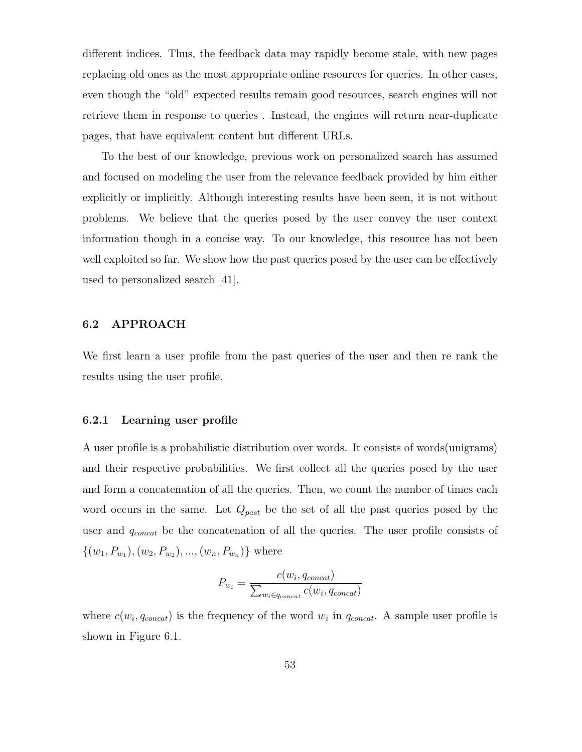different indices. Thus, the feedback data may rapidly become stale, with new pages replacing old ones as the most appropriate online resources for queries. In other cases, even though the "old" expected results remain good resources, search engines will not retrieve them in response to queries . Instead, the engines will return near-duplicate pages, that have equivalent content but different URLs.

To the best of our knowledge, previous work on personalized search has assumed and focused on modeling the user from the relevance feedback provided by him either explicitly or implicitly. Although interesting results have been seen, it is not without problems. We believe that the queries posed by the user convey the user context information though in a concise way. To our knowledge, this resource has not been well exploited so far. We show how the past queries posed by the user can be effectively used to personalized search [41].

## 6.2 APPROACH

We first learn a user profile from the past queries of the user and then re rank the results using the user profile.

### 6.2.1 Learning user profile

A user profile is a probabilistic distribution over words. It consists of words(unigrams) and their respective probabilities. We first collect all the queries posed by the user and form a concatenation of all the queries. Then, we count the number of times each word occurs in the same. Let $Q_{past}$ be the set of all the past queries posed by the user and $q_{concat}$ be the concatenation of all the queries. The user profile consists of $\{(w_1, P_{w_1}), (w_2, P_{w_2}), ..., (w_n, P_{w_n})\}$ where

$$P_{w_i} = \frac{c(w_i, q_{concat})}{\sum_{w_i \in q_{concat}} c(w_i, q_{concat})}$$

where $c(w_i, q_{concat})$ is the frequency of the word $w_i$ in $q_{concat}$. A sample user profile is shown in Figure 6.1.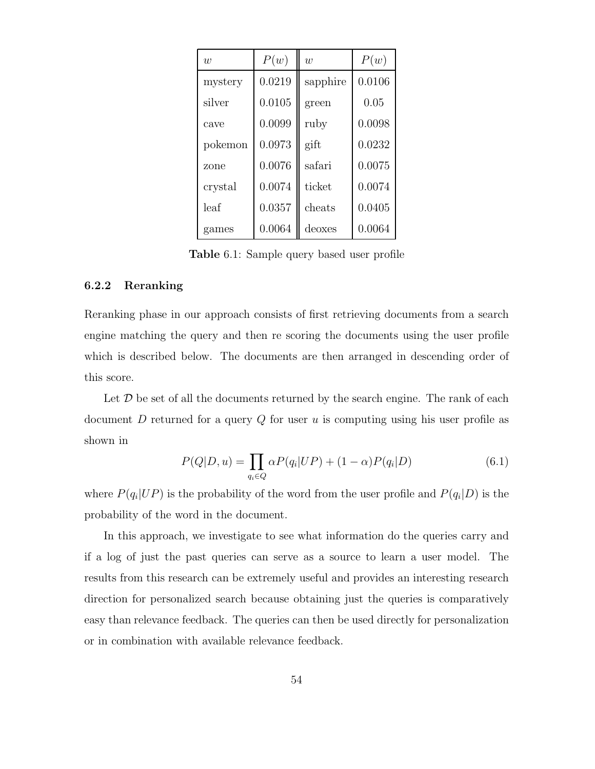| $w$ | $P(w)$ | $w$ | $P(w)$ |
|---|---|---|---|
| mystery | 0.0219 | sapphire | 0.0106 |
| silver | 0.0105 | green | 0.05 |
| cave | 0.0099 | ruby | 0.0098 |
| pokemon | 0.0973 | gift | 0.0232 |
| zone | 0.0076 | safari | 0.0075 |
| crystal | 0.0074 | ticket | 0.0074 |
| leaf | 0.0357 | cheats | 0.0405 |
| games | 0.0064 | deoxes | 0.0064 |

**Table** 6.1: Sample query based user profile

### 6.2.2 Reranking

Reranking phase in our approach consists of first retrieving documents from a search engine matching the query and then re scoring the documents using the user profile which is described below. The documents are then arranged in descending order of this score.

Let $\mathcal{D}$ be set of all the documents returned by the search engine. The rank of each document $D$ returned for a query $Q$ for user $u$ is computing using his user profile as shown in

$$P(Q|D,u) = \prod_{q_i \in Q} \alpha P(q_i|UP) + (1-\alpha)P(q_i|D) \tag{6.1}$$

where $P(q_i|UP)$ is the probability of the word from the user profile and $P(q_i|D)$ is the probability of the word in the document.

In this approach, we investigate to see what information do the queries carry and if a log of just the past queries can serve as a source to learn a user model. The results from this research can be extremely useful and provides an interesting research direction for personalized search because obtaining just the queries is comparatively easy than relevance feedback. The queries can then be used directly for personalization or in combination with available relevance feedback.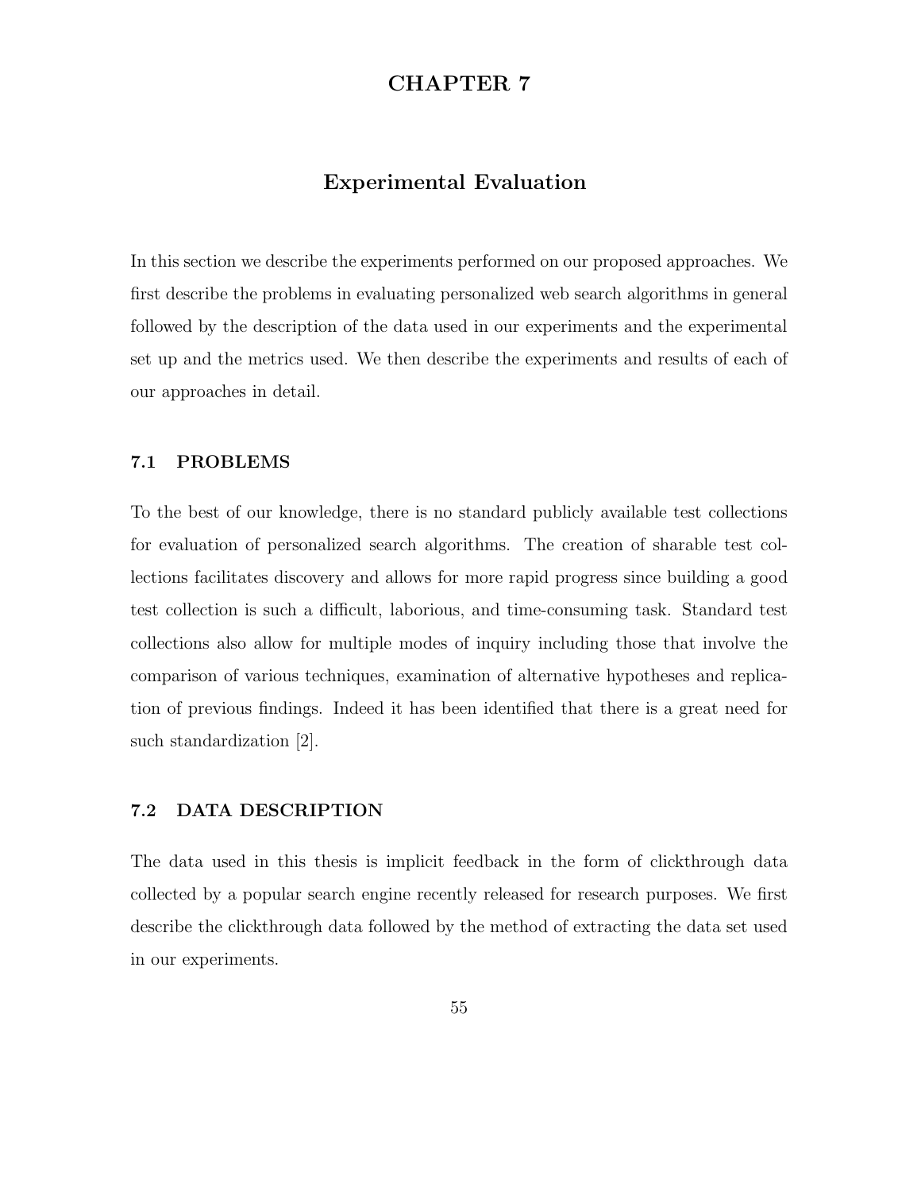# CHAPTER 7

## Experimental Evaluation

In this section we describe the experiments performed on our proposed approaches. We first describe the problems in evaluating personalized web search algorithms in general followed by the description of the data used in our experiments and the experimental set up and the metrics used. We then describe the experiments and results of each of our approaches in detail.

### 7.1 PROBLEMS

To the best of our knowledge, there is no standard publicly available test collections for evaluation of personalized search algorithms. The creation of sharable test collections facilitates discovery and allows for more rapid progress since building a good test collection is such a difficult, laborious, and time-consuming task. Standard test collections also allow for multiple modes of inquiry including those that involve the comparison of various techniques, examination of alternative hypotheses and replication of previous findings. Indeed it has been identified that there is a great need for such standardization [2].

### 7.2 DATA DESCRIPTION

The data used in this thesis is implicit feedback in the form of clickthrough data collected by a popular search engine recently released for research purposes. We first describe the clickthrough data followed by the method of extracting the data set used in our experiments.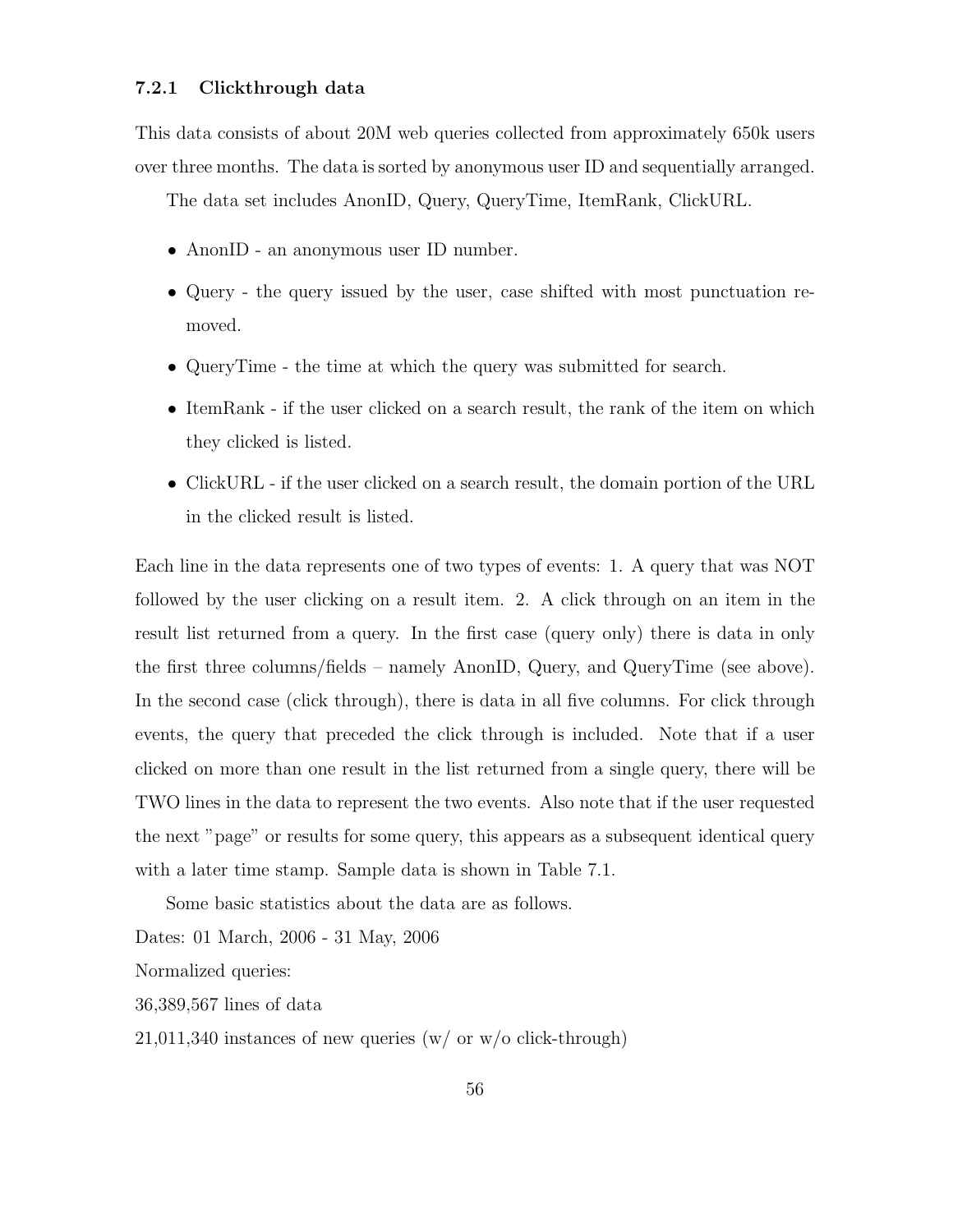### 7.2.1 Clickthrough data

This data consists of about 20M web queries collected from approximately 650k users over three months. The data is sorted by anonymous user ID and sequentially arranged.

The data set includes AnonID, Query, QueryTime, ItemRank, ClickURL.

- AnonID - an anonymous user ID number.
- Query - the query issued by the user, case shifted with most punctuation removed.
- QueryTime - the time at which the query was submitted for search.
- ItemRank - if the user clicked on a search result, the rank of the item on which they clicked is listed.
- ClickURL - if the user clicked on a search result, the domain portion of the URL in the clicked result is listed.

Each line in the data represents one of two types of events: 1. A query that was NOT followed by the user clicking on a result item. 2. A click through on an item in the result list returned from a query. In the first case (query only) there is data in only the first three columns/fields – namely AnonID, Query, and QueryTime (see above). In the second case (click through), there is data in all five columns. For click through events, the query that preceded the click through is included. Note that if a user clicked on more than one result in the list returned from a single query, there will be TWO lines in the data to represent the two events. Also note that if the user requested the next "page" or results for some query, this appears as a subsequent identical query with a later time stamp. Sample data is shown in Table 7.1.

Some basic statistics about the data are as follows.

Dates: 01 March, 2006 - 31 May, 2006

Normalized queries:

36,389,567 lines of data

21,011,340 instances of new queries (w/ or w/o click-through)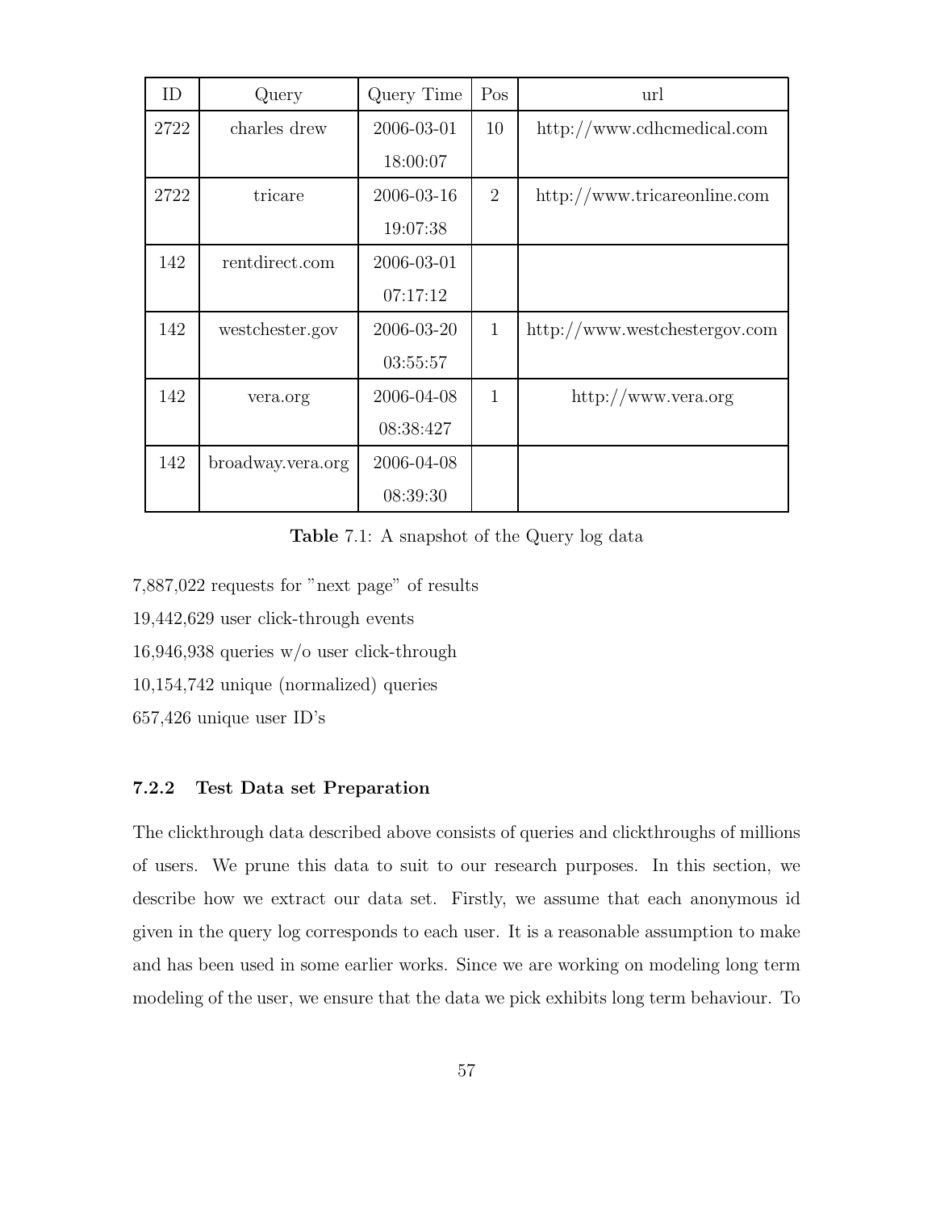| ID | Query | Query Time | Pos | url |
|---|---|---|---|---|
| 2722 | charles drew | 2006-03-01 18:00:07 | 10 | http://www.cdhcmedical.com |
| 2722 | tricare | 2006-03-16 19:07:38 | 2 | http://www.tricareonline.com |
| 142 | rentdirect.com | 2006-03-01 07:17:12 | | |
| 142 | westchester.gov | 2006-03-20 03:55:57 | 1 | http://www.westchestergov.com |
| 142 | vera.org | 2006-04-08 08:38:427 | 1 | http://www.vera.org |
| 142 | broadway.vera.org | 2006-04-08 08:39:30 | | |

**Table** 7.1: A snapshot of the Query log data

7,887,022 requests for "next page" of results

19,442,629 user click-through events

16,946,938 queries w/o user click-through

10,154,742 unique (normalized) queries

657,426 unique user ID's

### 7.2.2 Test Data set Preparation

The clickthrough data described above consists of queries and clickthroughs of millions of users. We prune this data to suit to our research purposes. In this section, we describe how we extract our data set. Firstly, we assume that each anonymous id given in the query log corresponds to each user. It is a reasonable assumption to make and has been used in some earlier works. Since we are working on modeling long term modeling of the user, we ensure that the data we pick exhibits long term behaviour. To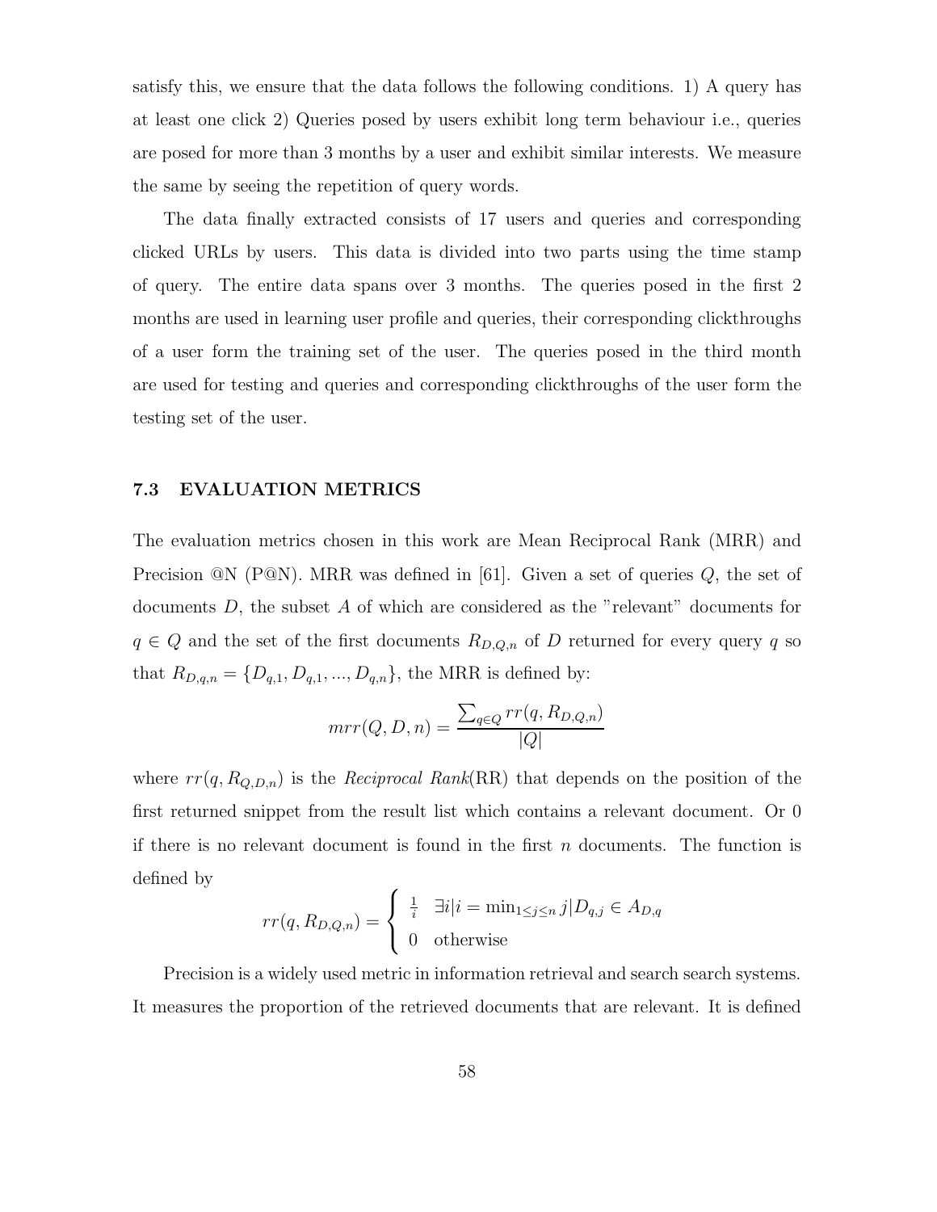satisfy this, we ensure that the data follows the following conditions. 1) A query has at least one click 2) Queries posed by users exhibit long term behaviour i.e., queries are posed for more than 3 months by a user and exhibit similar interests. We measure the same by seeing the repetition of query words.

The data finally extracted consists of 17 users and queries and corresponding clicked URLs by users. This data is divided into two parts using the time stamp of query. The entire data spans over 3 months. The queries posed in the first 2 months are used in learning user profile and queries, their corresponding clickthroughs of a user form the training set of the user. The queries posed in the third month are used for testing and queries and corresponding clickthroughs of the user form the testing set of the user.

### 7.3 EVALUATION METRICS

The evaluation metrics chosen in this work are Mean Reciprocal Rank (MRR) and Precision @N (P@N). MRR was defined in [61]. Given a set of queries $Q$, the set of documents $D$, the subset $A$ of which are considered as the "relevant" documents for $q \in Q$ and the set of the first documents $R_{D,Q,n}$ of $D$ returned for every query $q$ so that $R_{D,q,n} = \{D_{q,1}, D_{q,1}, ..., D_{q,n}\}$, the MRR is defined by:

$$mrr(Q, D, n) = \frac{\sum_{q \in Q} rr(q, R_{D,Q,n})}{|Q|}$$

where $rr(q, R_{Q,D,n})$ is the *Reciprocal Rank*(RR) that depends on the position of the first returned snippet from the result list which contains a relevant document. Or 0 if there is no relevant document is found in the first $n$ documents. The function is defined by

$$rr(q, R_{D,Q,n}) = \begin{cases} \frac{1}{i} & \exists i | i = \min_{1 \leq j \leq n} j | D_{q,j} \in A_{D,q} \\ 0 & \text{otherwise} \end{cases}$$

Precision is a widely used metric in information retrieval and search search systems. It measures the proportion of the retrieved documents that are relevant. It is defined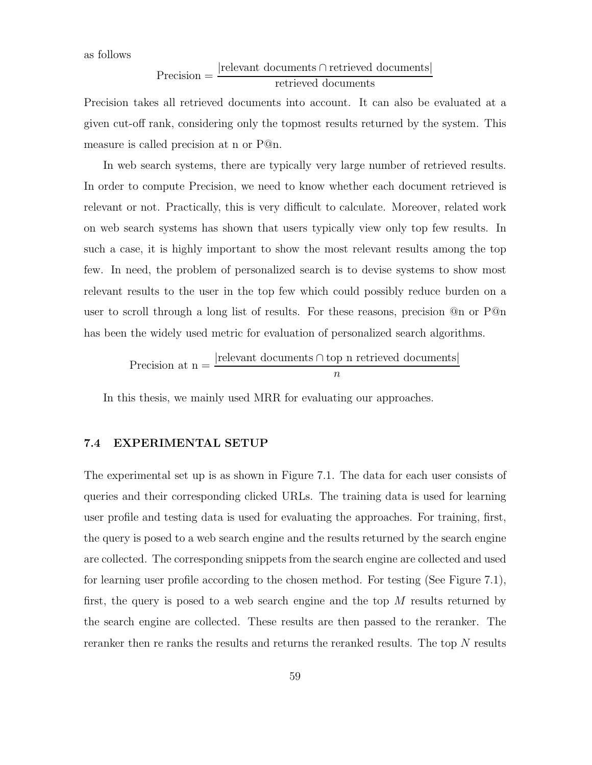as follows

$$\text{Precision} = \frac{|\text{relevant documents} \cap \text{retrieved documents}|}{\text{retrieved documents}}$$

Precision takes all retrieved documents into account. It can also be evaluated at a given cut-off rank, considering only the topmost results returned by the system. This measure is called precision at n or P@n.

In web search systems, there are typically very large number of retrieved results. In order to compute Precision, we need to know whether each document retrieved is relevant or not. Practically, this is very difficult to calculate. Moreover, related work on web search systems has shown that users typically view only top few results. In such a case, it is highly important to show the most relevant results among the top few. In need, the problem of personalized search is to devise systems to show most relevant results to the user in the top few which could possibly reduce burden on a user to scroll through a long list of results. For these reasons, precision @n or P@n has been the widely used metric for evaluation of personalized search algorithms.

$$\text{Precision at n} = \frac{|\text{relevant documents} \cap \text{top n retrieved documents}|}{n}$$

In this thesis, we mainly used MRR for evaluating our approaches.

### 7.4 EXPERIMENTAL SETUP

The experimental set up is as shown in Figure 7.1. The data for each user consists of queries and their corresponding clicked URLs. The training data is used for learning user profile and testing data is used for evaluating the approaches. For training, first, the query is posed to a web search engine and the results returned by the search engine are collected. The corresponding snippets from the search engine are collected and used for learning user profile according to the chosen method. For testing (See Figure 7.1), first, the query is posed to a web search engine and the top $M$ results returned by the search engine are collected. These results are then passed to the reranker. The reranker then re ranks the results and returns the reranked results. The top $N$ results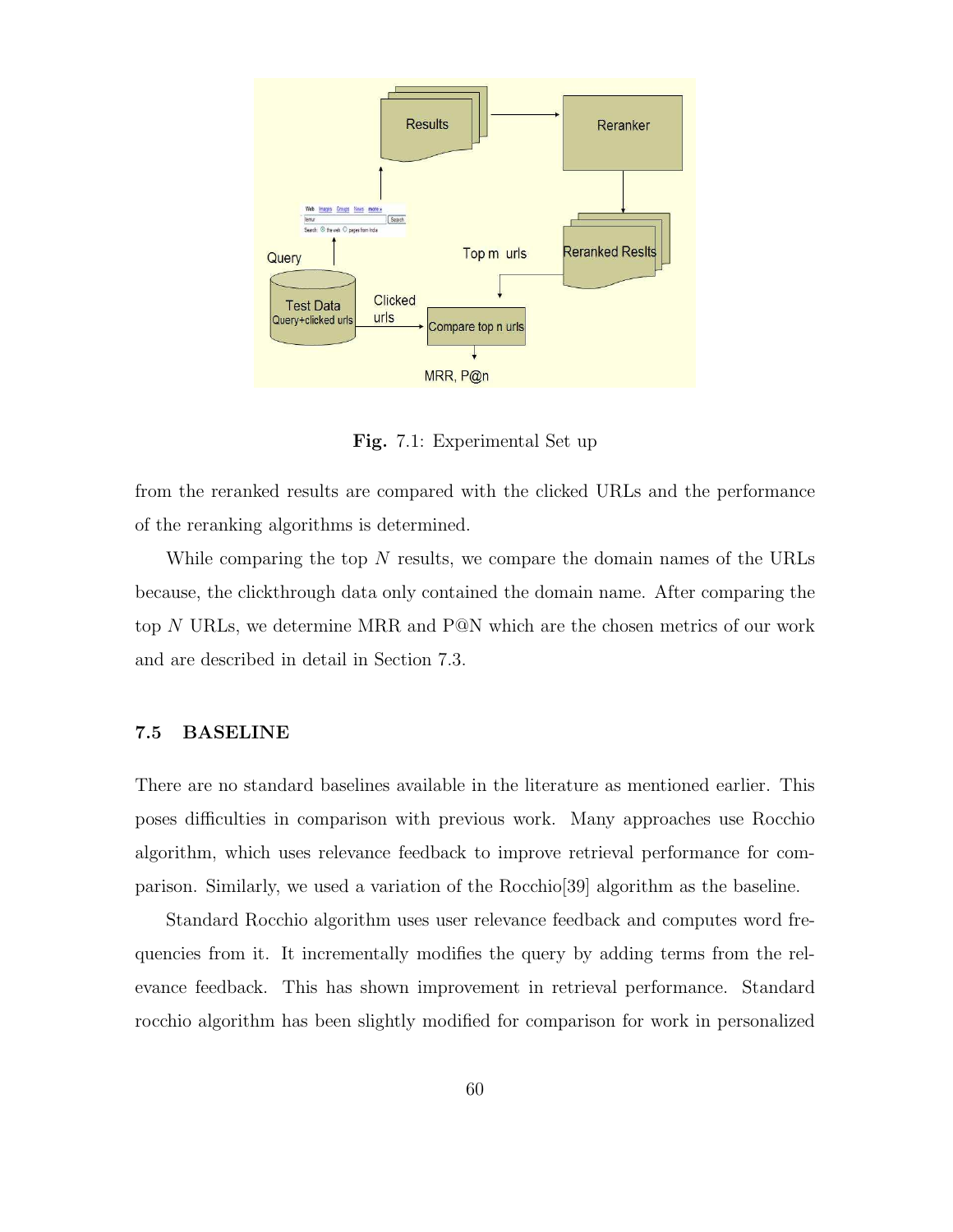**Fig.** 7.1: Experimental Set up

from the reranked results are compared with the clicked URLs and the performance of the reranking algorithms is determined.

While comparing the top $N$ results, we compare the domain names of the URLs because, the clickthrough data only contained the domain name. After comparing the top $N$ URLs, we determine MRR and P@N which are the chosen metrics of our work and are described in detail in Section 7.3.

### 7.5 BASELINE

There are no standard baselines available in the literature as mentioned earlier. This poses difficulties in comparison with previous work. Many approaches use Rocchio algorithm, which uses relevance feedback to improve retrieval performance for comparison. Similarly, we used a variation of the Rocchio[39] algorithm as the baseline.

Standard Rocchio algorithm uses user relevance feedback and computes word frequencies from it. It incrementally modifies the query by adding terms from the relevance feedback. This has shown improvement in retrieval performance. Standard rocchio algorithm has been slightly modified for comparison for work in personalized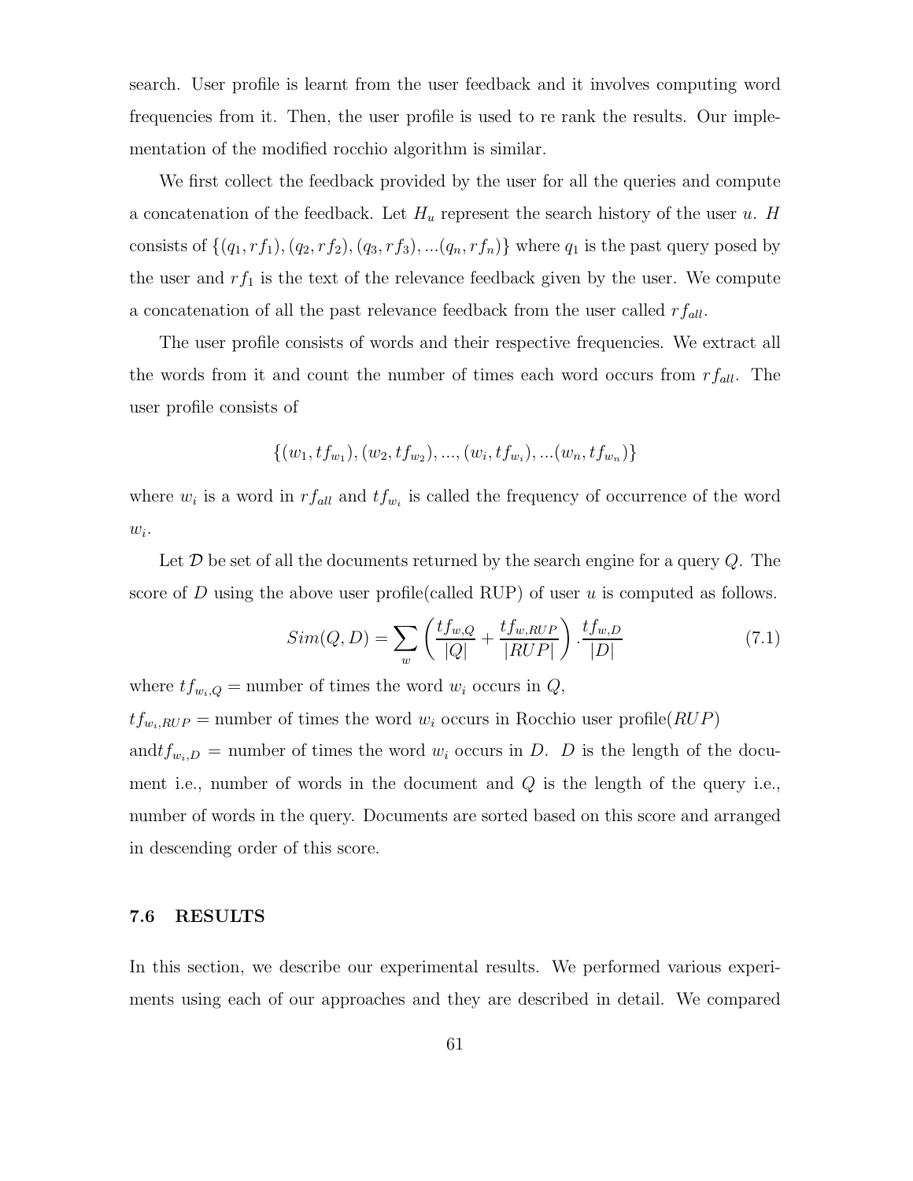search. User profile is learnt from the user feedback and it involves computing word frequencies from it. Then, the user profile is used to re rank the results. Our implementation of the modified rocchio algorithm is similar.

We first collect the feedback provided by the user for all the queries and compute a concatenation of the feedback. Let $H_u$ represent the search history of the user $u$. $H$ consists of $\{(q_1, rf_1), (q_2, rf_2), (q_3, rf_3), ...(q_n, rf_n)\}$ where $q_1$ is the past query posed by the user and $rf_1$ is the text of the relevance feedback given by the user. We compute a concatenation of all the past relevance feedback from the user called $rf_{all}$.

The user profile consists of words and their respective frequencies. We extract all the words from it and count the number of times each word occurs from $rf_{all}$. The user profile consists of

$$\{(w_1, tf_{w_1}), (w_2, tf_{w_2}), ..., (w_i, tf_{w_i}), ...(w_n, tf_{w_n})\}$$

where $w_i$ is a word in $rf_{all}$ and $tf_{w_i}$ is called the frequency of occurrence of the word $w_i$.

Let $\mathcal{D}$ be set of all the documents returned by the search engine for a query $Q$. The score of $D$ using the above user profile(called RUP) of user $u$ is computed as follows.

$$Sim(Q, D) = \sum_{w} \left( \frac{tf_{w,Q}}{|Q|} + \frac{tf_{w,RUP}}{|RUP|} \right) . \frac{tf_{w,D}}{|D|} \tag{7.1}$$

where $tf_{w_i,Q}$ = number of times the word $w_i$ occurs in $Q$,

$tf_{w_i,RUP}$ = number of times the word $w_i$ occurs in Rocchio user profile($RUP$)

and$tf_{w_i,D}$ = number of times the word $w_i$ occurs in $D$. $D$ is the length of the document i.e., number of words in the document and $Q$ is the length of the query i.e., number of words in the query. Documents are sorted based on this score and arranged in descending order of this score.

## 7.6 RESULTS

In this section, we describe our experimental results. We performed various experiments using each of our approaches and they are described in detail. We compared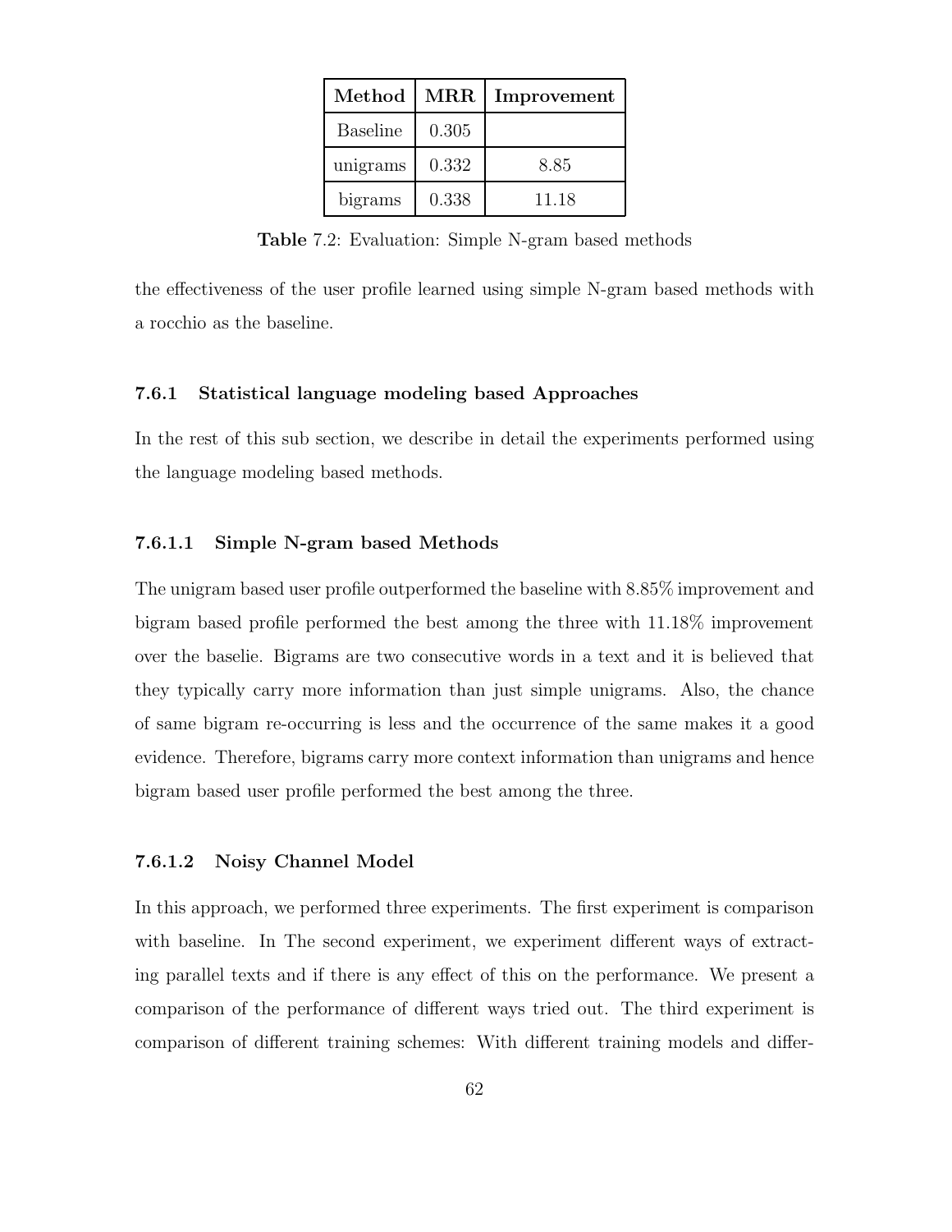| Method | MRR | Improvement |
| --- | --- | --- |
| Baseline | 0.305 | |
| unigrams | 0.332 | 8.85 |
| bigrams | 0.338 | 11.18 |

**Table** 7.2: Evaluation: Simple N-gram based methods

the effectiveness of the user profile learned using simple N-gram based methods with a rocchio as the baseline.

### 7.6.1 Statistical language modeling based Approaches

In the rest of this sub section, we describe in detail the experiments performed using the language modeling based methods.

#### 7.6.1.1 Simple N-gram based Methods

The unigram based user profile outperformed the baseline with 8.85% improvement and bigram based profile performed the best among the three with 11.18% improvement over the baselie. Bigrams are two consecutive words in a text and it is believed that they typically carry more information than just simple unigrams. Also, the chance of same bigram re-occurring is less and the occurrence of the same makes it a good evidence. Therefore, bigrams carry more context information than unigrams and hence bigram based user profile performed the best among the three.

#### 7.6.1.2 Noisy Channel Model

In this approach, we performed three experiments. The first experiment is comparison with baseline. In The second experiment, we experiment different ways of extracting parallel texts and if there is any effect of this on the performance. We present a comparison of the performance of different ways tried out. The third experiment is comparison of different training schemes: With different training models and differ-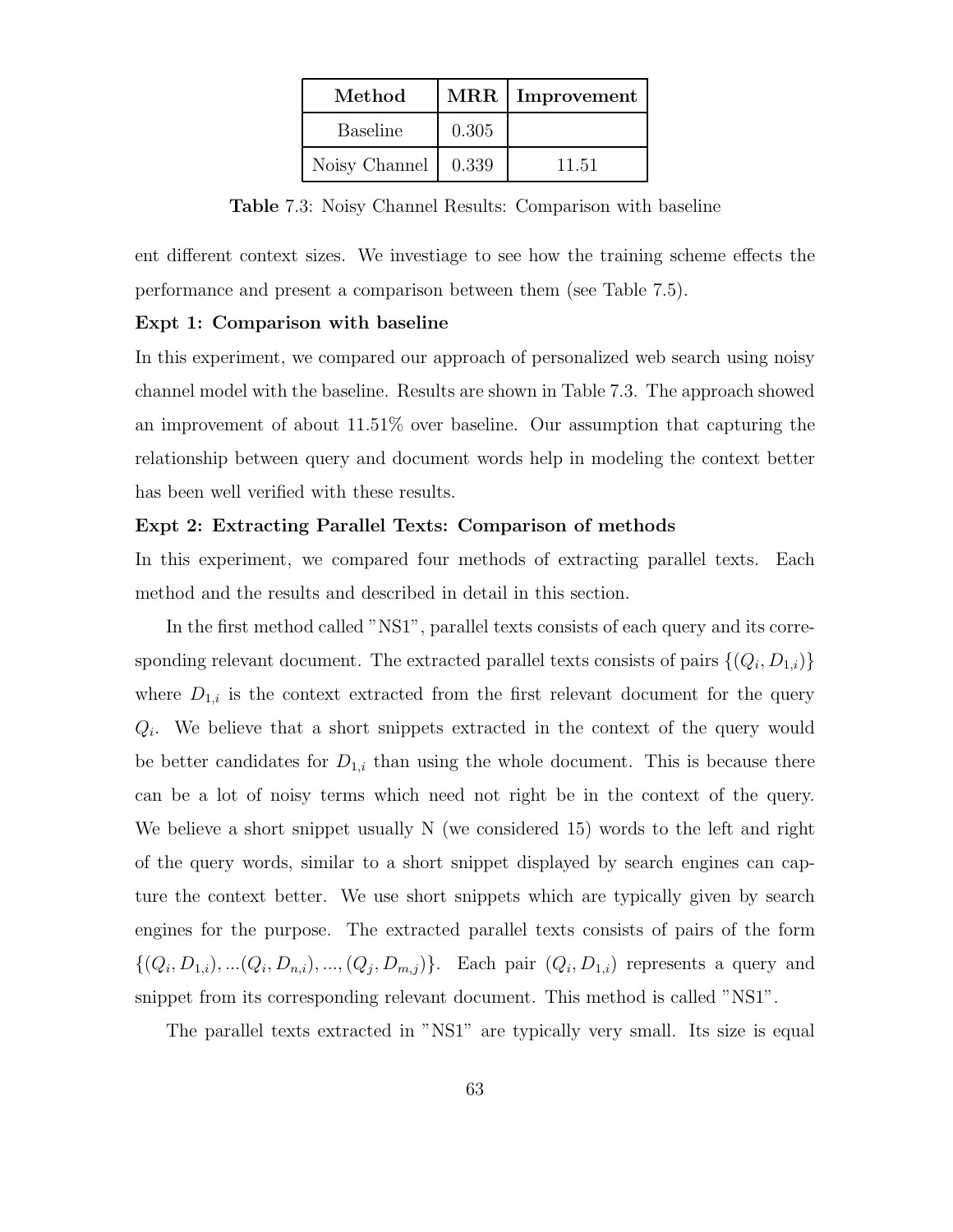| Method | MRR | Improvement |
|---|---|---|
| Baseline | 0.305 | |
| Noisy Channel | 0.339 | 11.51 |

**Table** 7.3: Noisy Channel Results: Comparison with baseline

ent different context sizes. We investiage to see how the training scheme effects the performance and present a comparison between them (see Table 7.5).

**Expt 1: Comparison with baseline**

In this experiment, we compared our approach of personalized web search using noisy channel model with the baseline. Results are shown in Table 7.3. The approach showed an improvement of about 11.51% over baseline. Our assumption that capturing the relationship between query and document words help in modeling the context better has been well verified with these results.

**Expt 2: Extracting Parallel Texts: Comparison of methods**

In this experiment, we compared four methods of extracting parallel texts. Each method and the results and described in detail in this section.

In the first method called "NS1", parallel texts consists of each query and its corresponding relevant document. The extracted parallel texts consists of pairs $\{(Q_i, D_{1,i})\}$ where $D_{1,i}$ is the context extracted from the first relevant document for the query $Q_i$. We believe that a short snippets extracted in the context of the query would be better candidates for $D_{1,i}$ than using the whole document. This is because there can be a lot of noisy terms which need not right be in the context of the query. We believe a short snippet usually N (we considered 15) words to the left and right of the query words, similar to a short snippet displayed by search engines can capture the context better. We use short snippets which are typically given by search engines for the purpose. The extracted parallel texts consists of pairs of the form $\{(Q_i, D_{1,i}), ...(Q_i, D_{n,i}), ..., (Q_j, D_{m,j})\}$. Each pair $(Q_i, D_{1,i})$ represents a query and snippet from its corresponding relevant document. This method is called "NS1".

The parallel texts extracted in "NS1" are typically very small. Its size is equal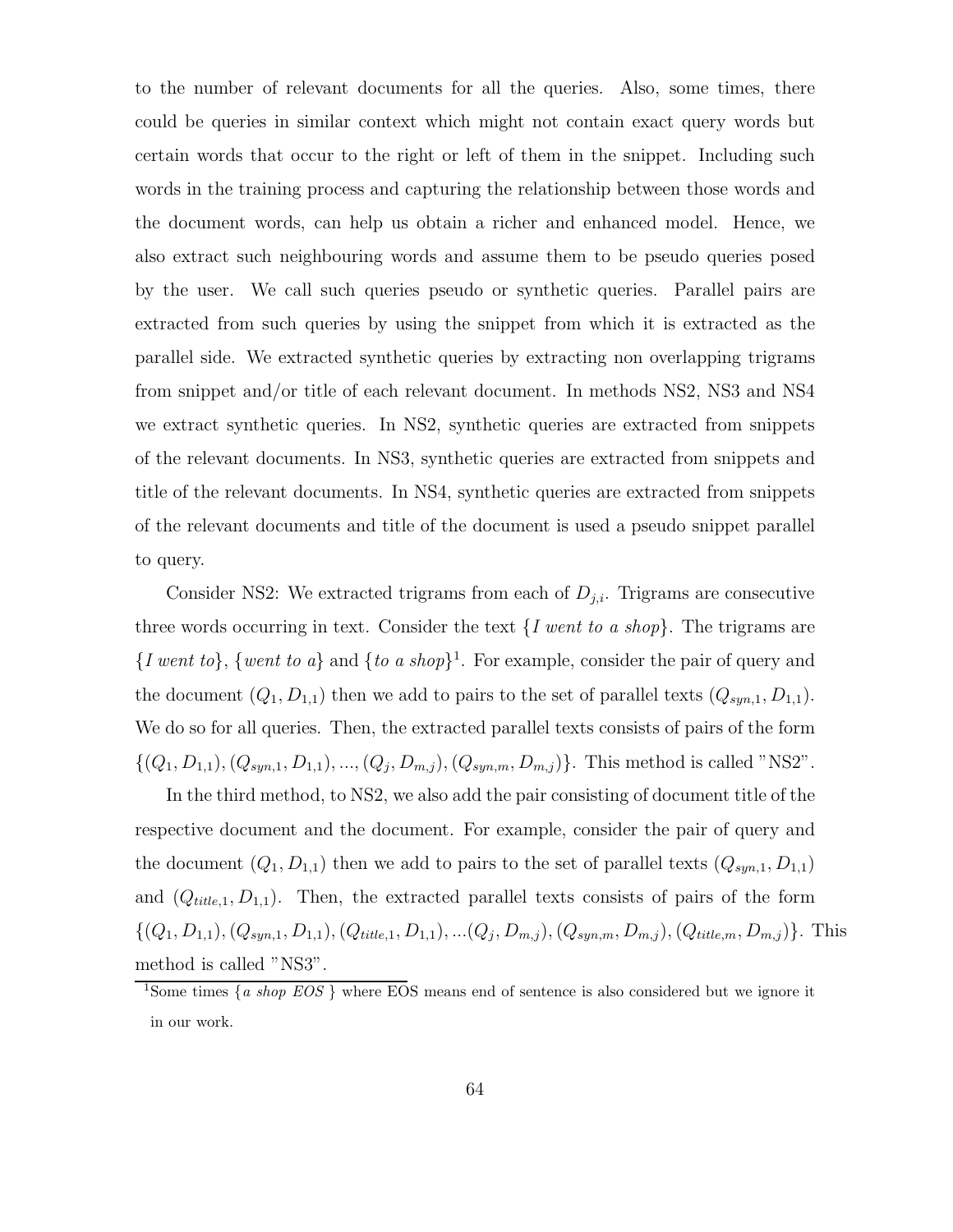to the number of relevant documents for all the queries. Also, some times, there could be queries in similar context which might not contain exact query words but certain words that occur to the right or left of them in the snippet. Including such words in the training process and capturing the relationship between those words and the document words, can help us obtain a richer and enhanced model. Hence, we also extract such neighbouring words and assume them to be pseudo queries posed by the user. We call such queries pseudo or synthetic queries. Parallel pairs are extracted from such queries by using the snippet from which it is extracted as the parallel side. We extracted synthetic queries by extracting non overlapping trigrams from snippet and/or title of each relevant document. In methods NS2, NS3 and NS4 we extract synthetic queries. In NS2, synthetic queries are extracted from snippets of the relevant documents. In NS3, synthetic queries are extracted from snippets and title of the relevant documents. In NS4, synthetic queries are extracted from snippets of the relevant documents and title of the document is used a pseudo snippet parallel to query.

Consider NS2: We extracted trigrams from each of $D_{j,i}$. Trigrams are consecutive three words occurring in text. Consider the text {*I went to a shop*}. The trigrams are {*I went to*}, {*went to a*} and {*to a shop*}[1]. For example, consider the pair of query and the document $(Q_1, D_{1,1})$ then we add to pairs to the set of parallel texts $(Q_{syn,1}, D_{1,1})$. We do so for all queries. Then, the extracted parallel texts consists of pairs of the form $\{(Q_1, D_{1,1}), (Q_{syn,1}, D_{1,1}), ..., (Q_j, D_{m,j}), (Q_{syn,m}, D_{m,j})\}$. This method is called "NS2".

In the third method, to NS2, we also add the pair consisting of document title of the respective document and the document. For example, consider the pair of query and the document $(Q_1, D_{1,1})$ then we add to pairs to the set of parallel texts $(Q_{syn,1}, D_{1,1})$ and $(Q_{title,1}, D_{1,1})$. Then, the extracted parallel texts consists of pairs of the form $\{(Q_1, D_{1,1}), (Q_{syn,1}, D_{1,1}), (Q_{title,1}, D_{1,1}), ...(Q_j, D_{m,j}), (Q_{syn,m}, D_{m,j}), (Q_{title,m}, D_{m,j})\}$. This method is called "NS3".

[1] Some times {*a shop EOS* } where EOS means end of sentence is also considered but we ignore it in our work.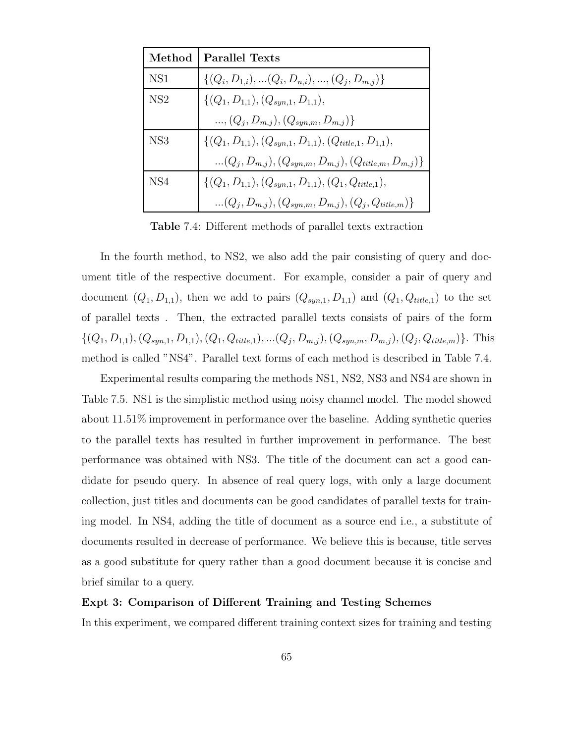| Method | Parallel Texts |
|---|---|
| NS1 | $\{(Q_i, D_{1,i}), ...(Q_i, D_{n,i}), ..., (Q_j, D_{m,j})\}$ |
| NS2 | $\{(Q_1, D_{1,1}), (Q_{syn,1}, D_{1,1}),$ |
| | $..., (Q_j, D_{m,j}), (Q_{syn,m}, D_{m,j})\}$ |
| NS3 | $\{(Q_1, D_{1,1}), (Q_{syn,1}, D_{1,1}), (Q_{title,1}, D_{1,1}),$ |
| | $...(Q_j, D_{m,j}), (Q_{syn,m}, D_{m,j}), (Q_{title,m}, D_{m,j})\}$ |
| NS4 | $\{(Q_1, D_{1,1}), (Q_{syn,1}, D_{1,1}), (Q_1, Q_{title,1}),$ |
| | $...(Q_j, D_{m,j}), (Q_{syn,m}, D_{m,j}), (Q_j, Q_{title,m})\}$ |

**Table** 7.4: Different methods of parallel texts extraction

In the fourth method, to NS2, we also add the pair consisting of query and document title of the respective document. For example, consider a pair of query and document $(Q_1, D_{1,1})$, then we add to pairs $(Q_{syn,1}, D_{1,1})$ and $(Q_1, Q_{title,1})$ to the set of parallel texts . Then, the extracted parallel texts consists of pairs of the form $\{(Q_1, D_{1,1}), (Q_{syn,1}, D_{1,1}), (Q_1, Q_{title,1}), ...(Q_j, D_{m,j}), (Q_{syn,m}, D_{m,j}), (Q_j, Q_{title,m})\}$. This method is called "NS4". Parallel text forms of each method is described in Table 7.4.

Experimental results comparing the methods NS1, NS2, NS3 and NS4 are shown in Table 7.5. NS1 is the simplistic method using noisy channel model. The model showed about 11.51% improvement in performance over the baseline. Adding synthetic queries to the parallel texts has resulted in further improvement in performance. The best performance was obtained with NS3. The title of the document can act a good candidate for pseudo query. In absence of real query logs, with only a large document collection, just titles and documents can be good candidates of parallel texts for training model. In NS4, adding the title of document as a source end i.e., a substitute of documents resulted in decrease of performance. We believe this is because, title serves as a good substitute for query rather than a good document because it is concise and brief similar to a query.

**Expt 3: Comparison of Different Training and Testing Schemes**

In this experiment, we compared different training context sizes for training and testing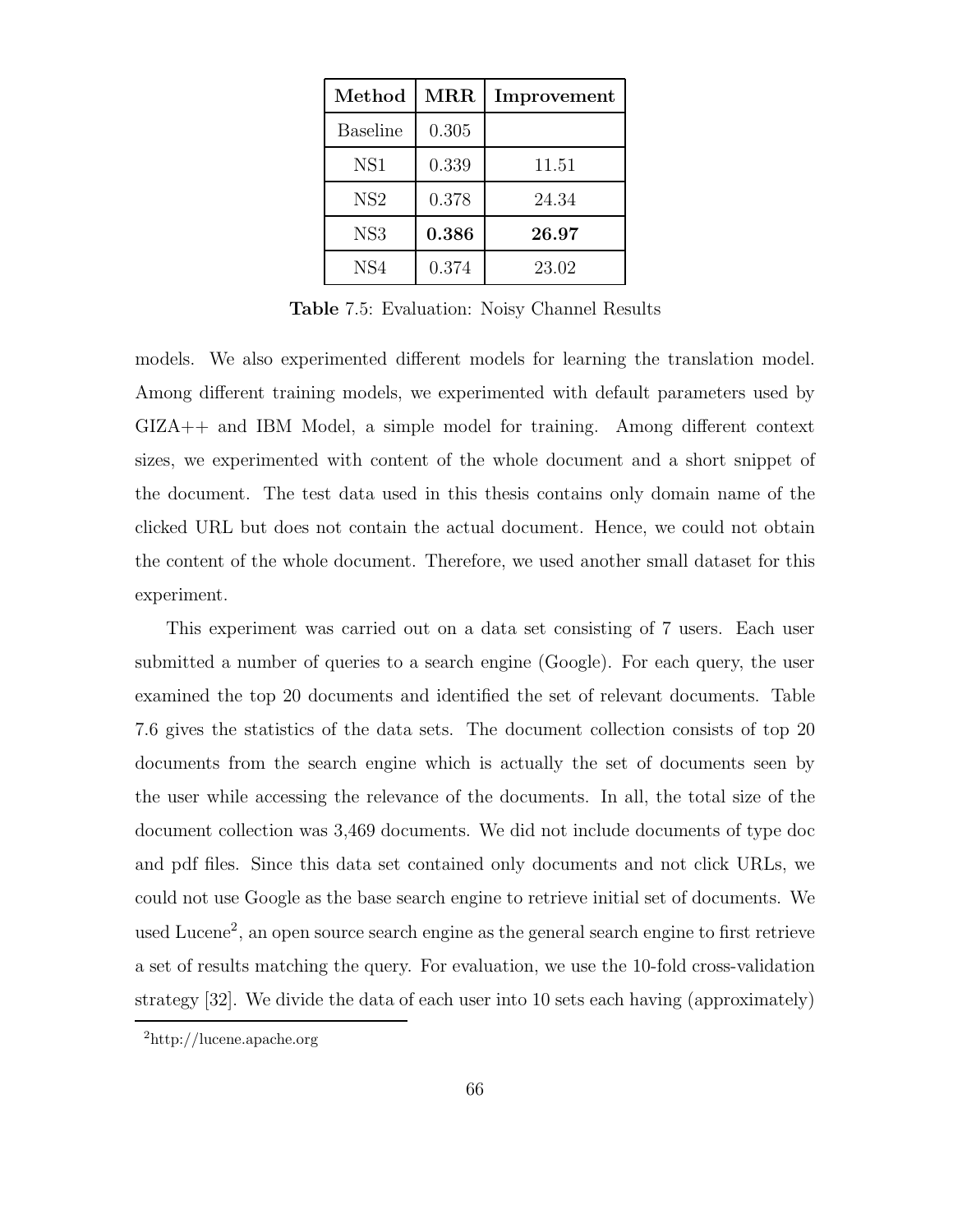| **Method** | **MRR** | **Improvement** |
|---|---|---|
| Baseline | 0.305 | |
| NS1 | 0.339 | 11.51 |
| NS2 | 0.378 | 24.34 |
| NS3 | **0.386** | **26.97** |
| NS4 | 0.374 | 23.02 |

**Table** 7.5: Evaluation: Noisy Channel Results

models. We also experimented different models for learning the translation model. Among different training models, we experimented with default parameters used by GIZA++ and IBM Model, a simple model for training. Among different context sizes, we experimented with content of the whole document and a short snippet of the document. The test data used in this thesis contains only domain name of the clicked URL but does not contain the actual document. Hence, we could not obtain the content of the whole document. Therefore, we used another small dataset for this experiment.

This experiment was carried out on a data set consisting of 7 users. Each user submitted a number of queries to a search engine (Google). For each query, the user examined the top 20 documents and identified the set of relevant documents. Table 7.6 gives the statistics of the data sets. The document collection consists of top 20 documents from the search engine which is actually the set of documents seen by the user while accessing the relevance of the documents. In all, the total size of the document collection was 3,469 documents. We did not include documents of type doc and pdf files. Since this data set contained only documents and not click URLs, we could not use Google as the base search engine to retrieve initial set of documents. We used Lucene[2], an open source search engine as the general search engine to first retrieve a set of results matching the query. For evaluation, we use the 10-fold cross-validation strategy [32]. We divide the data of each user into 10 sets each having (approximately)

[2]http://lucene.apache.org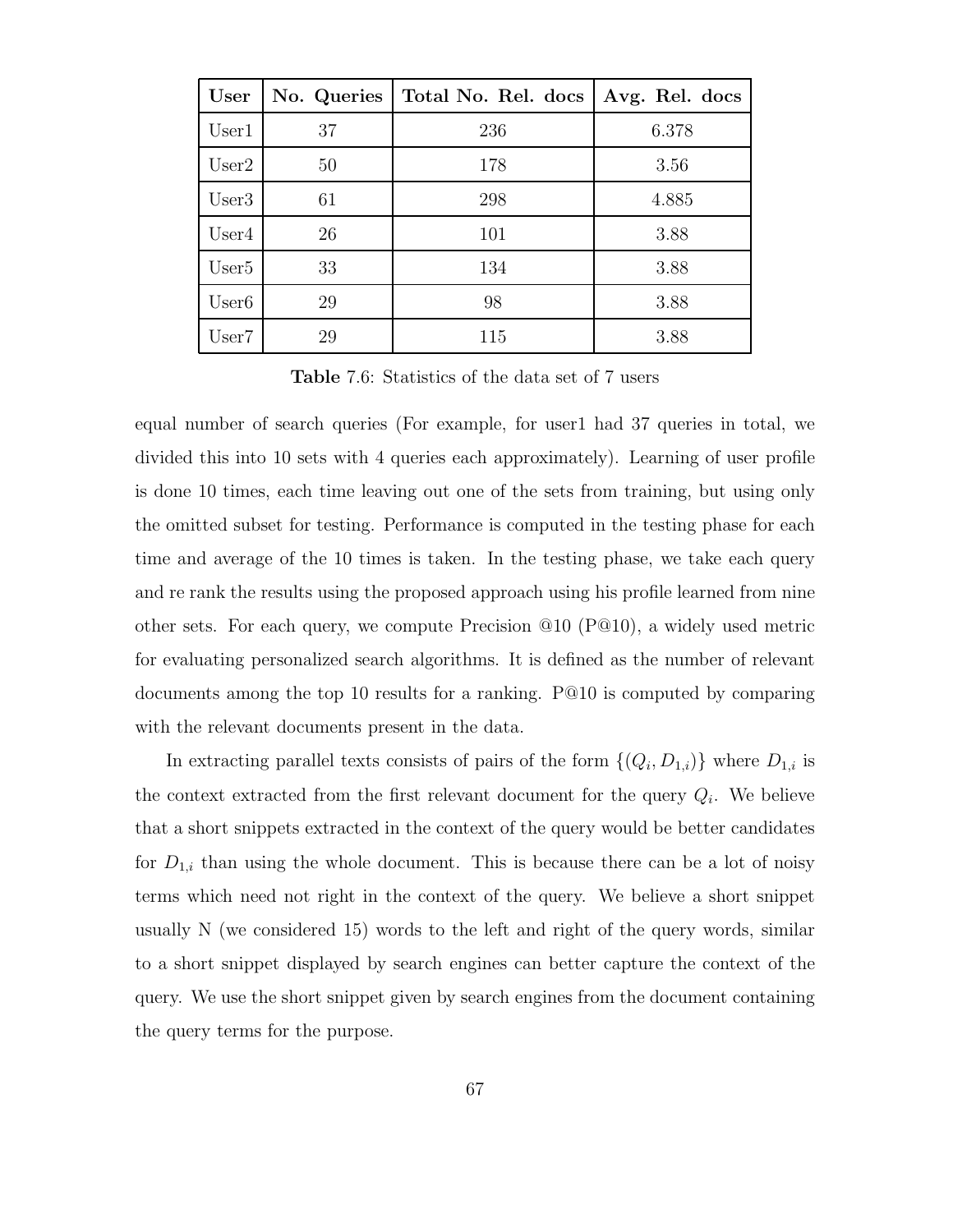| **User** | **No. Queries** | **Total No. Rel. docs** | **Avg. Rel. docs** |
|---|---|---|---|
| User1 | 37 | 236 | 6.378 |
| User2 | 50 | 178 | 3.56 |
| User3 | 61 | 298 | 4.885 |
| User4 | 26 | 101 | 3.88 |
| User5 | 33 | 134 | 3.88 |
| User6 | 29 | 98 | 3.88 |
| User7 | 29 | 115 | 3.88 |

**Table** 7.6: Statistics of the data set of 7 users

equal number of search queries (For example, for user1 had 37 queries in total, we divided this into 10 sets with 4 queries each approximately). Learning of user profile is done 10 times, each time leaving out one of the sets from training, but using only the omitted subset for testing. Performance is computed in the testing phase for each time and average of the 10 times is taken. In the testing phase, we take each query and re rank the results using the proposed approach using his profile learned from nine other sets. For each query, we compute Precision @10 (P@10), a widely used metric for evaluating personalized search algorithms. It is defined as the number of relevant documents among the top 10 results for a ranking. P@10 is computed by comparing with the relevant documents present in the data.

In extracting parallel texts consists of pairs of the form $\{(Q_i, D_{1,i})\}$ where $D_{1,i}$ is the context extracted from the first relevant document for the query $Q_i$. We believe that a short snippets extracted in the context of the query would be better candidates for $D_{1,i}$ than using the whole document. This is because there can be a lot of noisy terms which need not right in the context of the query. We believe a short snippet usually N (we considered 15) words to the left and right of the query words, similar to a short snippet displayed by search engines can better capture the context of the query. We use the short snippet given by search engines from the document containing the query terms for the purpose.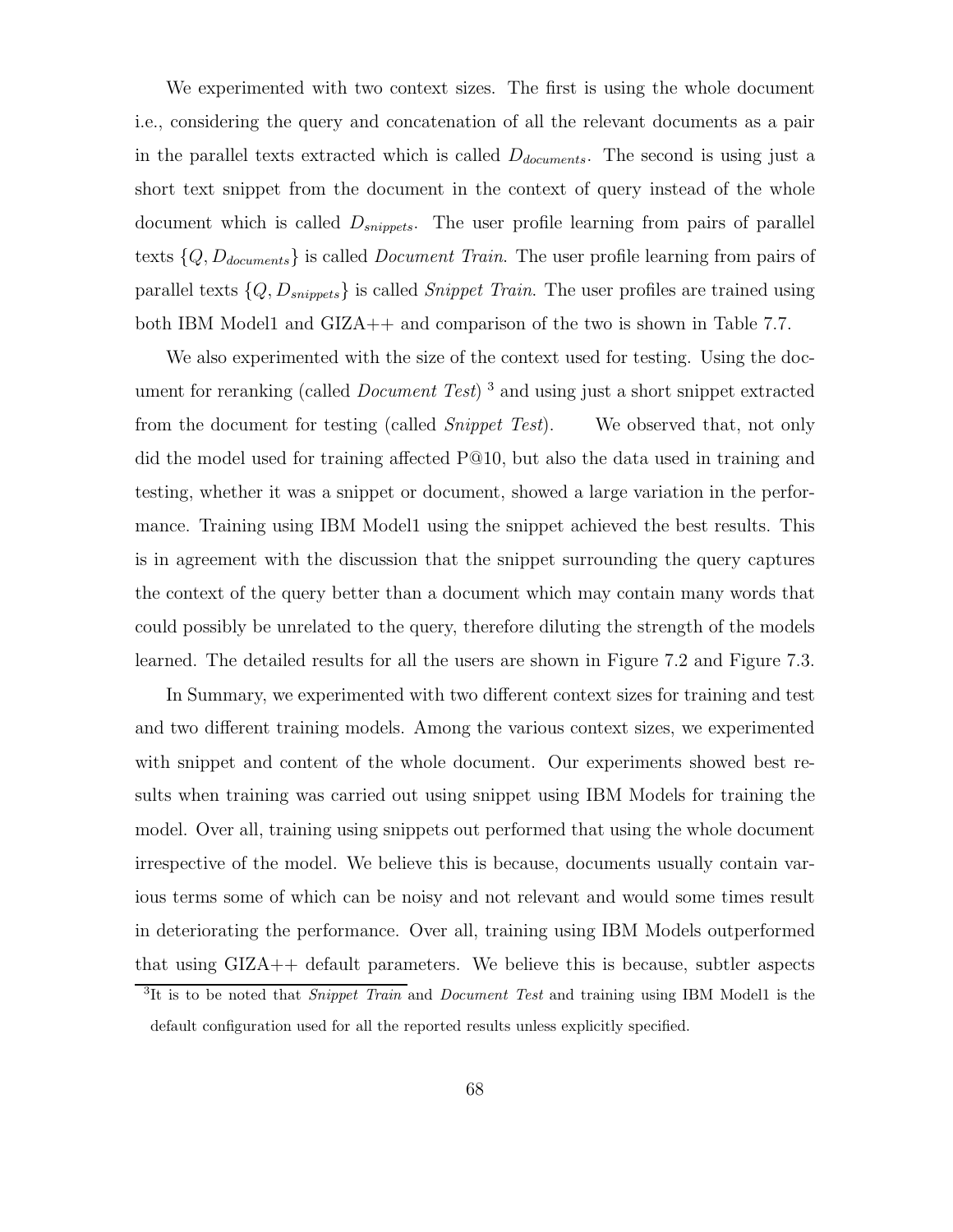We experimented with two context sizes. The first is using the whole document i.e., considering the query and concatenation of all the relevant documents as a pair in the parallel texts extracted which is called $D_{documents}$. The second is using just a short text snippet from the document in the context of query instead of the whole document which is called $D_{snippets}$. The user profile learning from pairs of parallel texts $\{Q, D_{documents}\}$ is called *Document Train*. The user profile learning from pairs of parallel texts $\{Q, D_{snippets}\}$ is called *Snippet Train*. The user profiles are trained using both IBM Model1 and GIZA++ and comparison of the two is shown in Table 7.7.

We also experimented with the size of the context used for testing. Using the document for reranking (called *Document Test*) [3] and using just a short snippet extracted from the document for testing (called *Snippet Test*). We observed that, not only did the model used for training affected P@10, but also the data used in training and testing, whether it was a snippet or document, showed a large variation in the performance. Training using IBM Model1 using the snippet achieved the best results. This is in agreement with the discussion that the snippet surrounding the query captures the context of the query better than a document which may contain many words that could possibly be unrelated to the query, therefore diluting the strength of the models learned. The detailed results for all the users are shown in Figure 7.2 and Figure 7.3.

In Summary, we experimented with two different context sizes for training and test and two different training models. Among the various context sizes, we experimented with snippet and content of the whole document. Our experiments showed best results when training was carried out using snippet using IBM Models for training the model. Over all, training using snippets out performed that using the whole document irrespective of the model. We believe this is because, documents usually contain various terms some of which can be noisy and not relevant and would some times result in deteriorating the performance. Over all, training using IBM Models outperformed that using GIZA++ default parameters. We believe this is because, subtler aspects

[3] It is to be noted that *Snippet Train* and *Document Test* and training using IBM Model1 is the default configuration used for all the reported results unless explicitly specified.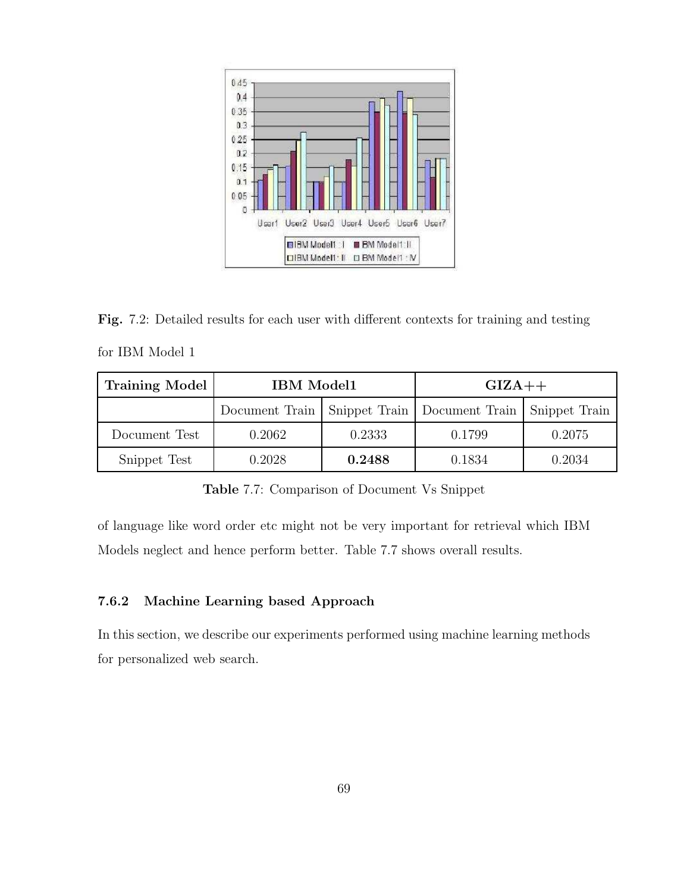**Fig.** 7.2: Detailed results for each user with different contexts for training and testing for IBM Model 1

| Training Model | IBM Model1 | | GIZA++ | |
|---|---|---|---|---|
| | Document Train | Snippet Train | Document Train | Snippet Train |
| Document Test | 0.2062 | 0.2333 | 0.1799 | 0.2075 |
| Snippet Test | 0.2028 | **0.2488** | 0.1834 | 0.2034 |

**Table** 7.7: Comparison of Document Vs Snippet

of language like word order etc might not be very important for retrieval which IBM Models neglect and hence perform better. Table 7.7 shows overall results.

### 7.6.2 Machine Learning based Approach

In this section, we describe our experiments performed using machine learning methods for personalized web search.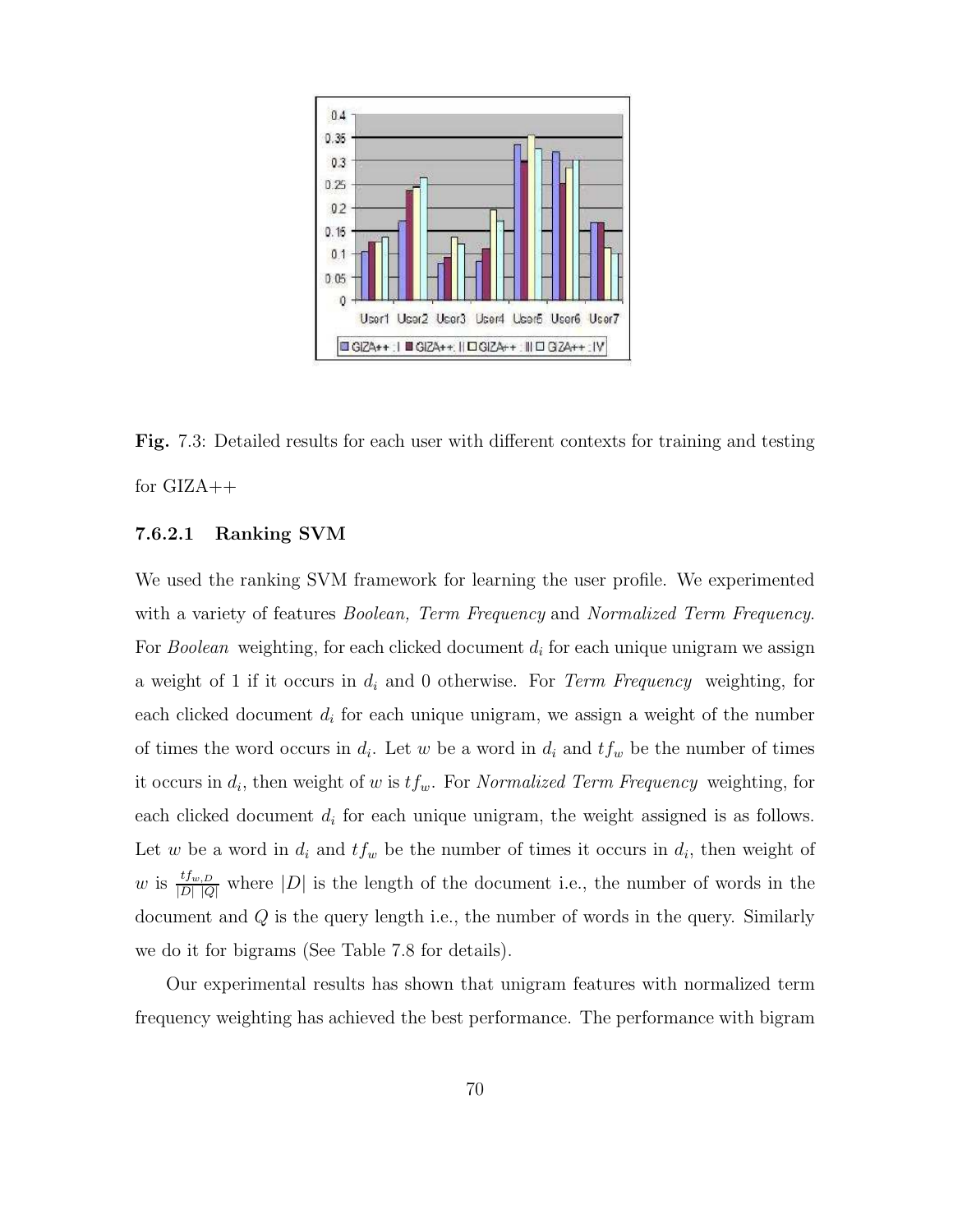**Fig.** 7.3: Detailed results for each user with different contexts for training and testing for GIZA++

#### 7.6.2.1 Ranking SVM

We used the ranking SVM framework for learning the user profile. We experimented with a variety of features *Boolean, Term Frequency* and *Normalized Term Frequency*. For *Boolean* weighting, for each clicked document $d_i$ for each unique unigram we assign a weight of 1 if it occurs in $d_i$ and 0 otherwise. For *Term Frequency* weighting, for each clicked document $d_i$ for each unique unigram, we assign a weight of the number of times the word occurs in $d_i$. Let $w$ be a word in $d_i$ and $tf_w$ be the number of times it occurs in $d_i$, then weight of $w$ is $tf_w$. For *Normalized Term Frequency* weighting, for each clicked document $d_i$ for each unique unigram, the weight assigned is as follows. Let $w$ be a word in $d_i$ and $tf_w$ be the number of times it occurs in $d_i$, then weight of $w$ is $\frac{tf_{w,D}}{|D|\ |Q|}$ where $|D|$ is the length of the document i.e., the number of words in the document and $Q$ is the query length i.e., the number of words in the query. Similarly we do it for bigrams (See Table 7.8 for details).

Our experimental results has shown that unigram features with normalized term frequency weighting has achieved the best performance. The performance with bigram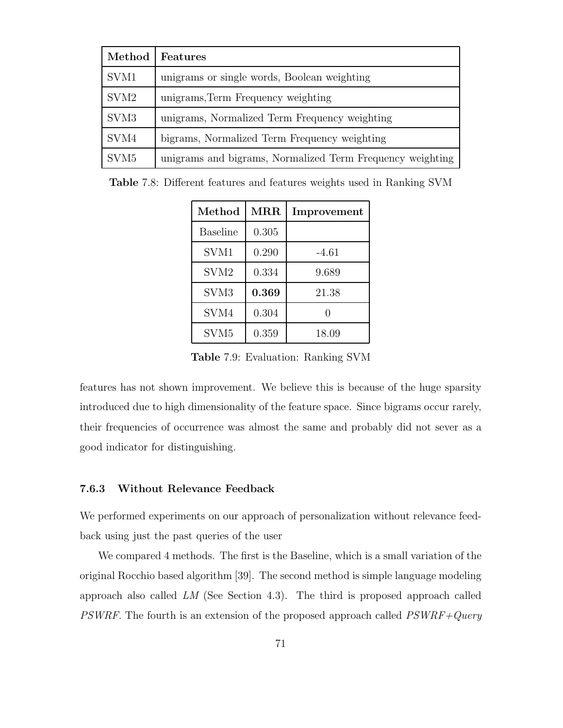| **Method** | **Features** |
|---|---|
| SVM1 | unigrams or single words, Boolean weighting |
| SVM2 | unigrams,Term Frequency weighting |
| SVM3 | unigrams, Normalized Term Frequency weighting |
| SVM4 | bigrams, Normalized Term Frequency weighting |
| SVM5 | unigrams and bigrams, Normalized Term Frequency weighting |

**Table** 7.8: Different features and features weights used in Ranking SVM

| **Method** | **MRR** | **Improvement** |
|---|---|---|
| Baseline | 0.305 | |
| SVM1 | 0.290 | -4.61 |
| SVM2 | 0.334 | 9.689 |
| SVM3 | **0.369** | 21.38 |
| SVM4 | 0.304 | 0 |
| SVM5 | 0.359 | 18.09 |

**Table** 7.9: Evaluation: Ranking SVM

features has not shown improvement. We believe this is because of the huge sparsity introduced due to high dimensionality of the feature space. Since bigrams occur rarely, their frequencies of occurrence was almost the same and probably did not sever as a good indicator for distinguishing.

### 7.6.3 Without Relevance Feedback

We performed experiments on our approach of personalization without relevance feedback using just the past queries of the user

We compared 4 methods. The first is the Baseline, which is a small variation of the original Rocchio based algorithm [39]. The second method is simple language modeling approach also called *LM* (See Section 4.3). The third is proposed approach called *PSWRF*. The fourth is an extension of the proposed approach called *PSWRF+Query*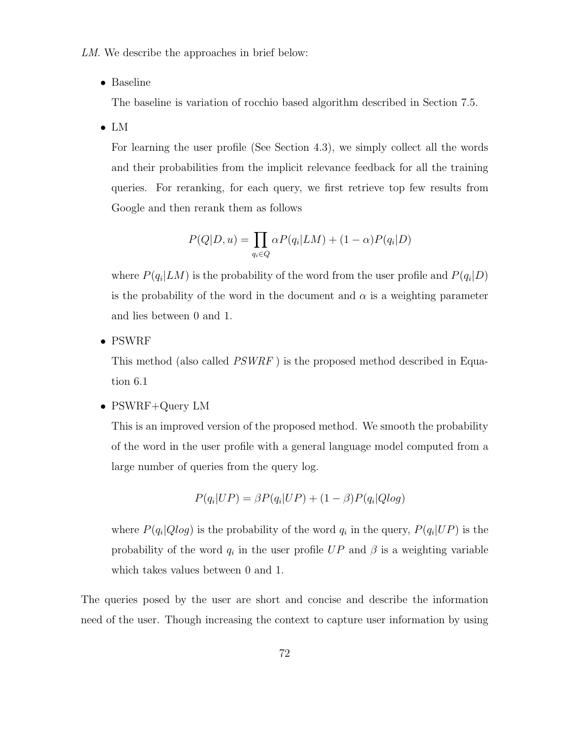*LM*. We describe the approaches in brief below:

- Baseline

  The baseline is variation of rocchio based algorithm described in Section 7.5.

- LM

  For learning the user profile (See Section 4.3), we simply collect all the words and their probabilities from the implicit relevance feedback for all the training queries. For reranking, for each query, we first retrieve top few results from Google and then rerank them as follows

  $$P(Q|D,u) = \prod_{q_i \in Q} \alpha P(q_i|LM) + (1-\alpha)P(q_i|D)$$

  where $P(q_i|LM)$ is the probability of the word from the user profile and $P(q_i|D)$ is the probability of the word in the document and $\alpha$ is a weighting parameter and lies between 0 and 1.

- PSWRF

  This method (also called *PSWRF* ) is the proposed method described in Equation 6.1

- PSWRF+Query LM

  This is an improved version of the proposed method. We smooth the probability of the word in the user profile with a general language model computed from a large number of queries from the query log.

  $$P(q_i|UP) = \beta P(q_i|UP) + (1-\beta)P(q_i|Qlog)$$

  where $P(q_i|Qlog)$ is the probability of the word $q_i$ in the query, $P(q_i|UP)$ is the probability of the word $q_i$ in the user profile $UP$ and $\beta$ is a weighting variable which takes values between 0 and 1.

The queries posed by the user are short and concise and describe the information need of the user. Though increasing the context to capture user information by using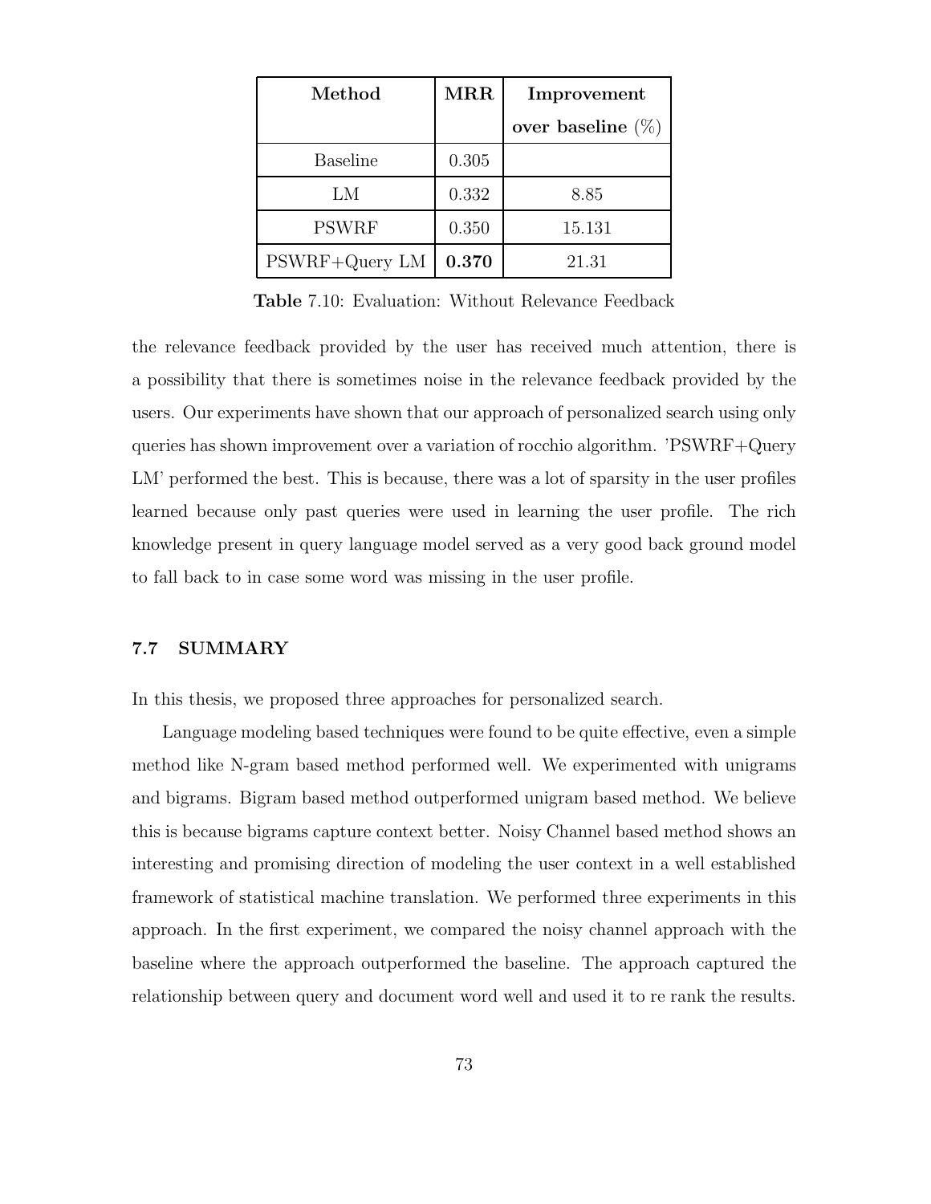| Method | MRR | Improvement over baseline (%) |
|---|---|---|
| Baseline | 0.305 | |
| LM | 0.332 | 8.85 |
| PSWRF | 0.350 | 15.131 |
| PSWRF+Query LM | **0.370** | 21.31 |

**Table** 7.10: Evaluation: Without Relevance Feedback

the relevance feedback provided by the user has received much attention, there is a possibility that there is sometimes noise in the relevance feedback provided by the users. Our experiments have shown that our approach of personalized search using only queries has shown improvement over a variation of rocchio algorithm. 'PSWRF+Query LM' performed the best. This is because, there was a lot of sparsity in the user profiles learned because only past queries were used in learning the user profile. The rich knowledge present in query language model served as a very good back ground model to fall back to in case some word was missing in the user profile.

### 7.7 SUMMARY

In this thesis, we proposed three approaches for personalized search.

Language modeling based techniques were found to be quite effective, even a simple method like N-gram based method performed well. We experimented with unigrams and bigrams. Bigram based method outperformed unigram based method. We believe this is because bigrams capture context better. Noisy Channel based method shows an interesting and promising direction of modeling the user context in a well established framework of statistical machine translation. We performed three experiments in this approach. In the first experiment, we compared the noisy channel approach with the baseline where the approach outperformed the baseline. The approach captured the relationship between query and document word well and used it to re rank the results.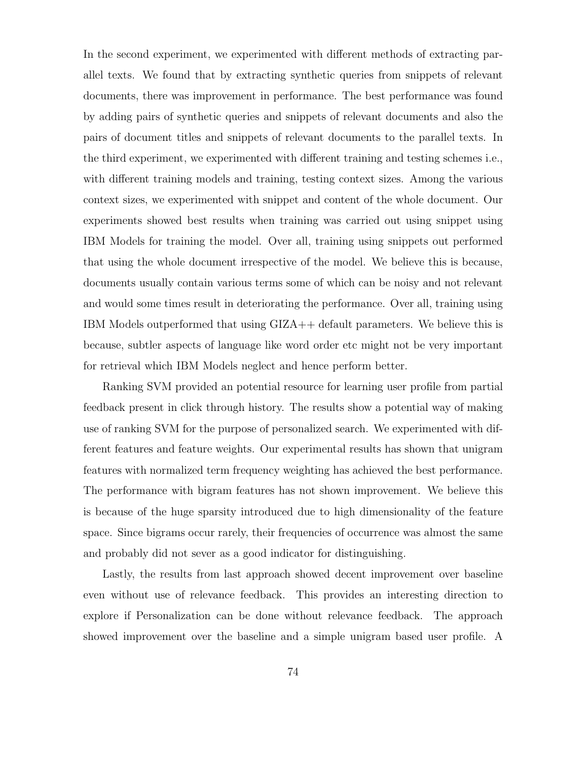In the second experiment, we experimented with different methods of extracting parallel texts. We found that by extracting synthetic queries from snippets of relevant documents, there was improvement in performance. The best performance was found by adding pairs of synthetic queries and snippets of relevant documents and also the pairs of document titles and snippets of relevant documents to the parallel texts. In the third experiment, we experimented with different training and testing schemes i.e., with different training models and training, testing context sizes. Among the various context sizes, we experimented with snippet and content of the whole document. Our experiments showed best results when training was carried out using snippet using IBM Models for training the model. Over all, training using snippets out performed that using the whole document irrespective of the model. We believe this is because, documents usually contain various terms some of which can be noisy and not relevant and would some times result in deteriorating the performance. Over all, training using IBM Models outperformed that using GIZA++ default parameters. We believe this is because, subtler aspects of language like word order etc might not be very important for retrieval which IBM Models neglect and hence perform better.

Ranking SVM provided an potential resource for learning user profile from partial feedback present in click through history. The results show a potential way of making use of ranking SVM for the purpose of personalized search. We experimented with different features and feature weights. Our experimental results has shown that unigram features with normalized term frequency weighting has achieved the best performance. The performance with bigram features has not shown improvement. We believe this is because of the huge sparsity introduced due to high dimensionality of the feature space. Since bigrams occur rarely, their frequencies of occurrence was almost the same and probably did not sever as a good indicator for distinguishing.

Lastly, the results from last approach showed decent improvement over baseline even without use of relevance feedback. This provides an interesting direction to explore if Personalization can be done without relevance feedback. The approach showed improvement over the baseline and a simple unigram based user profile. A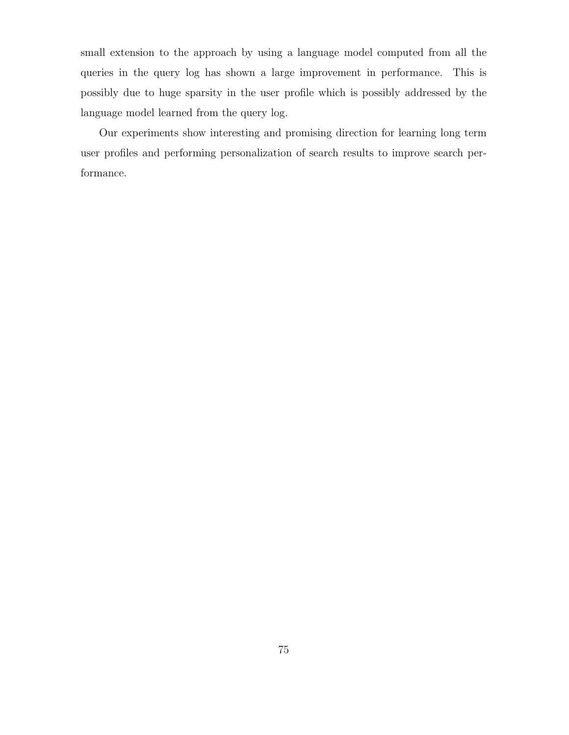small extension to the approach by using a language model computed from all the queries in the query log has shown a large improvement in performance. This is possibly due to huge sparsity in the user profile which is possibly addressed by the language model learned from the query log.

Our experiments show interesting and promising direction for learning long term user profiles and performing personalization of search results to improve search performance.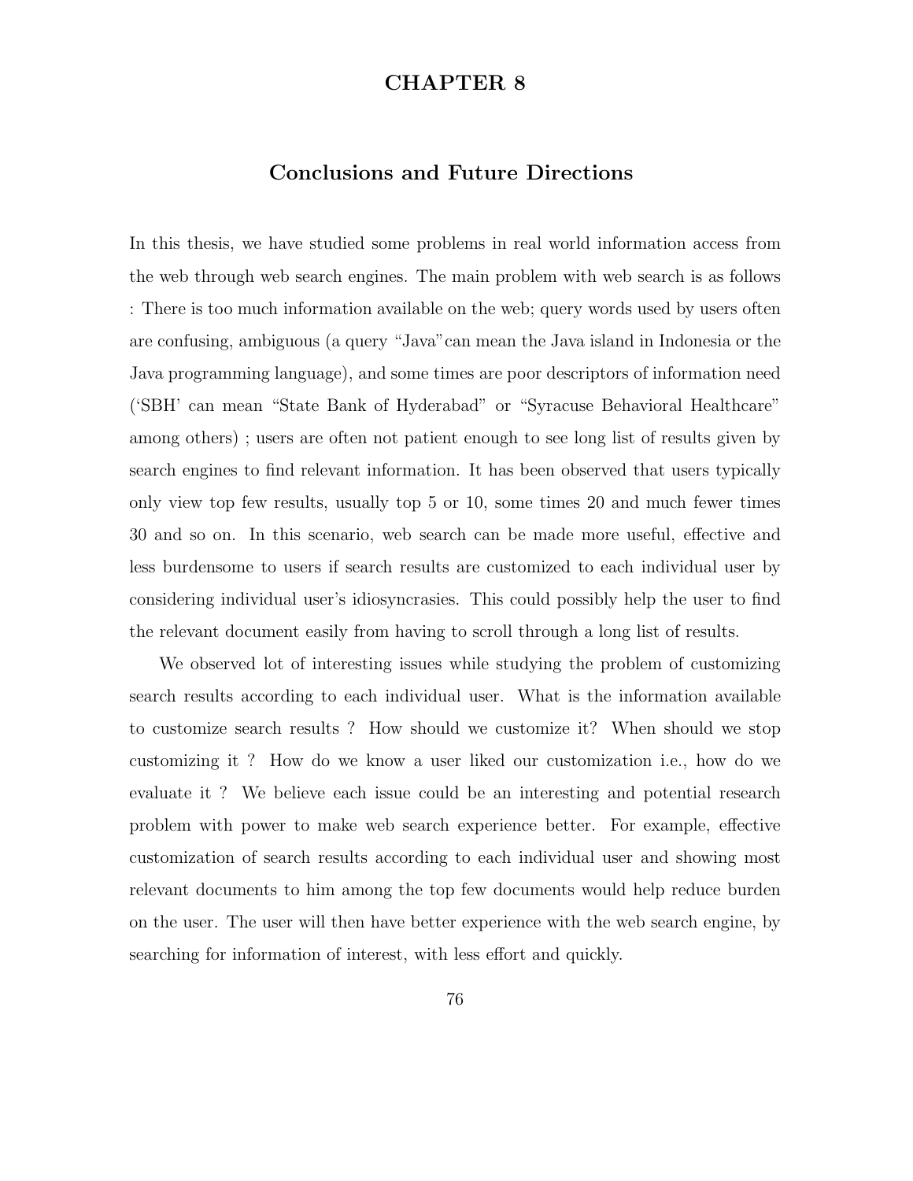# CHAPTER 8

## Conclusions and Future Directions

In this thesis, we have studied some problems in real world information access from the web through web search engines. The main problem with web search is as follows : There is too much information available on the web; query words used by users often are confusing, ambiguous (a query "Java"can mean the Java island in Indonesia or the Java programming language), and some times are poor descriptors of information need ('SBH' can mean "State Bank of Hyderabad" or "Syracuse Behavioral Healthcare" among others) ; users are often not patient enough to see long list of results given by search engines to find relevant information. It has been observed that users typically only view top few results, usually top 5 or 10, some times 20 and much fewer times 30 and so on. In this scenario, web search can be made more useful, effective and less burdensome to users if search results are customized to each individual user by considering individual user's idiosyncrasies. This could possibly help the user to find the relevant document easily from having to scroll through a long list of results.

We observed lot of interesting issues while studying the problem of customizing search results according to each individual user. What is the information available to customize search results ? How should we customize it? When should we stop customizing it ? How do we know a user liked our customization i.e., how do we evaluate it ? We believe each issue could be an interesting and potential research problem with power to make web search experience better. For example, effective customization of search results according to each individual user and showing most relevant documents to him among the top few documents would help reduce burden on the user. The user will then have better experience with the web search engine, by searching for information of interest, with less effort and quickly.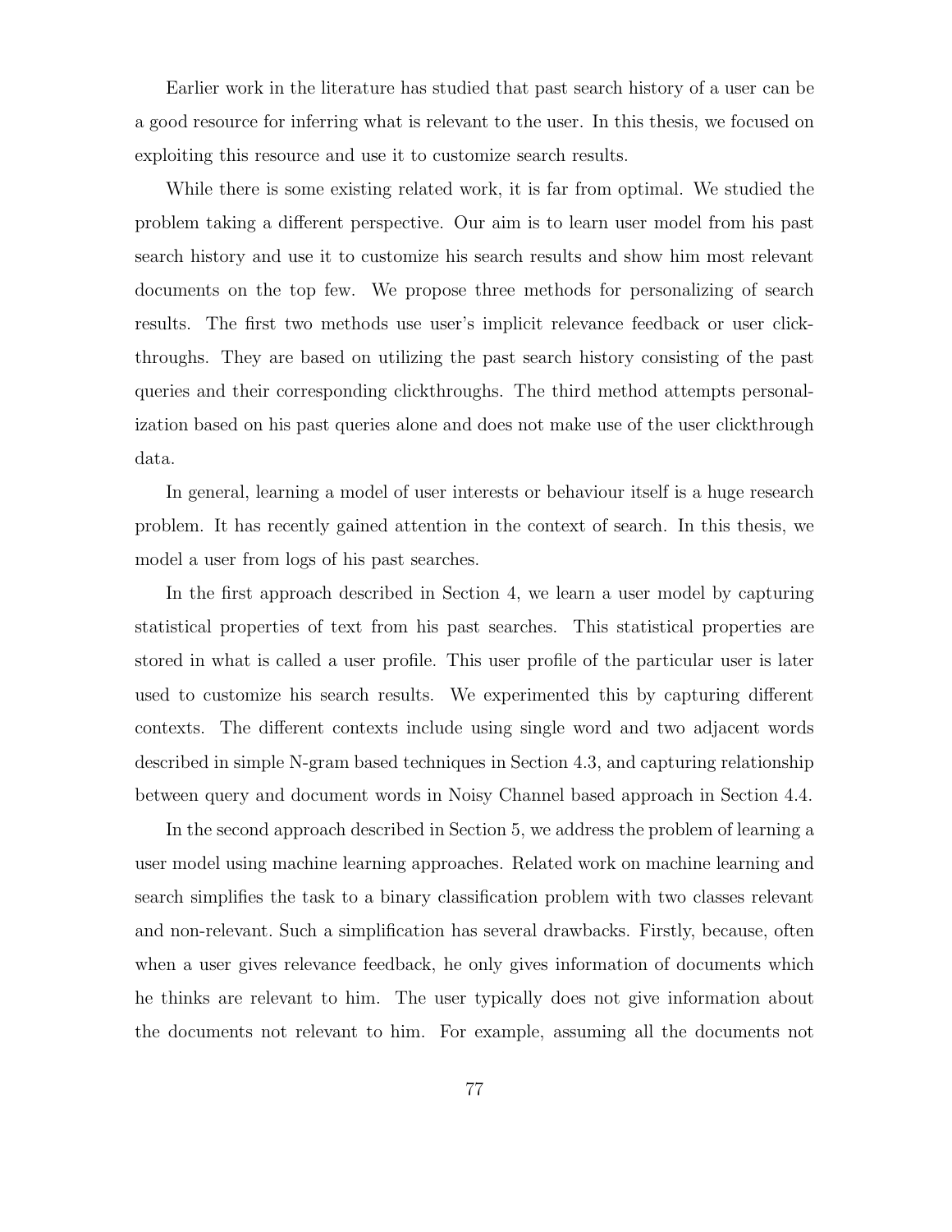Earlier work in the literature has studied that past search history of a user can be a good resource for inferring what is relevant to the user. In this thesis, we focused on exploiting this resource and use it to customize search results.

While there is some existing related work, it is far from optimal. We studied the problem taking a different perspective. Our aim is to learn user model from his past search history and use it to customize his search results and show him most relevant documents on the top few. We propose three methods for personalizing of search results. The first two methods use user's implicit relevance feedback or user clickthroughs. They are based on utilizing the past search history consisting of the past queries and their corresponding clickthroughs. The third method attempts personalization based on his past queries alone and does not make use of the user clickthrough data.

In general, learning a model of user interests or behaviour itself is a huge research problem. It has recently gained attention in the context of search. In this thesis, we model a user from logs of his past searches.

In the first approach described in Section 4, we learn a user model by capturing statistical properties of text from his past searches. This statistical properties are stored in what is called a user profile. This user profile of the particular user is later used to customize his search results. We experimented this by capturing different contexts. The different contexts include using single word and two adjacent words described in simple N-gram based techniques in Section 4.3, and capturing relationship between query and document words in Noisy Channel based approach in Section 4.4.

In the second approach described in Section 5, we address the problem of learning a user model using machine learning approaches. Related work on machine learning and search simplifies the task to a binary classification problem with two classes relevant and non-relevant. Such a simplification has several drawbacks. Firstly, because, often when a user gives relevance feedback, he only gives information of documents which he thinks are relevant to him. The user typically does not give information about the documents not relevant to him. For example, assuming all the documents not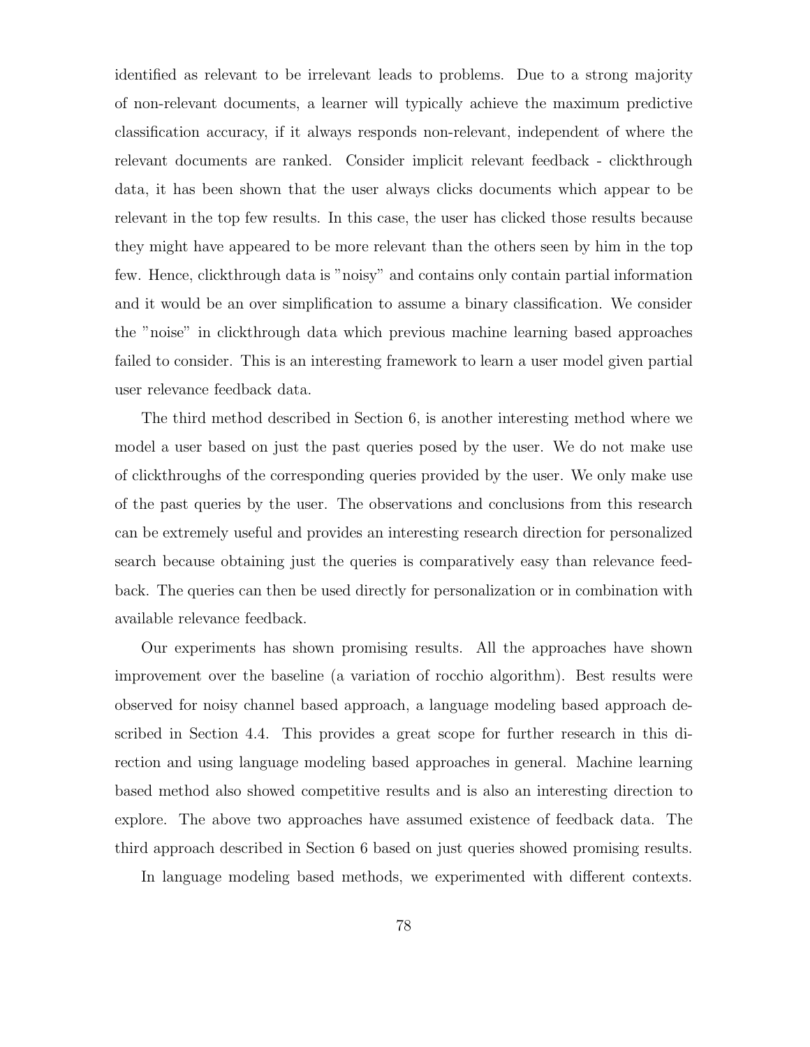identified as relevant to be irrelevant leads to problems. Due to a strong majority of non-relevant documents, a learner will typically achieve the maximum predictive classification accuracy, if it always responds non-relevant, independent of where the relevant documents are ranked. Consider implicit relevant feedback - clickthrough data, it has been shown that the user always clicks documents which appear to be relevant in the top few results. In this case, the user has clicked those results because they might have appeared to be more relevant than the others seen by him in the top few. Hence, clickthrough data is "noisy" and contains only contain partial information and it would be an over simplification to assume a binary classification. We consider the "noise" in clickthrough data which previous machine learning based approaches failed to consider. This is an interesting framework to learn a user model given partial user relevance feedback data.

The third method described in Section 6, is another interesting method where we model a user based on just the past queries posed by the user. We do not make use of clickthroughs of the corresponding queries provided by the user. We only make use of the past queries by the user. The observations and conclusions from this research can be extremely useful and provides an interesting research direction for personalized search because obtaining just the queries is comparatively easy than relevance feedback. The queries can then be used directly for personalization or in combination with available relevance feedback.

Our experiments has shown promising results. All the approaches have shown improvement over the baseline (a variation of rocchio algorithm). Best results were observed for noisy channel based approach, a language modeling based approach described in Section 4.4. This provides a great scope for further research in this direction and using language modeling based approaches in general. Machine learning based method also showed competitive results and is also an interesting direction to explore. The above two approaches have assumed existence of feedback data. The third approach described in Section 6 based on just queries showed promising results.

In language modeling based methods, we experimented with different contexts.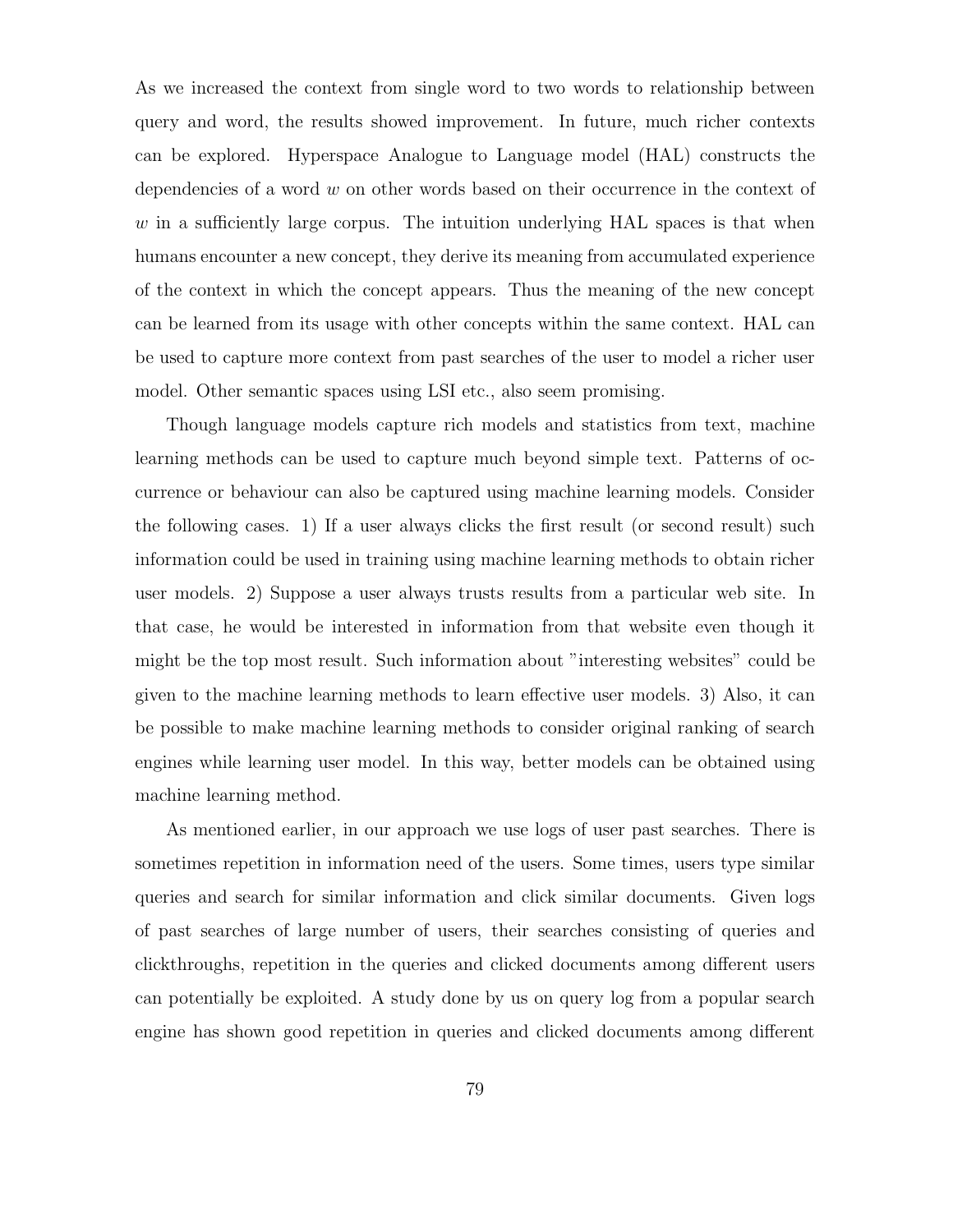As we increased the context from single word to two words to relationship between query and word, the results showed improvement. In future, much richer contexts can be explored. Hyperspace Analogue to Language model (HAL) constructs the dependencies of a word $w$ on other words based on their occurrence in the context of $w$ in a sufficiently large corpus. The intuition underlying HAL spaces is that when humans encounter a new concept, they derive its meaning from accumulated experience of the context in which the concept appears. Thus the meaning of the new concept can be learned from its usage with other concepts within the same context. HAL can be used to capture more context from past searches of the user to model a richer user model. Other semantic spaces using LSI etc., also seem promising.

Though language models capture rich models and statistics from text, machine learning methods can be used to capture much beyond simple text. Patterns of occurrence or behaviour can also be captured using machine learning models. Consider the following cases. 1) If a user always clicks the first result (or second result) such information could be used in training using machine learning methods to obtain richer user models. 2) Suppose a user always trusts results from a particular web site. In that case, he would be interested in information from that website even though it might be the top most result. Such information about "interesting websites" could be given to the machine learning methods to learn effective user models. 3) Also, it can be possible to make machine learning methods to consider original ranking of search engines while learning user model. In this way, better models can be obtained using machine learning method.

As mentioned earlier, in our approach we use logs of user past searches. There is sometimes repetition in information need of the users. Some times, users type similar queries and search for similar information and click similar documents. Given logs of past searches of large number of users, their searches consisting of queries and clickthroughs, repetition in the queries and clicked documents among different users can potentially be exploited. A study done by us on query log from a popular search engine has shown good repetition in queries and clicked documents among different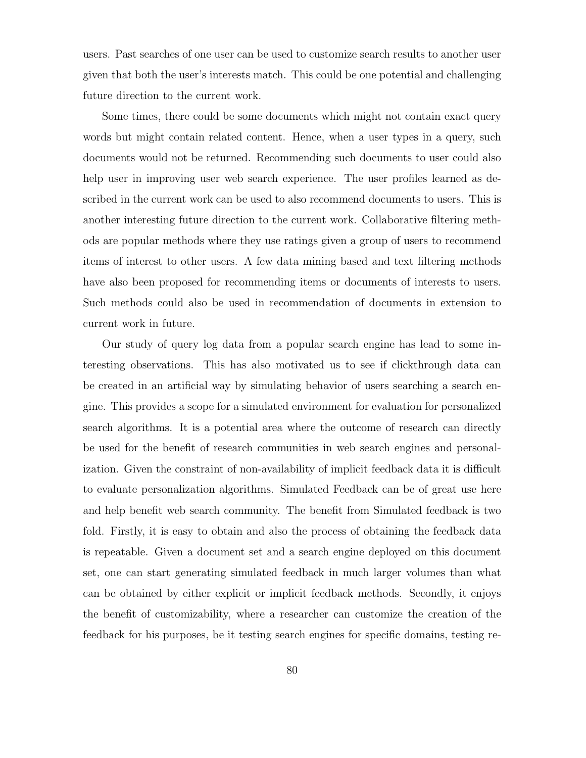users. Past searches of one user can be used to customize search results to another user given that both the user's interests match. This could be one potential and challenging future direction to the current work.

Some times, there could be some documents which might not contain exact query words but might contain related content. Hence, when a user types in a query, such documents would not be returned. Recommending such documents to user could also help user in improving user web search experience. The user profiles learned as described in the current work can be used to also recommend documents to users. This is another interesting future direction to the current work. Collaborative filtering methods are popular methods where they use ratings given a group of users to recommend items of interest to other users. A few data mining based and text filtering methods have also been proposed for recommending items or documents of interests to users. Such methods could also be used in recommendation of documents in extension to current work in future.

Our study of query log data from a popular search engine has lead to some interesting observations. This has also motivated us to see if clickthrough data can be created in an artificial way by simulating behavior of users searching a search engine. This provides a scope for a simulated environment for evaluation for personalized search algorithms. It is a potential area where the outcome of research can directly be used for the benefit of research communities in web search engines and personalization. Given the constraint of non-availability of implicit feedback data it is difficult to evaluate personalization algorithms. Simulated Feedback can be of great use here and help benefit web search community. The benefit from Simulated feedback is two fold. Firstly, it is easy to obtain and also the process of obtaining the feedback data is repeatable. Given a document set and a search engine deployed on this document set, one can start generating simulated feedback in much larger volumes than what can be obtained by either explicit or implicit feedback methods. Secondly, it enjoys the benefit of customizability, where a researcher can customize the creation of the feedback for his purposes, be it testing search engines for specific domains, testing re-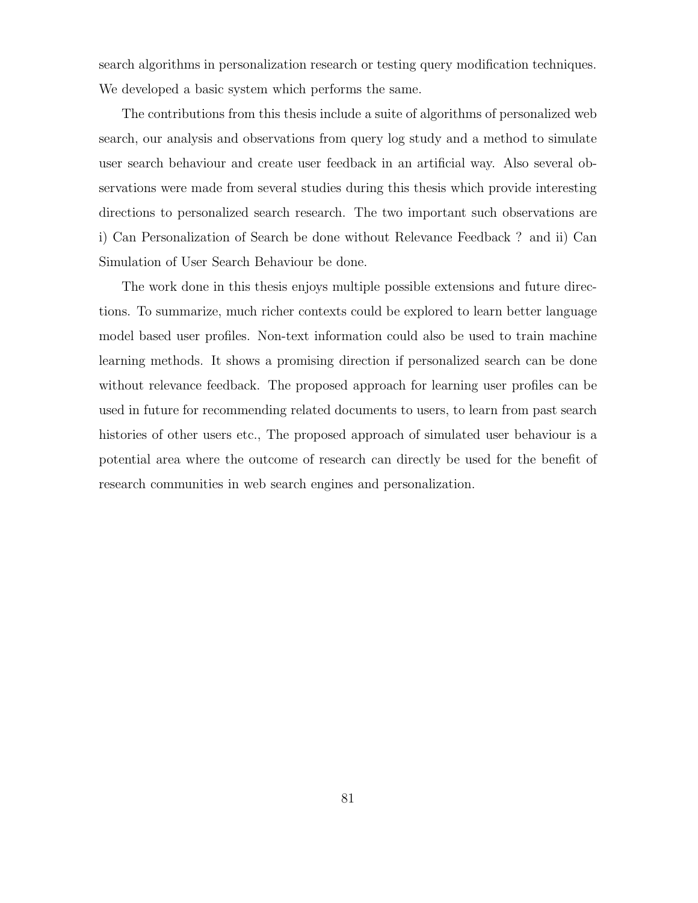search algorithms in personalization research or testing query modification techniques. We developed a basic system which performs the same.

The contributions from this thesis include a suite of algorithms of personalized web search, our analysis and observations from query log study and a method to simulate user search behaviour and create user feedback in an artificial way. Also several observations were made from several studies during this thesis which provide interesting directions to personalized search research. The two important such observations are i) Can Personalization of Search be done without Relevance Feedback ? and ii) Can Simulation of User Search Behaviour be done.

The work done in this thesis enjoys multiple possible extensions and future directions. To summarize, much richer contexts could be explored to learn better language model based user profiles. Non-text information could also be used to train machine learning methods. It shows a promising direction if personalized search can be done without relevance feedback. The proposed approach for learning user profiles can be used in future for recommending related documents to users, to learn from past search histories of other users etc., The proposed approach of simulated user behaviour is a potential area where the outcome of research can directly be used for the benefit of research communities in web search engines and personalization.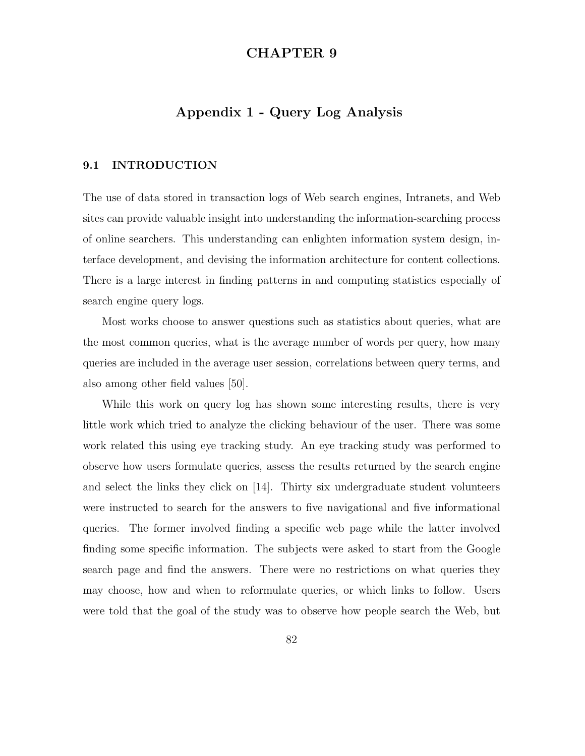# CHAPTER 9

## Appendix 1 - Query Log Analysis

### 9.1 INTRODUCTION

The use of data stored in transaction logs of Web search engines, Intranets, and Web sites can provide valuable insight into understanding the information-searching process of online searchers. This understanding can enlighten information system design, interface development, and devising the information architecture for content collections. There is a large interest in finding patterns in and computing statistics especially of search engine query logs.

Most works choose to answer questions such as statistics about queries, what are the most common queries, what is the average number of words per query, how many queries are included in the average user session, correlations between query terms, and also among other field values [50].

While this work on query log has shown some interesting results, there is very little work which tried to analyze the clicking behaviour of the user. There was some work related this using eye tracking study. An eye tracking study was performed to observe how users formulate queries, assess the results returned by the search engine and select the links they click on [14]. Thirty six undergraduate student volunteers were instructed to search for the answers to five navigational and five informational queries. The former involved finding a specific web page while the latter involved finding some specific information. The subjects were asked to start from the Google search page and find the answers. There were no restrictions on what queries they may choose, how and when to reformulate queries, or which links to follow. Users were told that the goal of the study was to observe how people search the Web, but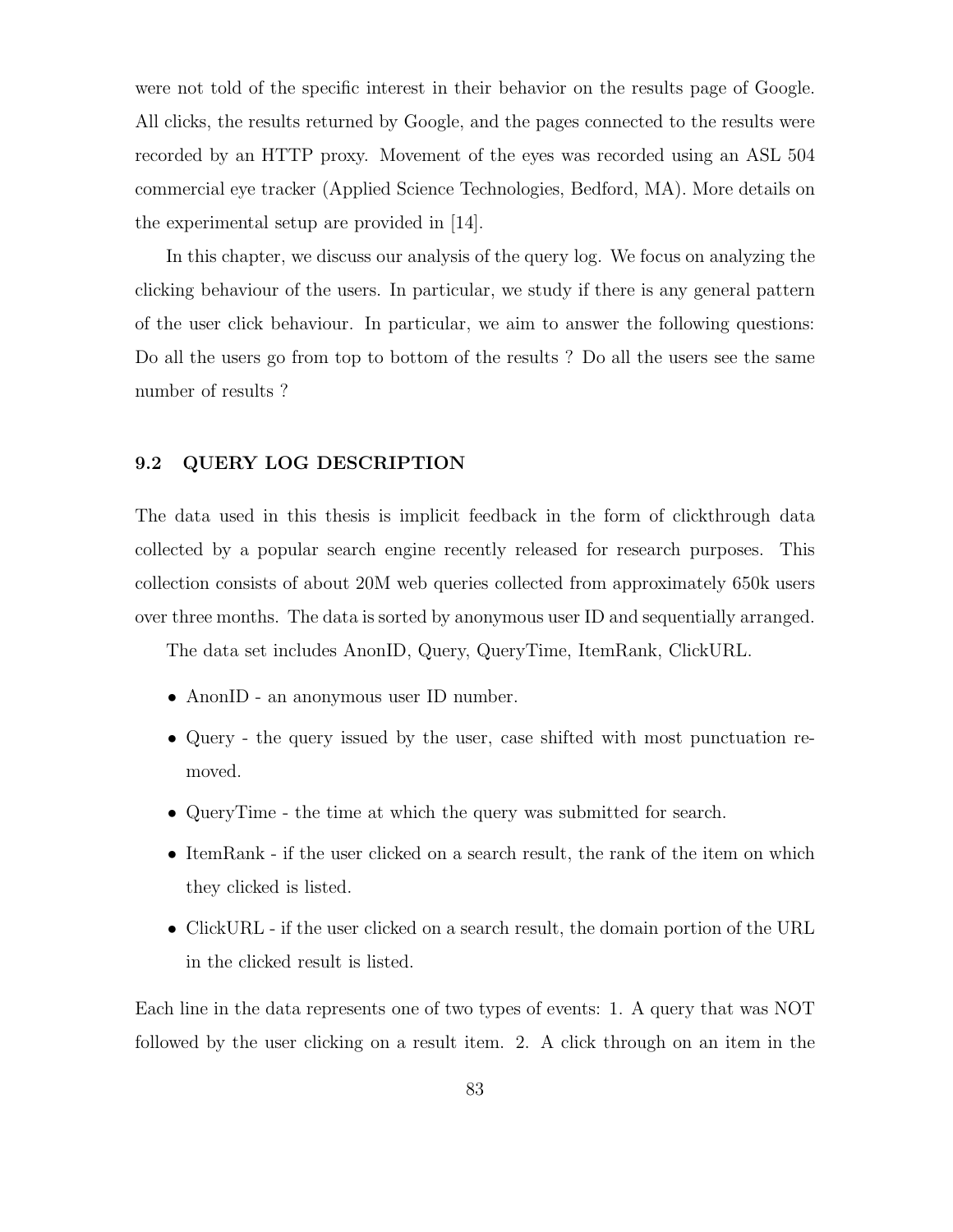were not told of the specific interest in their behavior on the results page of Google. All clicks, the results returned by Google, and the pages connected to the results were recorded by an HTTP proxy. Movement of the eyes was recorded using an ASL 504 commercial eye tracker (Applied Science Technologies, Bedford, MA). More details on the experimental setup are provided in [14].

In this chapter, we discuss our analysis of the query log. We focus on analyzing the clicking behaviour of the users. In particular, we study if there is any general pattern of the user click behaviour. In particular, we aim to answer the following questions: Do all the users go from top to bottom of the results ? Do all the users see the same number of results ?

## 9.2 QUERY LOG DESCRIPTION

The data used in this thesis is implicit feedback in the form of clickthrough data collected by a popular search engine recently released for research purposes. This collection consists of about 20M web queries collected from approximately 650k users over three months. The data is sorted by anonymous user ID and sequentially arranged.

The data set includes AnonID, Query, QueryTime, ItemRank, ClickURL.

- AnonID - an anonymous user ID number.
- Query - the query issued by the user, case shifted with most punctuation removed.
- QueryTime - the time at which the query was submitted for search.
- ItemRank - if the user clicked on a search result, the rank of the item on which they clicked is listed.
- ClickURL - if the user clicked on a search result, the domain portion of the URL in the clicked result is listed.

Each line in the data represents one of two types of events: 1. A query that was NOT followed by the user clicking on a result item. 2. A click through on an item in the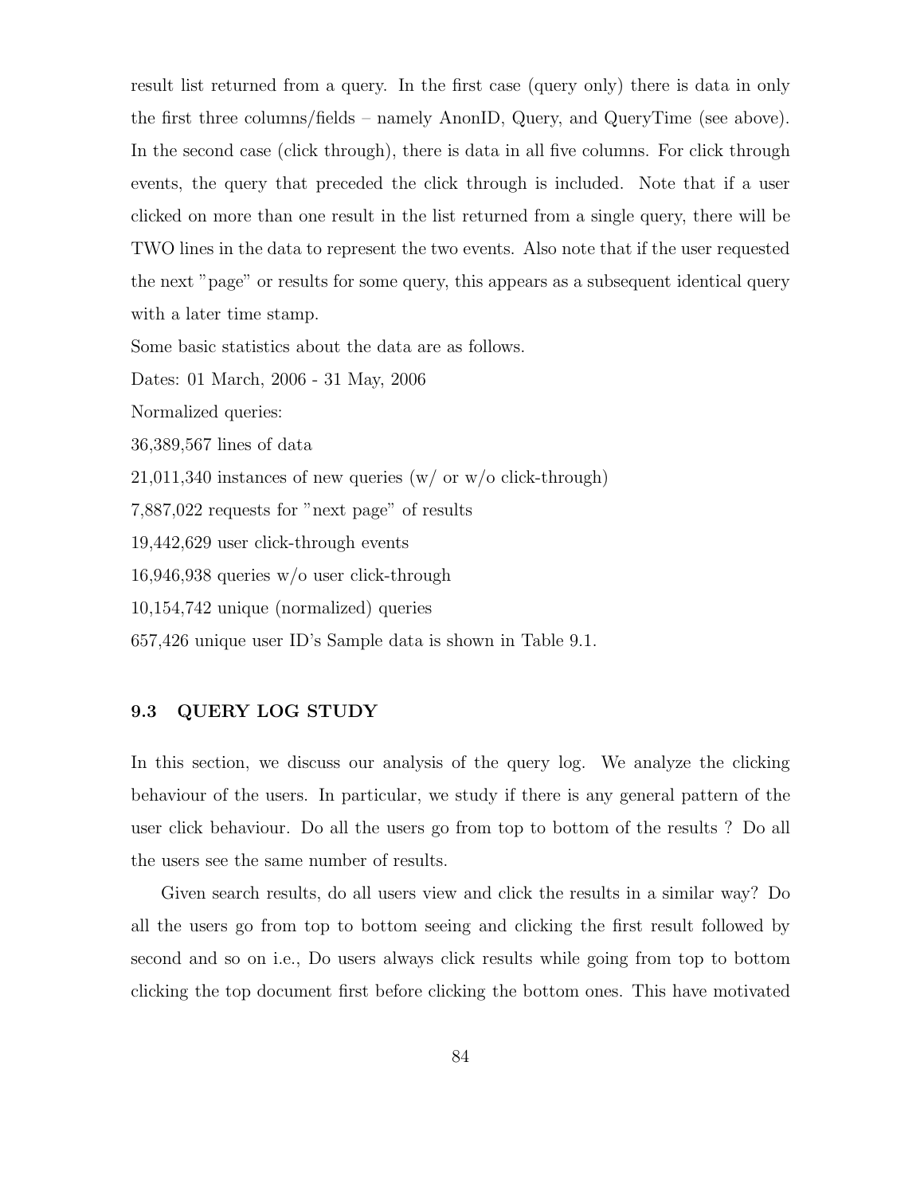result list returned from a query. In the first case (query only) there is data in only the first three columns/fields – namely AnonID, Query, and QueryTime (see above). In the second case (click through), there is data in all five columns. For click through events, the query that preceded the click through is included. Note that if a user clicked on more than one result in the list returned from a single query, there will be TWO lines in the data to represent the two events. Also note that if the user requested the next "page" or results for some query, this appears as a subsequent identical query with a later time stamp.

Some basic statistics about the data are as follows.

Dates: 01 March, 2006 - 31 May, 2006

Normalized queries:

36,389,567 lines of data

21,011,340 instances of new queries (w/ or w/o click-through)

7,887,022 requests for "next page" of results

19,442,629 user click-through events

16,946,938 queries w/o user click-through

10,154,742 unique (normalized) queries

657,426 unique user ID's Sample data is shown in Table 9.1.

## 9.3 QUERY LOG STUDY

In this section, we discuss our analysis of the query log. We analyze the clicking behaviour of the users. In particular, we study if there is any general pattern of the user click behaviour. Do all the users go from top to bottom of the results ? Do all the users see the same number of results.

Given search results, do all users view and click the results in a similar way? Do all the users go from top to bottom seeing and clicking the first result followed by second and so on i.e., Do users always click results while going from top to bottom clicking the top document first before clicking the bottom ones. This have motivated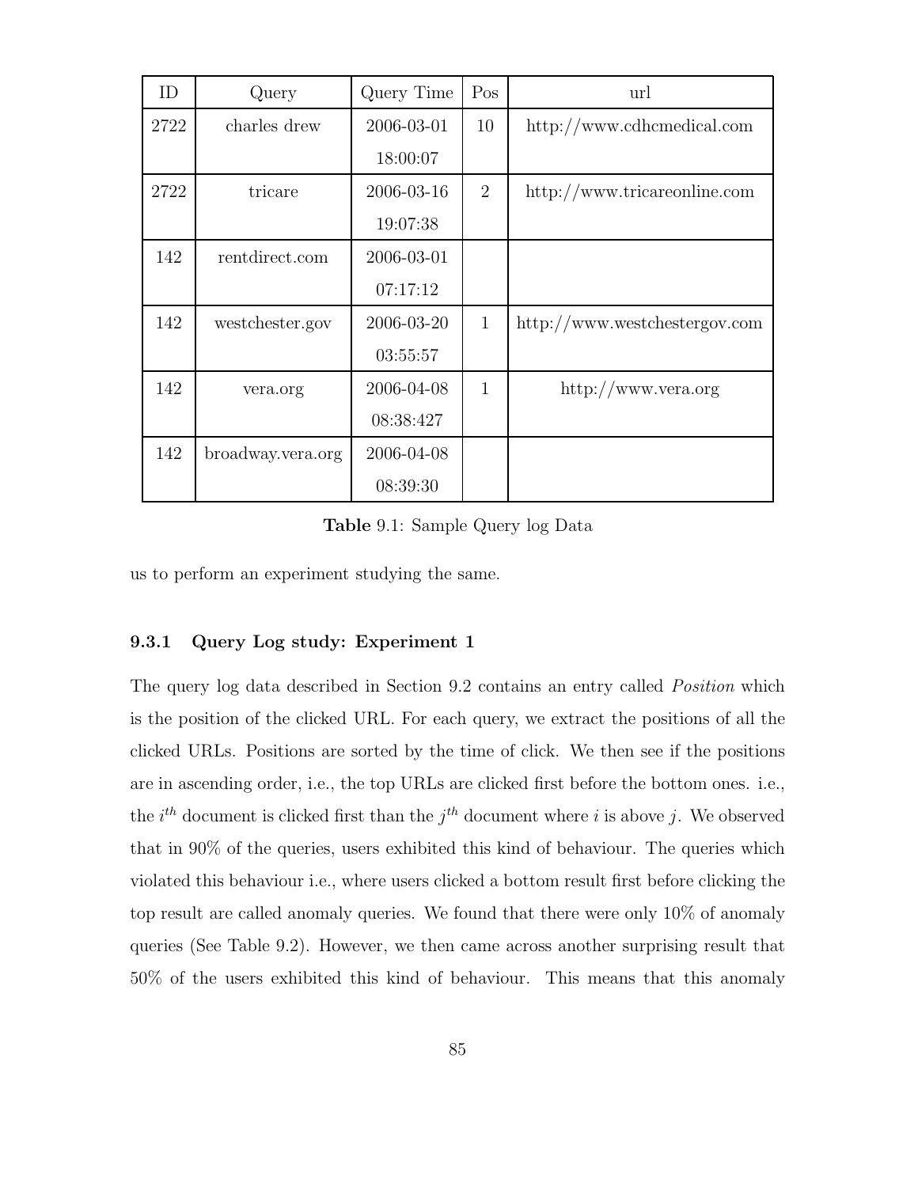| ID | Query | Query Time | Pos | url |
|---|---|---|---|---|
| 2722 | charles drew | 2006-03-01 18:00:07 | 10 | http://www.cdhcmedical.com |
| 2722 | tricare | 2006-03-16 19:07:38 | 2 | http://www.tricareonline.com |
| 142 | rentdirect.com | 2006-03-01 07:17:12 | | |
| 142 | westchester.gov | 2006-03-20 03:55:57 | 1 | http://www.westchestergov.com |
| 142 | vera.org | 2006-04-08 08:38:427 | 1 | http://www.vera.org |
| 142 | broadway.vera.org | 2006-04-08 08:39:30 | | |

**Table** 9.1: Sample Query log Data

us to perform an experiment studying the same.

### 9.3.1 Query Log study: Experiment 1

The query log data described in Section 9.2 contains an entry called *Position* which is the position of the clicked URL. For each query, we extract the positions of all the clicked URLs. Positions are sorted by the time of click. We then see if the positions are in ascending order, i.e., the top URLs are clicked first before the bottom ones. i.e., the $i^{th}$ document is clicked first than the $j^{th}$ document where $i$ is above $j$. We observed that in 90% of the queries, users exhibited this kind of behaviour. The queries which violated this behaviour i.e., where users clicked a bottom result first before clicking the top result are called anomaly queries. We found that there were only 10% of anomaly queries (See Table 9.2). However, we then came across another surprising result that 50% of the users exhibited this kind of behaviour. This means that this anomaly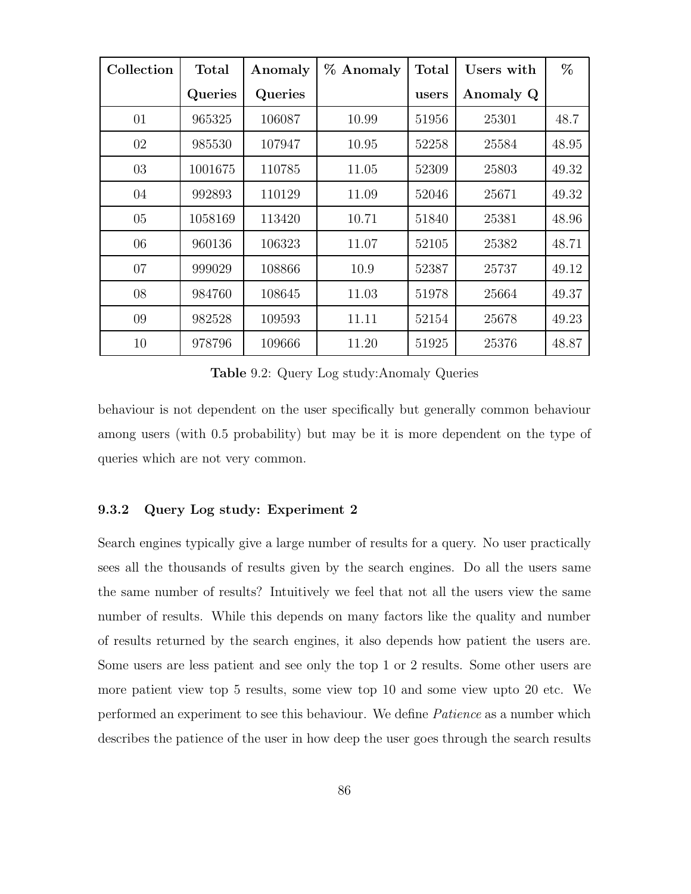| Collection | Total Queries | Anomaly Queries | % Anomaly | Total users | Users with Anomaly Q | % |
|---|---|---|---|---|---|---|
| 01 | 965325 | 106087 | 10.99 | 51956 | 25301 | 48.7 |
| 02 | 985530 | 107947 | 10.95 | 52258 | 25584 | 48.95 |
| 03 | 1001675 | 110785 | 11.05 | 52309 | 25803 | 49.32 |
| 04 | 992893 | 110129 | 11.09 | 52046 | 25671 | 49.32 |
| 05 | 1058169 | 113420 | 10.71 | 51840 | 25381 | 48.96 |
| 06 | 960136 | 106323 | 11.07 | 52105 | 25382 | 48.71 |
| 07 | 999029 | 108866 | 10.9 | 52387 | 25737 | 49.12 |
| 08 | 984760 | 108645 | 11.03 | 51978 | 25664 | 49.37 |
| 09 | 982528 | 109593 | 11.11 | 52154 | 25678 | 49.23 |
| 10 | 978796 | 109666 | 11.20 | 51925 | 25376 | 48.87 |

**Table** 9.2: Query Log study:Anomaly Queries

behaviour is not dependent on the user specifically but generally common behaviour among users (with 0.5 probability) but may be it is more dependent on the type of queries which are not very common.

### 9.3.2 Query Log study: Experiment 2

Search engines typically give a large number of results for a query. No user practically sees all the thousands of results given by the search engines. Do all the users same the same number of results? Intuitively we feel that not all the users view the same number of results. While this depends on many factors like the quality and number of results returned by the search engines, it also depends how patient the users are. Some users are less patient and see only the top 1 or 2 results. Some other users are more patient view top 5 results, some view top 10 and some view upto 20 etc. We performed an experiment to see this behaviour. We define *Patience* as a number which describes the patience of the user in how deep the user goes through the search results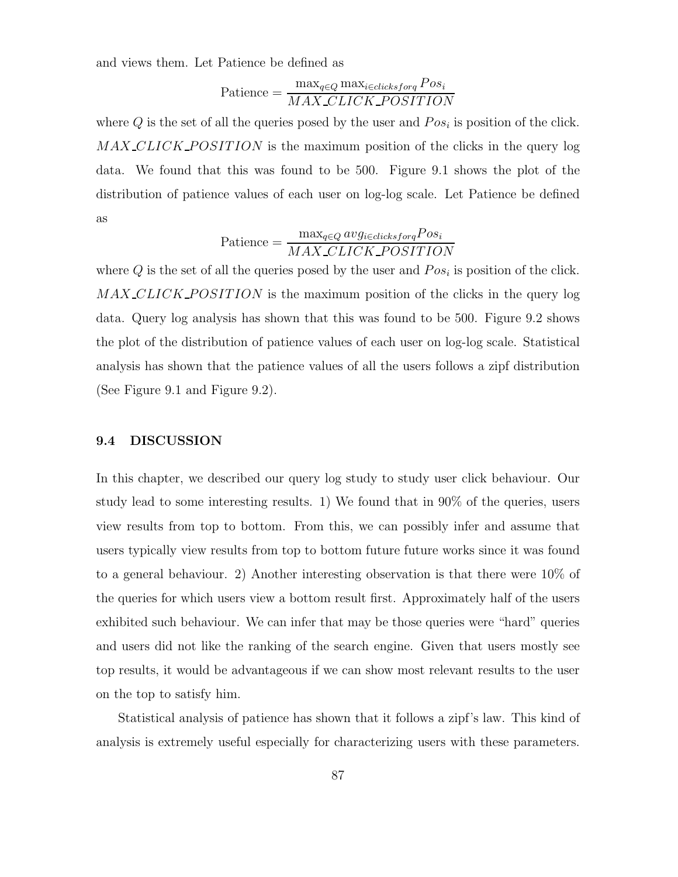and views them. Let Patience be defined as

$$\text{Patience} = \frac{\max_{q \in Q} \max_{i \in clicks for q} Pos_i}{MAX\_CLICK\_POSITION}$$

where $Q$ is the set of all the queries posed by the user and $Pos_i$ is position of the click. $MAX\_CLICK\_POSITION$ is the maximum position of the clicks in the query log data. We found that this was found to be 500. Figure 9.1 shows the plot of the distribution of patience values of each user on log-log scale. Let Patience be defined as

$$\text{Patience} = \frac{\max_{q \in Q} avg_{i \in clicks for q} Pos_i}{MAX\_CLICK\_POSITION}$$

where $Q$ is the set of all the queries posed by the user and $Pos_i$ is position of the click. $MAX\_CLICK\_POSITION$ is the maximum position of the clicks in the query log data. Query log analysis has shown that this was found to be 500. Figure 9.2 shows the plot of the distribution of patience values of each user on log-log scale. Statistical analysis has shown that the patience values of all the users follows a zipf distribution (See Figure 9.1 and Figure 9.2).

## 9.4 DISCUSSION

In this chapter, we described our query log study to study user click behaviour. Our study lead to some interesting results. 1) We found that in 90% of the queries, users view results from top to bottom. From this, we can possibly infer and assume that users typically view results from top to bottom future future works since it was found to a general behaviour. 2) Another interesting observation is that there were 10% of the queries for which users view a bottom result first. Approximately half of the users exhibited such behaviour. We can infer that may be those queries were "hard" queries and users did not like the ranking of the search engine. Given that users mostly see top results, it would be advantageous if we can show most relevant results to the user on the top to satisfy him.

Statistical analysis of patience has shown that it follows a zipf's law. This kind of analysis is extremely useful especially for characterizing users with these parameters.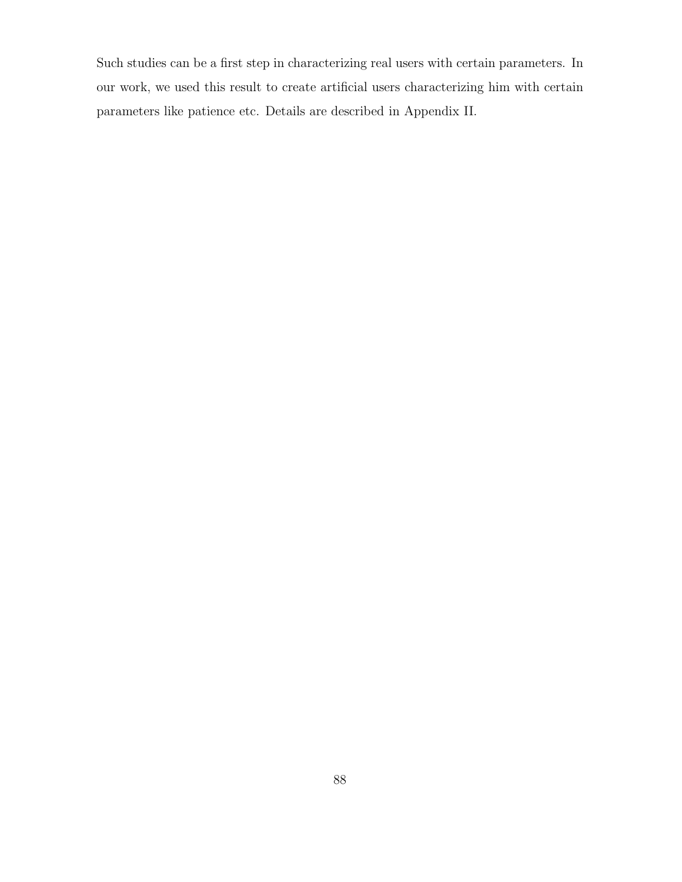Such studies can be a first step in characterizing real users with certain parameters. In our work, we used this result to create artificial users characterizing him with certain parameters like patience etc. Details are described in Appendix II.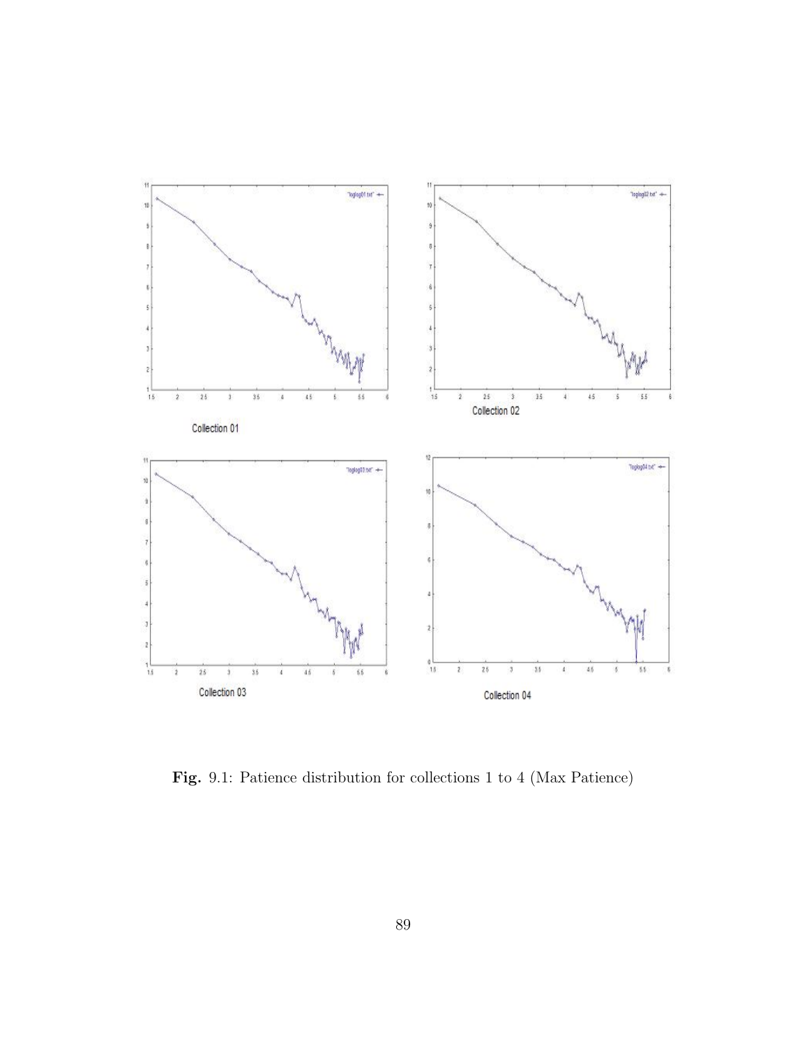Collection 01

Collection 02

Collection 03

Collection 04

**Fig.** 9.1: Patience distribution for collections 1 to 4 (Max Patience)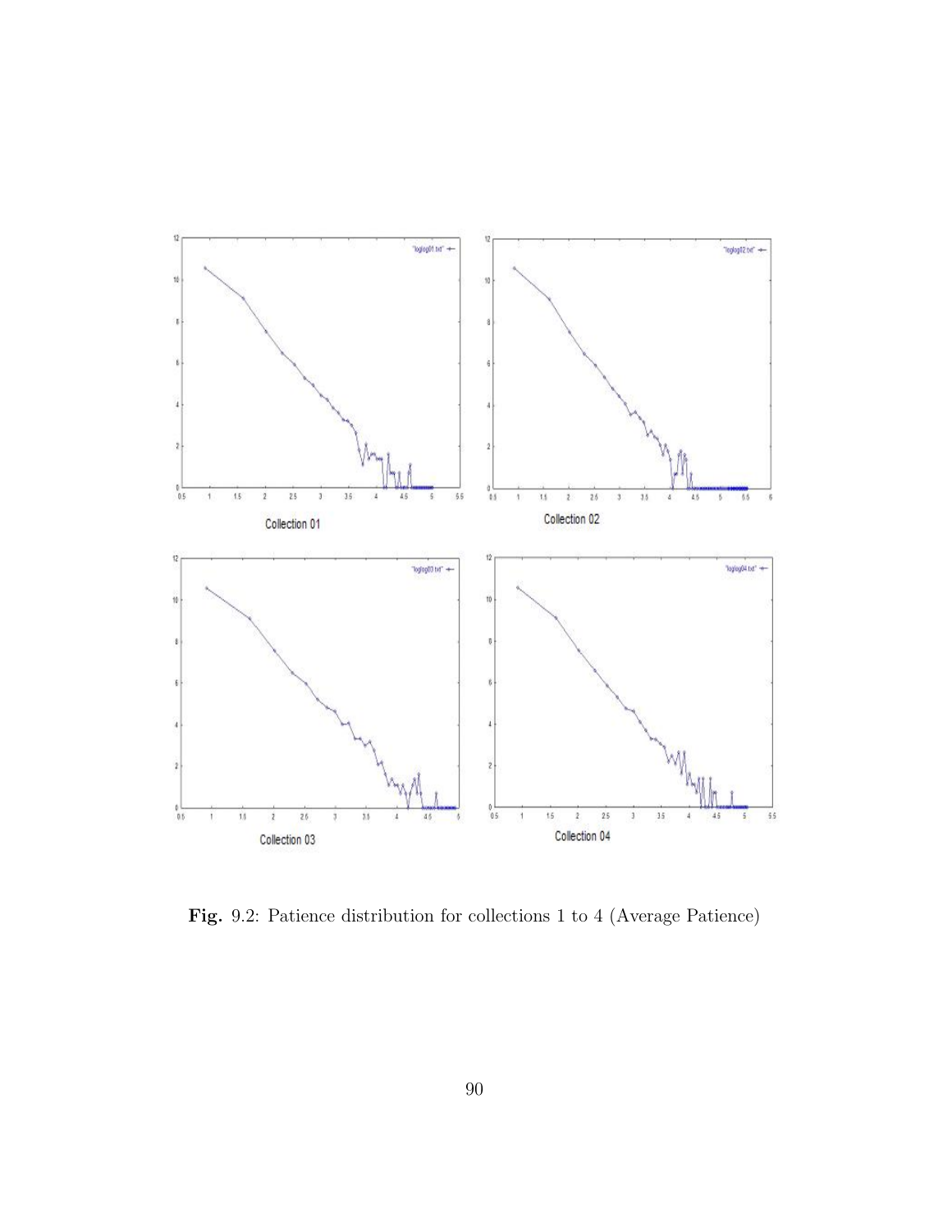Collection 01

Collection 02

Collection 03

Collection 04

**Fig.** 9.2: Patience distribution for collections 1 to 4 (Average Patience)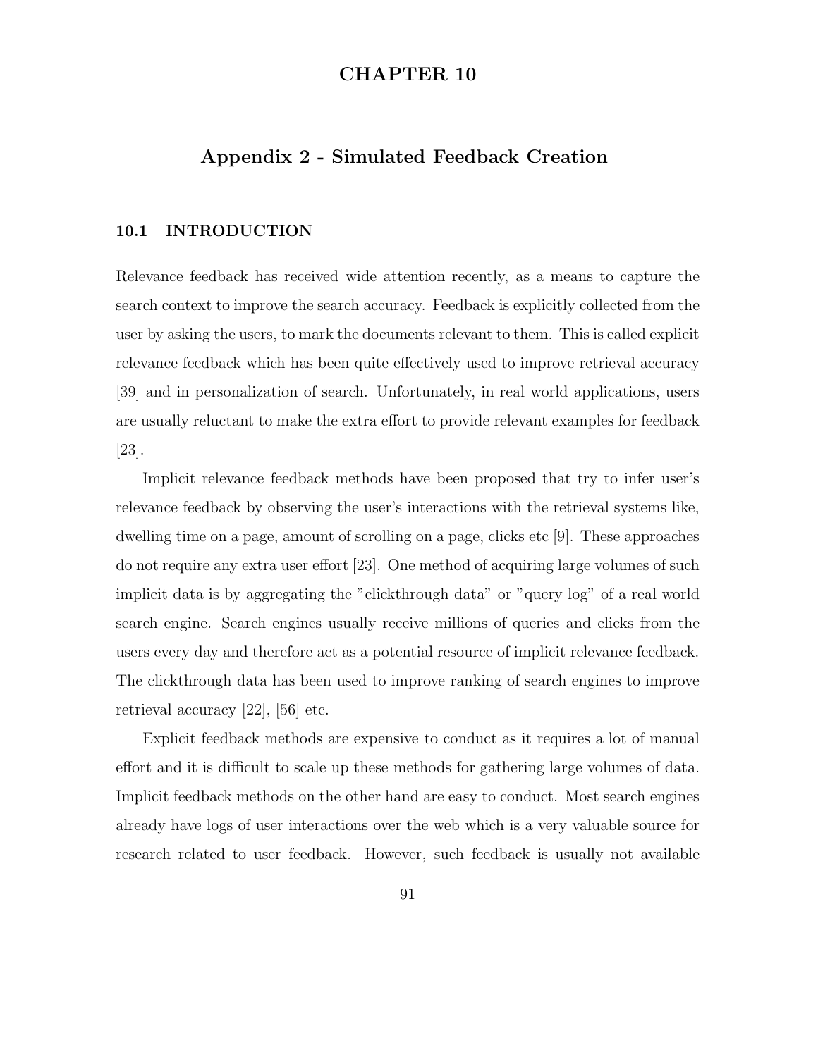# CHAPTER 10

## Appendix 2 - Simulated Feedback Creation

### 10.1 INTRODUCTION

Relevance feedback has received wide attention recently, as a means to capture the search context to improve the search accuracy. Feedback is explicitly collected from the user by asking the users, to mark the documents relevant to them. This is called explicit relevance feedback which has been quite effectively used to improve retrieval accuracy [39] and in personalization of search. Unfortunately, in real world applications, users are usually reluctant to make the extra effort to provide relevant examples for feedback [23].

Implicit relevance feedback methods have been proposed that try to infer user's relevance feedback by observing the user's interactions with the retrieval systems like, dwelling time on a page, amount of scrolling on a page, clicks etc [9]. These approaches do not require any extra user effort [23]. One method of acquiring large volumes of such implicit data is by aggregating the "clickthrough data" or "query log" of a real world search engine. Search engines usually receive millions of queries and clicks from the users every day and therefore act as a potential resource of implicit relevance feedback. The clickthrough data has been used to improve ranking of search engines to improve retrieval accuracy [22], [56] etc.

Explicit feedback methods are expensive to conduct as it requires a lot of manual effort and it is difficult to scale up these methods for gathering large volumes of data. Implicit feedback methods on the other hand are easy to conduct. Most search engines already have logs of user interactions over the web which is a very valuable source for research related to user feedback. However, such feedback is usually not available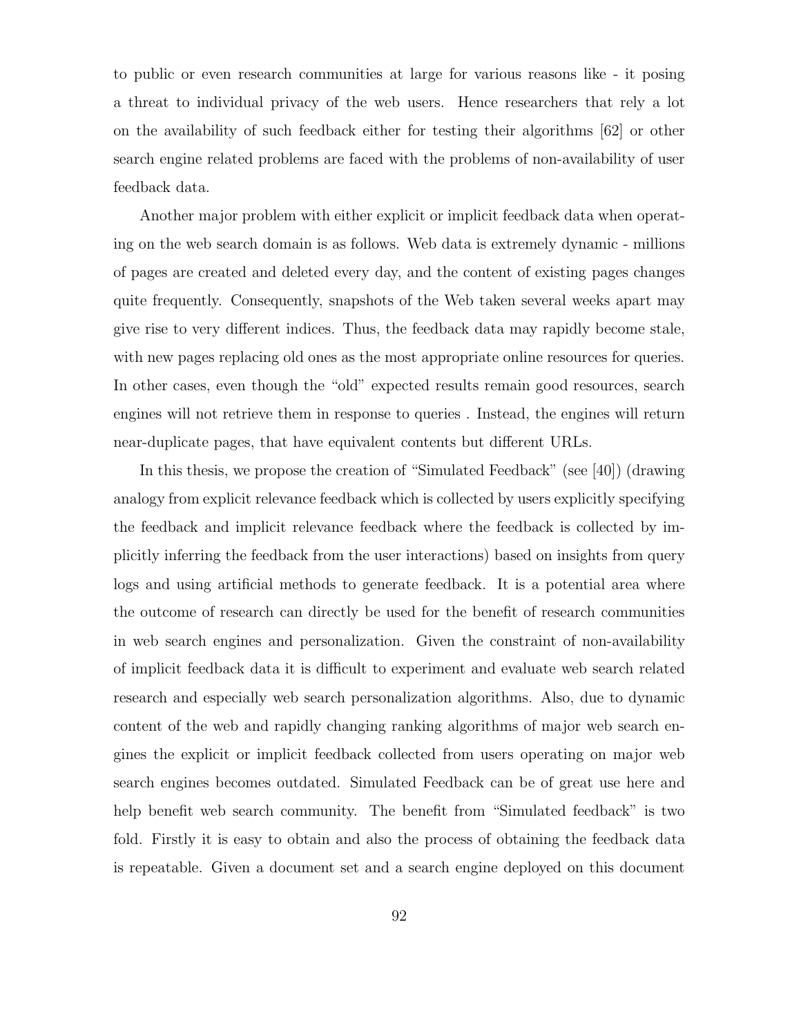to public or even research communities at large for various reasons like - it posing a threat to individual privacy of the web users. Hence researchers that rely a lot on the availability of such feedback either for testing their algorithms [62] or other search engine related problems are faced with the problems of non-availability of user feedback data.

Another major problem with either explicit or implicit feedback data when operating on the web search domain is as follows. Web data is extremely dynamic - millions of pages are created and deleted every day, and the content of existing pages changes quite frequently. Consequently, snapshots of the Web taken several weeks apart may give rise to very different indices. Thus, the feedback data may rapidly become stale, with new pages replacing old ones as the most appropriate online resources for queries. In other cases, even though the "old" expected results remain good resources, search engines will not retrieve them in response to queries . Instead, the engines will return near-duplicate pages, that have equivalent contents but different URLs.

In this thesis, we propose the creation of "Simulated Feedback" (see [40]) (drawing analogy from explicit relevance feedback which is collected by users explicitly specifying the feedback and implicit relevance feedback where the feedback is collected by implicitly inferring the feedback from the user interactions) based on insights from query logs and using artificial methods to generate feedback. It is a potential area where the outcome of research can directly be used for the benefit of research communities in web search engines and personalization. Given the constraint of non-availability of implicit feedback data it is difficult to experiment and evaluate web search related research and especially web search personalization algorithms. Also, due to dynamic content of the web and rapidly changing ranking algorithms of major web search engines the explicit or implicit feedback collected from users operating on major web search engines becomes outdated. Simulated Feedback can be of great use here and help benefit web search community. The benefit from "Simulated feedback" is two fold. Firstly it is easy to obtain and also the process of obtaining the feedback data is repeatable. Given a document set and a search engine deployed on this document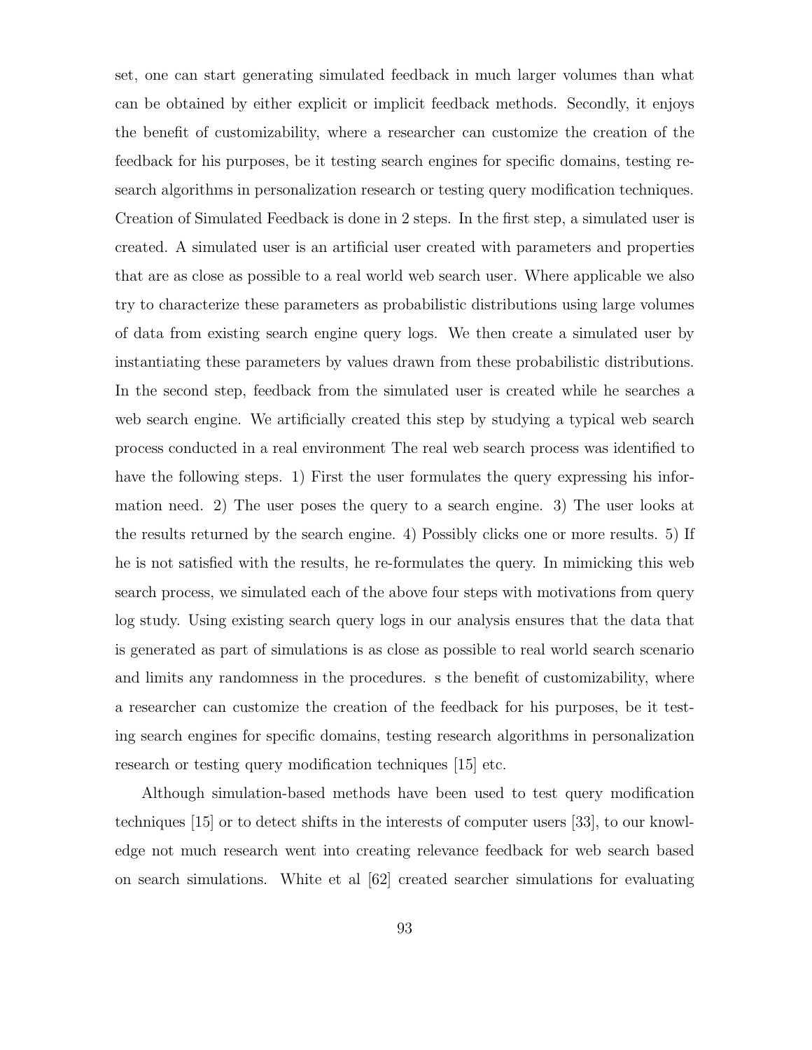set, one can start generating simulated feedback in much larger volumes than what can be obtained by either explicit or implicit feedback methods. Secondly, it enjoys the benefit of customizability, where a researcher can customize the creation of the feedback for his purposes, be it testing search engines for specific domains, testing research algorithms in personalization research or testing query modification techniques. Creation of Simulated Feedback is done in 2 steps. In the first step, a simulated user is created. A simulated user is an artificial user created with parameters and properties that are as close as possible to a real world web search user. Where applicable we also try to characterize these parameters as probabilistic distributions using large volumes of data from existing search engine query logs. We then create a simulated user by instantiating these parameters by values drawn from these probabilistic distributions. In the second step, feedback from the simulated user is created while he searches a web search engine. We artificially created this step by studying a typical web search process conducted in a real environment The real web search process was identified to have the following steps. 1) First the user formulates the query expressing his information need. 2) The user poses the query to a search engine. 3) The user looks at the results returned by the search engine. 4) Possibly clicks one or more results. 5) If he is not satisfied with the results, he re-formulates the query. In mimicking this web search process, we simulated each of the above four steps with motivations from query log study. Using existing search query logs in our analysis ensures that the data that is generated as part of simulations is as close as possible to real world search scenario and limits any randomness in the procedures. s the benefit of customizability, where a researcher can customize the creation of the feedback for his purposes, be it testing search engines for specific domains, testing research algorithms in personalization research or testing query modification techniques [15] etc.

Although simulation-based methods have been used to test query modification techniques [15] or to detect shifts in the interests of computer users [33], to our knowledge not much research went into creating relevance feedback for web search based on search simulations. White et al [62] created searcher simulations for evaluating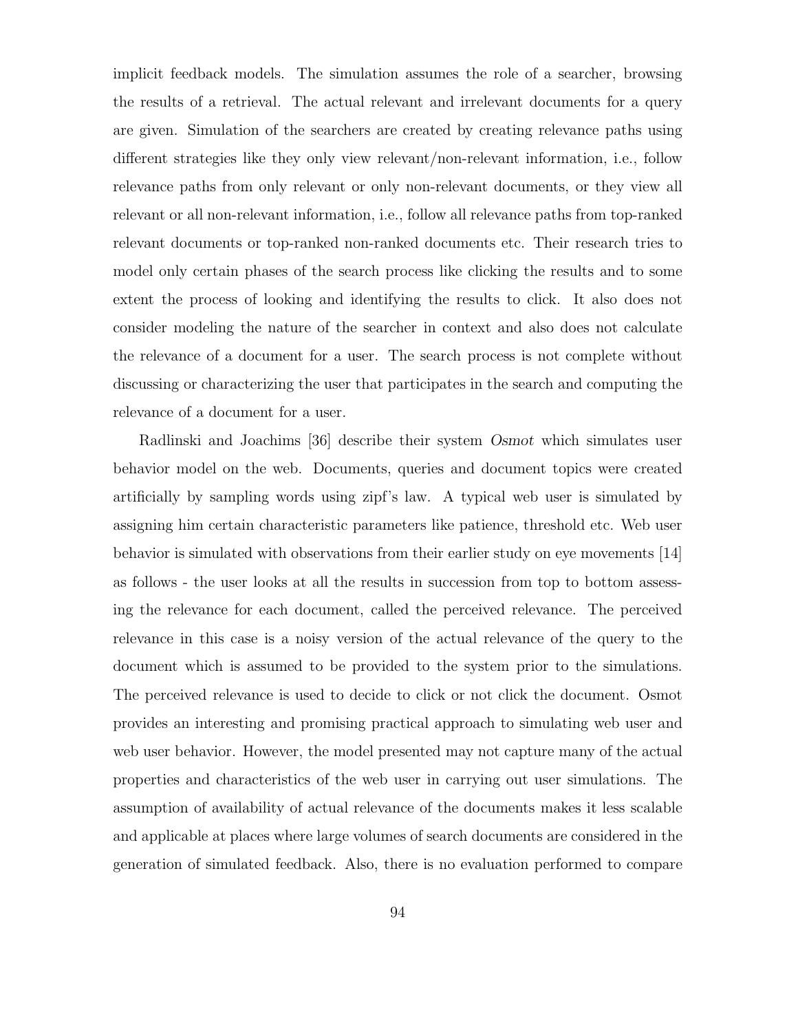implicit feedback models. The simulation assumes the role of a searcher, browsing the results of a retrieval. The actual relevant and irrelevant documents for a query are given. Simulation of the searchers are created by creating relevance paths using different strategies like they only view relevant/non-relevant information, i.e., follow relevance paths from only relevant or only non-relevant documents, or they view all relevant or all non-relevant information, i.e., follow all relevance paths from top-ranked relevant documents or top-ranked non-ranked documents etc. Their research tries to model only certain phases of the search process like clicking the results and to some extent the process of looking and identifying the results to click. It also does not consider modeling the nature of the searcher in context and also does not calculate the relevance of a document for a user. The search process is not complete without discussing or characterizing the user that participates in the search and computing the relevance of a document for a user.

Radlinski and Joachims [36] describe their system *Osmot* which simulates user behavior model on the web. Documents, queries and document topics were created artificially by sampling words using zipf's law. A typical web user is simulated by assigning him certain characteristic parameters like patience, threshold etc. Web user behavior is simulated with observations from their earlier study on eye movements [14] as follows - the user looks at all the results in succession from top to bottom assessing the relevance for each document, called the perceived relevance. The perceived relevance in this case is a noisy version of the actual relevance of the query to the document which is assumed to be provided to the system prior to the simulations. The perceived relevance is used to decide to click or not click the document. Osmot provides an interesting and promising practical approach to simulating web user and web user behavior. However, the model presented may not capture many of the actual properties and characteristics of the web user in carrying out user simulations. The assumption of availability of actual relevance of the documents makes it less scalable and applicable at places where large volumes of search documents are considered in the generation of simulated feedback. Also, there is no evaluation performed to compare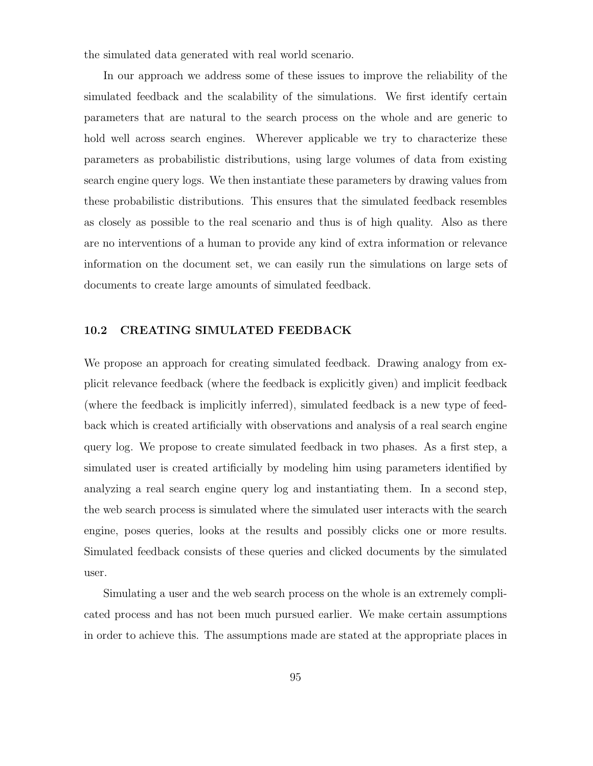the simulated data generated with real world scenario.

In our approach we address some of these issues to improve the reliability of the simulated feedback and the scalability of the simulations. We first identify certain parameters that are natural to the search process on the whole and are generic to hold well across search engines. Wherever applicable we try to characterize these parameters as probabilistic distributions, using large volumes of data from existing search engine query logs. We then instantiate these parameters by drawing values from these probabilistic distributions. This ensures that the simulated feedback resembles as closely as possible to the real scenario and thus is of high quality. Also as there are no interventions of a human to provide any kind of extra information or relevance information on the document set, we can easily run the simulations on large sets of documents to create large amounts of simulated feedback.

### 10.2 CREATING SIMULATED FEEDBACK

We propose an approach for creating simulated feedback. Drawing analogy from explicit relevance feedback (where the feedback is explicitly given) and implicit feedback (where the feedback is implicitly inferred), simulated feedback is a new type of feedback which is created artificially with observations and analysis of a real search engine query log. We propose to create simulated feedback in two phases. As a first step, a simulated user is created artificially by modeling him using parameters identified by analyzing a real search engine query log and instantiating them. In a second step, the web search process is simulated where the simulated user interacts with the search engine, poses queries, looks at the results and possibly clicks one or more results. Simulated feedback consists of these queries and clicked documents by the simulated user.

Simulating a user and the web search process on the whole is an extremely complicated process and has not been much pursued earlier. We make certain assumptions in order to achieve this. The assumptions made are stated at the appropriate places in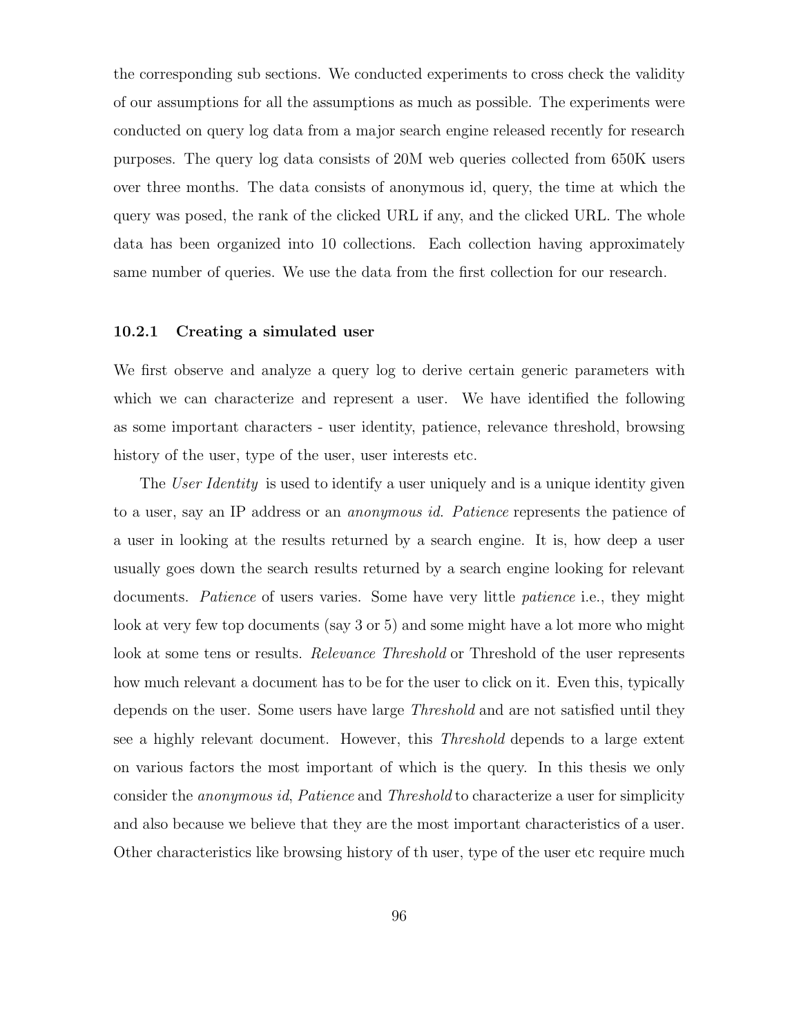the corresponding sub sections. We conducted experiments to cross check the validity of our assumptions for all the assumptions as much as possible. The experiments were conducted on query log data from a major search engine released recently for research purposes. The query log data consists of 20M web queries collected from 650K users over three months. The data consists of anonymous id, query, the time at which the query was posed, the rank of the clicked URL if any, and the clicked URL. The whole data has been organized into 10 collections. Each collection having approximately same number of queries. We use the data from the first collection for our research.

### 10.2.1 Creating a simulated user

We first observe and analyze a query log to derive certain generic parameters with which we can characterize and represent a user. We have identified the following as some important characters - user identity, patience, relevance threshold, browsing history of the user, type of the user, user interests etc.

The *User Identity* is used to identify a user uniquely and is a unique identity given to a user, say an IP address or an *anonymous id*. *Patience* represents the patience of a user in looking at the results returned by a search engine. It is, how deep a user usually goes down the search results returned by a search engine looking for relevant documents. *Patience* of users varies. Some have very little *patience* i.e., they might look at very few top documents (say 3 or 5) and some might have a lot more who might look at some tens or results. *Relevance Threshold* or Threshold of the user represents how much relevant a document has to be for the user to click on it. Even this, typically depends on the user. Some users have large *Threshold* and are not satisfied until they see a highly relevant document. However, this *Threshold* depends to a large extent on various factors the most important of which is the query. In this thesis we only consider the *anonymous id*, *Patience* and *Threshold* to characterize a user for simplicity and also because we believe that they are the most important characteristics of a user. Other characteristics like browsing history of th user, type of the user etc require much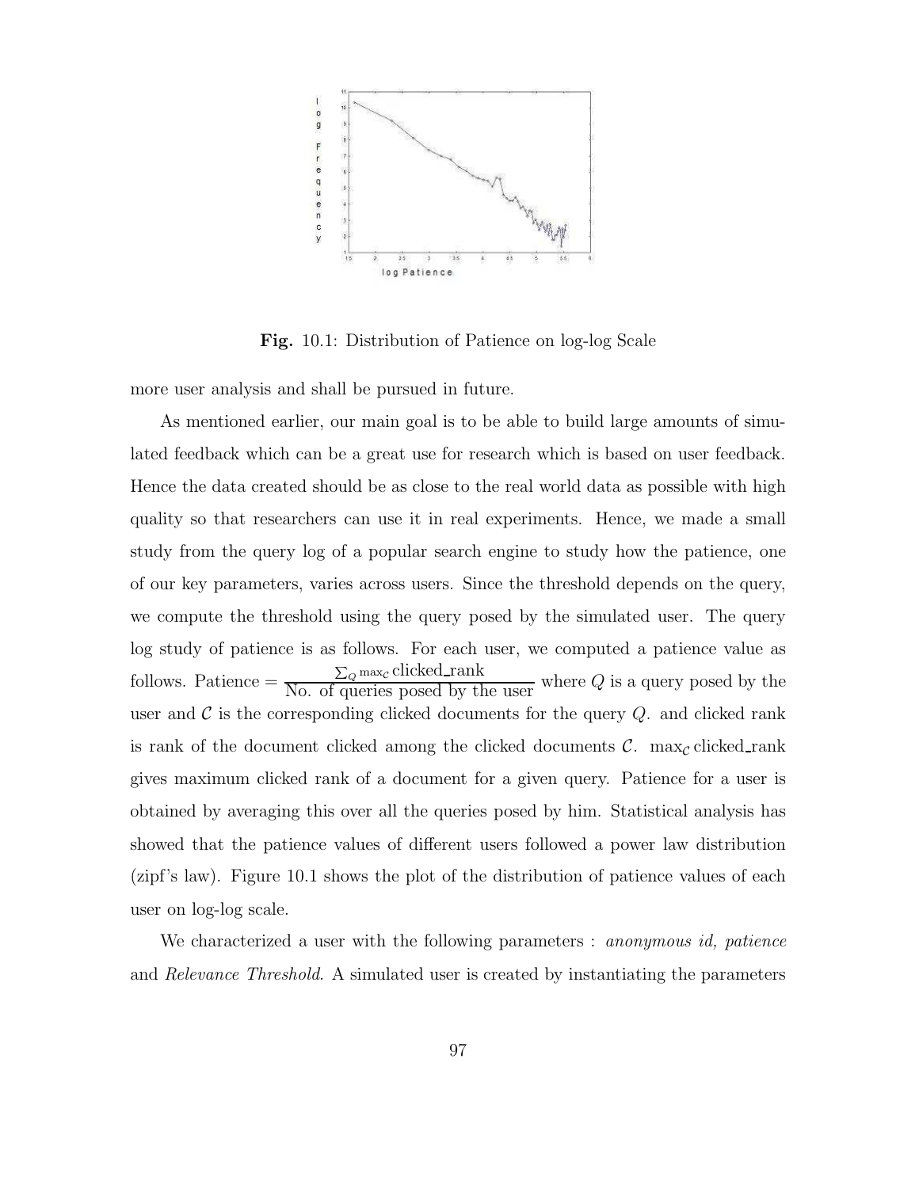Fig. 10.1: Distribution of Patience on log-log Scale

more user analysis and shall be pursued in future.

As mentioned earlier, our main goal is to be able to build large amounts of simulated feedback which can be a great use for research which is based on user feedback. Hence the data created should be as close to the real world data as possible with high quality so that researchers can use it in real experiments. Hence, we made a small study from the query log of a popular search engine to study how the patience, one of our key parameters, varies across users. Since the threshold depends on the query, we compute the threshold using the query posed by the simulated user. The query log study of patience is as follows. For each user, we computed a patience value as follows. Patience $= \frac{\sum_{Q} \max_{\mathcal{C}} \text{clicked\_rank}}{\text{No. of queries posed by the user}}$ where $Q$ is a query posed by the user and $\mathcal{C}$ is the corresponding clicked documents for the query $Q$. and clicked rank is rank of the document clicked among the clicked documents $\mathcal{C}$. $\max_{\mathcal{C}} \text{clicked\_rank}$ gives maximum clicked rank of a document for a given query. Patience for a user is obtained by averaging this over all the queries posed by him. Statistical analysis has showed that the patience values of different users followed a power law distribution (zipf's law). Figure 10.1 shows the plot of the distribution of patience values of each user on log-log scale.

We characterized a user with the following parameters : *anonymous id, patience* and *Relevance Threshold*. A simulated user is created by instantiating the parameters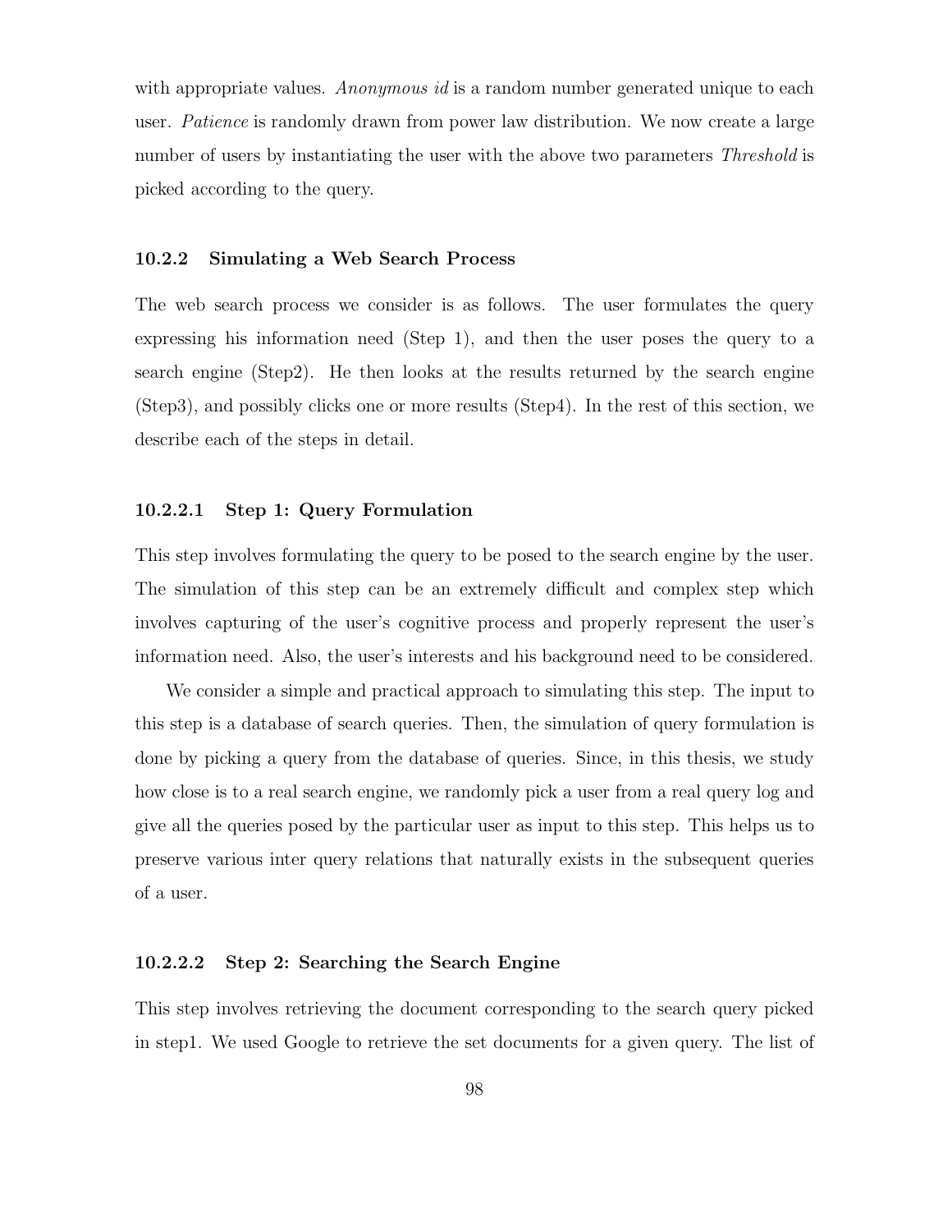with appropriate values. *Anonymous id* is a random number generated unique to each user. *Patience* is randomly drawn from power law distribution. We now create a large number of users by instantiating the user with the above two parameters *Threshold* is picked according to the query.

### 10.2.2 Simulating a Web Search Process

The web search process we consider is as follows. The user formulates the query expressing his information need (Step 1), and then the user poses the query to a search engine (Step2). He then looks at the results returned by the search engine (Step3), and possibly clicks one or more results (Step4). In the rest of this section, we describe each of the steps in detail.

#### 10.2.2.1 Step 1: Query Formulation

This step involves formulating the query to be posed to the search engine by the user. The simulation of this step can be an extremely difficult and complex step which involves capturing of the user's cognitive process and properly represent the user's information need. Also, the user's interests and his background need to be considered.

We consider a simple and practical approach to simulating this step. The input to this step is a database of search queries. Then, the simulation of query formulation is done by picking a query from the database of queries. Since, in this thesis, we study how close is to a real search engine, we randomly pick a user from a real query log and give all the queries posed by the particular user as input to this step. This helps us to preserve various inter query relations that naturally exists in the subsequent queries of a user.

#### 10.2.2.2 Step 2: Searching the Search Engine

This step involves retrieving the document corresponding to the search query picked in step1. We used Google to retrieve the set documents for a given query. The list of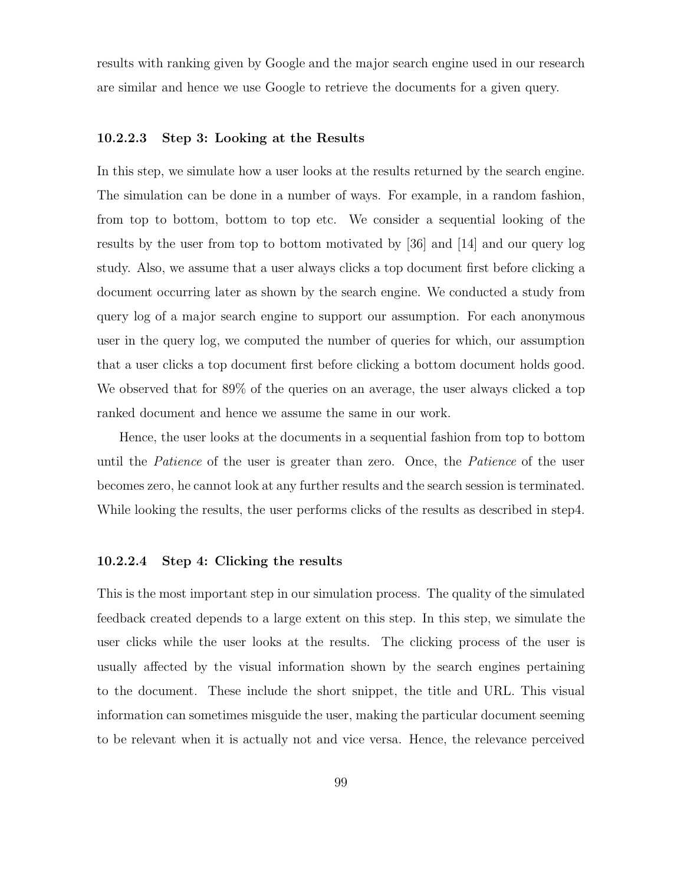results with ranking given by Google and the major search engine used in our research are similar and hence we use Google to retrieve the documents for a given query.

#### 10.2.2.3 Step 3: Looking at the Results

In this step, we simulate how a user looks at the results returned by the search engine. The simulation can be done in a number of ways. For example, in a random fashion, from top to bottom, bottom to top etc. We consider a sequential looking of the results by the user from top to bottom motivated by [36] and [14] and our query log study. Also, we assume that a user always clicks a top document first before clicking a document occurring later as shown by the search engine. We conducted a study from query log of a major search engine to support our assumption. For each anonymous user in the query log, we computed the number of queries for which, our assumption that a user clicks a top document first before clicking a bottom document holds good. We observed that for 89% of the queries on an average, the user always clicked a top ranked document and hence we assume the same in our work.

Hence, the user looks at the documents in a sequential fashion from top to bottom until the *Patience* of the user is greater than zero. Once, the *Patience* of the user becomes zero, he cannot look at any further results and the search session is terminated. While looking the results, the user performs clicks of the results as described in step4.

#### 10.2.2.4 Step 4: Clicking the results

This is the most important step in our simulation process. The quality of the simulated feedback created depends to a large extent on this step. In this step, we simulate the user clicks while the user looks at the results. The clicking process of the user is usually affected by the visual information shown by the search engines pertaining to the document. These include the short snippet, the title and URL. This visual information can sometimes misguide the user, making the particular document seeming to be relevant when it is actually not and vice versa. Hence, the relevance perceived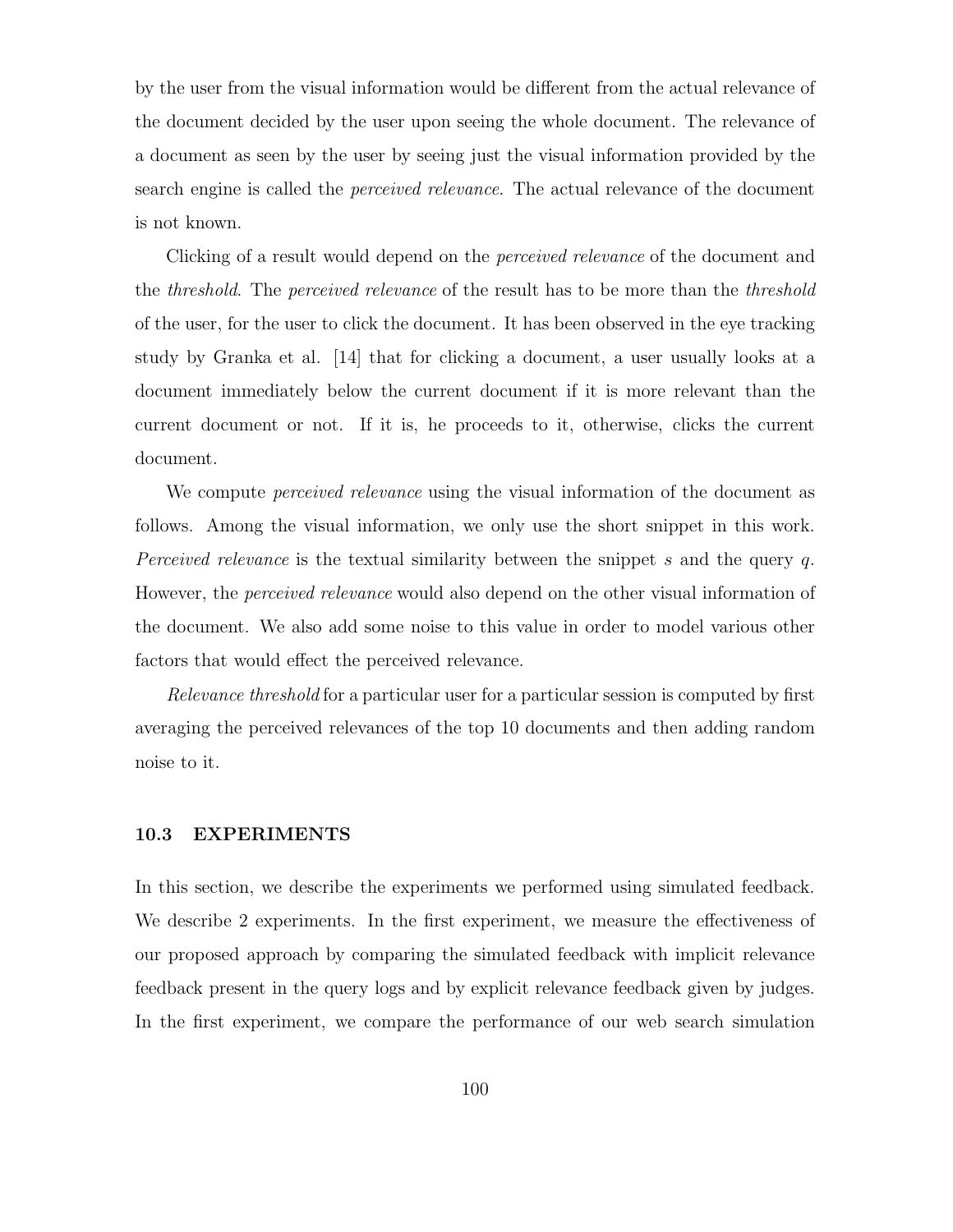by the user from the visual information would be different from the actual relevance of the document decided by the user upon seeing the whole document. The relevance of a document as seen by the user by seeing just the visual information provided by the search engine is called the *perceived relevance*. The actual relevance of the document is not known.

Clicking of a result would depend on the *perceived relevance* of the document and the *threshold*. The *perceived relevance* of the result has to be more than the *threshold* of the user, for the user to click the document. It has been observed in the eye tracking study by Granka et al. [14] that for clicking a document, a user usually looks at a document immediately below the current document if it is more relevant than the current document or not. If it is, he proceeds to it, otherwise, clicks the current document.

We compute *perceived relevance* using the visual information of the document as follows. Among the visual information, we only use the short snippet in this work. *Perceived relevance* is the textual similarity between the snippet $s$ and the query $q$. However, the *perceived relevance* would also depend on the other visual information of the document. We also add some noise to this value in order to model various other factors that would effect the perceived relevance.

*Relevance threshold* for a particular user for a particular session is computed by first averaging the perceived relevances of the top 10 documents and then adding random noise to it.

### 10.3 EXPERIMENTS

In this section, we describe the experiments we performed using simulated feedback. We describe 2 experiments. In the first experiment, we measure the effectiveness of our proposed approach by comparing the simulated feedback with implicit relevance feedback present in the query logs and by explicit relevance feedback given by judges. In the first experiment, we compare the performance of our web search simulation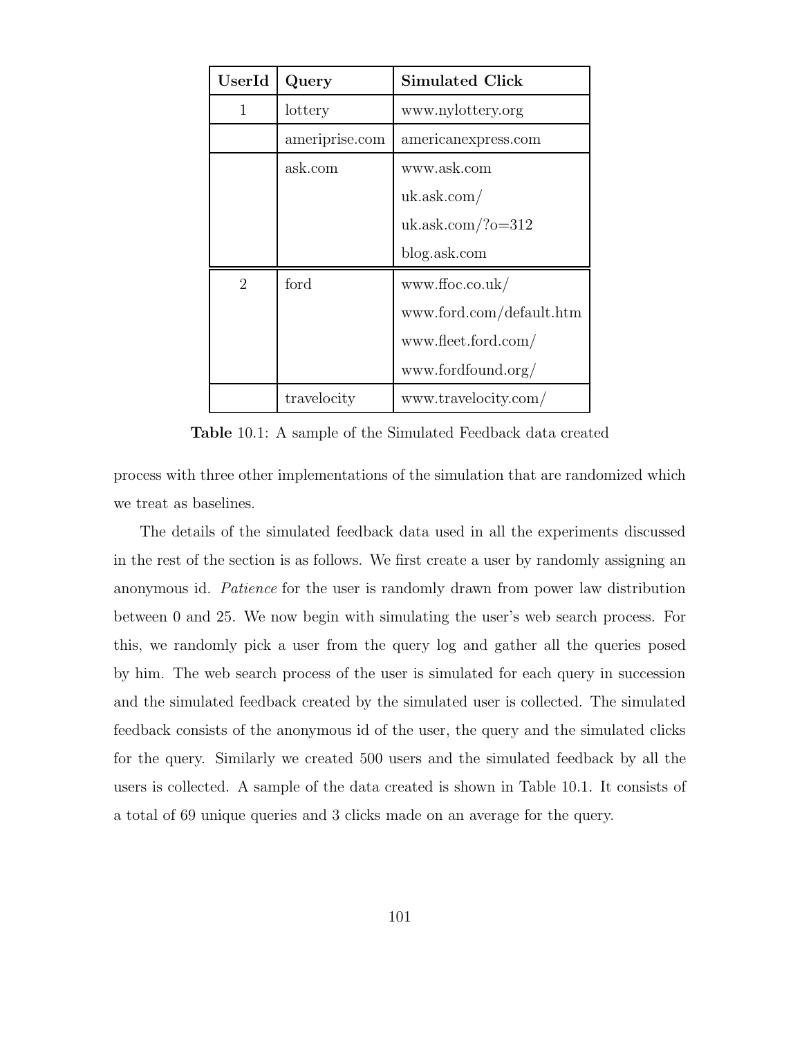| UserId | Query | Simulated Click |
|---|---|---|
| 1 | lottery | www.nylottery.org |
| | ameriprise.com | americanexpress.com |
| | ask.com | www.ask.com |
| | | uk.ask.com/ |
| | | uk.ask.com/?o=312 |
| | | blog.ask.com |
| 2 | ford | www.ffoc.co.uk/ |
| | | www.ford.com/default.htm |
| | | www.fleet.ford.com/ |
| | | www.fordfound.org/ |
| | travelocity | www.travelocity.com/ |

**Table** 10.1: A sample of the Simulated Feedback data created

process with three other implementations of the simulation that are randomized which we treat as baselines.

The details of the simulated feedback data used in all the experiments discussed in the rest of the section is as follows. We first create a user by randomly assigning an anonymous id. *Patience* for the user is randomly drawn from power law distribution between 0 and 25. We now begin with simulating the user's web search process. For this, we randomly pick a user from the query log and gather all the queries posed by him. The web search process of the user is simulated for each query in succession and the simulated feedback created by the simulated user is collected. The simulated feedback consists of the anonymous id of the user, the query and the simulated clicks for the query. Similarly we created 500 users and the simulated feedback by all the users is collected. A sample of the data created is shown in Table 10.1. It consists of a total of 69 unique queries and 3 clicks made on an average for the query.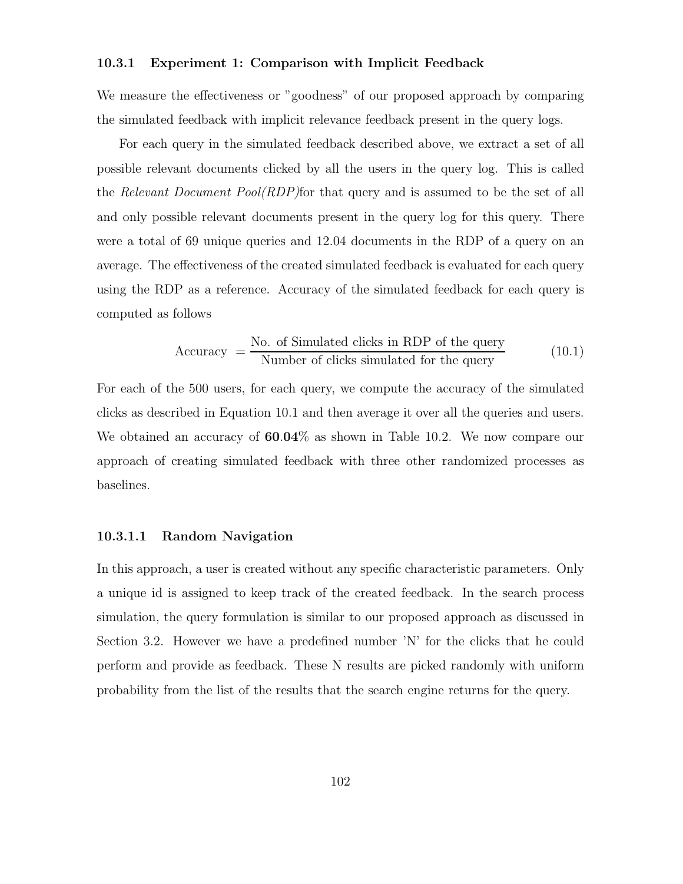### 10.3.1 Experiment 1: Comparison with Implicit Feedback

We measure the effectiveness or "goodness" of our proposed approach by comparing the simulated feedback with implicit relevance feedback present in the query logs.

For each query in the simulated feedback described above, we extract a set of all possible relevant documents clicked by all the users in the query log. This is called the *Relevant Document Pool(RDP)*for that query and is assumed to be the set of all and only possible relevant documents present in the query log for this query. There were a total of 69 unique queries and 12.04 documents in the RDP of a query on an average. The effectiveness of the created simulated feedback is evaluated for each query using the RDP as a reference. Accuracy of the simulated feedback for each query is computed as follows

$$\text{Accuracy} = \frac{\text{No. of Simulated clicks in RDP of the query}}{\text{Number of clicks simulated for the query}} \tag{10.1}$$

For each of the 500 users, for each query, we compute the accuracy of the simulated clicks as described in Equation 10.1 and then average it over all the queries and users. We obtained an accuracy of **60.04**% as shown in Table 10.2. We now compare our approach of creating simulated feedback with three other randomized processes as baselines.

#### 10.3.1.1 Random Navigation

In this approach, a user is created without any specific characteristic parameters. Only a unique id is assigned to keep track of the created feedback. In the search process simulation, the query formulation is similar to our proposed approach as discussed in Section 3.2. However we have a predefined number 'N' for the clicks that he could perform and provide as feedback. These N results are picked randomly with uniform probability from the list of the results that the search engine returns for the query.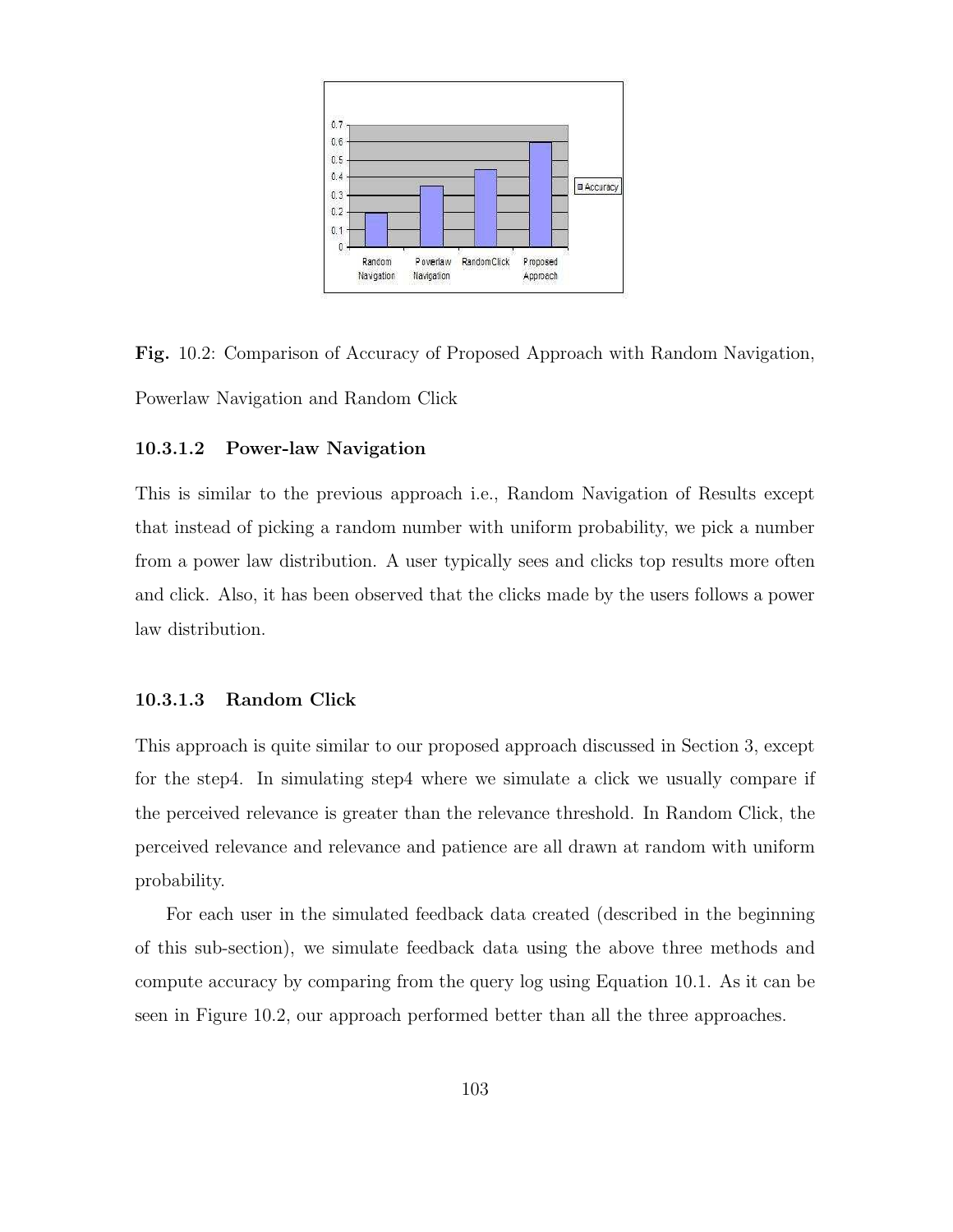Fig. 10.2: Comparison of Accuracy of Proposed Approach with Random Navigation, Powerlaw Navigation and Random Click

#### 10.3.1.2 Power-law Navigation

This is similar to the previous approach i.e., Random Navigation of Results except that instead of picking a random number with uniform probability, we pick a number from a power law distribution. A user typically sees and clicks top results more often and click. Also, it has been observed that the clicks made by the users follows a power law distribution.

#### 10.3.1.3 Random Click

This approach is quite similar to our proposed approach discussed in Section 3, except for the step4. In simulating step4 where we simulate a click we usually compare if the perceived relevance is greater than the relevance threshold. In Random Click, the perceived relevance and relevance and patience are all drawn at random with uniform probability.

For each user in the simulated feedback data created (described in the beginning of this sub-section), we simulate feedback data using the above three methods and compute accuracy by comparing from the query log using Equation 10.1. As it can be seen in Figure 10.2, our approach performed better than all the three approaches.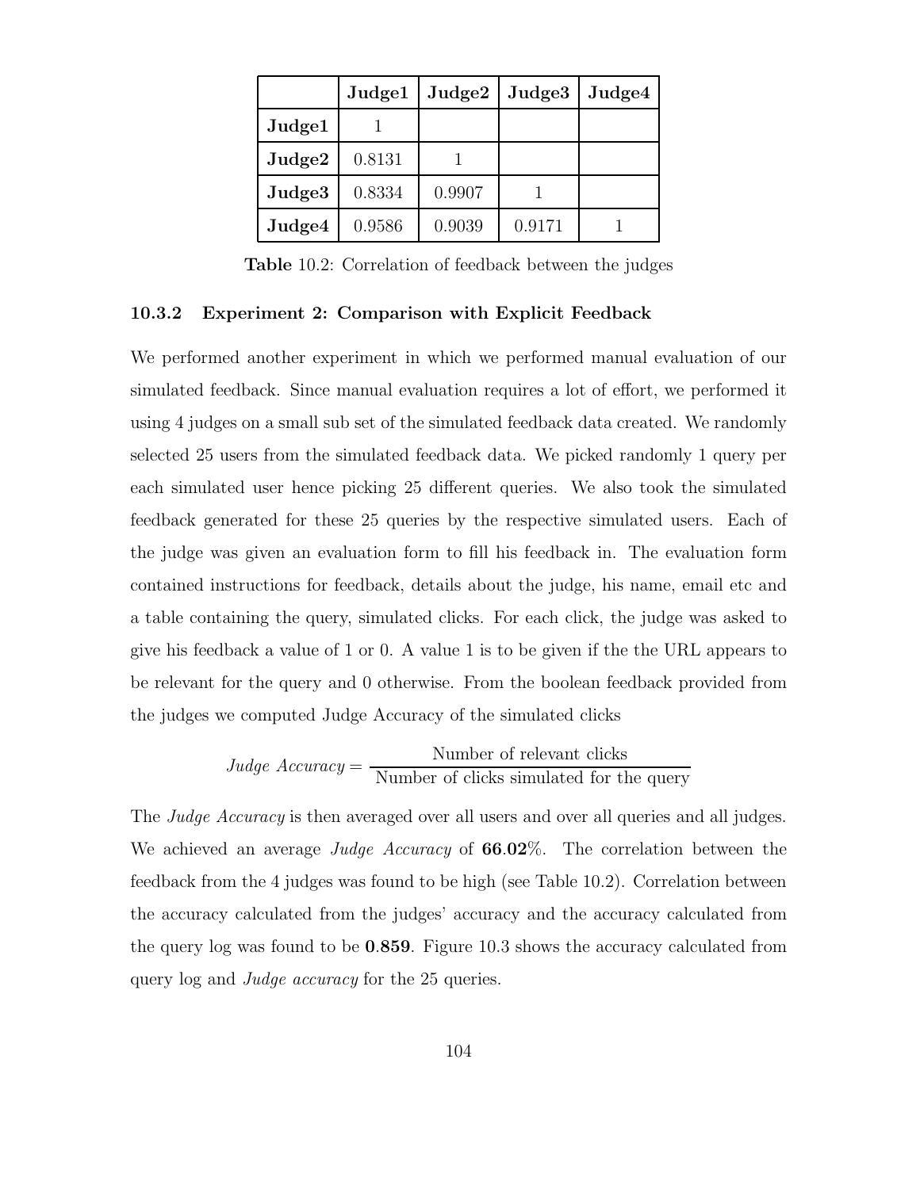| | **Judge1** | **Judge2** | **Judge3** | **Judge4** |
|---|---|---|---|---|
| **Judge1** | 1 | | | |
| **Judge2** | 0.8131 | 1 | | |
| **Judge3** | 0.8334 | 0.9907 | 1 | |
| **Judge4** | 0.9586 | 0.9039 | 0.9171 | 1 |

**Table** 10.2: Correlation of feedback between the judges

### 10.3.2 Experiment 2: Comparison with Explicit Feedback

We performed another experiment in which we performed manual evaluation of our simulated feedback. Since manual evaluation requires a lot of effort, we performed it using 4 judges on a small sub set of the simulated feedback data created. We randomly selected 25 users from the simulated feedback data. We picked randomly 1 query per each simulated user hence picking 25 different queries. We also took the simulated feedback generated for these 25 queries by the respective simulated users. Each of the judge was given an evaluation form to fill his feedback in. The evaluation form contained instructions for feedback, details about the judge, his name, email etc and a table containing the query, simulated clicks. For each click, the judge was asked to give his feedback a value of 1 or 0. A value 1 is to be given if the the URL appears to be relevant for the query and 0 otherwise. From the boolean feedback provided from the judges we computed Judge Accuracy of the simulated clicks

$$\textit{Judge Accuracy} = \frac{\text{Number of relevant clicks}}{\text{Number of clicks simulated for the query}}$$

The *Judge Accuracy* is then averaged over all users and over all queries and all judges. We achieved an average *Judge Accuracy* of **66.02**%. The correlation between the feedback from the 4 judges was found to be high (see Table 10.2). Correlation between the accuracy calculated from the judges' accuracy and the accuracy calculated from the query log was found to be **0.859**. Figure 10.3 shows the accuracy calculated from query log and *Judge accuracy* for the 25 queries.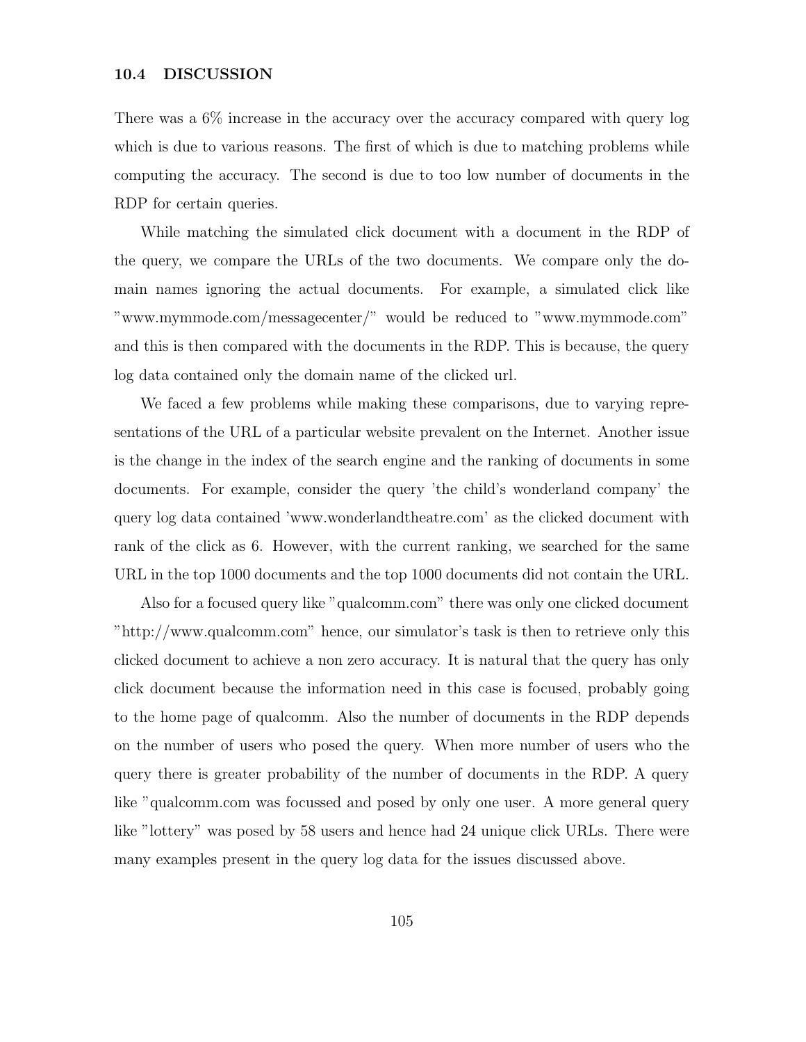### 10.4 DISCUSSION

There was a 6% increase in the accuracy over the accuracy compared with query log which is due to various reasons. The first of which is due to matching problems while computing the accuracy. The second is due to too low number of documents in the RDP for certain queries.

While matching the simulated click document with a document in the RDP of the query, we compare the URLs of the two documents. We compare only the domain names ignoring the actual documents. For example, a simulated click like "www.mymmode.com/messagecenter/" would be reduced to "www.mymmode.com" and this is then compared with the documents in the RDP. This is because, the query log data contained only the domain name of the clicked url.

We faced a few problems while making these comparisons, due to varying representations of the URL of a particular website prevalent on the Internet. Another issue is the change in the index of the search engine and the ranking of documents in some documents. For example, consider the query 'the child's wonderland company' the query log data contained 'www.wonderlandtheatre.com' as the clicked document with rank of the click as 6. However, with the current ranking, we searched for the same URL in the top 1000 documents and the top 1000 documents did not contain the URL.

Also for a focused query like "qualcomm.com" there was only one clicked document "http://www.qualcomm.com" hence, our simulator's task is then to retrieve only this clicked document to achieve a non zero accuracy. It is natural that the query has only click document because the information need in this case is focused, probably going to the home page of qualcomm. Also the number of documents in the RDP depends on the number of users who posed the query. When more number of users who the query there is greater probability of the number of documents in the RDP. A query like "qualcomm.com was focussed and posed by only one user. A more general query like "lottery" was posed by 58 users and hence had 24 unique click URLs. There were many examples present in the query log data for the issues discussed above.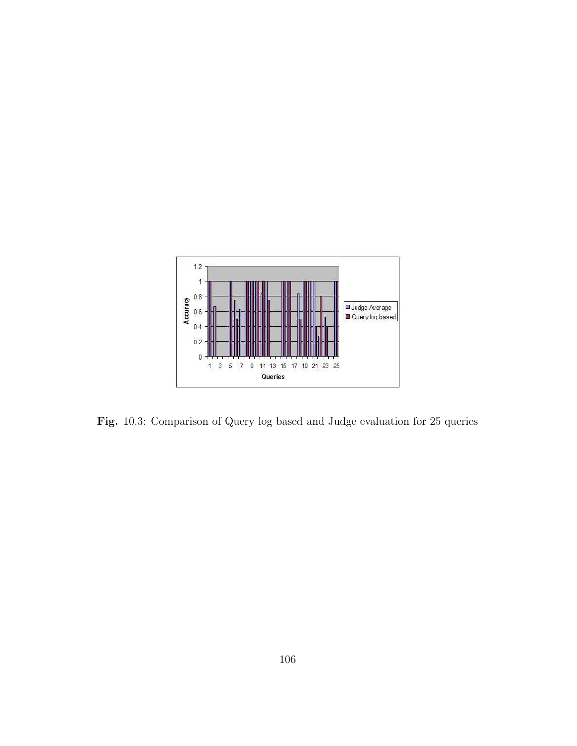**Fig.** 10.3: Comparison of Query log based and Judge evaluation for 25 queries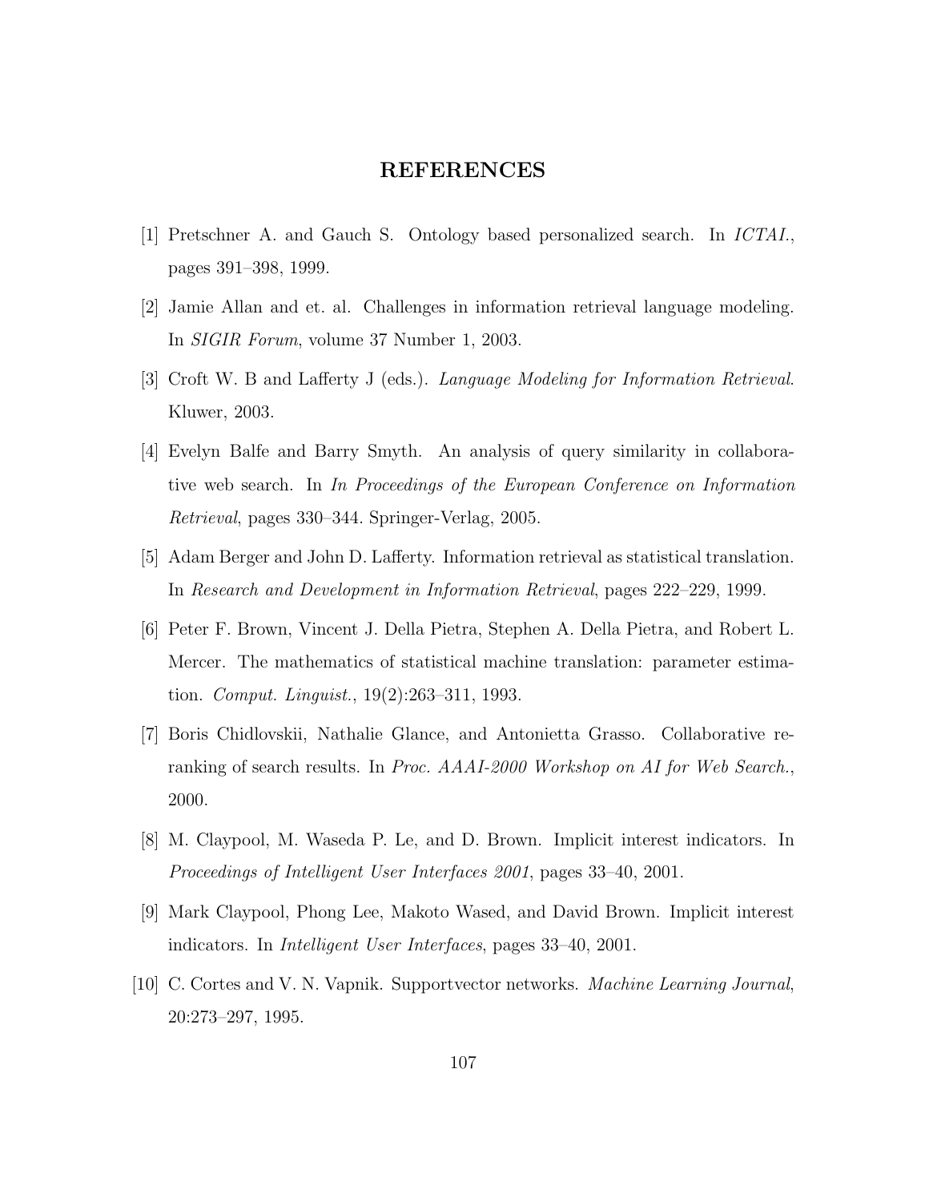# REFERENCES

[1] Pretschner A. and Gauch S. Ontology based personalized search. In *ICTAI.*, pages 391–398, 1999.

[2] Jamie Allan and et. al. Challenges in information retrieval language modeling. In *SIGIR Forum*, volume 37 Number 1, 2003.

[3] Croft W. B and Lafferty J (eds.). *Language Modeling for Information Retrieval*. Kluwer, 2003.

[4] Evelyn Balfe and Barry Smyth. An analysis of query similarity in collaborative web search. In *In Proceedings of the European Conference on Information Retrieval*, pages 330–344. Springer-Verlag, 2005.

[5] Adam Berger and John D. Lafferty. Information retrieval as statistical translation. In *Research and Development in Information Retrieval*, pages 222–229, 1999.

[6] Peter F. Brown, Vincent J. Della Pietra, Stephen A. Della Pietra, and Robert L. Mercer. The mathematics of statistical machine translation: parameter estimation. *Comput. Linguist.*, 19(2):263–311, 1993.

[7] Boris Chidlovskii, Nathalie Glance, and Antonietta Grasso. Collaborative reranking of search results. In *Proc. AAAI-2000 Workshop on AI for Web Search.*, 2000.

[8] M. Claypool, M. Waseda P. Le, and D. Brown. Implicit interest indicators. In *Proceedings of Intelligent User Interfaces 2001*, pages 33–40, 2001.

[9] Mark Claypool, Phong Lee, Makoto Wased, and David Brown. Implicit interest indicators. In *Intelligent User Interfaces*, pages 33–40, 2001.

[10] C. Cortes and V. N. Vapnik. Supportvector networks. *Machine Learning Journal*, 20:273–297, 1995.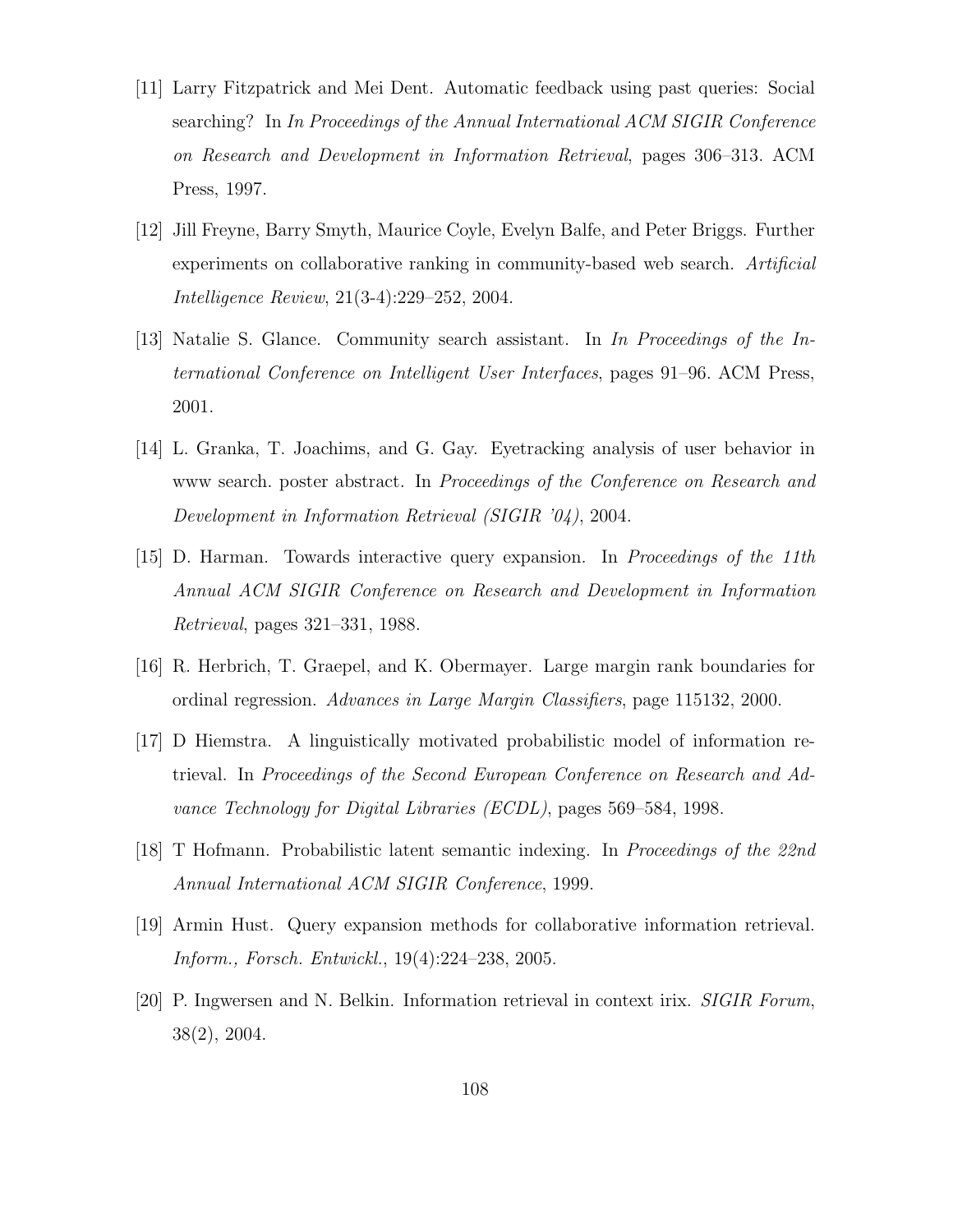[11] Larry Fitzpatrick and Mei Dent. Automatic feedback using past queries: Social searching? In *In Proceedings of the Annual International ACM SIGIR Conference on Research and Development in Information Retrieval*, pages 306–313. ACM Press, 1997.

[12] Jill Freyne, Barry Smyth, Maurice Coyle, Evelyn Balfe, and Peter Briggs. Further experiments on collaborative ranking in community-based web search. *Artificial Intelligence Review*, 21(3-4):229–252, 2004.

[13] Natalie S. Glance. Community search assistant. In *In Proceedings of the International Conference on Intelligent User Interfaces*, pages 91–96. ACM Press, 2001.

[14] L. Granka, T. Joachims, and G. Gay. Eyetracking analysis of user behavior in www search. poster abstract. In *Proceedings of the Conference on Research and Development in Information Retrieval (SIGIR '04)*, 2004.

[15] D. Harman. Towards interactive query expansion. In *Proceedings of the 11th Annual ACM SIGIR Conference on Research and Development in Information Retrieval*, pages 321–331, 1988.

[16] R. Herbrich, T. Graepel, and K. Obermayer. Large margin rank boundaries for ordinal regression. *Advances in Large Margin Classifiers*, page 115132, 2000.

[17] D Hiemstra. A linguistically motivated probabilistic model of information retrieval. In *Proceedings of the Second European Conference on Research and Advance Technology for Digital Libraries (ECDL)*, pages 569–584, 1998.

[18] T Hofmann. Probabilistic latent semantic indexing. In *Proceedings of the 22nd Annual International ACM SIGIR Conference*, 1999.

[19] Armin Hust. Query expansion methods for collaborative information retrieval. *Inform., Forsch. Entwickl.*, 19(4):224–238, 2005.

[20] P. Ingwersen and N. Belkin. Information retrieval in context irix. *SIGIR Forum*, 38(2), 2004.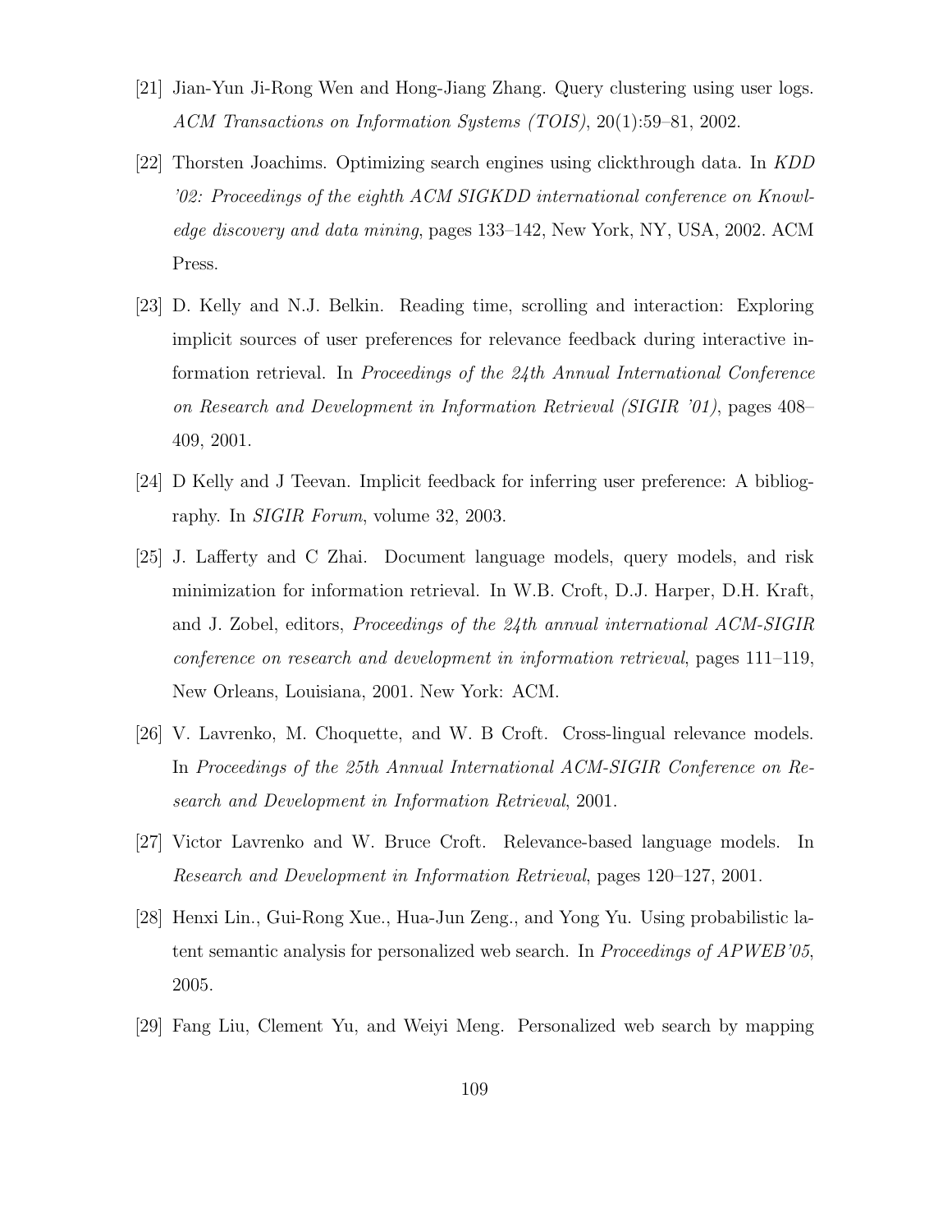[21] Jian-Yun Ji-Rong Wen and Hong-Jiang Zhang. Query clustering using user logs. *ACM Transactions on Information Systems (TOIS)*, 20(1):59–81, 2002.

[22] Thorsten Joachims. Optimizing search engines using clickthrough data. In *KDD '02: Proceedings of the eighth ACM SIGKDD international conference on Knowledge discovery and data mining*, pages 133–142, New York, NY, USA, 2002. ACM Press.

[23] D. Kelly and N.J. Belkin. Reading time, scrolling and interaction: Exploring implicit sources of user preferences for relevance feedback during interactive information retrieval. In *Proceedings of the 24th Annual International Conference on Research and Development in Information Retrieval (SIGIR '01)*, pages 408–409, 2001.

[24] D Kelly and J Teevan. Implicit feedback for inferring user preference: A bibliography. In *SIGIR Forum*, volume 32, 2003.

[25] J. Lafferty and C Zhai. Document language models, query models, and risk minimization for information retrieval. In W.B. Croft, D.J. Harper, D.H. Kraft, and J. Zobel, editors, *Proceedings of the 24th annual international ACM-SIGIR conference on research and development in information retrieval*, pages 111–119, New Orleans, Louisiana, 2001. New York: ACM.

[26] V. Lavrenko, M. Choquette, and W. B Croft. Cross-lingual relevance models. In *Proceedings of the 25th Annual International ACM-SIGIR Conference on Research and Development in Information Retrieval*, 2001.

[27] Victor Lavrenko and W. Bruce Croft. Relevance-based language models. In *Research and Development in Information Retrieval*, pages 120–127, 2001.

[28] Henxi Lin., Gui-Rong Xue., Hua-Jun Zeng., and Yong Yu. Using probabilistic latent semantic analysis for personalized web search. In *Proceedings of APWEB'05*, 2005.

[29] Fang Liu, Clement Yu, and Weiyi Meng. Personalized web search by mapping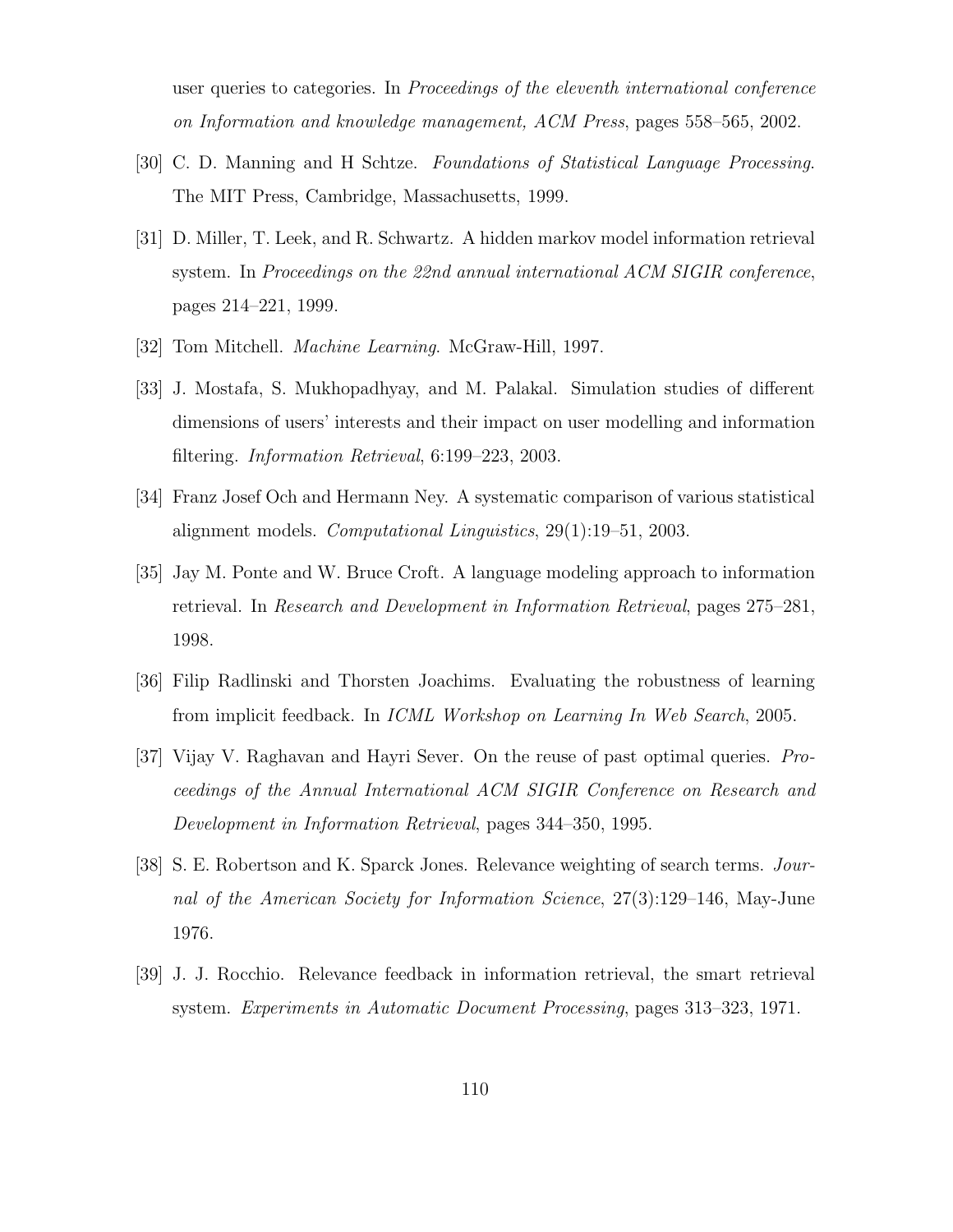user queries to categories. In *Proceedings of the eleventh international conference on Information and knowledge management, ACM Press*, pages 558–565, 2002.

[30] C. D. Manning and H Schtze. *Foundations of Statistical Language Processing*. The MIT Press, Cambridge, Massachusetts, 1999.

[31] D. Miller, T. Leek, and R. Schwartz. A hidden markov model information retrieval system. In *Proceedings on the 22nd annual international ACM SIGIR conference*, pages 214–221, 1999.

[32] Tom Mitchell. *Machine Learning*. McGraw-Hill, 1997.

[33] J. Mostafa, S. Mukhopadhyay, and M. Palakal. Simulation studies of different dimensions of users' interests and their impact on user modelling and information filtering. *Information Retrieval*, 6:199–223, 2003.

[34] Franz Josef Och and Hermann Ney. A systematic comparison of various statistical alignment models. *Computational Linguistics*, 29(1):19–51, 2003.

[35] Jay M. Ponte and W. Bruce Croft. A language modeling approach to information retrieval. In *Research and Development in Information Retrieval*, pages 275–281, 1998.

[36] Filip Radlinski and Thorsten Joachims. Evaluating the robustness of learning from implicit feedback. In *ICML Workshop on Learning In Web Search*, 2005.

[37] Vijay V. Raghavan and Hayri Sever. On the reuse of past optimal queries. *Proceedings of the Annual International ACM SIGIR Conference on Research and Development in Information Retrieval*, pages 344–350, 1995.

[38] S. E. Robertson and K. Sparck Jones. Relevance weighting of search terms. *Journal of the American Society for Information Science*, 27(3):129–146, May-June 1976.

[39] J. J. Rocchio. Relevance feedback in information retrieval, the smart retrieval system. *Experiments in Automatic Document Processing*, pages 313–323, 1971.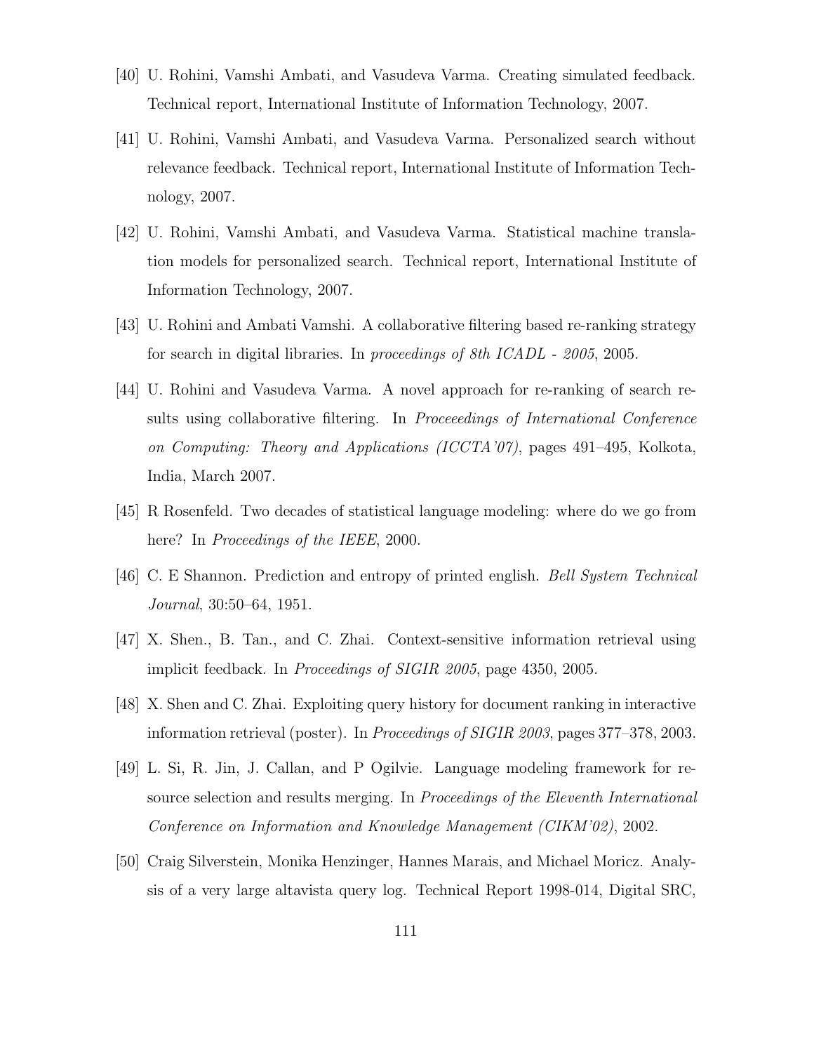[40] U. Rohini, Vamshi Ambati, and Vasudeva Varma. Creating simulated feedback. Technical report, International Institute of Information Technology, 2007.

[41] U. Rohini, Vamshi Ambati, and Vasudeva Varma. Personalized search without relevance feedback. Technical report, International Institute of Information Technology, 2007.

[42] U. Rohini, Vamshi Ambati, and Vasudeva Varma. Statistical machine translation models for personalized search. Technical report, International Institute of Information Technology, 2007.

[43] U. Rohini and Ambati Vamshi. A collaborative filtering based re-ranking strategy for search in digital libraries. In *proceedings of 8th ICADL - 2005*, 2005.

[44] U. Rohini and Vasudeva Varma. A novel approach for re-ranking of search results using collaborative filtering. In *Proceeedings of International Conference on Computing: Theory and Applications (ICCTA'07)*, pages 491–495, Kolkota, India, March 2007.

[45] R Rosenfeld. Two decades of statistical language modeling: where do we go from here? In *Proceedings of the IEEE*, 2000.

[46] C. E Shannon. Prediction and entropy of printed english. *Bell System Technical Journal*, 30:50–64, 1951.

[47] X. Shen., B. Tan., and C. Zhai. Context-sensitive information retrieval using implicit feedback. In *Proceedings of SIGIR 2005*, page 4350, 2005.

[48] X. Shen and C. Zhai. Exploiting query history for document ranking in interactive information retrieval (poster). In *Proceedings of SIGIR 2003*, pages 377–378, 2003.

[49] L. Si, R. Jin, J. Callan, and P Ogilvie. Language modeling framework for resource selection and results merging. In *Proceedings of the Eleventh International Conference on Information and Knowledge Management (CIKM'02)*, 2002.

[50] Craig Silverstein, Monika Henzinger, Hannes Marais, and Michael Moricz. Analysis of a very large altavista query log. Technical Report 1998-014, Digital SRC,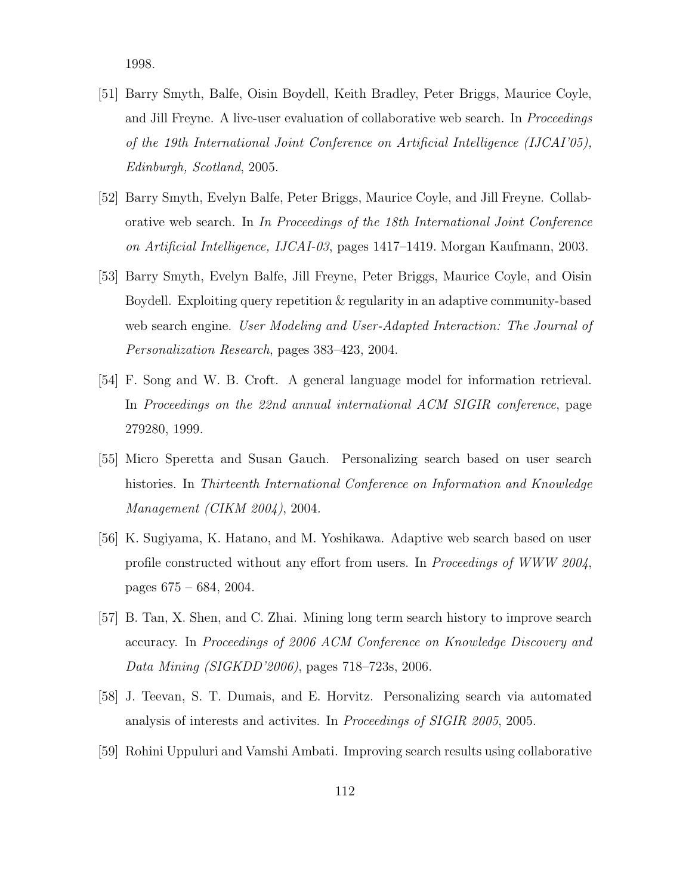1998.

[51] Barry Smyth, Balfe, Oisin Boydell, Keith Bradley, Peter Briggs, Maurice Coyle, and Jill Freyne. A live-user evaluation of collaborative web search. In *Proceedings of the 19th International Joint Conference on Artificial Intelligence (IJCAI'05), Edinburgh, Scotland*, 2005.

[52] Barry Smyth, Evelyn Balfe, Peter Briggs, Maurice Coyle, and Jill Freyne. Collaborative web search. In *In Proceedings of the 18th International Joint Conference on Artificial Intelligence, IJCAI-03*, pages 1417–1419. Morgan Kaufmann, 2003.

[53] Barry Smyth, Evelyn Balfe, Jill Freyne, Peter Briggs, Maurice Coyle, and Oisin Boydell. Exploiting query repetition & regularity in an adaptive community-based web search engine. *User Modeling and User-Adapted Interaction: The Journal of Personalization Research*, pages 383–423, 2004.

[54] F. Song and W. B. Croft. A general language model for information retrieval. In *Proceedings on the 22nd annual international ACM SIGIR conference*, page 279280, 1999.

[55] Micro Speretta and Susan Gauch. Personalizing search based on user search histories. In *Thirteenth International Conference on Information and Knowledge Management (CIKM 2004)*, 2004.

[56] K. Sugiyama, K. Hatano, and M. Yoshikawa. Adaptive web search based on user profile constructed without any effort from users. In *Proceedings of WWW 2004*, pages 675 – 684, 2004.

[57] B. Tan, X. Shen, and C. Zhai. Mining long term search history to improve search accuracy. In *Proceedings of 2006 ACM Conference on Knowledge Discovery and Data Mining (SIGKDD'2006)*, pages 718–723s, 2006.

[58] J. Teevan, S. T. Dumais, and E. Horvitz. Personalizing search via automated analysis of interests and activites. In *Proceedings of SIGIR 2005*, 2005.

[59] Rohini Uppuluri and Vamshi Ambati. Improving search results using collaborative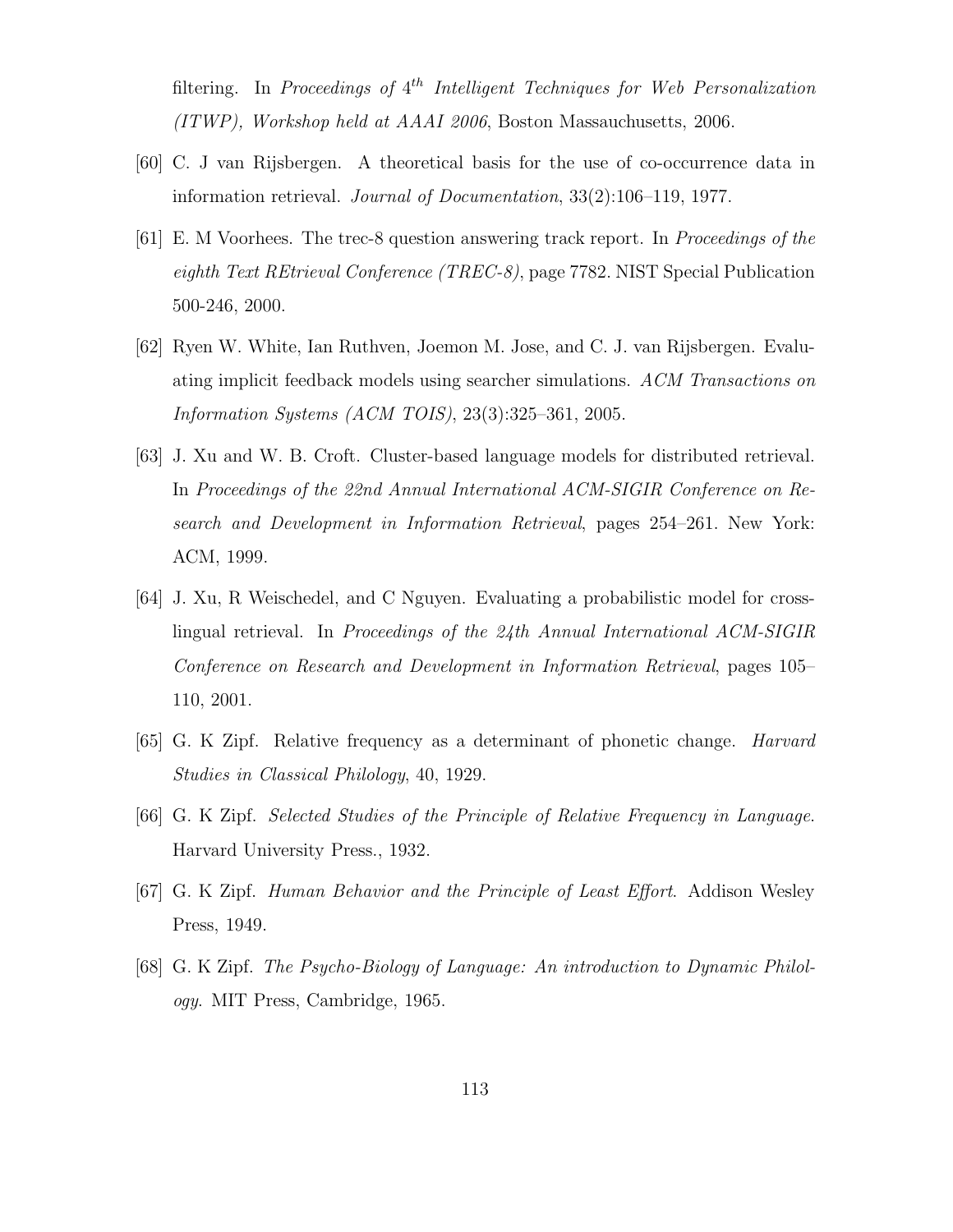filtering. In *Proceedings of 4$^{th}$ Intelligent Techniques for Web Personalization (ITWP), Workshop held at AAAI 2006*, Boston Massauchusetts, 2006.

[60] C. J van Rijsbergen. A theoretical basis for the use of co-occurrence data in information retrieval. *Journal of Documentation*, 33(2):106–119, 1977.

[61] E. M Voorhees. The trec-8 question answering track report. In *Proceedings of the eighth Text REtrieval Conference (TREC-8)*, page 7782. NIST Special Publication 500-246, 2000.

[62] Ryen W. White, Ian Ruthven, Joemon M. Jose, and C. J. van Rijsbergen. Evaluating implicit feedback models using searcher simulations. *ACM Transactions on Information Systems (ACM TOIS)*, 23(3):325–361, 2005.

[63] J. Xu and W. B. Croft. Cluster-based language models for distributed retrieval. In *Proceedings of the 22nd Annual International ACM-SIGIR Conference on Research and Development in Information Retrieval*, pages 254–261. New York: ACM, 1999.

[64] J. Xu, R Weischedel, and C Nguyen. Evaluating a probabilistic model for cross-lingual retrieval. In *Proceedings of the 24th Annual International ACM-SIGIR Conference on Research and Development in Information Retrieval*, pages 105–110, 2001.

[65] G. K Zipf. Relative frequency as a determinant of phonetic change. *Harvard Studies in Classical Philology*, 40, 1929.

[66] G. K Zipf. *Selected Studies of the Principle of Relative Frequency in Language*. Harvard University Press., 1932.

[67] G. K Zipf. *Human Behavior and the Principle of Least Effort*. Addison Wesley Press, 1949.

[68] G. K Zipf. *The Psycho-Biology of Language: An introduction to Dynamic Philology*. MIT Press, Cambridge, 1965.